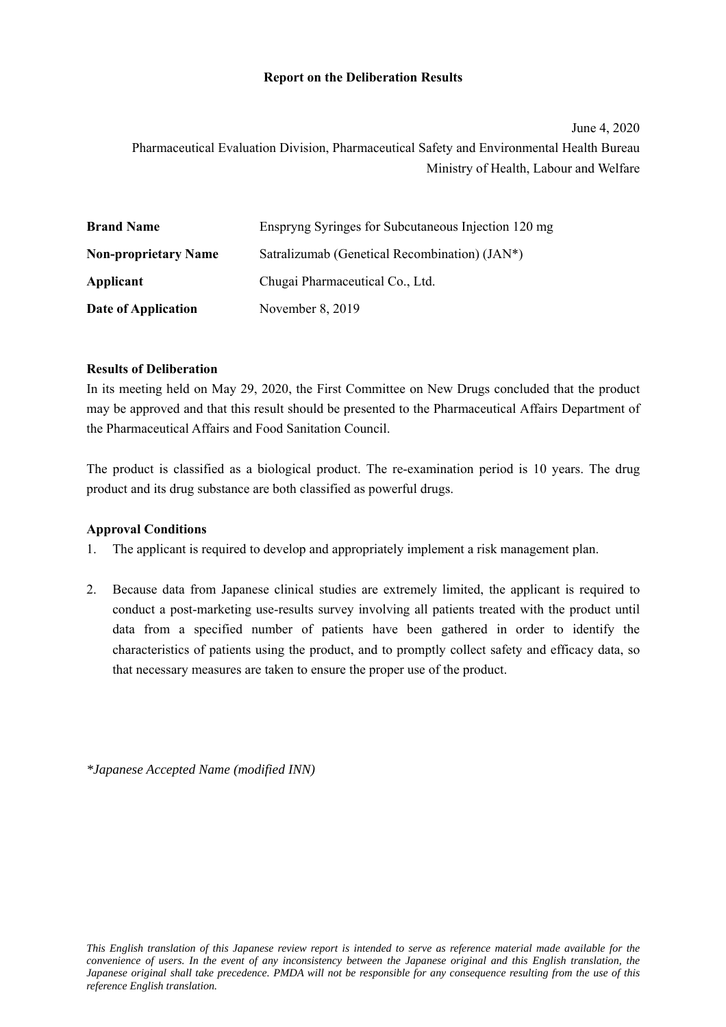# Report on the Deliberation Results

June 4, 2020

Pharmaceutical Evaluation Division, Pharmaceutical Safety and Environmental Health Bureau

Ministry of Health, Labour and Welfare

| | |
|---|---|
| **Brand Name** | Enspryng Syringes for Subcutaneous Injection 120 mg |
| **Non-proprietary Name** | Satralizumab (Genetical Recombination) (JAN*) |
| **Applicant** | Chugai Pharmaceutical Co., Ltd. |
| **Date of Application** | November 8, 2019 |

**Results of Deliberation**

In its meeting held on May 29, 2020, the First Committee on New Drugs concluded that the product may be approved and that this result should be presented to the Pharmaceutical Affairs Department of the Pharmaceutical Affairs and Food Sanitation Council.

The product is classified as a biological product. The re-examination period is 10 years. The drug product and its drug substance are both classified as powerful drugs.

**Approval Conditions**

1. The applicant is required to develop and appropriately implement a risk management plan.

2. Because data from Japanese clinical studies are extremely limited, the applicant is required to conduct a post-marketing use-results survey involving all patients treated with the product until data from a specified number of patients have been gathered in order to identify the characteristics of patients using the product, and to promptly collect safety and efficacy data, so that necessary measures are taken to ensure the proper use of the product.

*\*Japanese Accepted Name (modified INN)*

*This English translation of this Japanese review report is intended to serve as reference material made available for the convenience of users. In the event of any inconsistency between the Japanese original and this English translation, the Japanese original shall take precedence. PMDA will not be responsible for any consequence resulting from the use of this reference English translation.*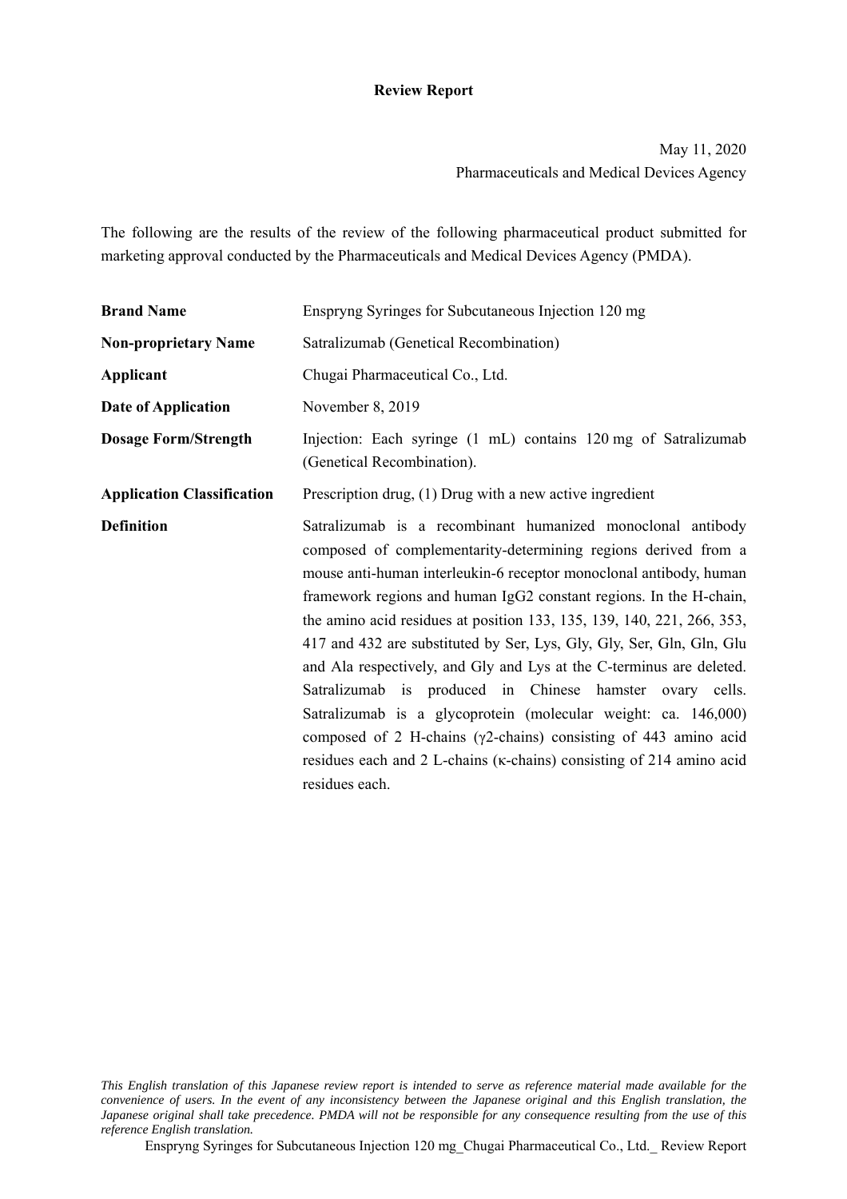**Review Report**

May 11, 2020
Pharmaceuticals and Medical Devices Agency

The following are the results of the review of the following pharmaceutical product submitted for marketing approval conducted by the Pharmaceuticals and Medical Devices Agency (PMDA).

| | |
|---|---|
| **Brand Name** | Enspryng Syringes for Subcutaneous Injection 120 mg |
| **Non-proprietary Name** | Satralizumab (Genetical Recombination) |
| **Applicant** | Chugai Pharmaceutical Co., Ltd. |
| **Date of Application** | November 8, 2019 |
| **Dosage Form/Strength** | Injection: Each syringe (1 mL) contains 120 mg of Satralizumab (Genetical Recombination). |
| **Application Classification** | Prescription drug, (1) Drug with a new active ingredient |
| **Definition** | Satralizumab is a recombinant humanized monoclonal antibody composed of complementarity-determining regions derived from a mouse anti-human interleukin-6 receptor monoclonal antibody, human framework regions and human IgG2 constant regions. In the H-chain, the amino acid residues at position 133, 135, 139, 140, 221, 266, 353, 417 and 432 are substituted by Ser, Lys, Gly, Gly, Ser, Gln, Gln, Glu and Ala respectively, and Gly and Lys at the C-terminus are deleted. Satralizumab is produced in Chinese hamster ovary cells. Satralizumab is a glycoprotein (molecular weight: ca. 146,000) composed of 2 H-chains (γ2-chains) consisting of 443 amino acid residues each and 2 L-chains (κ-chains) consisting of 214 amino acid residues each. |

*This English translation of this Japanese review report is intended to serve as reference material made available for the convenience of users. In the event of any inconsistency between the Japanese original and this English translation, the Japanese original shall take precedence. PMDA will not be responsible for any consequence resulting from the use of this reference English translation.*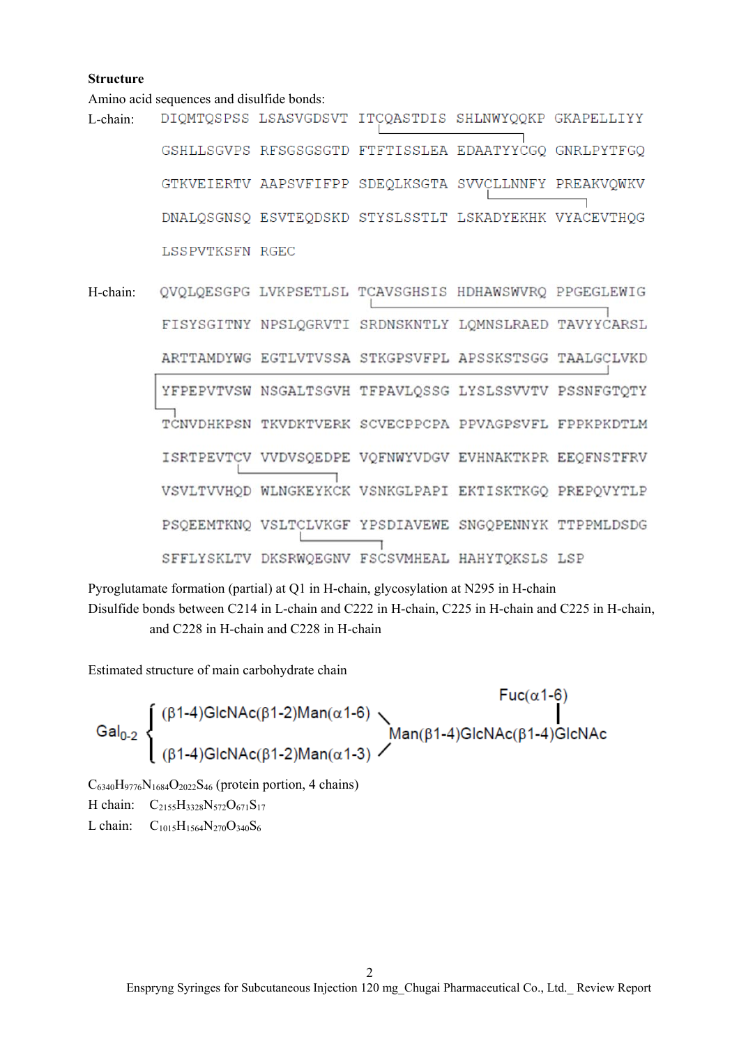**Structure**

Amino acid sequences and disulfide bonds:

```
L-chain:  DIQMTQSPSS LSASVGDSVT ITCQASTDIS SHLNWYQQKP GKAPELLIYY
          GSHLLSGVPS RFSGSGSGTD FTFTISSLEA EDAATYYCGQ GNRLPYTFGQ
          GTKVEIERTV AAPSVFIFPP SDEQLKSGTA SVVCLLNNFY PREAKVQWKV
          DNALQSGNSQ ESVTEQDSKD STYSLSSTLT LSKADYEKHK VYACEVTHQG
          LSSPVTKSFN RGEC

H-chain:  QVQLQESGPG LVKPSETLSL TCAVSGHSIS HDHAWSWVRQ PPGEGLEWIG
          FISYSGITNY NPSLQGRVTI SRDNSKNTLY LQMNSLRAED TAVYYCARSL
          ARTTAMDYWG EGTLVTVSSA STKGPSVFPL APSSKSTSGG TAALGCLVKD
          YFPEPVTVSW NSGALTSGVH TFPAVLQSSG LYSLSSVVTV PSSNFGTQTY
          TCNVDHKPSN TKVDKTVERK SCVECPPCPA PPVAGPSVFL FPPKPKDTLM
          ISRTPEVTCV VVDVSQEDPE VQFNWYVDGV EVHNAKTKPR EEQFNSTFRV
          VSVLTVVHQD WLNGKEYKCK VSNKGLPAPI EKTISKTKGQ PREPQVYTLP
          PSQEEMTKNQ VSLTCLVKGF YPSDIAVEWE SNGQPENNYK TTPPMLDSDG
          SFFLYSKLTV DKSRWQEGNV FSCSVMHEAL HAHYTQKSLS LSP
```

Pyroglutamate formation (partial) at Q1 in H-chain, glycosylation at N295 in H-chain

Disulfide bonds between C214 in L-chain and C222 in H-chain, C225 in H-chain and C225 in H-chain, and C228 in H-chain and C228 in H-chain

Estimated structure of main carbohydrate chain

```
                                                    Fuc(α1-6)
          ⎧ (β1-4)GlcNAc(β1-2)Man(α1-6) ╲               |
Gal0-2    ⎨                               Man(β1-4)GlcNAc(β1-4)GlcNAc
          ⎩ (β1-4)GlcNAc(β1-2)Man(α1-3) ╱
```

$C_{6340}H_{9776}N_{1684}O_{2022}S_{46}$ (protein portion, 4 chains)

H chain: $C_{2155}H_{3328}N_{572}O_{671}S_{17}$

L chain: $C_{1015}H_{1564}N_{270}O_{340}S_{6}$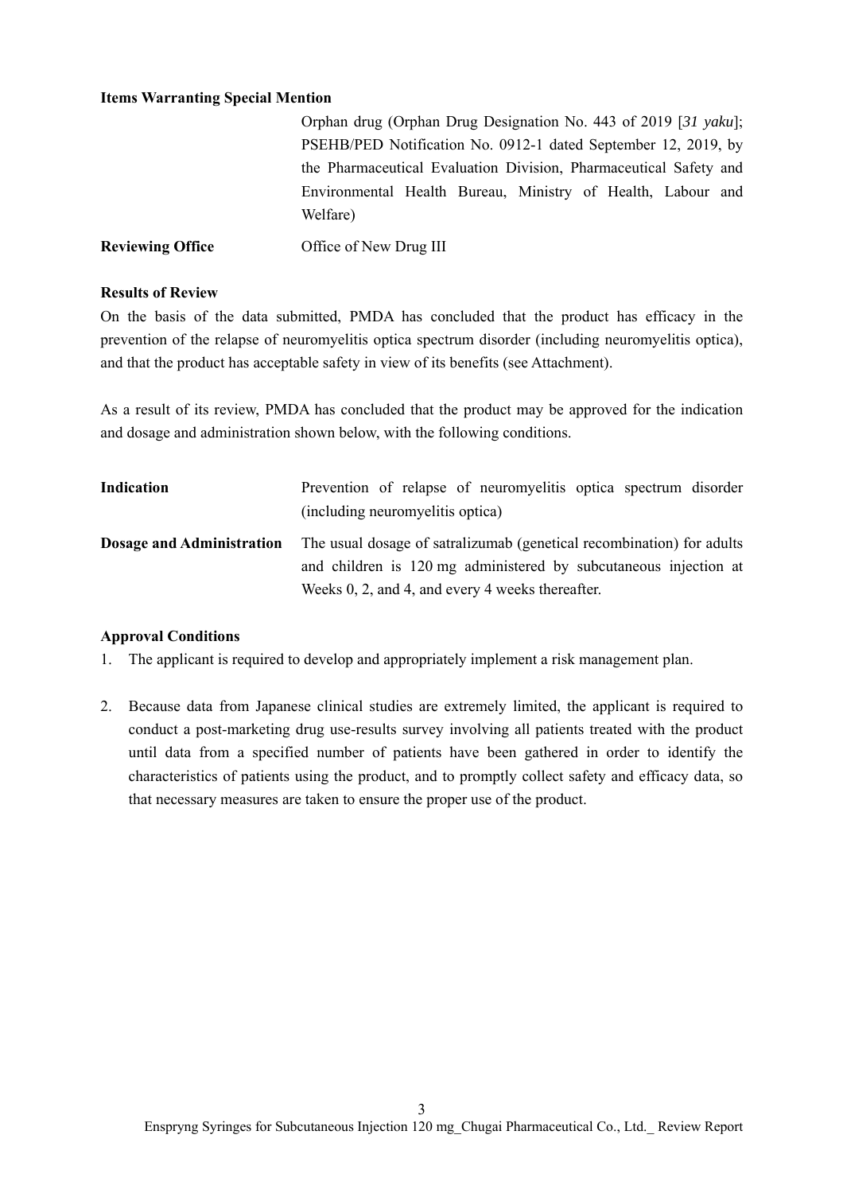**Items Warranting Special Mention**

Orphan drug (Orphan Drug Designation No. 443 of 2019 [*31 yaku*]; PSEHB/PED Notification No. 0912-1 dated September 12, 2019, by the Pharmaceutical Evaluation Division, Pharmaceutical Safety and Environmental Health Bureau, Ministry of Health, Labour and Welfare)

**Reviewing Office** Office of New Drug III

**Results of Review**

On the basis of the data submitted, PMDA has concluded that the product has efficacy in the prevention of the relapse of neuromyelitis optica spectrum disorder (including neuromyelitis optica), and that the product has acceptable safety in view of its benefits (see Attachment).

As a result of its review, PMDA has concluded that the product may be approved for the indication and dosage and administration shown below, with the following conditions.

**Indication** Prevention of relapse of neuromyelitis optica spectrum disorder (including neuromyelitis optica)

**Dosage and Administration** The usual dosage of satralizumab (genetical recombination) for adults and children is 120 mg administered by subcutaneous injection at Weeks 0, 2, and 4, and every 4 weeks thereafter.

**Approval Conditions**

1. The applicant is required to develop and appropriately implement a risk management plan.

2. Because data from Japanese clinical studies are extremely limited, the applicant is required to conduct a post-marketing drug use-results survey involving all patients treated with the product until data from a specified number of patients have been gathered in order to identify the characteristics of patients using the product, and to promptly collect safety and efficacy data, so that necessary measures are taken to ensure the proper use of the product.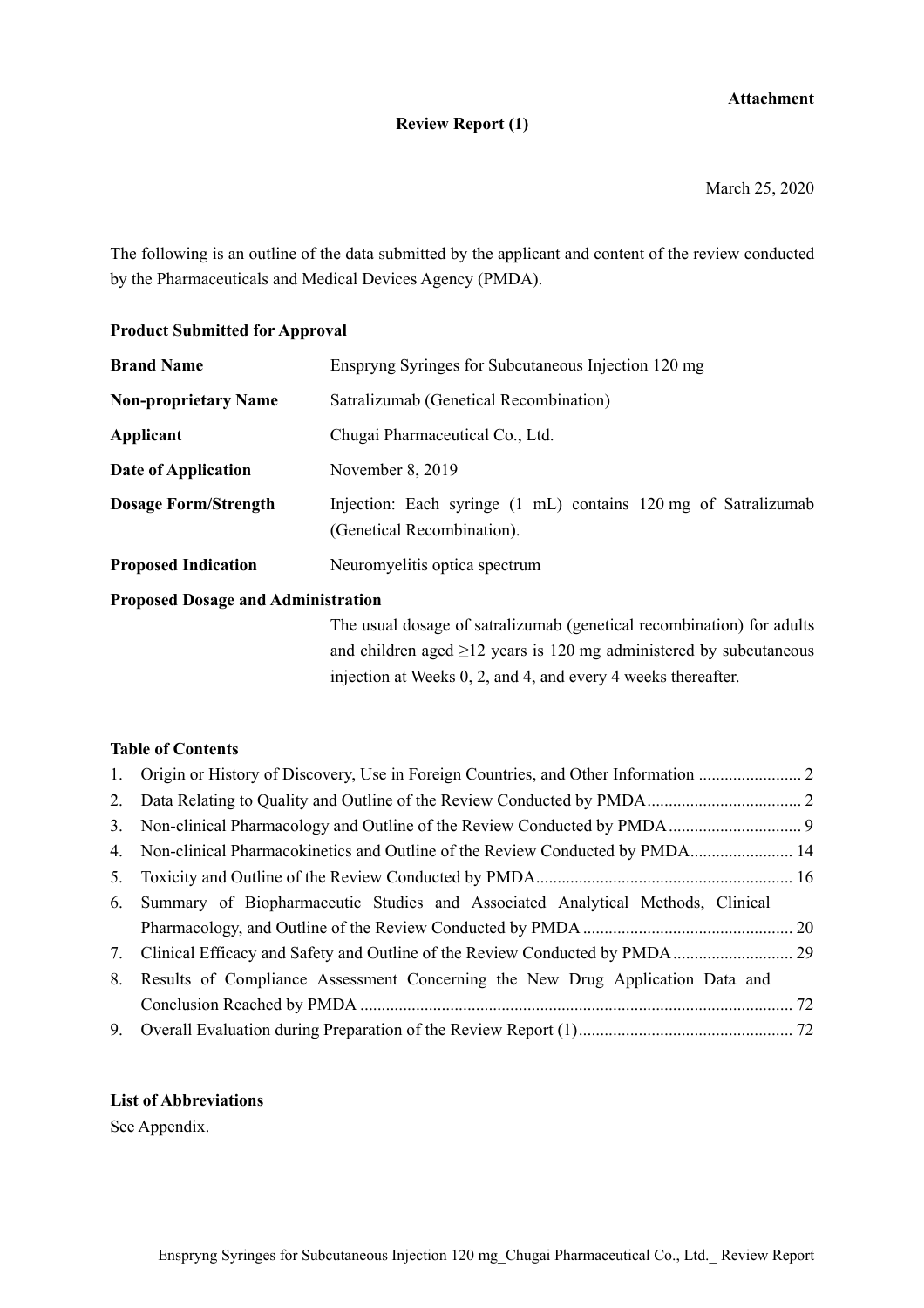**Attachment**

## Review Report (1)

March 25, 2020

The following is an outline of the data submitted by the applicant and content of the review conducted by the Pharmaceuticals and Medical Devices Agency (PMDA).

**Product Submitted for Approval**

| | |
|---|---|
| **Brand Name** | Enspryng Syringes for Subcutaneous Injection 120 mg |
| **Non-proprietary Name** | Satralizumab (Genetical Recombination) |
| **Applicant** | Chugai Pharmaceutical Co., Ltd. |
| **Date of Application** | November 8, 2019 |
| **Dosage Form/Strength** | Injection: Each syringe (1 mL) contains 120 mg of Satralizumab (Genetical Recombination). |
| **Proposed Indication** | Neuromyelitis optica spectrum |

**Proposed Dosage and Administration**

The usual dosage of satralizumab (genetical recombination) for adults and children aged ≥12 years is 120 mg administered by subcutaneous injection at Weeks 0, 2, and 4, and every 4 weeks thereafter.

**Table of Contents**

1. Origin or History of Discovery, Use in Foreign Countries, and Other Information ........................ 2
2. Data Relating to Quality and Outline of the Review Conducted by PMDA.................................... 2
3. Non-clinical Pharmacology and Outline of the Review Conducted by PMDA............................... 9
4. Non-clinical Pharmacokinetics and Outline of the Review Conducted by PMDA........................ 14
5. Toxicity and Outline of the Review Conducted by PMDA........................................................... 16
6. Summary of Biopharmaceutic Studies and Associated Analytical Methods, Clinical Pharmacology, and Outline of the Review Conducted by PMDA ................................................ 20
7. Clinical Efficacy and Safety and Outline of the Review Conducted by PMDA............................ 29
8. Results of Compliance Assessment Concerning the New Drug Application Data and Conclusion Reached by PMDA ..................................................................................................... 72
9. Overall Evaluation during Preparation of the Review Report (1).................................................. 72

**List of Abbreviations**

See Appendix.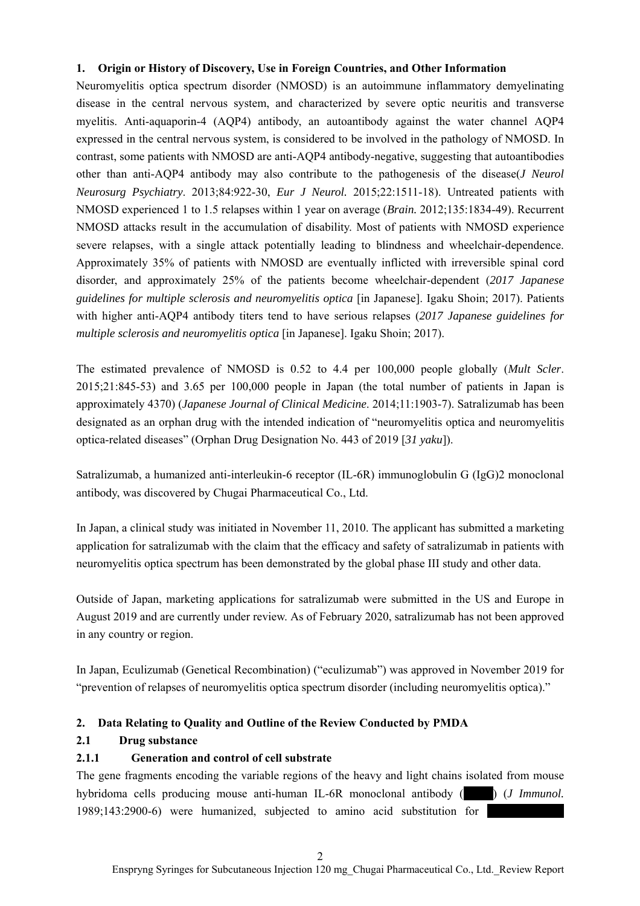### 1. Origin or History of Discovery, Use in Foreign Countries, and Other Information

Neuromyelitis optica spectrum disorder (NMOSD) is an autoimmune inflammatory demyelinating disease in the central nervous system, and characterized by severe optic neuritis and transverse myelitis. Anti-aquaporin-4 (AQP4) antibody, an autoantibody against the water channel AQP4 expressed in the central nervous system, is considered to be involved in the pathology of NMOSD. In contrast, some patients with NMOSD are anti-AQP4 antibody-negative, suggesting that autoantibodies other than anti-AQP4 antibody may also contribute to the pathogenesis of the disease(*J Neurol Neurosurg Psychiatry*. 2013;84:922-30, *Eur J Neurol.* 2015;22:1511-18). Untreated patients with NMOSD experienced 1 to 1.5 relapses within 1 year on average (*Brain.* 2012;135:1834-49). Recurrent NMOSD attacks result in the accumulation of disability. Most of patients with NMOSD experience severe relapses, with a single attack potentially leading to blindness and wheelchair-dependence. Approximately 35% of patients with NMOSD are eventually inflicted with irreversible spinal cord disorder, and approximately 25% of the patients become wheelchair-dependent (*2017 Japanese guidelines for multiple sclerosis and neuromyelitis optica* [in Japanese]. Igaku Shoin; 2017). Patients with higher anti-AQP4 antibody titers tend to have serious relapses (*2017 Japanese guidelines for multiple sclerosis and neuromyelitis optica* [in Japanese]. Igaku Shoin; 2017).

The estimated prevalence of NMOSD is 0.52 to 4.4 per 100,000 people globally (*Mult Scler*. 2015;21:845-53) and 3.65 per 100,000 people in Japan (the total number of patients in Japan is approximately 4370) (*Japanese Journal of Clinical Medicine*. 2014;11:1903-7). Satralizumab has been designated as an orphan drug with the intended indication of "neuromyelitis optica and neuromyelitis optica-related diseases" (Orphan Drug Designation No. 443 of 2019 [*31 yaku*]).

Satralizumab, a humanized anti-interleukin-6 receptor (IL-6R) immunoglobulin G (IgG)2 monoclonal antibody, was discovered by Chugai Pharmaceutical Co., Ltd.

In Japan, a clinical study was initiated in November 11, 2010. The applicant has submitted a marketing application for satralizumab with the claim that the efficacy and safety of satralizumab in patients with neuromyelitis optica spectrum has been demonstrated by the global phase III study and other data.

Outside of Japan, marketing applications for satralizumab were submitted in the US and Europe in August 2019 and are currently under review. As of February 2020, satralizumab has not been approved in any country or region.

In Japan, Eculizumab (Genetical Recombination) ("eculizumab") was approved in November 2019 for "prevention of relapses of neuromyelitis optica spectrum disorder (including neuromyelitis optica)."

### 2. Data Relating to Quality and Outline of the Review Conducted by PMDA

#### 2.1 Drug substance

##### 2.1.1 Generation and control of cell substrate

The gene fragments encoding the variable regions of the heavy and light chains isolated from mouse hybridoma cells producing mouse anti-human IL-6R monoclonal antibody (█████) (*J Immunol.* 1989;143:2900-6) were humanized, subjected to amino acid substitution for ██████████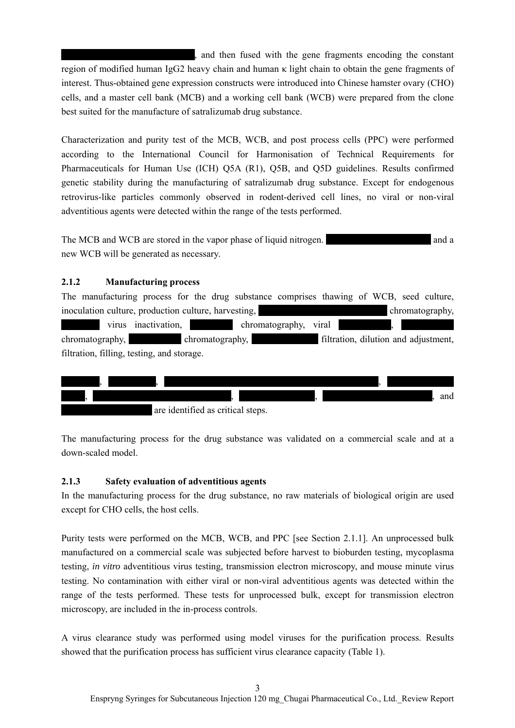, and then fused with the gene fragments encoding the constant region of modified human IgG2 heavy chain and human κ light chain to obtain the gene fragments of interest. Thus-obtained gene expression constructs were introduced into Chinese hamster ovary (CHO) cells, and a master cell bank (MCB) and a working cell bank (WCB) were prepared from the clone best suited for the manufacture of satralizumab drug substance.

Characterization and purity test of the MCB, WCB, and post process cells (PPC) were performed according to the International Council for Harmonisation of Technical Requirements for Pharmaceuticals for Human Use (ICH) Q5A (R1), Q5B, and Q5D guidelines. Results confirmed genetic stability during the manufacturing of satralizumab drug substance. Except for endogenous retrovirus-like particles commonly observed in rodent-derived cell lines, no viral or non-viral adventitious agents were detected within the range of the tests performed.

The MCB and WCB are stored in the vapor phase of liquid nitrogen. and a new WCB will be generated as necessary.

### 2.1.2 Manufacturing process

The manufacturing process for the drug substance comprises thawing of WCB, seed culture, inoculation culture, production culture, harvesting, chromatography, virus inactivation, chromatography, viral , chromatography, chromatography, filtration, dilution and adjustment, filtration, filling, testing, and storage.

, , , , , , , and are identified as critical steps.

The manufacturing process for the drug substance was validated on a commercial scale and at a down-scaled model.

### 2.1.3 Safety evaluation of adventitious agents

In the manufacturing process for the drug substance, no raw materials of biological origin are used except for CHO cells, the host cells.

Purity tests were performed on the MCB, WCB, and PPC [see Section 2.1.1]. An unprocessed bulk manufactured on a commercial scale was subjected before harvest to bioburden testing, mycoplasma testing, *in vitro* adventitious virus testing, transmission electron microscopy, and mouse minute virus testing. No contamination with either viral or non-viral adventitious agents was detected within the range of the tests performed. These tests for unprocessed bulk, except for transmission electron microscopy, are included in the in-process controls.

A virus clearance study was performed using model viruses for the purification process. Results showed that the purification process has sufficient virus clearance capacity (Table 1).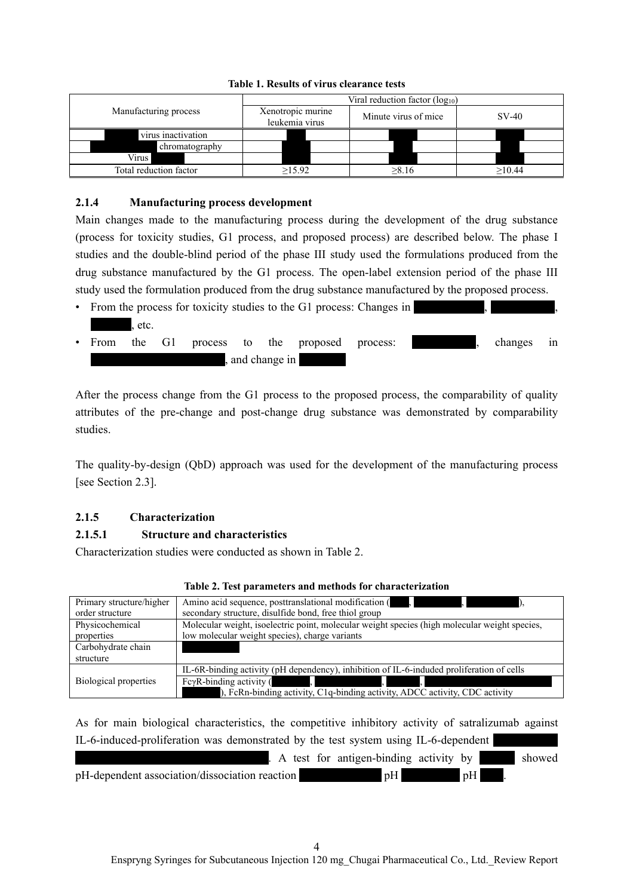**Table 1. Results of virus clearance tests**

| Manufacturing process | Viral reduction factor ($log_{10}$) | | |
|---|---|---|---|
| | Xenotropic murine leukemia virus | Minute virus of mice | SV-40 |
| virus inactivation | | | |
| chromatography | | | |
| Virus | | | |
| Total reduction factor | ≥15.92 | ≥8.16 | ≥10.44 |

### 2.1.4 Manufacturing process development

Main changes made to the manufacturing process during the development of the drug substance (process for toxicity studies, G1 process, and proposed process) are described below. The phase I studies and the double-blind period of the phase III study used the formulations produced from the drug substance manufactured by the G1 process. The open-label extension period of the phase III study used the formulation produced from the drug substance manufactured by the proposed process.

- From the process for toxicity studies to the G1 process: Changes in , , , etc.
- From the G1 process to the proposed process: , changes in , and change in

After the process change from the G1 process to the proposed process, the comparability of quality attributes of the pre-change and post-change drug substance was demonstrated by comparability studies.

The quality-by-design (QbD) approach was used for the development of the manufacturing process [see Section 2.3].

### 2.1.5 Characterization

#### 2.1.5.1 Structure and characteristics

Characterization studies were conducted as shown in Table 2.

**Table 2. Test parameters and methods for characterization**

| | |
|---|---|
| Primary structure/higher order structure | Amino acid sequence, posttranslational modification ( , , ), secondary structure, disulfide bond, free thiol group |
| Physicochemical properties | Molecular weight, isoelectric point, molecular weight species (high molecular weight species, low molecular weight species), charge variants |
| Carbohydrate chain structure | |
| Biological properties | IL-6R-binding activity (pH dependency), inhibition of IL-6-induded proliferation of cells<br>FcγR-binding activity ( , , , ), FcRn-binding activity, C1q-binding activity, ADCC activity, CDC activity |

As for main biological characteristics, the competitive inhibitory activity of satralizumab against IL-6-induced-proliferation was demonstrated by the test system using IL-6-dependent . A test for antigen-binding activity by showed pH-dependent association/dissociation reaction pH pH .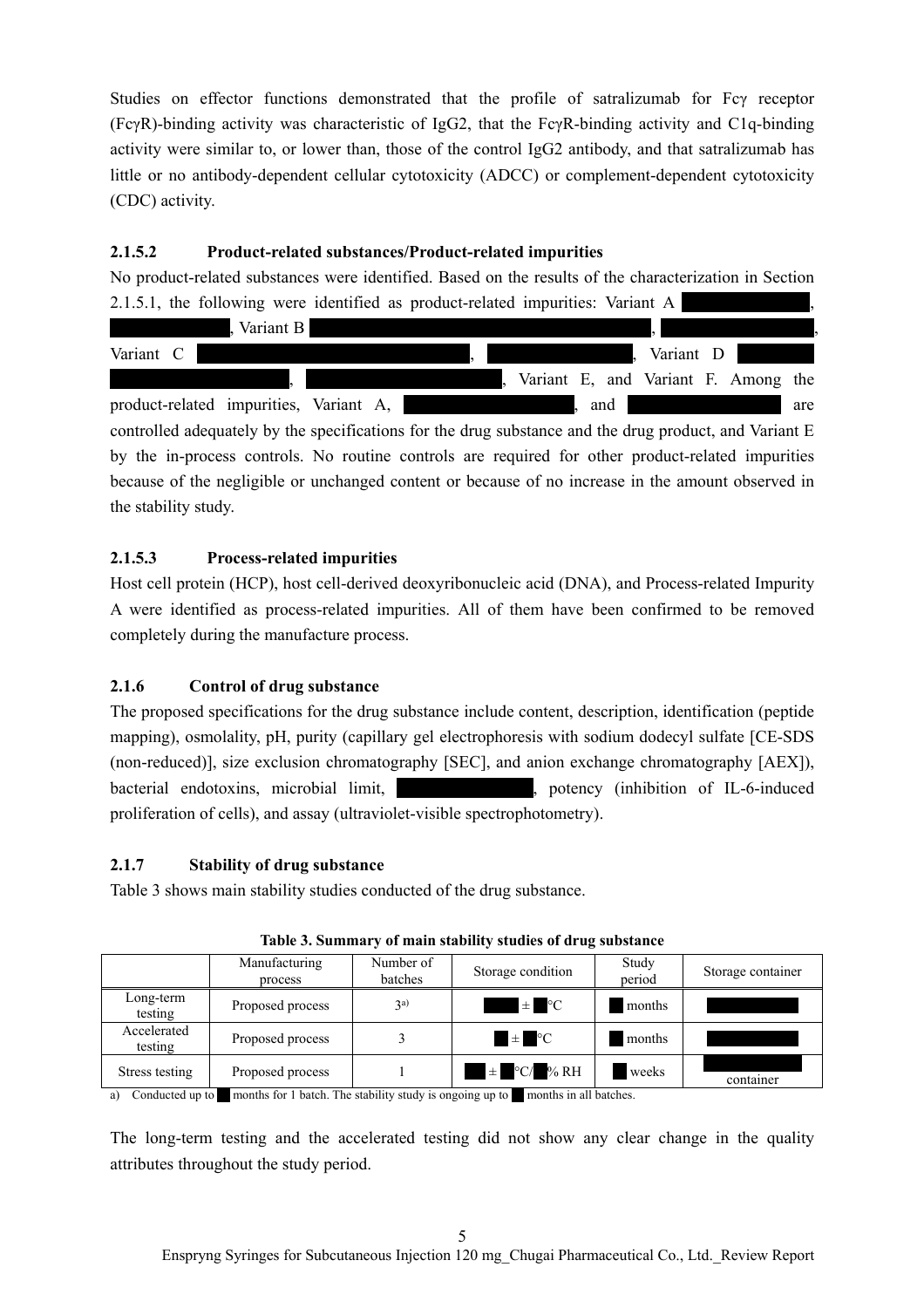Studies on effector functions demonstrated that the profile of satralizumab for Fcγ receptor (FcγR)-binding activity was characteristic of IgG2, that the FcγR-binding activity and C1q-binding activity were similar to, or lower than, those of the control IgG2 antibody, and that satralizumab has little or no antibody-dependent cellular cytotoxicity (ADCC) or complement-dependent cytotoxicity (CDC) activity.

#### 2.1.5.2 Product-related substances/Product-related impurities

No product-related substances were identified. Based on the results of the characterization in Section 2.1.5.1, the following were identified as product-related impurities: Variant A ██████████, ██████████, Variant B ██████████████████████████████, ██████████████, Variant C ██████████████████████████, ██████████████, Variant D ██████████████████, ██████████████████, Variant E, and Variant F. Among the product-related impurities, Variant A, ██████████████, and ██████████████ are controlled adequately by the specifications for the drug substance and the drug product, and Variant E by the in-process controls. No routine controls are required for other product-related impurities because of the negligible or unchanged content or because of no increase in the amount observed in the stability study.

#### 2.1.5.3 Process-related impurities

Host cell protein (HCP), host cell-derived deoxyribonucleic acid (DNA), and Process-related Impurity A were identified as process-related impurities. All of them have been confirmed to be removed completely during the manufacture process.

### 2.1.6 Control of drug substance

The proposed specifications for the drug substance include content, description, identification (peptide mapping), osmolality, pH, purity (capillary gel electrophoresis with sodium dodecyl sulfate [CE-SDS (non-reduced)], size exclusion chromatography [SEC], and anion exchange chromatography [AEX]), bacterial endotoxins, microbial limit, ████████████, potency (inhibition of IL-6-induced proliferation of cells), and assay (ultraviolet-visible spectrophotometry).

### 2.1.7 Stability of drug substance

Table 3 shows main stability studies conducted of the drug substance.

**Table 3. Summary of main stability studies of drug substance**

| | Manufacturing process | Number of batches | Storage condition | Study period | Storage container |
|---|---|---|---|---|---|
| Long-term testing | Proposed process | 3[a)] | ██ ± █°C | █ months | ████████ |
| Accelerated testing | Proposed process | 3 | █ ± █°C | █ months | ████████ |
| Stress testing | Proposed process | 1 | ██ ± █°C/█% RH | █ weeks | ████████ container |

a) Conducted up to █ months for 1 batch. The stability study is ongoing up to █ months in all batches.

The long-term testing and the accelerated testing did not show any clear change in the quality attributes throughout the study period.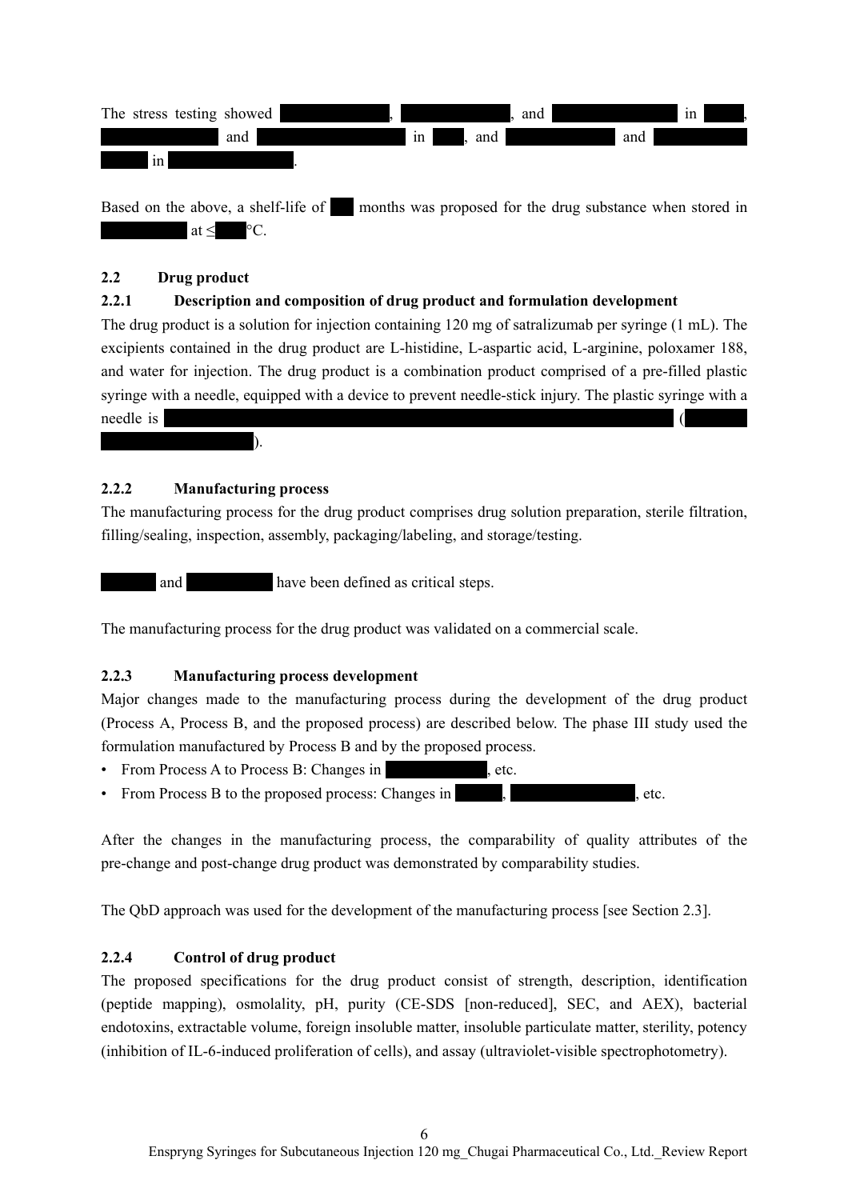The stress testing showed , , and  in , and  in , and  and  in .

Based on the above, a shelf-life of  months was proposed for the drug substance when stored in  at ≤ °C.

### 2.2 Drug product

#### 2.2.1 Description and composition of drug product and formulation development

The drug product is a solution for injection containing 120 mg of satralizumab per syringe (1 mL). The excipients contained in the drug product are L-histidine, L-aspartic acid, L-arginine, poloxamer 188, and water for injection. The drug product is a combination product comprised of a pre-filled plastic syringe with a needle, equipped with a device to prevent needle-stick injury. The plastic syringe with a needle is  ( ).

#### 2.2.2 Manufacturing process

The manufacturing process for the drug product comprises drug solution preparation, sterile filtration, filling/sealing, inspection, assembly, packaging/labeling, and storage/testing.

 and  have been defined as critical steps.

The manufacturing process for the drug product was validated on a commercial scale.

#### 2.2.3 Manufacturing process development

Major changes made to the manufacturing process during the development of the drug product (Process A, Process B, and the proposed process) are described below. The phase III study used the formulation manufactured by Process B and by the proposed process.

- From Process A to Process B: Changes in , etc.
- From Process B to the proposed process: Changes in , , etc.

After the changes in the manufacturing process, the comparability of quality attributes of the pre-change and post-change drug product was demonstrated by comparability studies.

The QbD approach was used for the development of the manufacturing process [see Section 2.3].

#### 2.2.4 Control of drug product

The proposed specifications for the drug product consist of strength, description, identification (peptide mapping), osmolality, pH, purity (CE-SDS [non-reduced], SEC, and AEX), bacterial endotoxins, extractable volume, foreign insoluble matter, insoluble particulate matter, sterility, potency (inhibition of IL-6-induced proliferation of cells), and assay (ultraviolet-visible spectrophotometry).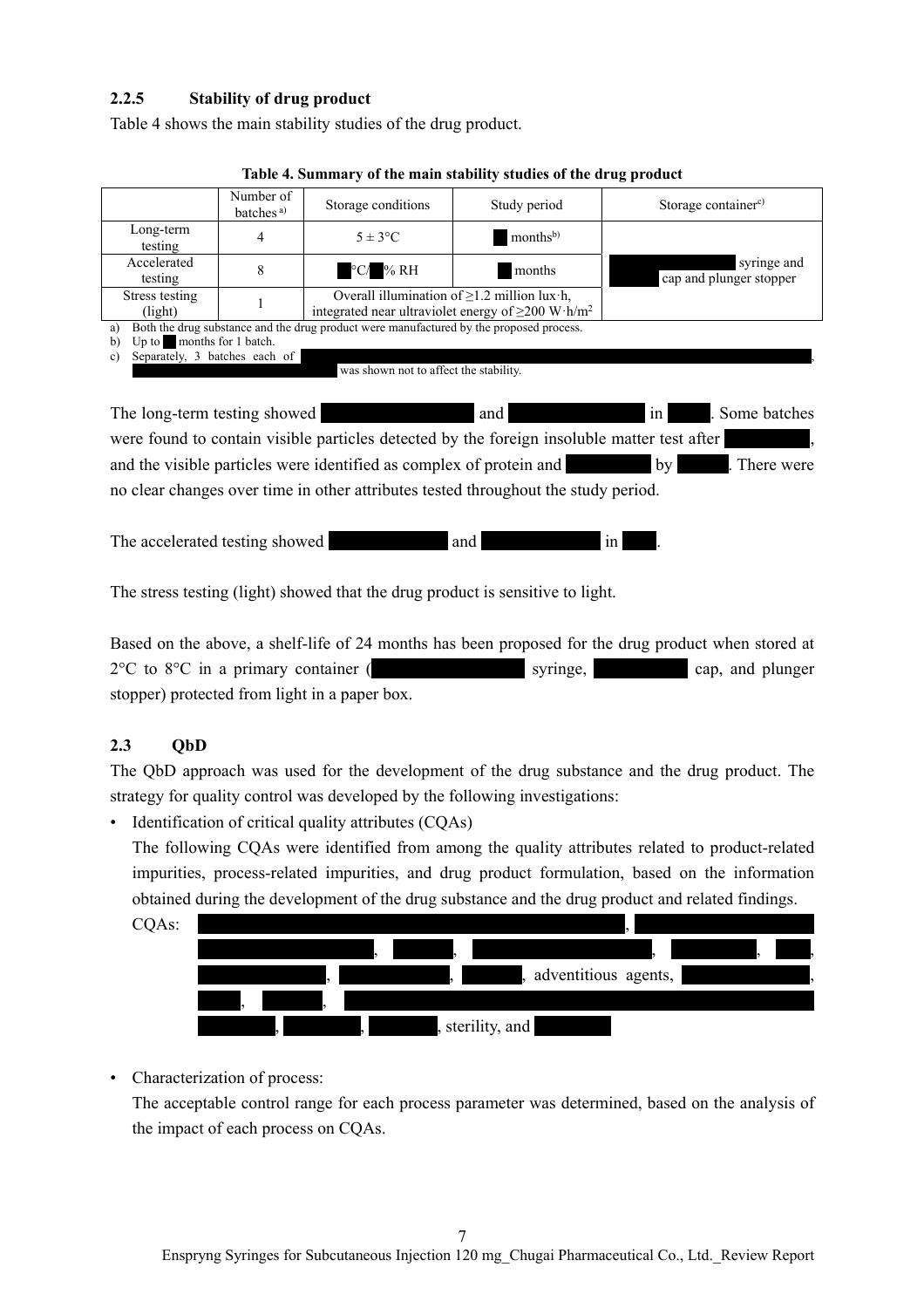### 2.2.5 Stability of drug product

Table 4 shows the main stability studies of the drug product.

**Table 4. Summary of the main stability studies of the drug product**

| | Number of batches [a)] | Storage conditions | Study period | Storage container[c)] |
|---|---|---|---|---|
| Long-term testing | 4 | 5 ± 3°C | ■ months[b)] | ■ syringe and ■ cap and plunger stopper |
| Accelerated testing | 8 | ■°C/■% RH | ■ months | |
| Stress testing (light) | 1 | Overall illumination of ≥1.2 million lux·h, integrated near ultraviolet energy of ≥200 W·h/m² | | |

a) Both the drug substance and the drug product were manufactured by the proposed process.
b) Up to ■ months for 1 batch.
c) Separately, 3 batches each of ■, ■ was shown not to affect the stability.

The long-term testing showed ■ and ■ in ■. Some batches were found to contain visible particles detected by the foreign insoluble matter test after ■, and the visible particles were identified as complex of protein and ■ by ■. There were no clear changes over time in other attributes tested throughout the study period.

The accelerated testing showed ■ and ■ in ■.

The stress testing (light) showed that the drug product is sensitive to light.

Based on the above, a shelf-life of 24 months has been proposed for the drug product when stored at 2°C to 8°C in a primary container (■ syringe, ■ cap, and plunger stopper) protected from light in a paper box.

## 2.3 QbD

The QbD approach was used for the development of the drug substance and the drug product. The strategy for quality control was developed by the following investigations:

- Identification of critical quality attributes (CQAs)
  The following CQAs were identified from among the quality attributes related to product-related impurities, process-related impurities, and drug product formulation, based on the information obtained during the development of the drug substance and the drug product and related findings.
  CQAs: ■, ■, ■, ■, ■, ■, ■, ■, ■, adventitious agents, ■, ■, ■, ■, ■, ■, ■, sterility, and ■

- Characterization of process:
  The acceptable control range for each process parameter was determined, based on the analysis of the impact of each process on CQAs.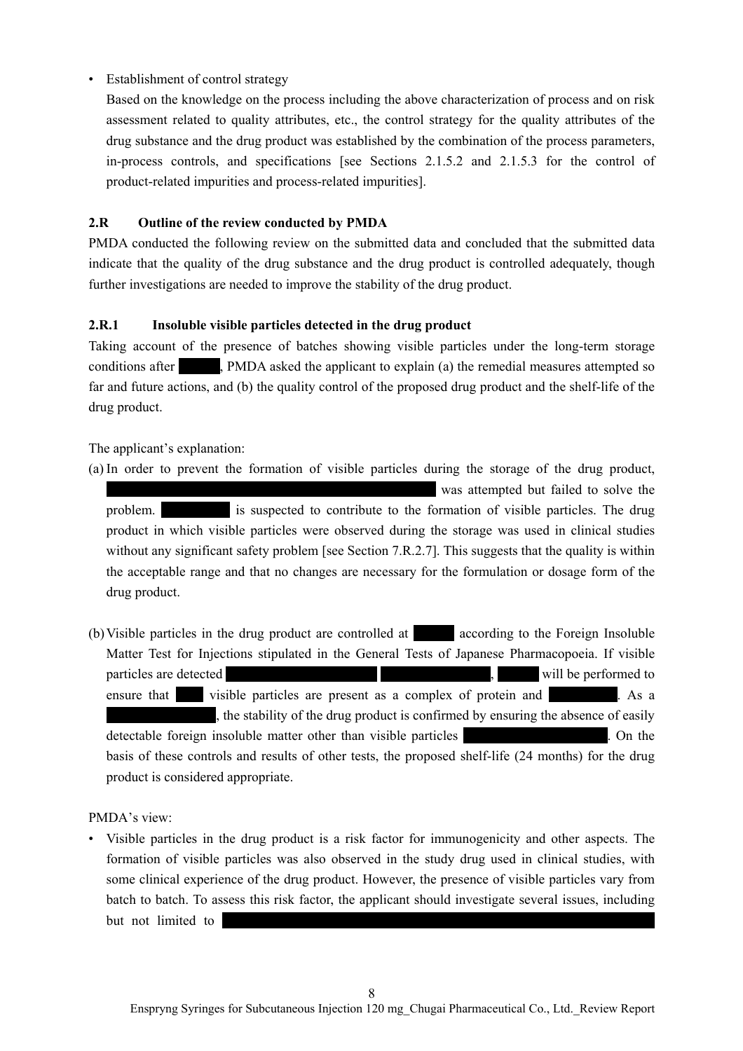- Establishment of control strategy
  Based on the knowledge on the process including the above characterization of process and on risk assessment related to quality attributes, etc., the control strategy for the quality attributes of the drug substance and the drug product was established by the combination of the process parameters, in-process controls, and specifications [see Sections 2.1.5.2 and 2.1.5.3 for the control of product-related impurities and process-related impurities].

### 2.R Outline of the review conducted by PMDA

PMDA conducted the following review on the submitted data and concluded that the submitted data indicate that the quality of the drug substance and the drug product is controlled adequately, though further investigations are needed to improve the stability of the drug product.

#### 2.R.1 Insoluble visible particles detected in the drug product

Taking account of the presence of batches showing visible particles under the long-term storage conditions after , PMDA asked the applicant to explain (a) the remedial measures attempted so far and future actions, and (b) the quality control of the proposed drug product and the shelf-life of the drug product.

The applicant's explanation:

(a) In order to prevent the formation of visible particles during the storage of the drug product, was attempted but failed to solve the problem. is suspected to contribute to the formation of visible particles. The drug product in which visible particles were observed during the storage was used in clinical studies without any significant safety problem [see Section 7.R.2.7]. This suggests that the quality is within the acceptable range and that no changes are necessary for the formulation or dosage form of the drug product.

(b) Visible particles in the drug product are controlled at according to the Foreign Insoluble Matter Test for Injections stipulated in the General Tests of Japanese Pharmacopoeia. If visible particles are detected , will be performed to ensure that visible particles are present as a complex of protein and . As a , the stability of the drug product is confirmed by ensuring the absence of easily detectable foreign insoluble matter other than visible particles . On the basis of these controls and results of other tests, the proposed shelf-life (24 months) for the drug product is considered appropriate.

PMDA's view:

- Visible particles in the drug product is a risk factor for immunogenicity and other aspects. The formation of visible particles was also observed in the study drug used in clinical studies, with some clinical experience of the drug product. However, the presence of visible particles vary from batch to batch. To assess this risk factor, the applicant should investigate several issues, including but not limited to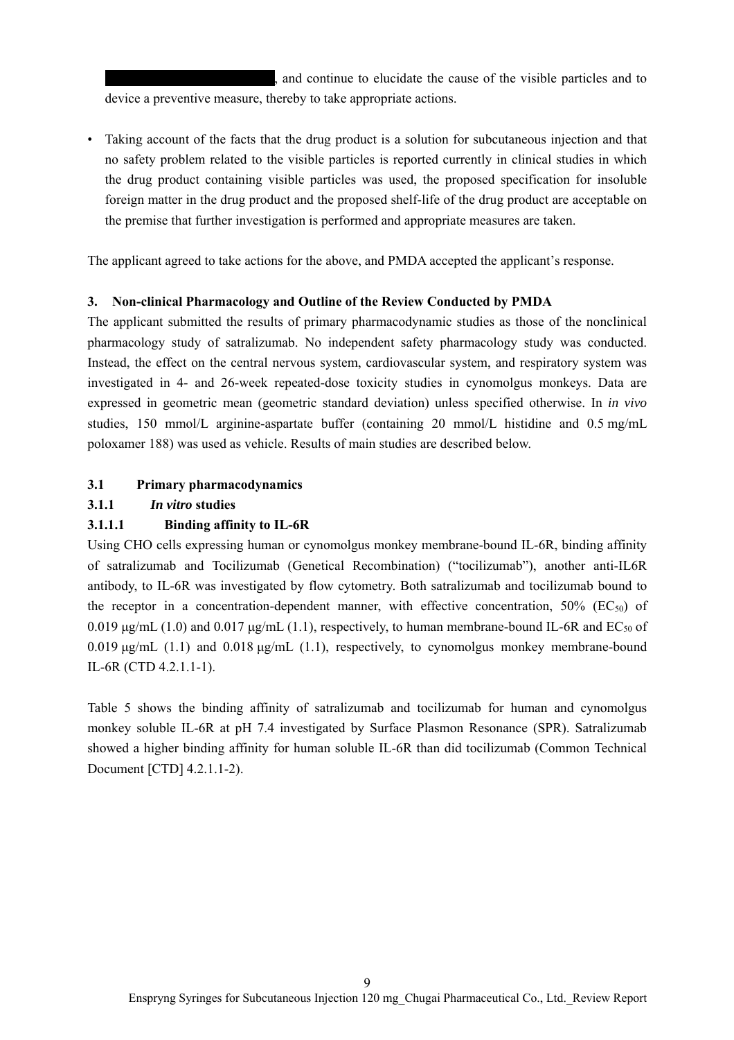, and continue to elucidate the cause of the visible particles and to device a preventive measure, thereby to take appropriate actions.

- Taking account of the facts that the drug product is a solution for subcutaneous injection and that no safety problem related to the visible particles is reported currently in clinical studies in which the drug product containing visible particles was used, the proposed specification for insoluble foreign matter in the drug product and the proposed shelf-life of the drug product are acceptable on the premise that further investigation is performed and appropriate measures are taken.

The applicant agreed to take actions for the above, and PMDA accepted the applicant's response.

## 3. Non-clinical Pharmacology and Outline of the Review Conducted by PMDA

The applicant submitted the results of primary pharmacodynamic studies as those of the nonclinical pharmacology study of satralizumab. No independent safety pharmacology study was conducted. Instead, the effect on the central nervous system, cardiovascular system, and respiratory system was investigated in 4- and 26-week repeated-dose toxicity studies in cynomolgus monkeys. Data are expressed in geometric mean (geometric standard deviation) unless specified otherwise. In *in vivo* studies, 150 mmol/L arginine-aspartate buffer (containing 20 mmol/L histidine and 0.5 mg/mL poloxamer 188) was used as vehicle. Results of main studies are described below.

### 3.1 Primary pharmacodynamics

#### 3.1.1 *In vitro* studies

##### 3.1.1.1 Binding affinity to IL-6R

Using CHO cells expressing human or cynomolgus monkey membrane-bound IL-6R, binding affinity of satralizumab and Tocilizumab (Genetical Recombination) ("tocilizumab"), another anti-IL6R antibody, to IL-6R was investigated by flow cytometry. Both satralizumab and tocilizumab bound to the receptor in a concentration-dependent manner, with effective concentration, 50% ($EC_{50}$) of 0.019 μg/mL (1.0) and 0.017 μg/mL (1.1), respectively, to human membrane-bound IL-6R and $EC_{50}$ of 0.019 μg/mL (1.1) and 0.018 μg/mL (1.1), respectively, to cynomolgus monkey membrane-bound IL-6R (CTD 4.2.1.1-1).

Table 5 shows the binding affinity of satralizumab and tocilizumab for human and cynomolgus monkey soluble IL-6R at pH 7.4 investigated by Surface Plasmon Resonance (SPR). Satralizumab showed a higher binding affinity for human soluble IL-6R than did tocilizumab (Common Technical Document [CTD] 4.2.1.1-2).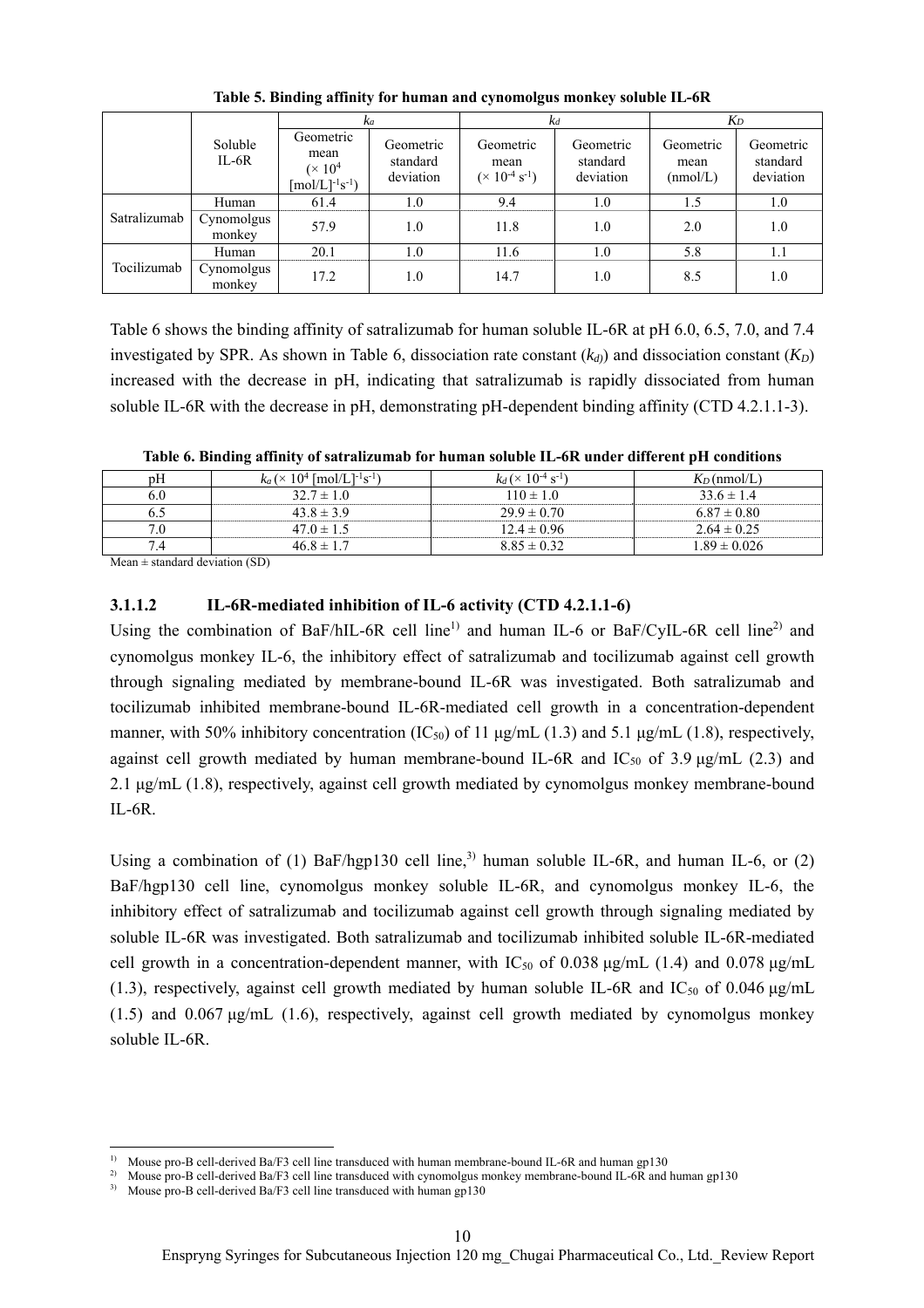**Table 5. Binding affinity for human and cynomolgus monkey soluble IL-6R**

| | Soluble IL-6R | $k_a$ | | $k_d$ | | $K_D$ | |
|---|---|---|---|---|---|---|---|
| | | Geometric mean ($\times 10^4$ [mol/L]$^{-1}$s$^{-1}$) | Geometric standard deviation | Geometric mean ($\times 10^{-4}$ s$^{-1}$) | Geometric standard deviation | Geometric mean (nmol/L) | Geometric standard deviation |
| Satralizumab | Human | 61.4 | 1.0 | 9.4 | 1.0 | 1.5 | 1.0 |
| | Cynomolgus monkey | 57.9 | 1.0 | 11.8 | 1.0 | 2.0 | 1.0 |
| Tocilizumab | Human | 20.1 | 1.0 | 11.6 | 1.0 | 5.8 | 1.1 |
| | Cynomolgus monkey | 17.2 | 1.0 | 14.7 | 1.0 | 8.5 | 1.0 |

Table 6 shows the binding affinity of satralizumab for human soluble IL-6R at pH 6.0, 6.5, 7.0, and 7.4 investigated by SPR. As shown in Table 6, dissociation rate constant ($k_d$) and dissociation constant ($K_D$) increased with the decrease in pH, indicating that satralizumab is rapidly dissociated from human soluble IL-6R with the decrease in pH, demonstrating pH-dependent binding affinity (CTD 4.2.1.1-3).

**Table 6. Binding affinity of satralizumab for human soluble IL-6R under different pH conditions**

| pH | $k_a$ ($\times 10^4$ [mol/L]$^{-1}$s$^{-1}$) | $k_d$ ($\times 10^{-4}$ s$^{-1}$) | $K_D$ (nmol/L) |
|---|---|---|---|
| 6.0 | 32.7 ± 1.0 | 110 ± 1.0 | 33.6 ± 1.4 |
| 6.5 | 43.8 ± 3.9 | 29.9 ± 0.70 | 6.87 ± 0.80 |
| 7.0 | 47.0 ± 1.5 | 12.4 ± 0.96 | 2.64 ± 0.25 |
| 7.4 | 46.8 ± 1.7 | 8.85 ± 0.32 | 1.89 ± 0.026 |

Mean ± standard deviation (SD)

### 3.1.1.2 IL-6R-mediated inhibition of IL-6 activity (CTD 4.2.1.1-6)

Using the combination of BaF/hIL-6R cell line[1] and human IL-6 or BaF/CyIL-6R cell line[2] and cynomolgus monkey IL-6, the inhibitory effect of satralizumab and tocilizumab against cell growth through signaling mediated by membrane-bound IL-6R was investigated. Both satralizumab and tocilizumab inhibited membrane-bound IL-6R-mediated cell growth in a concentration-dependent manner, with 50% inhibitory concentration ($IC_{50}$) of 11 μg/mL (1.3) and 5.1 μg/mL (1.8), respectively, against cell growth mediated by human membrane-bound IL-6R and $IC_{50}$ of 3.9 μg/mL (2.3) and 2.1 μg/mL (1.8), respectively, against cell growth mediated by cynomolgus monkey membrane-bound IL-6R.

Using a combination of (1) BaF/hgp130 cell line,[3] human soluble IL-6R, and human IL-6, or (2) BaF/hgp130 cell line, cynomolgus monkey soluble IL-6R, and cynomolgus monkey IL-6, the inhibitory effect of satralizumab and tocilizumab against cell growth through signaling mediated by soluble IL-6R was investigated. Both satralizumab and tocilizumab inhibited soluble IL-6R-mediated cell growth in a concentration-dependent manner, with $IC_{50}$ of 0.038 μg/mL (1.4) and 0.078 μg/mL (1.3), respectively, against cell growth mediated by human soluble IL-6R and $IC_{50}$ of 0.046 μg/mL (1.5) and 0.067 μg/mL (1.6), respectively, against cell growth mediated by cynomolgus monkey soluble IL-6R.

[1] Mouse pro-B cell-derived Ba/F3 cell line transduced with human membrane-bound IL-6R and human gp130
[2] Mouse pro-B cell-derived Ba/F3 cell line transduced with cynomolgus monkey membrane-bound IL-6R and human gp130
[3] Mouse pro-B cell-derived Ba/F3 cell line transduced with human gp130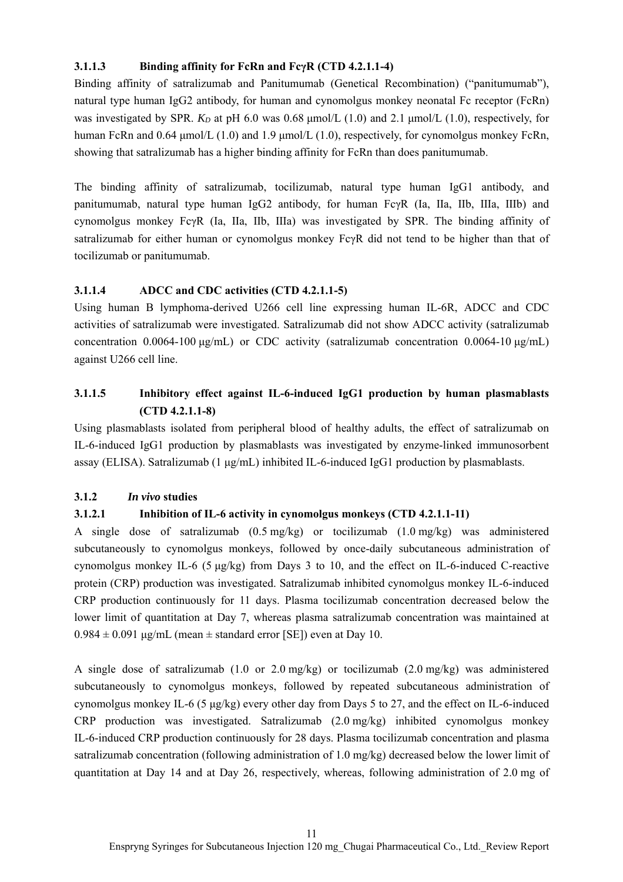#### 3.1.1.3 Binding affinity for FcRn and FcγR (CTD 4.2.1.1-4)

Binding affinity of satralizumab and Panitumumab (Genetical Recombination) ("panitumumab"), natural type human IgG2 antibody, for human and cynomolgus monkey neonatal Fc receptor (FcRn) was investigated by SPR. $K_D$ at pH 6.0 was 0.68 μmol/L (1.0) and 2.1 μmol/L (1.0), respectively, for human FcRn and 0.64 μmol/L (1.0) and 1.9 μmol/L (1.0), respectively, for cynomolgus monkey FcRn, showing that satralizumab has a higher binding affinity for FcRn than does panitumumab.

The binding affinity of satralizumab, tocilizumab, natural type human IgG1 antibody, and panitumumab, natural type human IgG2 antibody, for human FcγR (Ia, IIa, IIb, IIIa, IIIb) and cynomolgus monkey FcγR (Ia, IIa, IIb, IIIa) was investigated by SPR. The binding affinity of satralizumab for either human or cynomolgus monkey FcγR did not tend to be higher than that of tocilizumab or panitumumab.

#### 3.1.1.4 ADCC and CDC activities (CTD 4.2.1.1-5)

Using human B lymphoma-derived U266 cell line expressing human IL-6R, ADCC and CDC activities of satralizumab were investigated. Satralizumab did not show ADCC activity (satralizumab concentration 0.0064-100 μg/mL) or CDC activity (satralizumab concentration 0.0064-10 μg/mL) against U266 cell line.

#### 3.1.1.5 Inhibitory effect against IL-6-induced IgG1 production by human plasmablasts (CTD 4.2.1.1-8)

Using plasmablasts isolated from peripheral blood of healthy adults, the effect of satralizumab on IL-6-induced IgG1 production by plasmablasts was investigated by enzyme-linked immunosorbent assay (ELISA). Satralizumab (1 μg/mL) inhibited IL-6-induced IgG1 production by plasmablasts.

### 3.1.2 *In vivo* studies

#### 3.1.2.1 Inhibition of IL-6 activity in cynomolgus monkeys (CTD 4.2.1.1-11)

A single dose of satralizumab (0.5 mg/kg) or tocilizumab (1.0 mg/kg) was administered subcutaneously to cynomolgus monkeys, followed by once-daily subcutaneous administration of cynomolgus monkey IL-6 (5 μg/kg) from Days 3 to 10, and the effect on IL-6-induced C-reactive protein (CRP) production was investigated. Satralizumab inhibited cynomolgus monkey IL-6-induced CRP production continuously for 11 days. Plasma tocilizumab concentration decreased below the lower limit of quantitation at Day 7, whereas plasma satralizumab concentration was maintained at $0.984 \pm 0.091$ μg/mL (mean ± standard error [SE]) even at Day 10.

A single dose of satralizumab (1.0 or 2.0 mg/kg) or tocilizumab (2.0 mg/kg) was administered subcutaneously to cynomolgus monkeys, followed by repeated subcutaneous administration of cynomolgus monkey IL-6 (5 μg/kg) every other day from Days 5 to 27, and the effect on IL-6-induced CRP production was investigated. Satralizumab (2.0 mg/kg) inhibited cynomolgus monkey IL-6-induced CRP production continuously for 28 days. Plasma tocilizumab concentration and plasma satralizumab concentration (following administration of 1.0 mg/kg) decreased below the lower limit of quantitation at Day 14 and at Day 26, respectively, whereas, following administration of 2.0 mg of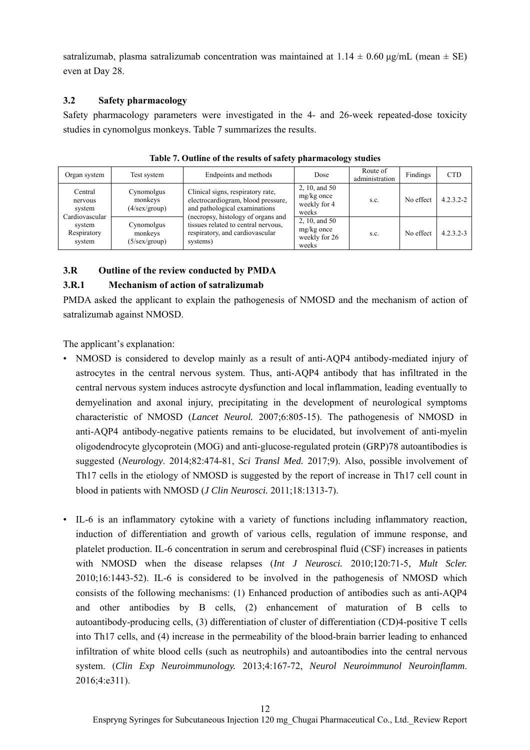satralizumab, plasma satralizumab concentration was maintained at 1.14 ± 0.60 μg/mL (mean ± SE) even at Day 28.

### 3.2 Safety pharmacology

Safety pharmacology parameters were investigated in the 4- and 26-week repeated-dose toxicity studies in cynomolgus monkeys. Table 7 summarizes the results.

**Table 7. Outline of the results of safety pharmacology studies**

| Organ system | Test system | Endpoints and methods | Dose | Route of administration | Findings | CTD |
|---|---|---|---|---|---|---|
| Central nervous system Cardiovascular system Respiratory system | Cynomolgus monkeys (4/sex/group) | Clinical signs, respiratory rate, electrocardiogram, blood pressure, and pathological examinations (necropsy, histology of organs and tissues related to central nervous, respiratory, and cardiovascular systems) | 2, 10, and 50 mg/kg once weekly for 4 weeks | s.c. | No effect | 4.2.3.2-2 |
| | Cynomolgus monkeys (5/sex/group) | | 2, 10, and 50 mg/kg once weekly for 26 weeks | s.c. | No effect | 4.2.3.2-3 |

### 3.R Outline of the review conducted by PMDA

#### 3.R.1 Mechanism of action of satralizumab

PMDA asked the applicant to explain the pathogenesis of NMOSD and the mechanism of action of satralizumab against NMOSD.

The applicant's explanation:

- NMOSD is considered to develop mainly as a result of anti-AQP4 antibody-mediated injury of astrocytes in the central nervous system. Thus, anti-AQP4 antibody that has infiltrated in the central nervous system induces astrocyte dysfunction and local inflammation, leading eventually to demyelination and axonal injury, precipitating in the development of neurological symptoms characteristic of NMOSD (*Lancet Neurol.* 2007;6:805-15). The pathogenesis of NMOSD in anti-AQP4 antibody-negative patients remains to be elucidated, but involvement of anti-myelin oligodendrocyte glycoprotein (MOG) and anti-glucose-regulated protein (GRP)78 autoantibodies is suggested (*Neurology*. 2014;82:474-81, *Sci Transl Med.* 2017;9). Also, possible involvement of Th17 cells in the etiology of NMOSD is suggested by the report of increase in Th17 cell count in blood in patients with NMOSD (*J Clin Neurosci.* 2011;18:1313-7).

- IL-6 is an inflammatory cytokine with a variety of functions including inflammatory reaction, induction of differentiation and growth of various cells, regulation of immune response, and platelet production. IL-6 concentration in serum and cerebrospinal fluid (CSF) increases in patients with NMOSD when the disease relapses (*Int J Neurosci.* 2010;120:71-5, *Mult Scler.* 2010;16:1443-52). IL-6 is considered to be involved in the pathogenesis of NMOSD which consists of the following mechanisms: (1) Enhanced production of antibodies such as anti-AQP4 and other antibodies by B cells, (2) enhancement of maturation of B cells to autoantibody-producing cells, (3) differentiation of cluster of differentiation (CD)4-positive T cells into Th17 cells, and (4) increase in the permeability of the blood-brain barrier leading to enhanced infiltration of white blood cells (such as neutrophils) and autoantibodies into the central nervous system. (*Clin Exp Neuroimmunology.* 2013;4:167-72, *Neurol Neuroimmunol Neuroinflamm*. 2016;4:e311).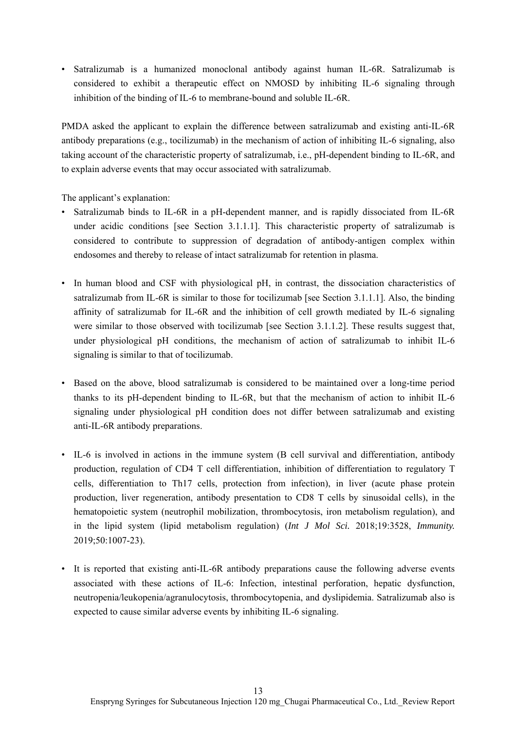- Satralizumab is a humanized monoclonal antibody against human IL-6R. Satralizumab is considered to exhibit a therapeutic effect on NMOSD by inhibiting IL-6 signaling through inhibition of the binding of IL-6 to membrane-bound and soluble IL-6R.

PMDA asked the applicant to explain the difference between satralizumab and existing anti-IL-6R antibody preparations (e.g., tocilizumab) in the mechanism of action of inhibiting IL-6 signaling, also taking account of the characteristic property of satralizumab, i.e., pH-dependent binding to IL-6R, and to explain adverse events that may occur associated with satralizumab.

The applicant's explanation:

- Satralizumab binds to IL-6R in a pH-dependent manner, and is rapidly dissociated from IL-6R under acidic conditions [see Section 3.1.1.1]. This characteristic property of satralizumab is considered to contribute to suppression of degradation of antibody-antigen complex within endosomes and thereby to release of intact satralizumab for retention in plasma.

- In human blood and CSF with physiological pH, in contrast, the dissociation characteristics of satralizumab from IL-6R is similar to those for tocilizumab [see Section 3.1.1.1]. Also, the binding affinity of satralizumab for IL-6R and the inhibition of cell growth mediated by IL-6 signaling were similar to those observed with tocilizumab [see Section 3.1.1.2]. These results suggest that, under physiological pH conditions, the mechanism of action of satralizumab to inhibit IL-6 signaling is similar to that of tocilizumab.

- Based on the above, blood satralizumab is considered to be maintained over a long-time period thanks to its pH-dependent binding to IL-6R, but that the mechanism of action to inhibit IL-6 signaling under physiological pH condition does not differ between satralizumab and existing anti-IL-6R antibody preparations.

- IL-6 is involved in actions in the immune system (B cell survival and differentiation, antibody production, regulation of CD4 T cell differentiation, inhibition of differentiation to regulatory T cells, differentiation to Th17 cells, protection from infection), in liver (acute phase protein production, liver regeneration, antibody presentation to CD8 T cells by sinusoidal cells), in the hematopoietic system (neutrophil mobilization, thrombocytosis, iron metabolism regulation), and in the lipid system (lipid metabolism regulation) (*Int J Mol Sci.* 2018;19:3528, *Immunity.* 2019;50:1007-23).

- It is reported that existing anti-IL-6R antibody preparations cause the following adverse events associated with these actions of IL-6: Infection, intestinal perforation, hepatic dysfunction, neutropenia/leukopenia/agranulocytosis, thrombocytopenia, and dyslipidemia. Satralizumab also is expected to cause similar adverse events by inhibiting IL-6 signaling.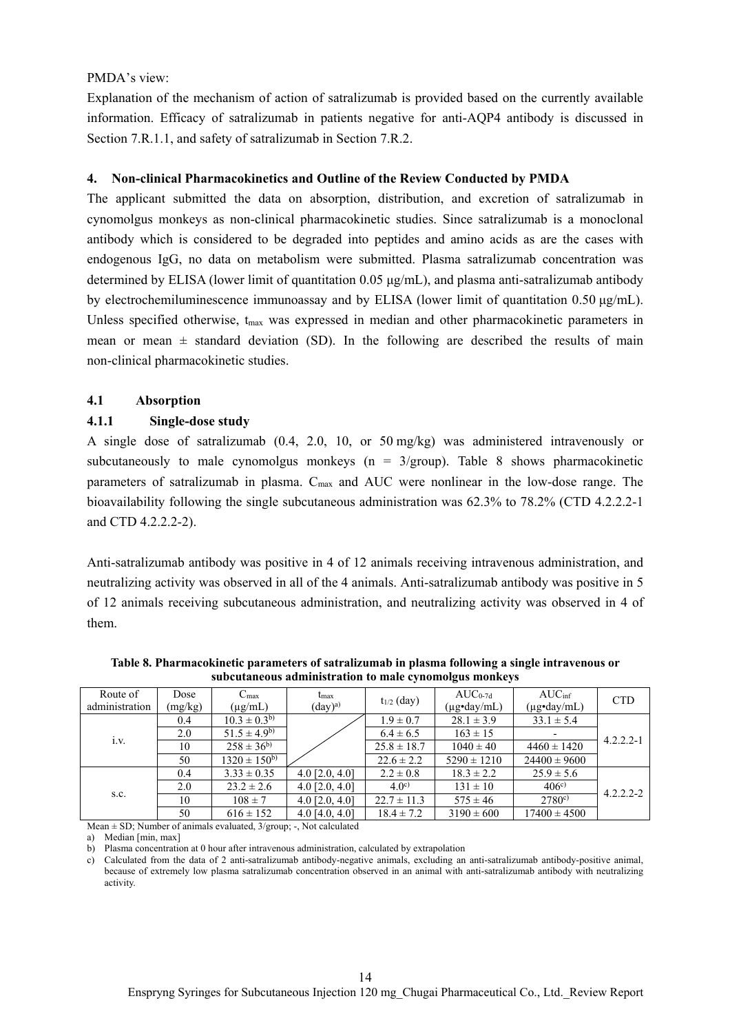PMDA's view:

Explanation of the mechanism of action of satralizumab is provided based on the currently available information. Efficacy of satralizumab in patients negative for anti-AQP4 antibody is discussed in Section 7.R.1.1, and safety of satralizumab in Section 7.R.2.

## 4. Non-clinical Pharmacokinetics and Outline of the Review Conducted by PMDA

The applicant submitted the data on absorption, distribution, and excretion of satralizumab in cynomolgus monkeys as non-clinical pharmacokinetic studies. Since satralizumab is a monoclonal antibody which is considered to be degraded into peptides and amino acids as are the cases with endogenous IgG, no data on metabolism were submitted. Plasma satralizumab concentration was determined by ELISA (lower limit of quantitation 0.05 μg/mL), and plasma anti-satralizumab antibody by electrochemiluminescence immunoassay and by ELISA (lower limit of quantitation 0.50 μg/mL). Unless specified otherwise, $t_{max}$ was expressed in median and other pharmacokinetic parameters in mean or mean ± standard deviation (SD). In the following are described the results of main non-clinical pharmacokinetic studies.

### 4.1 Absorption

#### 4.1.1 Single-dose study

A single dose of satralizumab (0.4, 2.0, 10, or 50 mg/kg) was administered intravenously or subcutaneously to male cynomolgus monkeys (n = 3/group). Table 8 shows pharmacokinetic parameters of satralizumab in plasma. $C_{max}$ and AUC were nonlinear in the low-dose range. The bioavailability following the single subcutaneous administration was 62.3% to 78.2% (CTD 4.2.2.2-1 and CTD 4.2.2.2-2).

Anti-satralizumab antibody was positive in 4 of 12 animals receiving intravenous administration, and neutralizing activity was observed in all of the 4 animals. Anti-satralizumab antibody was positive in 5 of 12 animals receiving subcutaneous administration, and neutralizing activity was observed in 4 of them.

**Table 8. Pharmacokinetic parameters of satralizumab in plasma following a single intravenous or subcutaneous administration to male cynomolgus monkeys**

| Route of administration | Dose (mg/kg) | $C_{max}$ (μg/mL) | $t_{max}$ (day)[a] | $t_{1/2}$ (day) | $AUC_{0\text{-}7d}$ (μg•day/mL) | $AUC_{inf}$ (μg•day/mL) | CTD |
|---|---|---|---|---|---|---|---|
| i.v. | 0.4 | 10.3 ± 0.3[b] | | 1.9 ± 0.7 | 28.1 ± 3.9 | 33.1 ± 5.4 | 4.2.2.2-1 |
| | 2.0 | 51.5 ± 4.9[b] | | 6.4 ± 6.5 | 163 ± 15 | - | |
| | 10 | 258 ± 36[b] | | 25.8 ± 18.7 | 1040 ± 40 | 4460 ± 1420 | |
| | 50 | 1320 ± 150[b] | | 22.6 ± 2.2 | 5290 ± 1210 | 24400 ± 9600 | |
| s.c. | 0.4 | 3.33 ± 0.35 | 4.0 [2.0, 4.0] | 2.2 ± 0.8 | 18.3 ± 2.2 | 25.9 ± 5.6 | 4.2.2.2-2 |
| | 2.0 | 23.2 ± 2.6 | 4.0 [2.0, 4.0] | 4.0[c] | 131 ± 10 | 406[c] | |
| | 10 | 108 ± 7 | 4.0 [2.0, 4.0] | 22.7 ± 11.3 | 575 ± 46 | 2780[c] | |
| | 50 | 616 ± 152 | 4.0 [4.0, 4.0] | 18.4 ± 7.2 | 3190 ± 600 | 17400 ± 4500 | |

Mean ± SD; Number of animals evaluated, 3/group; -, Not calculated

a) Median [min, max]

b) Plasma concentration at 0 hour after intravenous administration, calculated by extrapolation

c) Calculated from the data of 2 anti-satralizumab antibody-negative animals, excluding an anti-satralizumab antibody-positive animal, because of extremely low plasma satralizumab concentration observed in an animal with anti-satralizumab antibody with neutralizing activity.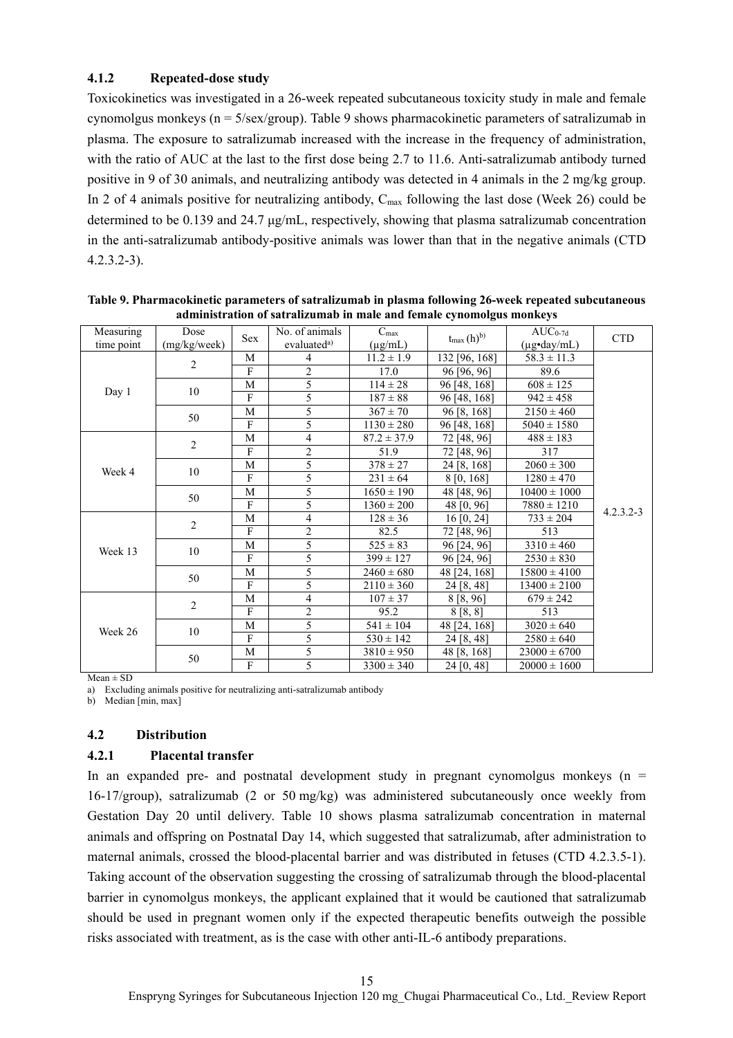### 4.1.2 Repeated-dose study

Toxicokinetics was investigated in a 26-week repeated subcutaneous toxicity study in male and female cynomolgus monkeys (n = 5/sex/group). Table 9 shows pharmacokinetic parameters of satralizumab in plasma. The exposure to satralizumab increased with the increase in the frequency of administration, with the ratio of AUC at the last to the first dose being 2.7 to 11.6. Anti-satralizumab antibody turned positive in 9 of 30 animals, and neutralizing antibody was detected in 4 animals in the 2 mg/kg group. In 2 of 4 animals positive for neutralizing antibody, $C_{max}$ following the last dose (Week 26) could be determined to be 0.139 and 24.7 µg/mL, respectively, showing that plasma satralizumab concentration in the anti-satralizumab antibody-positive animals was lower than that in the negative animals (CTD 4.2.3.2-3).

**Table 9. Pharmacokinetic parameters of satralizumab in plasma following 26-week repeated subcutaneous administration of satralizumab in male and female cynomolgus monkeys**

| Measuring time point | Dose (mg/kg/week) | Sex | No. of animals evaluated[a] | $C_{max}$ (µg/mL) | $t_{max}$ (h)[b] | $AUC_{0-7d}$ (µg•day/mL) | CTD |
|---|---|---|---|---|---|---|---|
| Day 1 | 2 | M | 4 | 11.2 ± 1.9 | 132 [96, 168] | 58.3 ± 11.3 | 4.2.3.2-3 |
| | | F | 2 | 17.0 | 96 [96, 96] | 89.6 | |
| | 10 | M | 5 | 114 ± 28 | 96 [48, 168] | 608 ± 125 | |
| | | F | 5 | 187 ± 88 | 96 [48, 168] | 942 ± 458 | |
| | 50 | M | 5 | 367 ± 70 | 96 [8, 168] | 2150 ± 460 | |
| | | F | 5 | 1130 ± 280 | 96 [48, 168] | 5040 ± 1580 | |
| Week 4 | 2 | M | 4 | 87.2 ± 37.9 | 72 [48, 96] | 488 ± 183 | |
| | | F | 2 | 51.9 | 72 [48, 96] | 317 | |
| | 10 | M | 5 | 378 ± 27 | 24 [8, 168] | 2060 ± 300 | |
| | | F | 5 | 231 ± 64 | 8 [0, 168] | 1280 ± 470 | |
| | 50 | M | 5 | 1650 ± 190 | 48 [48, 96] | 10400 ± 1000 | |
| | | F | 5 | 1360 ± 200 | 48 [0, 96] | 7880 ± 1210 | |
| Week 13 | 2 | M | 4 | 128 ± 36 | 16 [0, 24] | 733 ± 204 | |
| | | F | 2 | 82.5 | 72 [48, 96] | 513 | |
| | 10 | M | 5 | 525 ± 83 | 96 [24, 96] | 3310 ± 460 | |
| | | F | 5 | 399 ± 127 | 96 [24, 96] | 2530 ± 830 | |
| | 50 | M | 5 | 2460 ± 680 | 48 [24, 168] | 15800 ± 4100 | |
| | | F | 5 | 2110 ± 360 | 24 [8, 48] | 13400 ± 2100 | |
| Week 26 | 2 | M | 4 | 107 ± 37 | 8 [8, 96] | 679 ± 242 | |
| | | F | 2 | 95.2 | 8 [8, 8] | 513 | |
| | 10 | M | 5 | 541 ± 104 | 48 [24, 168] | 3020 ± 640 | |
| | | F | 5 | 530 ± 142 | 24 [8, 48] | 2580 ± 640 | |
| | 50 | M | 5 | 3810 ± 950 | 48 [8, 168] | 23000 ± 6700 | |
| | | F | 5 | 3300 ± 340 | 24 [0, 48] | 20000 ± 1600 | |

Mean ± SD

a) Excluding animals positive for neutralizing anti-satralizumab antibody

b) Median [min, max]

## 4.2 Distribution

### 4.2.1 Placental transfer

In an expanded pre- and postnatal development study in pregnant cynomolgus monkeys (n = 16-17/group), satralizumab (2 or 50 mg/kg) was administered subcutaneously once weekly from Gestation Day 20 until delivery. Table 10 shows plasma satralizumab concentration in maternal animals and offspring on Postnatal Day 14, which suggested that satralizumab, after administration to maternal animals, crossed the blood-placental barrier and was distributed in fetuses (CTD 4.2.3.5-1). Taking account of the observation suggesting the crossing of satralizumab through the blood-placental barrier in cynomolgus monkeys, the applicant explained that it would be cautioned that satralizumab should be used in pregnant women only if the expected therapeutic benefits outweigh the possible risks associated with treatment, as is the case with other anti-IL-6 antibody preparations.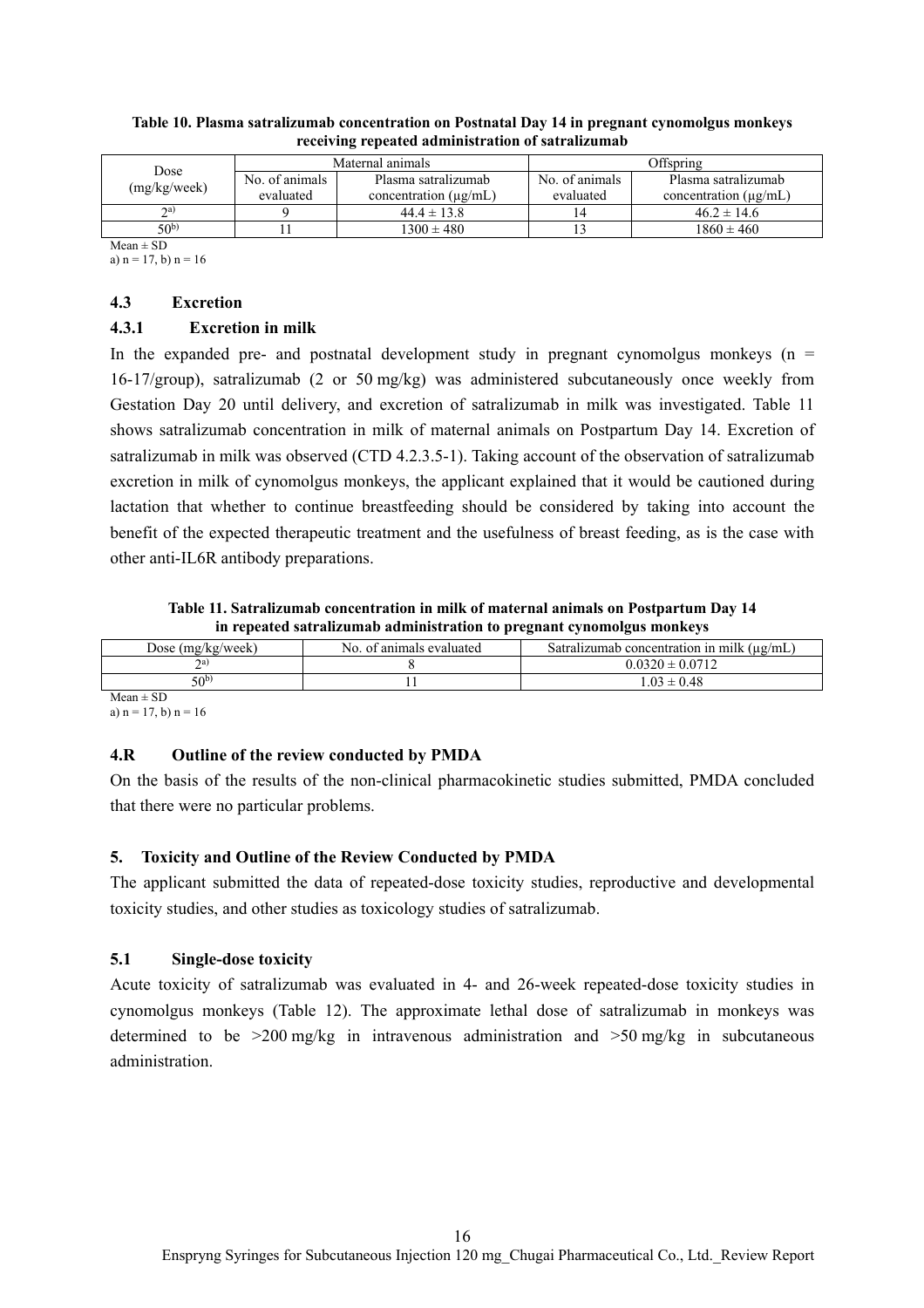**Table 10. Plasma satralizumab concentration on Postnatal Day 14 in pregnant cynomolgus monkeys receiving repeated administration of satralizumab**

| Dose (mg/kg/week) | Maternal animals | | Offspring | |
|---|---|---|---|---|
| | No. of animals evaluated | Plasma satralizumab concentration (μg/mL) | No. of animals evaluated | Plasma satralizumab concentration (μg/mL) |
| 2[a)] | 9 | 44.4 ± 13.8 | 14 | 46.2 ± 14.6 |
| 50[b)] | 11 | 1300 ± 480 | 13 | 1860 ± 460 |

Mean ± SD
a) n = 17, b) n = 16

### 4.3 Excretion

#### 4.3.1 Excretion in milk

In the expanded pre- and postnatal development study in pregnant cynomolgus monkeys (n = 16-17/group), satralizumab (2 or 50 mg/kg) was administered subcutaneously once weekly from Gestation Day 20 until delivery, and excretion of satralizumab in milk was investigated. Table 11 shows satralizumab concentration in milk of maternal animals on Postpartum Day 14. Excretion of satralizumab in milk was observed (CTD 4.2.3.5-1). Taking account of the observation of satralizumab excretion in milk of cynomolgus monkeys, the applicant explained that it would be cautioned during lactation that whether to continue breastfeeding should be considered by taking into account the benefit of the expected therapeutic treatment and the usefulness of breast feeding, as is the case with other anti-IL6R antibody preparations.

**Table 11. Satralizumab concentration in milk of maternal animals on Postpartum Day 14 in repeated satralizumab administration to pregnant cynomolgus monkeys**

| Dose (mg/kg/week) | No. of animals evaluated | Satralizumab concentration in milk (μg/mL) |
|---|---|---|
| 2[a)] | 8 | 0.0320 ± 0.0712 |
| 50[b)] | 11 | 1.03 ± 0.48 |

Mean ± SD
a) n = 17, b) n = 16

### 4.R Outline of the review conducted by PMDA

On the basis of the results of the non-clinical pharmacokinetic studies submitted, PMDA concluded that there were no particular problems.

## 5. Toxicity and Outline of the Review Conducted by PMDA

The applicant submitted the data of repeated-dose toxicity studies, reproductive and developmental toxicity studies, and other studies as toxicology studies of satralizumab.

### 5.1 Single-dose toxicity

Acute toxicity of satralizumab was evaluated in 4- and 26-week repeated-dose toxicity studies in cynomolgus monkeys (Table 12). The approximate lethal dose of satralizumab in monkeys was determined to be >200 mg/kg in intravenous administration and >50 mg/kg in subcutaneous administration.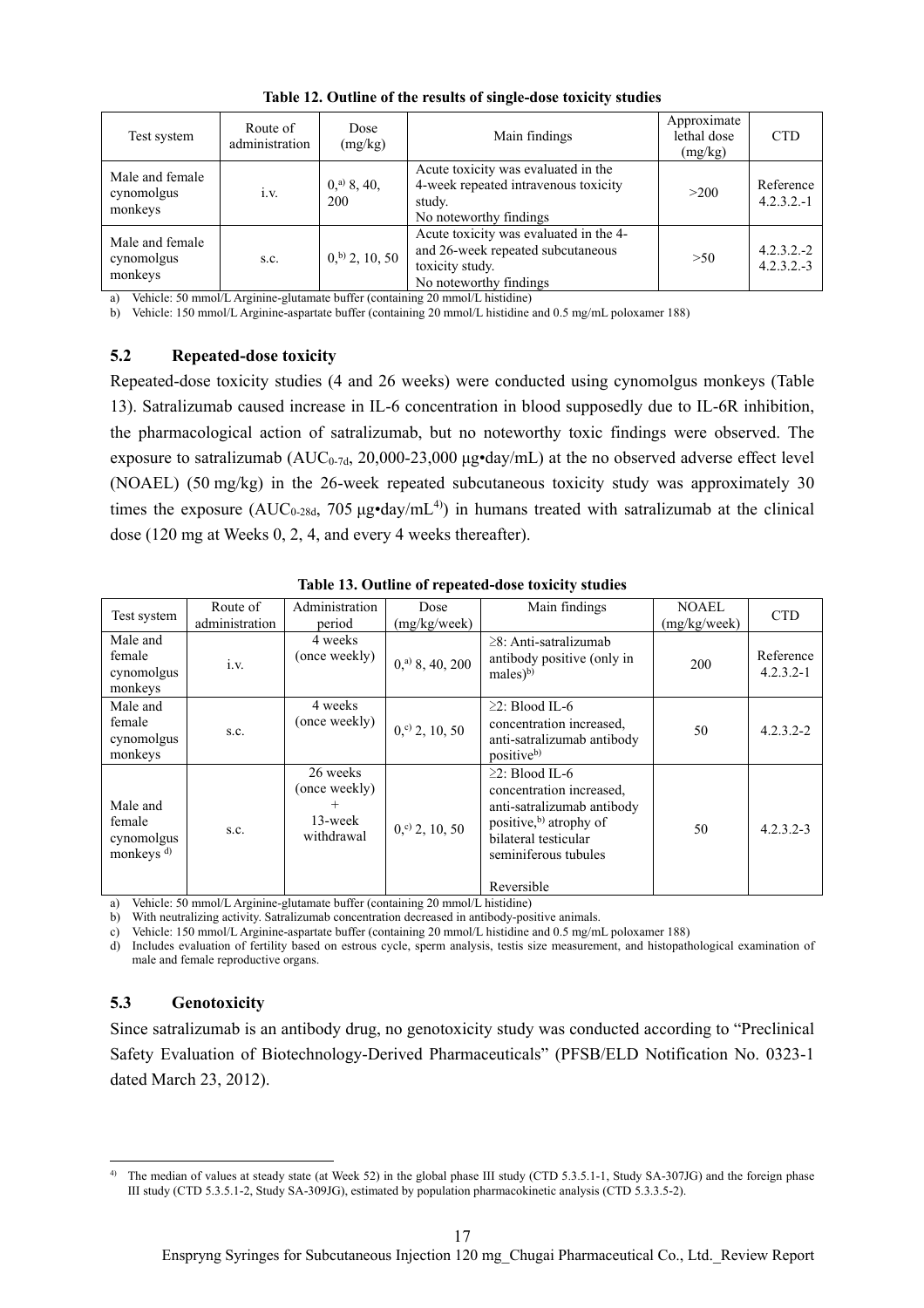**Table 12. Outline of the results of single-dose toxicity studies**

| Test system | Route of administration | Dose (mg/kg) | Main findings | Approximate lethal dose (mg/kg) | CTD |
|---|---|---|---|---|---|
| Male and female cynomolgus monkeys | i.v. | 0,[a] 8, 40, 200 | Acute toxicity was evaluated in the 4-week repeated intravenous toxicity study. No noteworthy findings | >200 | Reference 4.2.3.2.-1 |
| Male and female cynomolgus monkeys | s.c. | 0,[b] 2, 10, 50 | Acute toxicity was evaluated in the 4- and 26-week repeated subcutaneous toxicity study. No noteworthy findings | >50 | 4.2.3.2.-2 4.2.3.2.-3 |

a) Vehicle: 50 mmol/L Arginine-glutamate buffer (containing 20 mmol/L histidine)
b) Vehicle: 150 mmol/L Arginine-aspartate buffer (containing 20 mmol/L histidine and 0.5 mg/mL poloxamer 188)

### 5.2 Repeated-dose toxicity

Repeated-dose toxicity studies (4 and 26 weeks) were conducted using cynomolgus monkeys (Table 13). Satralizumab caused increase in IL-6 concentration in blood supposedly due to IL-6R inhibition, the pharmacological action of satralizumab, but no noteworthy toxic findings were observed. The exposure to satralizumab ($AUC_{0\text{-}7d}$, 20,000-23,000 μg•day/mL) at the no observed adverse effect level (NOAEL) (50 mg/kg) in the 26-week repeated subcutaneous toxicity study was approximately 30 times the exposure ($AUC_{0\text{-}28d}$, 705 μg•day/mL[4]) in humans treated with satralizumab at the clinical dose (120 mg at Weeks 0, 2, 4, and every 4 weeks thereafter).

**Table 13. Outline of repeated-dose toxicity studies**

| Test system | Route of administration | Administration period | Dose (mg/kg/week) | Main findings | NOAEL (mg/kg/week) | CTD |
|---|---|---|---|---|---|---|
| Male and female cynomolgus monkeys | i.v. | 4 weeks (once weekly) | 0,[a] 8, 40, 200 | ≥8: Anti-satralizumab antibody positive (only in males)[b] | 200 | Reference 4.2.3.2-1 |
| Male and female cynomolgus monkeys | s.c. | 4 weeks (once weekly) | 0,[c] 2, 10, 50 | ≥2: Blood IL-6 concentration increased, anti-satralizumab antibody positive[b] | 50 | 4.2.3.2-2 |
| Male and female cynomolgus monkeys [d] | s.c. | 26 weeks (once weekly) + 13-week withdrawal | 0,[c] 2, 10, 50 | ≥2: Blood IL-6 concentration increased, anti-satralizumab antibody positive,[b] atrophy of bilateral testicular seminiferous tubules<br><br>Reversible | 50 | 4.2.3.2-3 |

a) Vehicle: 50 mmol/L Arginine-glutamate buffer (containing 20 mmol/L histidine)
b) With neutralizing activity. Satralizumab concentration decreased in antibody-positive animals.
c) Vehicle: 150 mmol/L Arginine-aspartate buffer (containing 20 mmol/L histidine and 0.5 mg/mL poloxamer 188)
d) Includes evaluation of fertility based on estrous cycle, sperm analysis, testis size measurement, and histopathological examination of male and female reproductive organs.

### 5.3 Genotoxicity

Since satralizumab is an antibody drug, no genotoxicity study was conducted according to "Preclinical Safety Evaluation of Biotechnology-Derived Pharmaceuticals" (PFSB/ELD Notification No. 0323-1 dated March 23, 2012).

---

4) The median of values at steady state (at Week 52) in the global phase III study (CTD 5.3.5.1-1, Study SA-307JG) and the foreign phase III study (CTD 5.3.5.1-2, Study SA-309JG), estimated by population pharmacokinetic analysis (CTD 5.3.3.5-2).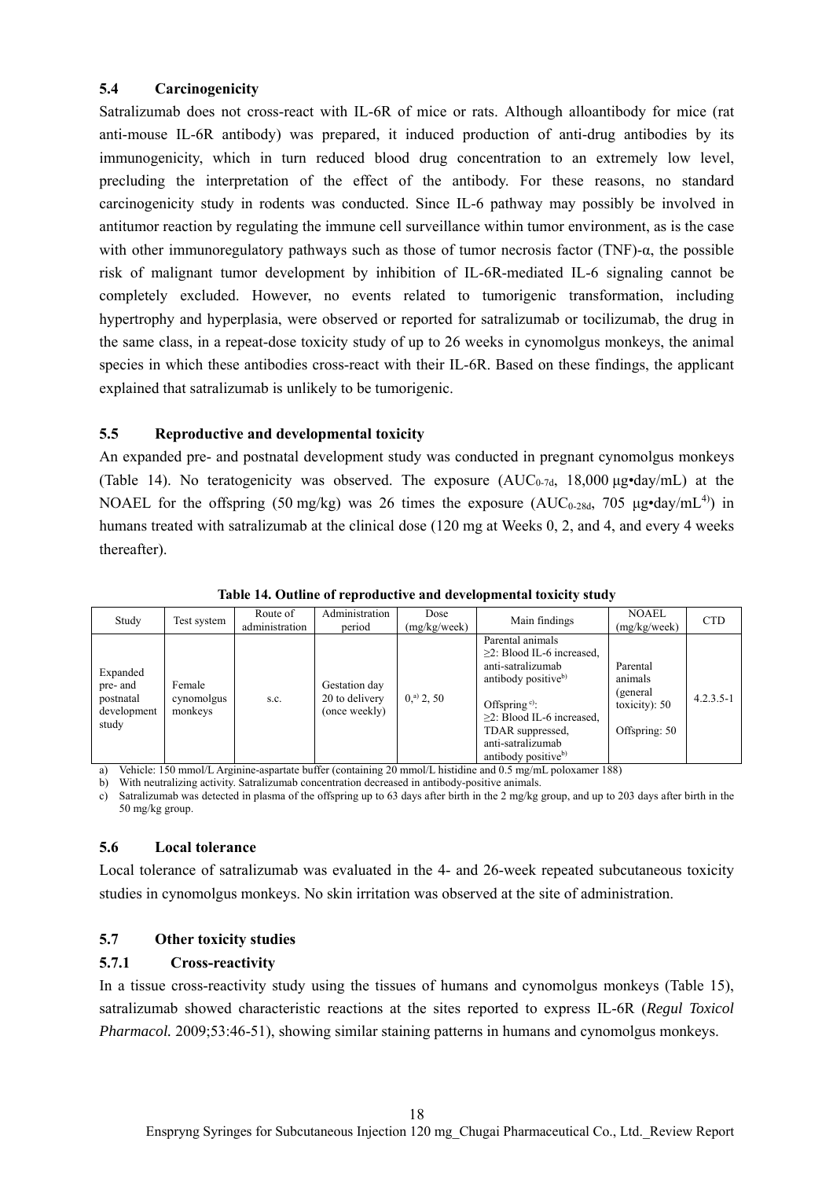### 5.4 Carcinogenicity

Satralizumab does not cross-react with IL-6R of mice or rats. Although alloantibody for mice (rat anti-mouse IL-6R antibody) was prepared, it induced production of anti-drug antibodies by its immunogenicity, which in turn reduced blood drug concentration to an extremely low level, precluding the interpretation of the effect of the antibody. For these reasons, no standard carcinogenicity study in rodents was conducted. Since IL-6 pathway may possibly be involved in antitumor reaction by regulating the immune cell surveillance within tumor environment, as is the case with other immunoregulatory pathways such as those of tumor necrosis factor (TNF)-α, the possible risk of malignant tumor development by inhibition of IL-6R-mediated IL-6 signaling cannot be completely excluded. However, no events related to tumorigenic transformation, including hypertrophy and hyperplasia, were observed or reported for satralizumab or tocilizumab, the drug in the same class, in a repeat-dose toxicity study of up to 26 weeks in cynomolgus monkeys, the animal species in which these antibodies cross-react with their IL-6R. Based on these findings, the applicant explained that satralizumab is unlikely to be tumorigenic.

### 5.5 Reproductive and developmental toxicity

An expanded pre- and postnatal development study was conducted in pregnant cynomolgus monkeys (Table 14). No teratogenicity was observed. The exposure ($AUC_{0-7d}$, 18,000 µg•day/mL) at the NOAEL for the offspring (50 mg/kg) was 26 times the exposure ($AUC_{0-28d}$, 705 µg•day/mL[4]) in humans treated with satralizumab at the clinical dose (120 mg at Weeks 0, 2, and 4, and every 4 weeks thereafter).

**Table 14. Outline of reproductive and developmental toxicity study**

| Study | Test system | Route of administration | Administration period | Dose (mg/kg/week) | Main findings | NOAEL (mg/kg/week) | CTD |
|---|---|---|---|---|---|---|---|
| Expanded pre- and postnatal development study | Female cynomolgus monkeys | s.c. | Gestation day 20 to delivery (once weekly) | 0,[a] 2, 50 | Parental animals<br>≥2: Blood IL-6 increased, anti-satralizumab antibody positive[b]<br><br>Offspring[c]:<br>≥2: Blood IL-6 increased, TDAR suppressed, anti-satralizumab antibody positive[b] | Parental animals (general toxicity): 50<br><br>Offspring: 50 | 4.2.3.5-1 |

a) Vehicle: 150 mmol/L Arginine-aspartate buffer (containing 20 mmol/L histidine and 0.5 mg/mL poloxamer 188)
b) With neutralizing activity. Satralizumab concentration decreased in antibody-positive animals.
c) Satralizumab was detected in plasma of the offspring up to 63 days after birth in the 2 mg/kg group, and up to 203 days after birth in the 50 mg/kg group.

### 5.6 Local tolerance

Local tolerance of satralizumab was evaluated in the 4- and 26-week repeated subcutaneous toxicity studies in cynomolgus monkeys. No skin irritation was observed at the site of administration.

### 5.7 Other toxicity studies

#### 5.7.1 Cross-reactivity

In a tissue cross-reactivity study using the tissues of humans and cynomolgus monkeys (Table 15), satralizumab showed characteristic reactions at the sites reported to express IL-6R (*Regul Toxicol Pharmacol.* 2009;53:46-51), showing similar staining patterns in humans and cynomolgus monkeys.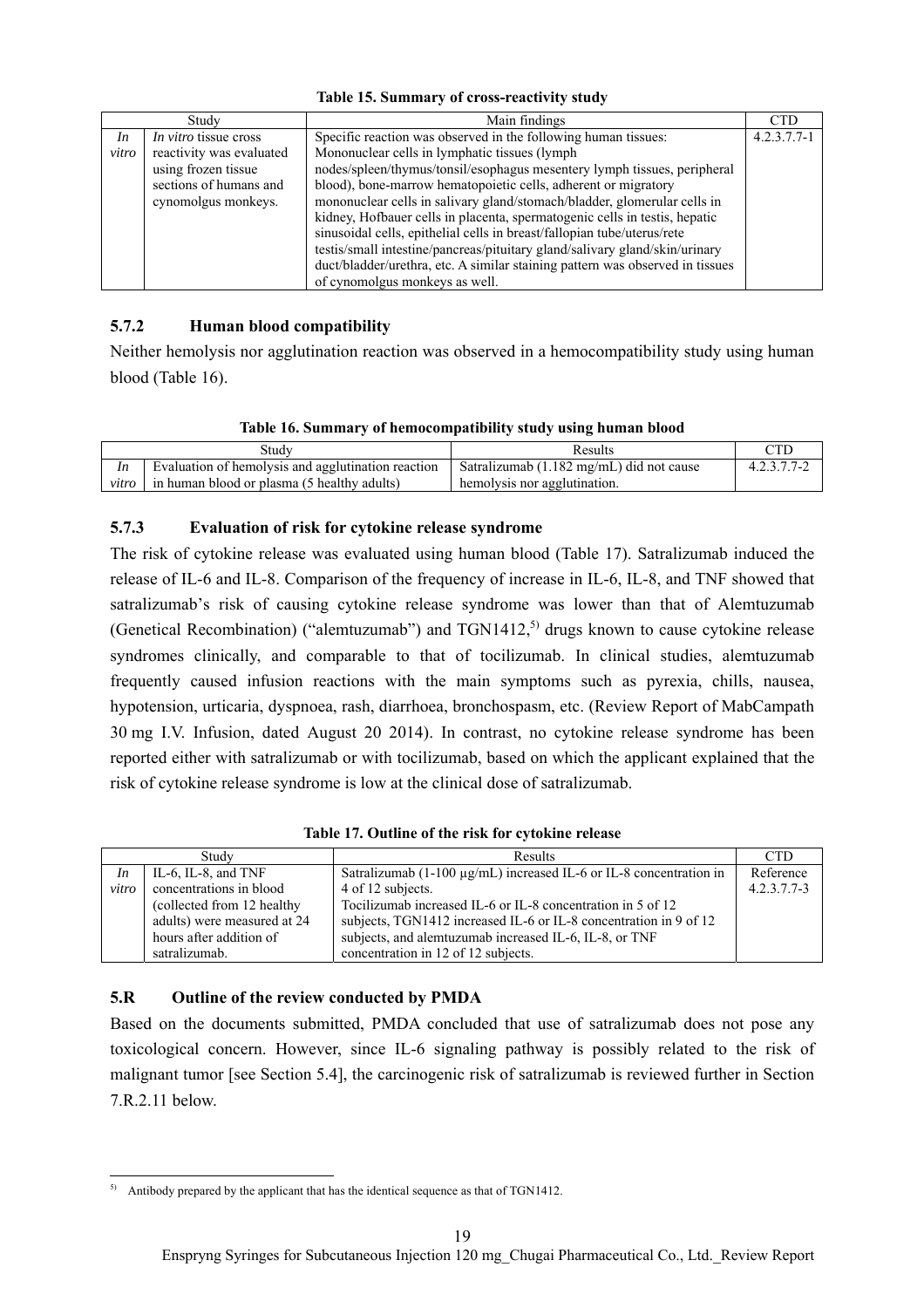**Table 15. Summary of cross-reactivity study**

| Study | | Main findings | CTD |
|---|---|---|---|
| *In vitro* | *In vitro* tissue cross reactivity was evaluated using frozen tissue sections of humans and cynomolgus monkeys. | Specific reaction was observed in the following human tissues: Mononuclear cells in lymphatic tissues (lymph nodes/spleen/thymus/tonsil/esophagus mesentery lymph tissues, peripheral blood), bone-marrow hematopoietic cells, adherent or migratory mononuclear cells in salivary gland/stomach/bladder, glomerular cells in kidney, Hofbauer cells in placenta, spermatogenic cells in testis, hepatic sinusoidal cells, epithelial cells in breast/fallopian tube/uterus/rete testis/small intestine/pancreas/pituitary gland/salivary gland/skin/urinary duct/bladder/urethra, etc. A similar staining pattern was observed in tissues of cynomolgus monkeys as well. | 4.2.3.7.7-1 |

### 5.7.2 Human blood compatibility

Neither hemolysis nor agglutination reaction was observed in a hemocompatibility study using human blood (Table 16).

**Table 16. Summary of hemocompatibility study using human blood**

| Study | | Results | CTD |
|---|---|---|---|
| *In vitro* | Evaluation of hemolysis and agglutination reaction in human blood or plasma (5 healthy adults) | Satralizumab (1.182 mg/mL) did not cause hemolysis nor agglutination. | 4.2.3.7.7-2 |

### 5.7.3 Evaluation of risk for cytokine release syndrome

The risk of cytokine release was evaluated using human blood (Table 17). Satralizumab induced the release of IL-6 and IL-8. Comparison of the frequency of increase in IL-6, IL-8, and TNF showed that satralizumab's risk of causing cytokine release syndrome was lower than that of Alemtuzumab (Genetical Recombination) ("alemtuzumab") and TGN1412,[5] drugs known to cause cytokine release syndromes clinically, and comparable to that of tocilizumab. In clinical studies, alemtuzumab frequently caused infusion reactions with the main symptoms such as pyrexia, chills, nausea, hypotension, urticaria, dyspnoea, rash, diarrhoea, bronchospasm, etc. (Review Report of MabCampath 30 mg I.V. Infusion, dated August 20 2014). In contrast, no cytokine release syndrome has been reported either with satralizumab or with tocilizumab, based on which the applicant explained that the risk of cytokine release syndrome is low at the clinical dose of satralizumab.

**Table 17. Outline of the risk for cytokine release**

| Study | | Results | CTD |
|---|---|---|---|
| *In vitro* | IL-6, IL-8, and TNF concentrations in blood (collected from 12 healthy adults) were measured at 24 hours after addition of satralizumab. | Satralizumab (1-100 μg/mL) increased IL-6 or IL-8 concentration in 4 of 12 subjects. Tocilizumab increased IL-6 or IL-8 concentration in 5 of 12 subjects, TGN1412 increased IL-6 or IL-8 concentration in 9 of 12 subjects, and alemtuzumab increased IL-6, IL-8, or TNF concentration in 12 of 12 subjects. | Reference 4.2.3.7.7-3 |

## 5.R Outline of the review conducted by PMDA

Based on the documents submitted, PMDA concluded that use of satralizumab does not pose any toxicological concern. However, since IL-6 signaling pathway is possibly related to the risk of malignant tumor [see Section 5.4], the carcinogenic risk of satralizumab is reviewed further in Section 7.R.2.11 below.

---

[5] Antibody prepared by the applicant that has the identical sequence as that of TGN1412.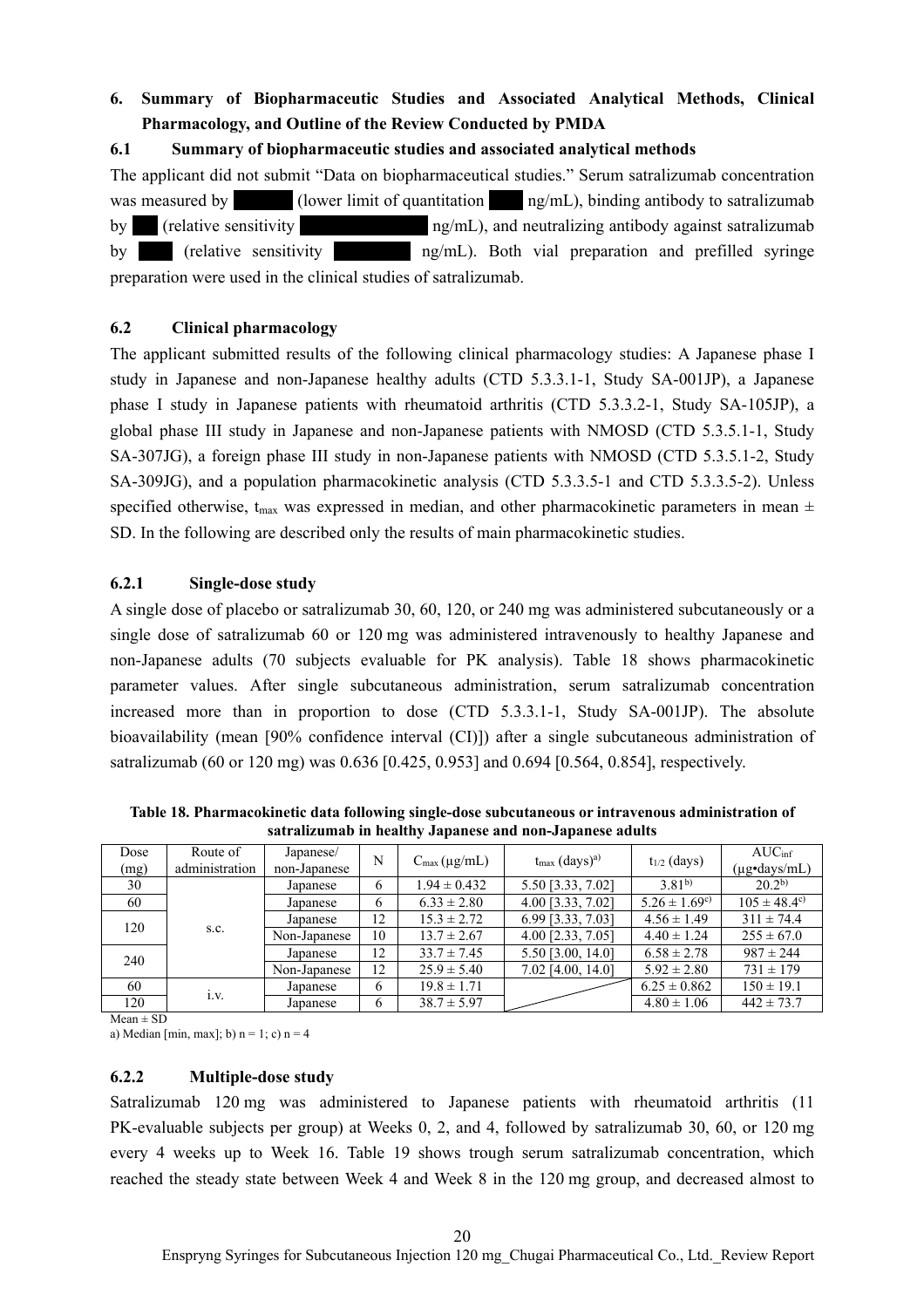## 6. Summary of Biopharmaceutic Studies and Associated Analytical Methods, Clinical Pharmacology, and Outline of the Review Conducted by PMDA

### 6.1 Summary of biopharmaceutic studies and associated analytical methods

The applicant did not submit "Data on biopharmaceutical studies." Serum satralizumab concentration was measured by ███ (lower limit of quantitation ███ ng/mL), binding antibody to satralizumab by ███ (relative sensitivity ███ ng/mL), and neutralizing antibody against satralizumab by ███ (relative sensitivity ███ ng/mL). Both vial preparation and prefilled syringe preparation were used in the clinical studies of satralizumab.

### 6.2 Clinical pharmacology

The applicant submitted results of the following clinical pharmacology studies: A Japanese phase I study in Japanese and non-Japanese healthy adults (CTD 5.3.3.1-1, Study SA-001JP), a Japanese phase I study in Japanese patients with rheumatoid arthritis (CTD 5.3.3.2-1, Study SA-105JP), a global phase III study in Japanese and non-Japanese patients with NMOSD (CTD 5.3.5.1-1, Study SA-307JG), a foreign phase III study in non-Japanese patients with NMOSD (CTD 5.3.5.1-2, Study SA-309JG), and a population pharmacokinetic analysis (CTD 5.3.3.5-1 and CTD 5.3.3.5-2). Unless specified otherwise, $t_{max}$ was expressed in median, and other pharmacokinetic parameters in mean ± SD. In the following are described only the results of main pharmacokinetic studies.

#### 6.2.1 Single-dose study

A single dose of placebo or satralizumab 30, 60, 120, or 240 mg was administered subcutaneously or a single dose of satralizumab 60 or 120 mg was administered intravenously to healthy Japanese and non-Japanese adults (70 subjects evaluable for PK analysis). Table 18 shows pharmacokinetic parameter values. After single subcutaneous administration, serum satralizumab concentration increased more than in proportion to dose (CTD 5.3.3.1-1, Study SA-001JP). The absolute bioavailability (mean [90% confidence interval (CI)]) after a single subcutaneous administration of satralizumab (60 or 120 mg) was 0.636 [0.425, 0.953] and 0.694 [0.564, 0.854], respectively.

**Table 18. Pharmacokinetic data following single-dose subcutaneous or intravenous administration of satralizumab in healthy Japanese and non-Japanese adults**

| Dose (mg) | Route of administration | Japanese/ non-Japanese | N | $C_{max}$ (μg/mL) | $t_{max}$ (days)[a] | $t_{1/2}$ (days) | $AUC_{inf}$ (μg•days/mL) |
|---|---|---|---|---|---|---|---|
| 30 | s.c. | Japanese | 6 | 1.94 ± 0.432 | 5.50 [3.33, 7.02] | 3.81[b] | 20.2[b] |
| 60 | | Japanese | 6 | 6.33 ± 2.80 | 4.00 [3.33, 7.02] | 5.26 ± 1.69[c] | 105 ± 48.4[c] |
| 120 | | Japanese | 12 | 15.3 ± 2.72 | 6.99 [3.33, 7.03] | 4.56 ± 1.49 | 311 ± 74.4 |
| | | Non-Japanese | 10 | 13.7 ± 2.67 | 4.00 [2.33, 7.05] | 4.40 ± 1.24 | 255 ± 67.0 |
| 240 | | Japanese | 12 | 33.7 ± 7.45 | 5.50 [3.00, 14.0] | 6.58 ± 2.78 | 987 ± 244 |
| | | Non-Japanese | 12 | 25.9 ± 5.40 | 7.02 [4.00, 14.0] | 5.92 ± 2.80 | 731 ± 179 |
| 60 | i.v. | Japanese | 6 | 19.8 ± 1.71 | | 6.25 ± 0.862 | 150 ± 19.1 |
| 120 | | Japanese | 6 | 38.7 ± 5.97 | | 4.80 ± 1.06 | 442 ± 73.7 |

Mean ± SD

a) Median [min, max]; b) n = 1; c) n = 4

#### 6.2.2 Multiple-dose study

Satralizumab 120 mg was administered to Japanese patients with rheumatoid arthritis (11 PK-evaluable subjects per group) at Weeks 0, 2, and 4, followed by satralizumab 30, 60, or 120 mg every 4 weeks up to Week 16. Table 19 shows trough serum satralizumab concentration, which reached the steady state between Week 4 and Week 8 in the 120 mg group, and decreased almost to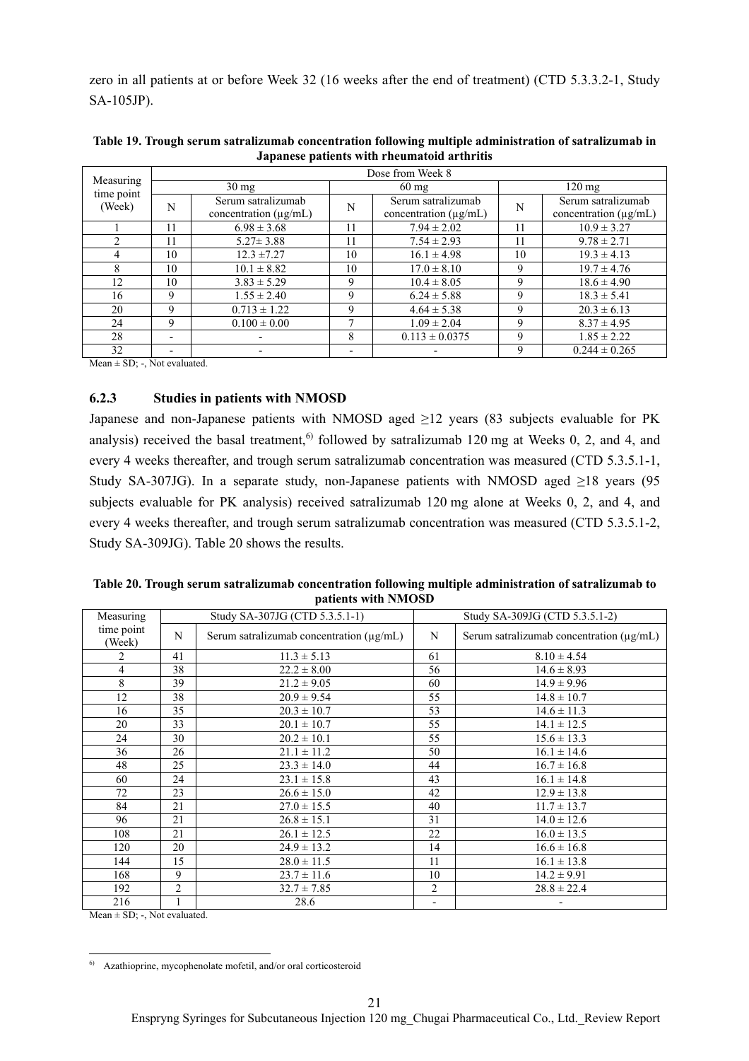zero in all patients at or before Week 32 (16 weeks after the end of treatment) (CTD 5.3.3.2-1, Study SA-105JP).

**Table 19. Trough serum satralizumab concentration following multiple administration of satralizumab in Japanese patients with rheumatoid arthritis**

| Measuring time point (Week) | Dose from Week 8 | | | | | |
|---|---|---|---|---|---|---|
| | 30 mg | | 60 mg | | 120 mg | |
| | N | Serum satralizumab concentration (μg/mL) | N | Serum satralizumab concentration (μg/mL) | N | Serum satralizumab concentration (μg/mL) |
| 1 | 11 | 6.98 ± 3.68 | 11 | 7.94 ± 2.02 | 11 | 10.9 ± 3.27 |
| 2 | 11 | 5.27± 3.88 | 11 | 7.54 ± 2.93 | 11 | 9.78 ± 2.71 |
| 4 | 10 | 12.3 ±7.27 | 10 | 16.1 ± 4.98 | 10 | 19.3 ± 4.13 |
| 8 | 10 | 10.1 ± 8.82 | 10 | 17.0 ± 8.10 | 9 | 19.7 ± 4.76 |
| 12 | 10 | 3.83 ± 5.29 | 9 | 10.4 ± 8.05 | 9 | 18.6 ± 4.90 |
| 16 | 9 | 1.55 ± 2.40 | 9 | 6.24 ± 5.88 | 9 | 18.3 ± 5.41 |
| 20 | 9 | 0.713 ± 1.22 | 9 | 4.64 ± 5.38 | 9 | 20.3 ± 6.13 |
| 24 | 9 | 0.100 ± 0.00 | 7 | 1.09 ± 2.04 | 9 | 8.37 ± 4.95 |
| 28 | - | - | 8 | 0.113 ± 0.0375 | 9 | 1.85 ± 2.22 |
| 32 | - | - | - | - | 9 | 0.244 ± 0.265 |

Mean ± SD; -, Not evaluated.

### 6.2.3 Studies in patients with NMOSD

Japanese and non-Japanese patients with NMOSD aged ≥12 years (83 subjects evaluable for PK analysis) received the basal treatment,[6)] followed by satralizumab 120 mg at Weeks 0, 2, and 4, and every 4 weeks thereafter, and trough serum satralizumab concentration was measured (CTD 5.3.5.1-1, Study SA-307JG). In a separate study, non-Japanese patients with NMOSD aged ≥18 years (95 subjects evaluable for PK analysis) received satralizumab 120 mg alone at Weeks 0, 2, and 4, and every 4 weeks thereafter, and trough serum satralizumab concentration was measured (CTD 5.3.5.1-2, Study SA-309JG). Table 20 shows the results.

**Table 20. Trough serum satralizumab concentration following multiple administration of satralizumab to patients with NMOSD**

| Measuring time point (Week) | Study SA-307JG (CTD 5.3.5.1-1) | | Study SA-309JG (CTD 5.3.5.1-2) | |
|---|---|---|---|---|
| | N | Serum satralizumab concentration (μg/mL) | N | Serum satralizumab concentration (μg/mL) |
| 2 | 41 | 11.3 ± 5.13 | 61 | 8.10 ± 4.54 |
| 4 | 38 | 22.2 ± 8.00 | 56 | 14.6 ± 8.93 |
| 8 | 39 | 21.2 ± 9.05 | 60 | 14.9 ± 9.96 |
| 12 | 38 | 20.9 ± 9.54 | 55 | 14.8 ± 10.7 |
| 16 | 35 | 20.3 ± 10.7 | 53 | 14.6 ± 11.3 |
| 20 | 33 | 20.1 ± 10.7 | 55 | 14.1 ± 12.5 |
| 24 | 30 | 20.2 ± 10.1 | 55 | 15.6 ± 13.3 |
| 36 | 26 | 21.1 ± 11.2 | 50 | 16.1 ± 14.6 |
| 48 | 25 | 23.3 ± 14.0 | 44 | 16.7 ± 16.8 |
| 60 | 24 | 23.1 ± 15.8 | 43 | 16.1 ± 14.8 |
| 72 | 23 | 26.6 ± 15.0 | 42 | 12.9 ± 13.8 |
| 84 | 21 | 27.0 ± 15.5 | 40 | 11.7 ± 13.7 |
| 96 | 21 | 26.8 ± 15.1 | 31 | 14.0 ± 12.6 |
| 108 | 21 | 26.1 ± 12.5 | 22 | 16.0 ± 13.5 |
| 120 | 20 | 24.9 ± 13.2 | 14 | 16.6 ± 16.8 |
| 144 | 15 | 28.0 ± 11.5 | 11 | 16.1 ± 13.8 |
| 168 | 9 | 23.7 ± 11.6 | 10 | 14.2 ± 9.91 |
| 192 | 2 | 32.7 ± 7.85 | 2 | 28.8 ± 22.4 |
| 216 | 1 | 28.6 | - | - |

Mean ± SD; -, Not evaluated.

---

6) Azathioprine, mycophenolate mofetil, and/or oral corticosteroid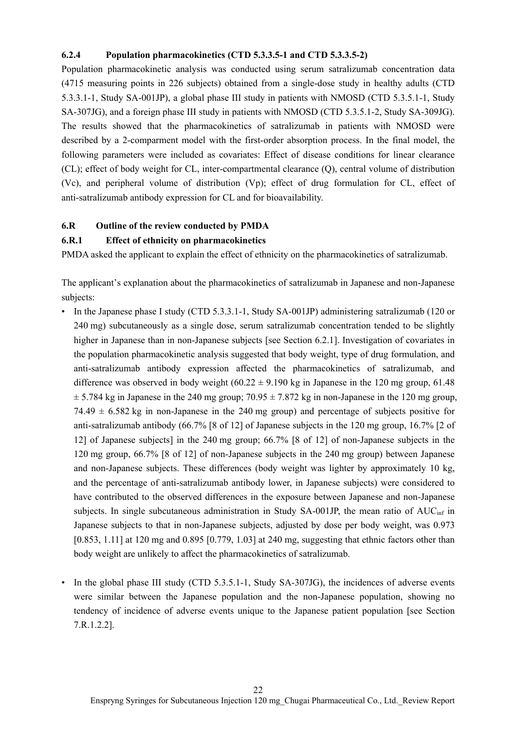#### 6.2.4 Population pharmacokinetics (CTD 5.3.3.5-1 and CTD 5.3.3.5-2)

Population pharmacokinetic analysis was conducted using serum satralizumab concentration data (4715 measuring points in 226 subjects) obtained from a single-dose study in healthy adults (CTD 5.3.3.1-1, Study SA-001JP), a global phase III study in patients with NMOSD (CTD 5.3.5.1-1, Study SA-307JG), and a foreign phase III study in patients with NMOSD (CTD 5.3.5.1-2, Study SA-309JG). The results showed that the pharmacokinetics of satralizumab in patients with NMOSD were described by a 2-comparment model with the first-order absorption process. In the final model, the following parameters were included as covariates: Effect of disease conditions for linear clearance (CL); effect of body weight for CL, inter-compartmental clearance (Q), central volume of distribution (Vc), and peripheral volume of distribution (Vp); effect of drug formulation for CL, effect of anti-satralizumab antibody expression for CL and for bioavailability.

### 6.R Outline of the review conducted by PMDA

#### 6.R.1 Effect of ethnicity on pharmacokinetics

PMDA asked the applicant to explain the effect of ethnicity on the pharmacokinetics of satralizumab.

The applicant's explanation about the pharmacokinetics of satralizumab in Japanese and non-Japanese subjects:

- In the Japanese phase I study (CTD 5.3.3.1-1, Study SA-001JP) administering satralizumab (120 or 240 mg) subcutaneously as a single dose, serum satralizumab concentration tended to be slightly higher in Japanese than in non-Japanese subjects [see Section 6.2.1]. Investigation of covariates in the population pharmacokinetic analysis suggested that body weight, type of drug formulation, and anti-satralizumab antibody expression affected the pharmacokinetics of satralizumab, and difference was observed in body weight (60.22 ± 9.190 kg in Japanese in the 120 mg group, 61.48 ± 5.784 kg in Japanese in the 240 mg group; 70.95 ± 7.872 kg in non-Japanese in the 120 mg group, 74.49 ± 6.582 kg in non-Japanese in the 240 mg group) and percentage of subjects positive for anti-satralizumab antibody (66.7% [8 of 12] of Japanese subjects in the 120 mg group, 16.7% [2 of 12] of Japanese subjects] in the 240 mg group; 66.7% [8 of 12] of non-Japanese subjects in the 120 mg group, 66.7% [8 of 12] of non-Japanese subjects in the 240 mg group) between Japanese and non-Japanese subjects. These differences (body weight was lighter by approximately 10 kg, and the percentage of anti-satralizumab antibody lower, in Japanese subjects) were considered to have contributed to the observed differences in the exposure between Japanese and non-Japanese subjects. In single subcutaneous administration in Study SA-001JP, the mean ratio of $AUC_{inf}$ in Japanese subjects to that in non-Japanese subjects, adjusted by dose per body weight, was 0.973 [0.853, 1.11] at 120 mg and 0.895 [0.779, 1.03] at 240 mg, suggesting that ethnic factors other than body weight are unlikely to affect the pharmacokinetics of satralizumab.

- In the global phase III study (CTD 5.3.5.1-1, Study SA-307JG), the incidences of adverse events were similar between the Japanese population and the non-Japanese population, showing no tendency of incidence of adverse events unique to the Japanese patient population [see Section 7.R.1.2.2].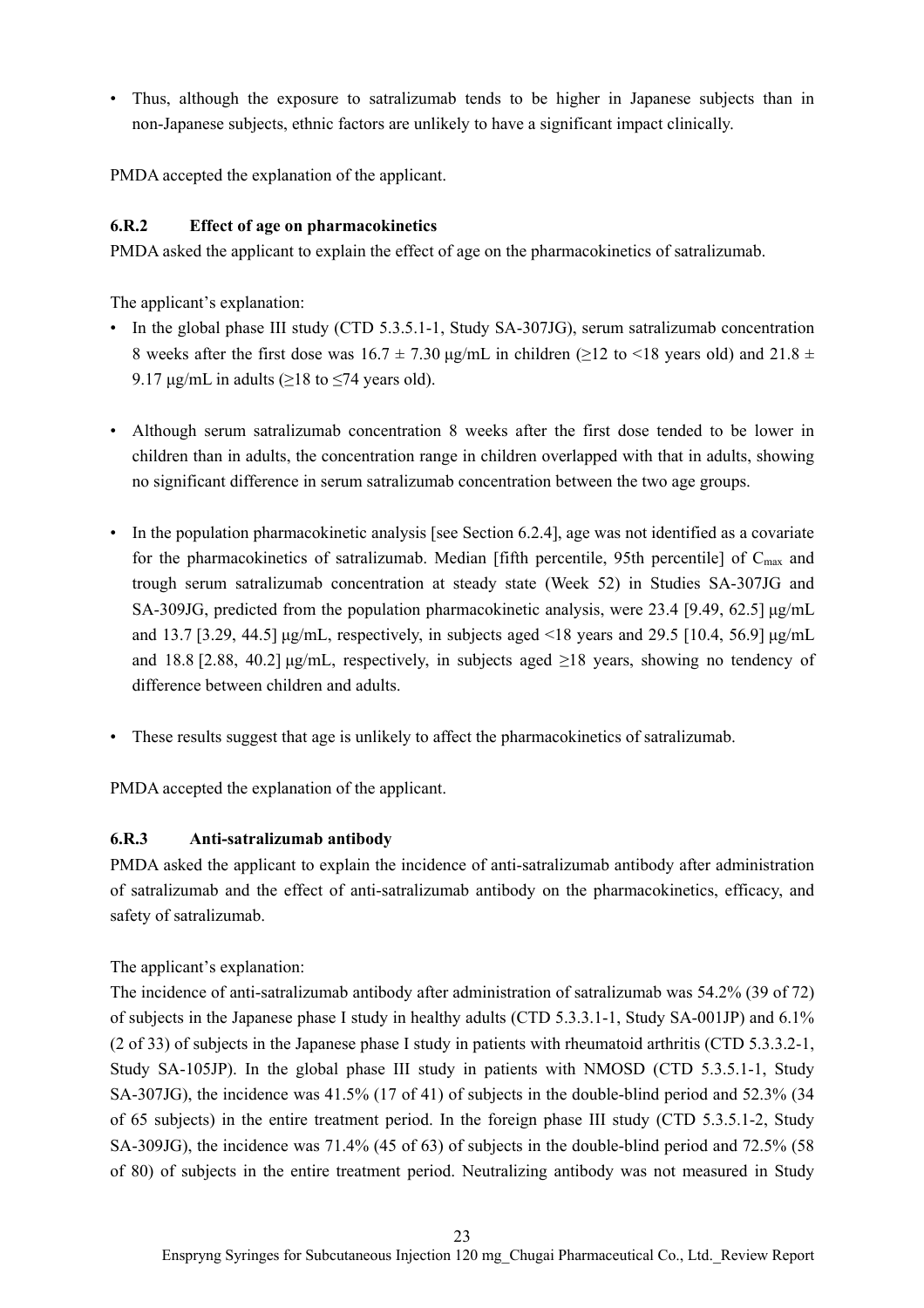- Thus, although the exposure to satralizumab tends to be higher in Japanese subjects than in non-Japanese subjects, ethnic factors are unlikely to have a significant impact clinically.

PMDA accepted the explanation of the applicant.

### 6.R.2 Effect of age on pharmacokinetics

PMDA asked the applicant to explain the effect of age on the pharmacokinetics of satralizumab.

The applicant's explanation:

- In the global phase III study (CTD 5.3.5.1-1, Study SA-307JG), serum satralizumab concentration 8 weeks after the first dose was 16.7 ± 7.30 μg/mL in children (≥12 to <18 years old) and 21.8 ± 9.17 μg/mL in adults (≥18 to ≤74 years old).
- Although serum satralizumab concentration 8 weeks after the first dose tended to be lower in children than in adults, the concentration range in children overlapped with that in adults, showing no significant difference in serum satralizumab concentration between the two age groups.
- In the population pharmacokinetic analysis [see Section 6.2.4], age was not identified as a covariate for the pharmacokinetics of satralizumab. Median [fifth percentile, 95th percentile] of $C_{max}$ and trough serum satralizumab concentration at steady state (Week 52) in Studies SA-307JG and SA-309JG, predicted from the population pharmacokinetic analysis, were 23.4 [9.49, 62.5] μg/mL and 13.7 [3.29, 44.5] μg/mL, respectively, in subjects aged <18 years and 29.5 [10.4, 56.9] μg/mL and 18.8 [2.88, 40.2] μg/mL, respectively, in subjects aged ≥18 years, showing no tendency of difference between children and adults.
- These results suggest that age is unlikely to affect the pharmacokinetics of satralizumab.

PMDA accepted the explanation of the applicant.

### 6.R.3 Anti-satralizumab antibody

PMDA asked the applicant to explain the incidence of anti-satralizumab antibody after administration of satralizumab and the effect of anti-satralizumab antibody on the pharmacokinetics, efficacy, and safety of satralizumab.

The applicant's explanation:

The incidence of anti-satralizumab antibody after administration of satralizumab was 54.2% (39 of 72) of subjects in the Japanese phase I study in healthy adults (CTD 5.3.3.1-1, Study SA-001JP) and 6.1% (2 of 33) of subjects in the Japanese phase I study in patients with rheumatoid arthritis (CTD 5.3.3.2-1, Study SA-105JP). In the global phase III study in patients with NMOSD (CTD 5.3.5.1-1, Study SA-307JG), the incidence was 41.5% (17 of 41) of subjects in the double-blind period and 52.3% (34 of 65 subjects) in the entire treatment period. In the foreign phase III study (CTD 5.3.5.1-2, Study SA-309JG), the incidence was 71.4% (45 of 63) of subjects in the double-blind period and 72.5% (58 of 80) of subjects in the entire treatment period. Neutralizing antibody was not measured in Study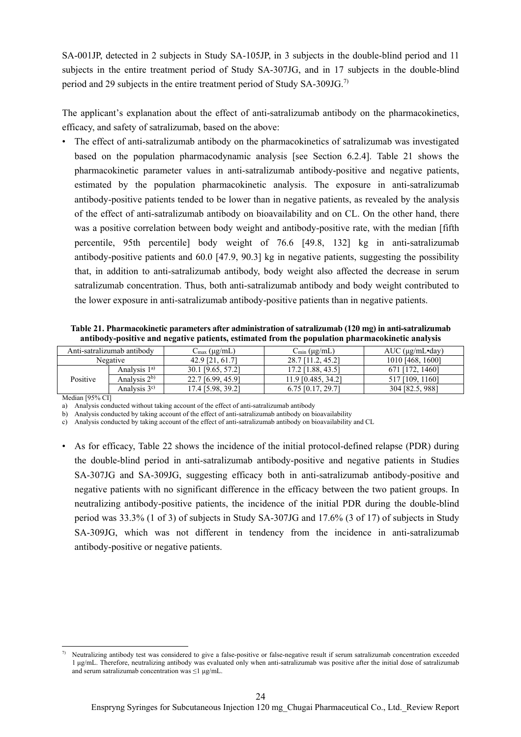SA-001JP, detected in 2 subjects in Study SA-105JP, in 3 subjects in the double-blind period and 11 subjects in the entire treatment period of Study SA-307JG, and in 17 subjects in the double-blind period and 29 subjects in the entire treatment period of Study SA-309JG.[7)]

The applicant's explanation about the effect of anti-satralizumab antibody on the pharmacokinetics, efficacy, and safety of satralizumab, based on the above:

- The effect of anti-satralizumab antibody on the pharmacokinetics of satralizumab was investigated based on the population pharmacodynamic analysis [see Section 6.2.4]. Table 21 shows the pharmacokinetic parameter values in anti-satralizumab antibody-positive and negative patients, estimated by the population pharmacokinetic analysis. The exposure in anti-satralizumab antibody-positive patients tended to be lower than in negative patients, as revealed by the analysis of the effect of anti-satralizumab antibody on bioavailability and on CL. On the other hand, there was a positive correlation between body weight and antibody-positive rate, with the median [fifth percentile, 95th percentile] body weight of 76.6 [49.8, 132] kg in anti-satralizumab antibody-positive patients and 60.0 [47.9, 90.3] kg in negative patients, suggesting the possibility that, in addition to anti-satralizumab antibody, body weight also affected the decrease in serum satralizumab concentration. Thus, both anti-satralizumab antibody and body weight contributed to the lower exposure in anti-satralizumab antibody-positive patients than in negative patients.

**Table 21. Pharmacokinetic parameters after administration of satralizumab (120 mg) in anti-satralizumab antibody-positive and negative patients, estimated from the population pharmacokinetic analysis**

| Anti-satralizumab antibody | | $C_{max}$ (μg/mL) | $C_{min}$ (μg/mL) | AUC (μg/mL•day) |
|---|---|---|---|---|
| Negative | | 42.9 [21, 61.7] | 28.7 [11.2, 45.2] | 1010 [468, 1600] |
| Positive | Analysis 1[a)] | 30.1 [9.65, 57.2] | 17.2 [1.88, 43.5] | 671 [172, 1460] |
| | Analysis 2[b)] | 22.7 [6.99, 45.9] | 11.9 [0.485, 34.2] | 517 [109, 1160] |
| | Analysis 3[c)] | 17.4 [5.98, 39.2] | 6.75 [0.17, 29.7] | 304 [82.5, 988] |

Median [95% CI]

a) Analysis conducted without taking account of the effect of anti-satralizumab antibody

b) Analysis conducted by taking account of the effect of anti-satralizumab antibody on bioavailability

c) Analysis conducted by taking account of the effect of anti-satralizumab antibody on bioavailability and CL

- As for efficacy, Table 22 shows the incidence of the initial protocol-defined relapse (PDR) during the double-blind period in anti-satralizumab antibody-positive and negative patients in Studies SA-307JG and SA-309JG, suggesting efficacy both in anti-satralizumab antibody-positive and negative patients with no significant difference in the efficacy between the two patient groups. In neutralizing antibody-positive patients, the incidence of the initial PDR during the double-blind period was 33.3% (1 of 3) of subjects in Study SA-307JG and 17.6% (3 of 17) of subjects in Study SA-309JG, which was not different in tendency from the incidence in anti-satralizumab antibody-positive or negative patients.

---

7) Neutralizing antibody test was considered to give a false-positive or false-negative result if serum satralizumab concentration exceeded 1 μg/mL. Therefore, neutralizing antibody was evaluated only when anti-satralizumab was positive after the initial dose of satralizumab and serum satralizumab concentration was ≤1 μg/mL.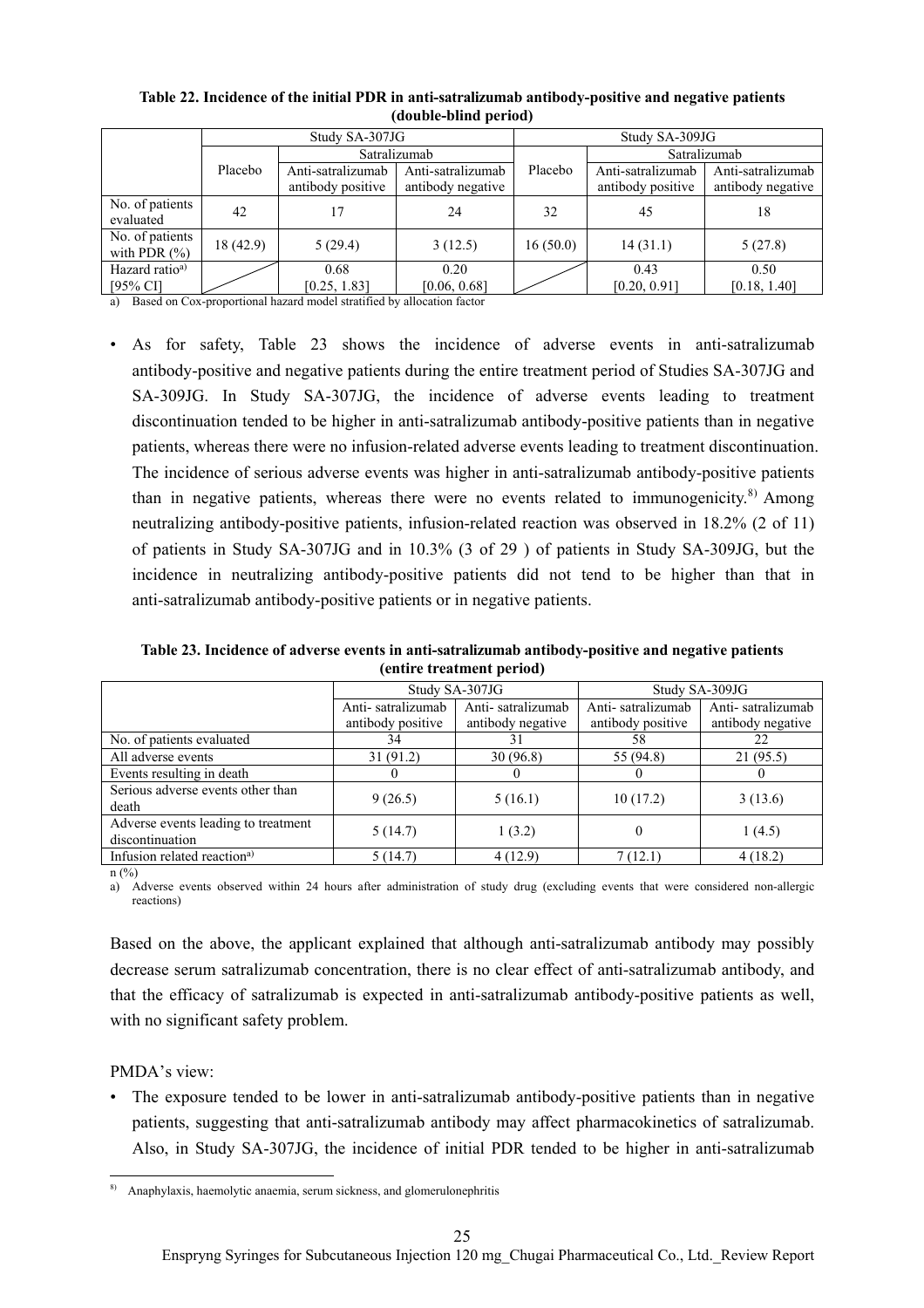**Table 22. Incidence of the initial PDR in anti-satralizumab antibody-positive and negative patients (double-blind period)**

| | Study SA-307JG | | | Study SA-309JG | | |
|---|---|---|---|---|---|---|
| | Placebo | Satralizumab | | Placebo | Satralizumab | |
| | | Anti-satralizumab antibody positive | Anti-satralizumab antibody negative | | Anti-satralizumab antibody positive | Anti-satralizumab antibody negative |
| No. of patients evaluated | 42 | 17 | 24 | 32 | 45 | 18 |
| No. of patients with PDR (%) | 18 (42.9) | 5 (29.4) | 3 (12.5) | 16 (50.0) | 14 (31.1) | 5 (27.8) |
| Hazard ratio[a] [95% CI] | | 0.68 [0.25, 1.83] | 0.20 [0.06, 0.68] | | 0.43 [0.20, 0.91] | 0.50 [0.18, 1.40] |

a) Based on Cox-proportional hazard model stratified by allocation factor

- As for safety, Table 23 shows the incidence of adverse events in anti-satralizumab antibody-positive and negative patients during the entire treatment period of Studies SA-307JG and SA-309JG. In Study SA-307JG, the incidence of adverse events leading to treatment discontinuation tended to be higher in anti-satralizumab antibody-positive patients than in negative patients, whereas there were no infusion-related adverse events leading to treatment discontinuation. The incidence of serious adverse events was higher in anti-satralizumab antibody-positive patients than in negative patients, whereas there were no events related to immunogenicity.[8] Among neutralizing antibody-positive patients, infusion-related reaction was observed in 18.2% (2 of 11) of patients in Study SA-307JG and in 10.3% (3 of 29 ) of patients in Study SA-309JG, but the incidence in neutralizing antibody-positive patients did not tend to be higher than that in anti-satralizumab antibody-positive patients or in negative patients.

**Table 23. Incidence of adverse events in anti-satralizumab antibody-positive and negative patients (entire treatment period)**

| | Study SA-307JG | | Study SA-309JG | |
|---|---|---|---|---|
| | Anti- satralizumab antibody positive | Anti- satralizumab antibody negative | Anti- satralizumab antibody positive | Anti- satralizumab antibody negative |
| No. of patients evaluated | 34 | 31 | 58 | 22 |
| All adverse events | 31 (91.2) | 30 (96.8) | 55 (94.8) | 21 (95.5) |
| Events resulting in death | 0 | 0 | 0 | 0 |
| Serious adverse events other than death | 9 (26.5) | 5 (16.1) | 10 (17.2) | 3 (13.6) |
| Adverse events leading to treatment discontinuation | 5 (14.7) | 1 (3.2) | 0 | 1 (4.5) |
| Infusion related reaction[a] | 5 (14.7) | 4 (12.9) | 7 (12.1) | 4 (18.2) |

n (%)

a) Adverse events observed within 24 hours after administration of study drug (excluding events that were considered non-allergic reactions)

Based on the above, the applicant explained that although anti-satralizumab antibody may possibly decrease serum satralizumab concentration, there is no clear effect of anti-satralizumab antibody, and that the efficacy of satralizumab is expected in anti-satralizumab antibody-positive patients as well, with no significant safety problem.

PMDA's view:

- The exposure tended to be lower in anti-satralizumab antibody-positive patients than in negative patients, suggesting that anti-satralizumab antibody may affect pharmacokinetics of satralizumab. Also, in Study SA-307JG, the incidence of initial PDR tended to be higher in anti-satralizumab

8) Anaphylaxis, haemolytic anaemia, serum sickness, and glomerulonephritis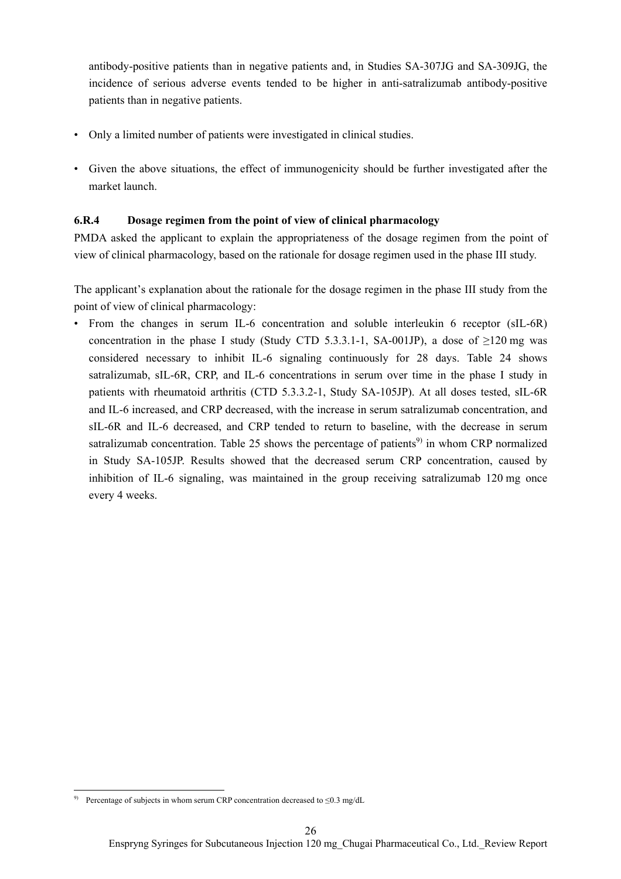antibody-positive patients than in negative patients and, in Studies SA-307JG and SA-309JG, the incidence of serious adverse events tended to be higher in anti-satralizumab antibody-positive patients than in negative patients.

- Only a limited number of patients were investigated in clinical studies.
- Given the above situations, the effect of immunogenicity should be further investigated after the market launch.

### 6.R.4 Dosage regimen from the point of view of clinical pharmacology

PMDA asked the applicant to explain the appropriateness of the dosage regimen from the point of view of clinical pharmacology, based on the rationale for dosage regimen used in the phase III study.

The applicant's explanation about the rationale for the dosage regimen in the phase III study from the point of view of clinical pharmacology:

- From the changes in serum IL-6 concentration and soluble interleukin 6 receptor (sIL-6R) concentration in the phase I study (Study CTD 5.3.3.1-1, SA-001JP), a dose of ≥120 mg was considered necessary to inhibit IL-6 signaling continuously for 28 days. Table 24 shows satralizumab, sIL-6R, CRP, and IL-6 concentrations in serum over time in the phase I study in patients with rheumatoid arthritis (CTD 5.3.3.2-1, Study SA-105JP). At all doses tested, sIL-6R and IL-6 increased, and CRP decreased, with the increase in serum satralizumab concentration, and sIL-6R and IL-6 decreased, and CRP tended to return to baseline, with the decrease in serum satralizumab concentration. Table 25 shows the percentage of patients[9] in whom CRP normalized in Study SA-105JP. Results showed that the decreased serum CRP concentration, caused by inhibition of IL-6 signaling, was maintained in the group receiving satralizumab 120 mg once every 4 weeks.

[9] Percentage of subjects in whom serum CRP concentration decreased to ≤0.3 mg/dL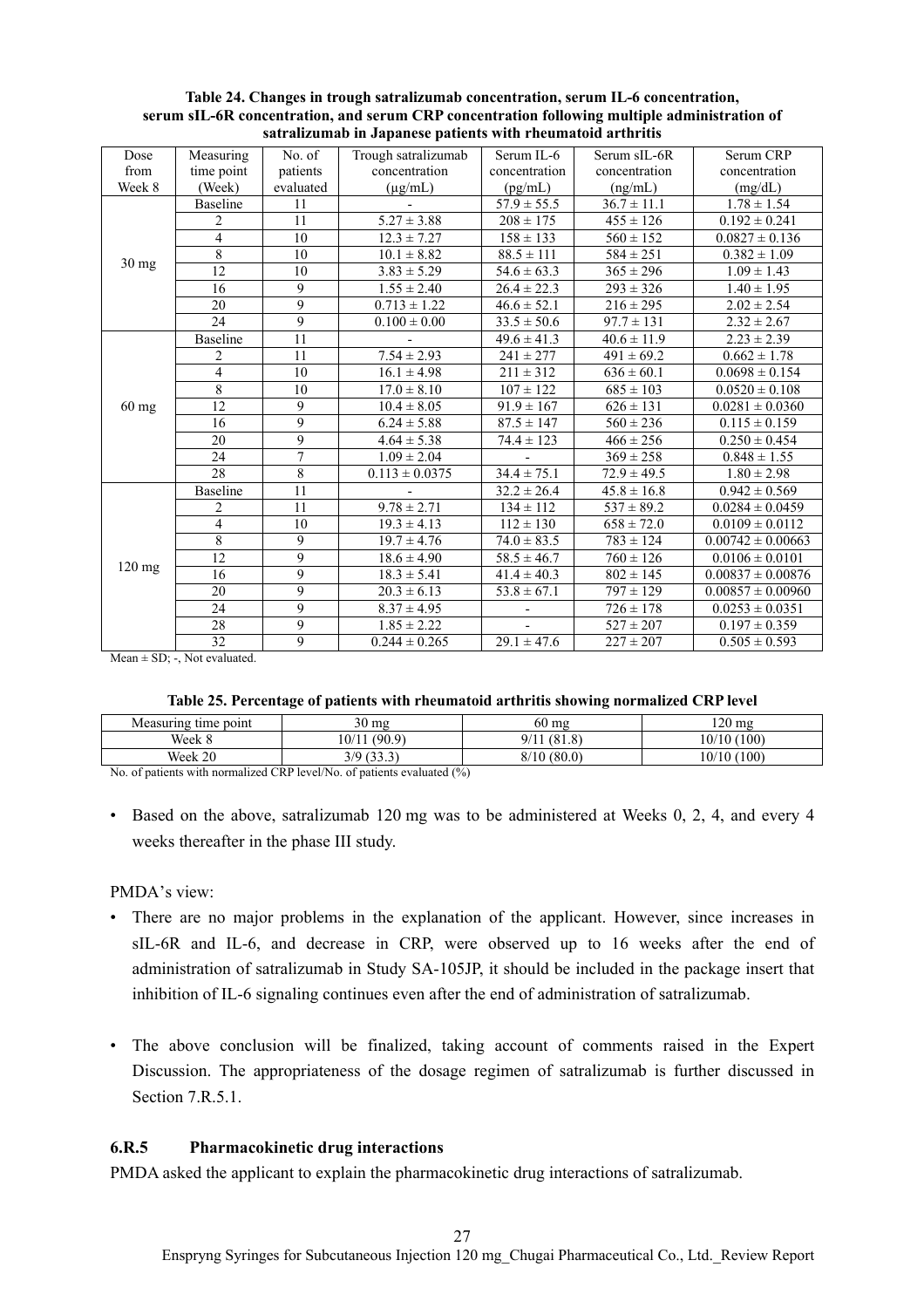**Table 24. Changes in trough satralizumab concentration, serum IL-6 concentration, serum sIL-6R concentration, and serum CRP concentration following multiple administration of satralizumab in Japanese patients with rheumatoid arthritis**

| Dose from Week 8 | Measuring time point (Week) | No. of patients evaluated | Trough satralizumab concentration (μg/mL) | Serum IL-6 concentration (pg/mL) | Serum sIL-6R concentration (ng/mL) | Serum CRP concentration (mg/dL) |
|---|---|---|---|---|---|---|
| 30 mg | Baseline | 11 | - | 57.9 ± 55.5 | 36.7 ± 11.1 | 1.78 ± 1.54 |
| | 2 | 11 | 5.27 ± 3.88 | 208 ± 175 | 455 ± 126 | 0.192 ± 0.241 |
| | 4 | 10 | 12.3 ± 7.27 | 158 ± 133 | 560 ± 152 | 0.0827 ± 0.136 |
| | 8 | 10 | 10.1 ± 8.82 | 88.5 ± 111 | 584 ± 251 | 0.382 ± 1.09 |
| | 12 | 10 | 3.83 ± 5.29 | 54.6 ± 63.3 | 365 ± 296 | 1.09 ± 1.43 |
| | 16 | 9 | 1.55 ± 2.40 | 26.4 ± 22.3 | 293 ± 326 | 1.40 ± 1.95 |
| | 20 | 9 | 0.713 ± 1.22 | 46.6 ± 52.1 | 216 ± 295 | 2.02 ± 2.54 |
| | 24 | 9 | 0.100 ± 0.00 | 33.5 ± 50.6 | 97.7 ± 131 | 2.32 ± 2.67 |
| 60 mg | Baseline | 11 | - | 49.6 ± 41.3 | 40.6 ± 11.9 | 2.23 ± 2.39 |
| | 2 | 11 | 7.54 ± 2.93 | 241 ± 277 | 491 ± 69.2 | 0.662 ± 1.78 |
| | 4 | 10 | 16.1 ± 4.98 | 211 ± 312 | 636 ± 60.1 | 0.0698 ± 0.154 |
| | 8 | 10 | 17.0 ± 8.10 | 107 ± 122 | 685 ± 103 | 0.0520 ± 0.108 |
| | 12 | 9 | 10.4 ± 8.05 | 91.9 ± 167 | 626 ± 131 | 0.0281 ± 0.0360 |
| | 16 | 9 | 6.24 ± 5.88 | 87.5 ± 147 | 560 ± 236 | 0.115 ± 0.159 |
| | 20 | 9 | 4.64 ± 5.38 | 74.4 ± 123 | 466 ± 256 | 0.250 ± 0.454 |
| | 24 | 7 | 1.09 ± 2.04 | - | 369 ± 258 | 0.848 ± 1.55 |
| | 28 | 8 | 0.113 ± 0.0375 | 34.4 ± 75.1 | 72.9 ± 49.5 | 1.80 ± 2.98 |
| 120 mg | Baseline | 11 | - | 32.2 ± 26.4 | 45.8 ± 16.8 | 0.942 ± 0.569 |
| | 2 | 11 | 9.78 ± 2.71 | 134 ± 112 | 537 ± 89.2 | 0.0284 ± 0.0459 |
| | 4 | 10 | 19.3 ± 4.13 | 112 ± 130 | 658 ± 72.0 | 0.0109 ± 0.0112 |
| | 8 | 9 | 19.7 ± 4.76 | 74.0 ± 83.5 | 783 ± 124 | 0.00742 ± 0.00663 |
| | 12 | 9 | 18.6 ± 4.90 | 58.5 ± 46.7 | 760 ± 126 | 0.0106 ± 0.0101 |
| | 16 | 9 | 18.3 ± 5.41 | 41.4 ± 40.3 | 802 ± 145 | 0.00837 ± 0.00876 |
| | 20 | 9 | 20.3 ± 6.13 | 53.8 ± 67.1 | 797 ± 129 | 0.00857 ± 0.00960 |
| | 24 | 9 | 8.37 ± 4.95 | - | 726 ± 178 | 0.0253 ± 0.0351 |
| | 28 | 9 | 1.85 ± 2.22 | - | 527 ± 207 | 0.197 ± 0.359 |
| | 32 | 9 | 0.244 ± 0.265 | 29.1 ± 47.6 | 227 ± 207 | 0.505 ± 0.593 |

Mean ± SD; -, Not evaluated.

**Table 25. Percentage of patients with rheumatoid arthritis showing normalized CRP level**

| Measuring time point | 30 mg | 60 mg | 120 mg |
|---|---|---|---|
| Week 8 | 10/11 (90.9) | 9/11 (81.8) | 10/10 (100) |
| Week 20 | 3/9 (33.3) | 8/10 (80.0) | 10/10 (100) |

No. of patients with normalized CRP level/No. of patients evaluated (%)

- Based on the above, satralizumab 120 mg was to be administered at Weeks 0, 2, 4, and every 4 weeks thereafter in the phase III study.

PMDA's view:

- There are no major problems in the explanation of the applicant. However, since increases in sIL-6R and IL-6, and decrease in CRP, were observed up to 16 weeks after the end of administration of satralizumab in Study SA-105JP, it should be included in the package insert that inhibition of IL-6 signaling continues even after the end of administration of satralizumab.

- The above conclusion will be finalized, taking account of comments raised in the Expert Discussion. The appropriateness of the dosage regimen of satralizumab is further discussed in Section 7.R.5.1.

### 6.R.5 Pharmacokinetic drug interactions

PMDA asked the applicant to explain the pharmacokinetic drug interactions of satralizumab.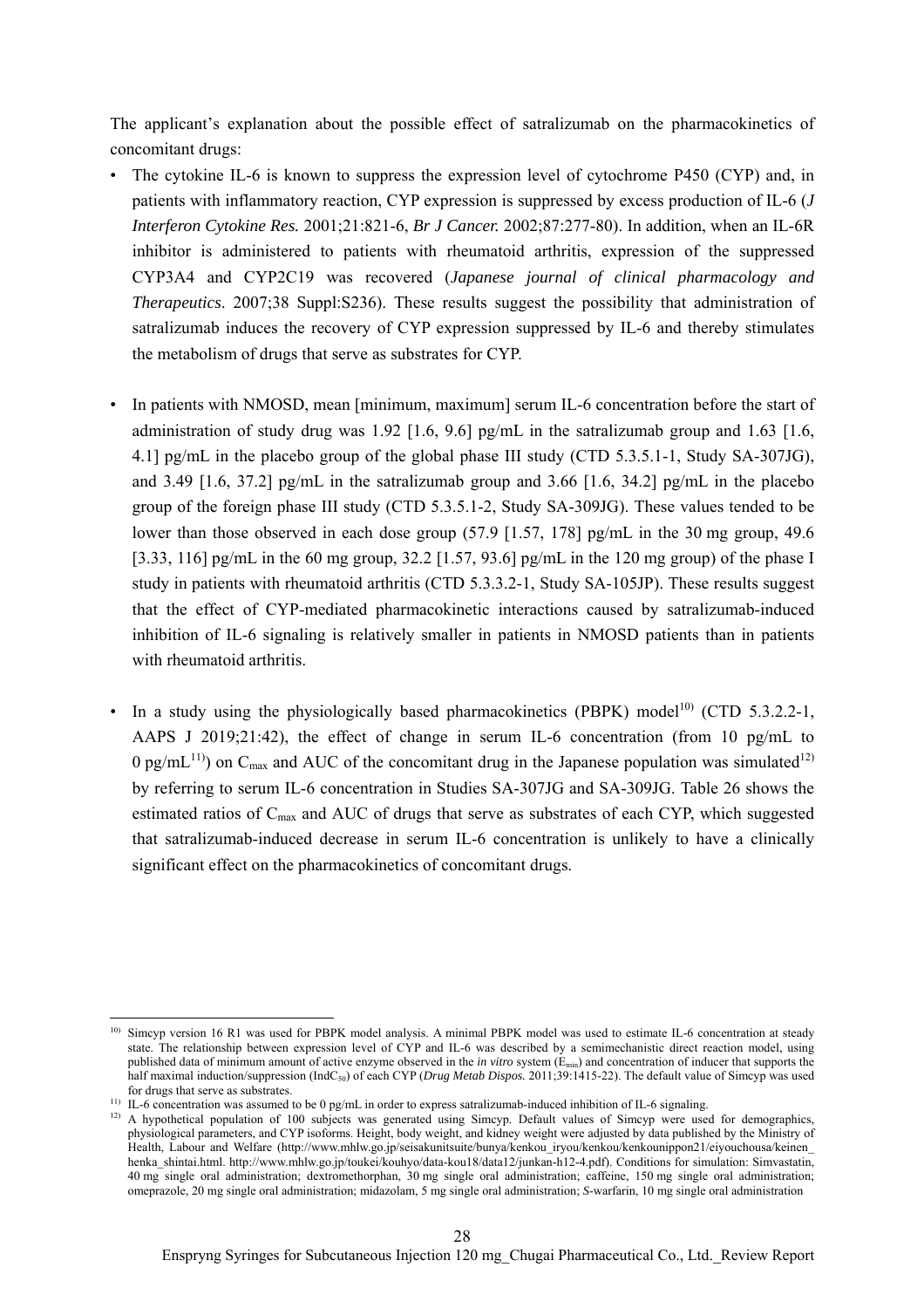The applicant's explanation about the possible effect of satralizumab on the pharmacokinetics of concomitant drugs:

- The cytokine IL-6 is known to suppress the expression level of cytochrome P450 (CYP) and, in patients with inflammatory reaction, CYP expression is suppressed by excess production of IL-6 (*J Interferon Cytokine Res.* 2001;21:821-6, *Br J Cancer.* 2002;87:277-80). In addition, when an IL-6R inhibitor is administered to patients with rheumatoid arthritis, expression of the suppressed CYP3A4 and CYP2C19 was recovered (*Japanese journal of clinical pharmacology and Therapeutics*. 2007;38 Suppl:S236). These results suggest the possibility that administration of satralizumab induces the recovery of CYP expression suppressed by IL-6 and thereby stimulates the metabolism of drugs that serve as substrates for CYP.

- In patients with NMOSD, mean [minimum, maximum] serum IL-6 concentration before the start of administration of study drug was 1.92 [1.6, 9.6] pg/mL in the satralizumab group and 1.63 [1.6, 4.1] pg/mL in the placebo group of the global phase III study (CTD 5.3.5.1-1, Study SA-307JG), and 3.49 [1.6, 37.2] pg/mL in the satralizumab group and 3.66 [1.6, 34.2] pg/mL in the placebo group of the foreign phase III study (CTD 5.3.5.1-2, Study SA-309JG). These values tended to be lower than those observed in each dose group (57.9 [1.57, 178] pg/mL in the 30 mg group, 49.6 [3.33, 116] pg/mL in the 60 mg group, 32.2 [1.57, 93.6] pg/mL in the 120 mg group) of the phase I study in patients with rheumatoid arthritis (CTD 5.3.3.2-1, Study SA-105JP). These results suggest that the effect of CYP-mediated pharmacokinetic interactions caused by satralizumab-induced inhibition of IL-6 signaling is relatively smaller in patients in NMOSD patients than in patients with rheumatoid arthritis.

- In a study using the physiologically based pharmacokinetics (PBPK) model[10] (CTD 5.3.2.2-1, AAPS J 2019;21:42), the effect of change in serum IL-6 concentration (from 10 pg/mL to 0 pg/mL[11]) on $C_{max}$ and AUC of the concomitant drug in the Japanese population was simulated[12] by referring to serum IL-6 concentration in Studies SA-307JG and SA-309JG. Table 26 shows the estimated ratios of $C_{max}$ and AUC of drugs that serve as substrates of each CYP, which suggested that satralizumab-induced decrease in serum IL-6 concentration is unlikely to have a clinically significant effect on the pharmacokinetics of concomitant drugs.

---

[10] Simcyp version 16 R1 was used for PBPK model analysis. A minimal PBPK model was used to estimate IL-6 concentration at steady state. The relationship between expression level of CYP and IL-6 was described by a semimechanistic direct reaction model, using published data of minimum amount of active enzyme observed in the *in vitro* system ($E_{min}$) and concentration of inducer that supports the half maximal induction/suppression ($IndC_{50}$) of each CYP (*Drug Metab Dispos.* 2011;39:1415-22). The default value of Simcyp was used for drugs that serve as substrates.

[11] IL-6 concentration was assumed to be 0 pg/mL in order to express satralizumab-induced inhibition of IL-6 signaling.

[12] A hypothetical population of 100 subjects was generated using Simcyp. Default values of Simcyp were used for demographics, physiological parameters, and CYP isoforms. Height, body weight, and kidney weight were adjusted by data published by the Ministry of Health, Labour and Welfare (http://www.mhlw.go.jp/seisakunitsuite/bunya/kenkou_iryou/kenkou/kenkounippon21/eiyouchousa/keinen_henka_shintai.html. http://www.mhlw.go.jp/toukei/kouhyo/data-kou18/data12/junkan-h12-4.pdf). Conditions for simulation: Simvastatin, 40 mg single oral administration; dextromethorphan, 30 mg single oral administration; caffeine, 150 mg single oral administration; omeprazole, 20 mg single oral administration; midazolam, 5 mg single oral administration; *S*-warfarin, 10 mg single oral administration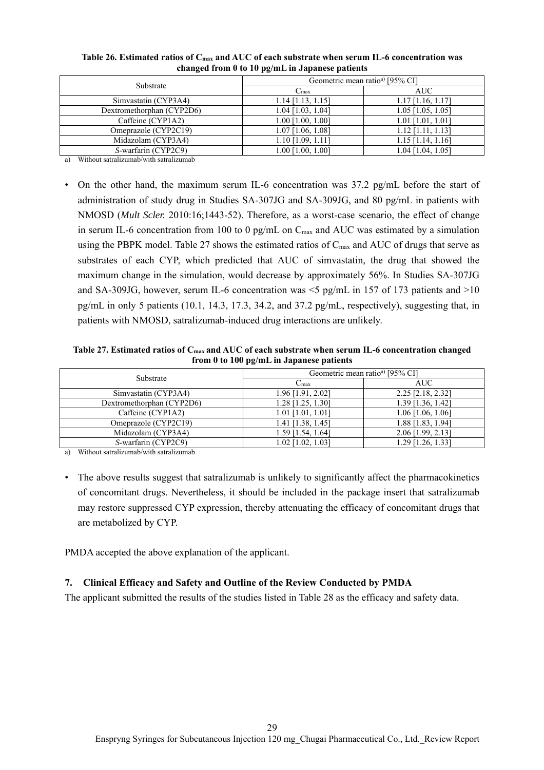**Table 26. Estimated ratios of $C_{max}$ and AUC of each substrate when serum IL-6 concentration was changed from 0 to 10 pg/mL in Japanese patients**

| Substrate | Geometric mean ratio[a)] [95% CI] | |
|---|---|---|
| | $C_{max}$ | AUC |
| Simvastatin (CYP3A4) | 1.14 [1.13, 1.15] | 1.17 [1.16, 1.17] |
| Dextromethorphan (CYP2D6) | 1.04 [1.03, 1.04] | 1.05 [1.05, 1.05] |
| Caffeine (CYP1A2) | 1.00 [1.00, 1.00] | 1.01 [1.01, 1.01] |
| Omeprazole (CYP2C19) | 1.07 [1.06, 1.08] | 1.12 [1.11, 1.13] |
| Midazolam (CYP3A4) | 1.10 [1.09, 1.11] | 1.15 [1.14, 1.16] |
| *S*-warfarin (CYP2C9) | 1.00 [1.00, 1.00] | 1.04 [1.04, 1.05] |

a) Without satralizumab/with satralizumab

- On the other hand, the maximum serum IL-6 concentration was 37.2 pg/mL before the start of administration of study drug in Studies SA-307JG and SA-309JG, and 80 pg/mL in patients with NMOSD (*Mult Scler.* 2010:16;1443-52). Therefore, as a worst-case scenario, the effect of change in serum IL-6 concentration from 100 to 0 pg/mL on $C_{max}$ and AUC was estimated by a simulation using the PBPK model. Table 27 shows the estimated ratios of $C_{max}$ and AUC of drugs that serve as substrates of each CYP, which predicted that AUC of simvastatin, the drug that showed the maximum change in the simulation, would decrease by approximately 56%. In Studies SA-307JG and SA-309JG, however, serum IL-6 concentration was <5 pg/mL in 157 of 173 patients and >10 pg/mL in only 5 patients (10.1, 14.3, 17.3, 34.2, and 37.2 pg/mL, respectively), suggesting that, in patients with NMOSD, satralizumab-induced drug interactions are unlikely.

**Table 27. Estimated ratios of $C_{max}$ and AUC of each substrate when serum IL-6 concentration changed from 0 to 100 pg/mL in Japanese patients**

| Substrate | Geometric mean ratio[a)] [95% CI] | |
|---|---|---|
| | $C_{max}$ | AUC |
| Simvastatin (CYP3A4) | 1.96 [1.91, 2.02] | 2.25 [2.18, 2.32] |
| Dextromethorphan (CYP2D6) | 1.28 [1.25, 1.30] | 1.39 [1.36, 1.42] |
| Caffeine (CYP1A2) | 1.01 [1.01, 1.01] | 1.06 [1.06, 1.06] |
| Omeprazole (CYP2C19) | 1.41 [1.38, 1.45] | 1.88 [1.83, 1.94] |
| Midazolam (CYP3A4) | 1.59 [1.54, 1.64] | 2.06 [1.99, 2.13] |
| *S*-warfarin (CYP2C9) | 1.02 [1.02, 1.03] | 1.29 [1.26, 1.33] |

a) Without satralizumab/with satralizumab

- The above results suggest that satralizumab is unlikely to significantly affect the pharmacokinetics of concomitant drugs. Nevertheless, it should be included in the package insert that satralizumab may restore suppressed CYP expression, thereby attenuating the efficacy of concomitant drugs that are metabolized by CYP.

PMDA accepted the above explanation of the applicant.

## 7. Clinical Efficacy and Safety and Outline of the Review Conducted by PMDA

The applicant submitted the results of the studies listed in Table 28 as the efficacy and safety data.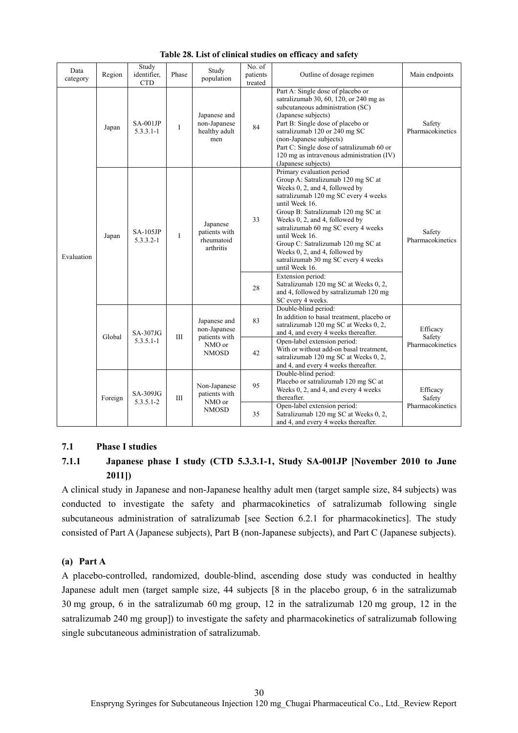**Table 28. List of clinical studies on efficacy and safety**

| Data category | Region | Study identifier, CTD | Phase | Study population | No. of patients treated | Outline of dosage regimen | Main endpoints |
|---|---|---|---|---|---|---|---|
| Evaluation | Japan | SA-001JP 5.3.3.1-1 | I | Japanese and non-Japanese healthy adult men | 84 | Part A: Single dose of placebo or satralizumab 30, 60, 120, or 240 mg as subcutaneous administration (SC) (Japanese subjects) Part B: Single dose of placebo or satralizumab 120 or 240 mg SC (non-Japanese subjects) Part C: Single dose of satralizumab 60 or 120 mg as intravenous administration (IV) (Japanese subjects) | Safety Pharmacokinetics |
| | Japan | SA-105JP 5.3.3.2-1 | I | Japanese patients with rheumatoid arthritis | 33 | Primary evaluation period Group A: Satralizumab 120 mg SC at Weeks 0, 2, and 4, followed by satralizumab 120 mg SC every 4 weeks until Week 16. Group B: Satralizumab 120 mg SC at Weeks 0, 2, and 4, followed by satralizumab 60 mg SC every 4 weeks until Week 16. Group C: Satralizumab 120 mg SC at Weeks 0, 2, and 4, followed by satralizumab 30 mg SC every 4 weeks until Week 16. | Safety Pharmacokinetics |
| | | | | | 28 | Extension period: Satralizumab 120 mg SC at Weeks 0, 2, and 4, followed by satralizumab 120 mg SC every 4 weeks. | |
| | Global | SA-307JG 5.3.5.1-1 | III | Japanese and non-Japanese patients with NMO or NMOSD | 83 | Double-blind period: In addition to basal treatment, placebo or satralizumab 120 mg SC at Weeks 0, 2, and 4, and every 4 weeks thereafter. | Efficacy Safety Pharmacokinetics |
| | | | | | 42 | Open-label extension period: With or without add-on basal treatment, satralizumab 120 mg SC at Weeks 0, 2, and 4, and every 4 weeks thereafter. | |
| | Foreign | SA-309JG 5.3.5.1-2 | III | Non-Japanese patients with NMO or NMOSD | 95 | Double-blind period: Placebo or satralizumab 120 mg SC at Weeks 0, 2, and 4, and every 4 weeks thereafter. | Efficacy Safety Pharmacokinetics |
| | | | | | 35 | Open-label extension period: Satralizumab 120 mg SC at Weeks 0, 2, and 4, and every 4 weeks thereafter. | |

## 7.1 Phase I studies

### 7.1.1 Japanese phase I study (CTD 5.3.3.1-1, Study SA-001JP [November 2010 to June 2011])

A clinical study in Japanese and non-Japanese healthy adult men (target sample size, 84 subjects) was conducted to investigate the safety and pharmacokinetics of satralizumab following single subcutaneous administration of satralizumab [see Section 6.2.1 for pharmacokinetics]. The study consisted of Part A (Japanese subjects), Part B (non-Japanese subjects), and Part C (Japanese subjects).

**(a) Part A**

A placebo-controlled, randomized, double-blind, ascending dose study was conducted in healthy Japanese adult men (target sample size, 44 subjects [8 in the placebo group, 6 in the satralizumab 30 mg group, 6 in the satralizumab 60 mg group, 12 in the satralizumab 120 mg group, 12 in the satralizumab 240 mg group]) to investigate the safety and pharmacokinetics of satralizumab following single subcutaneous administration of satralizumab.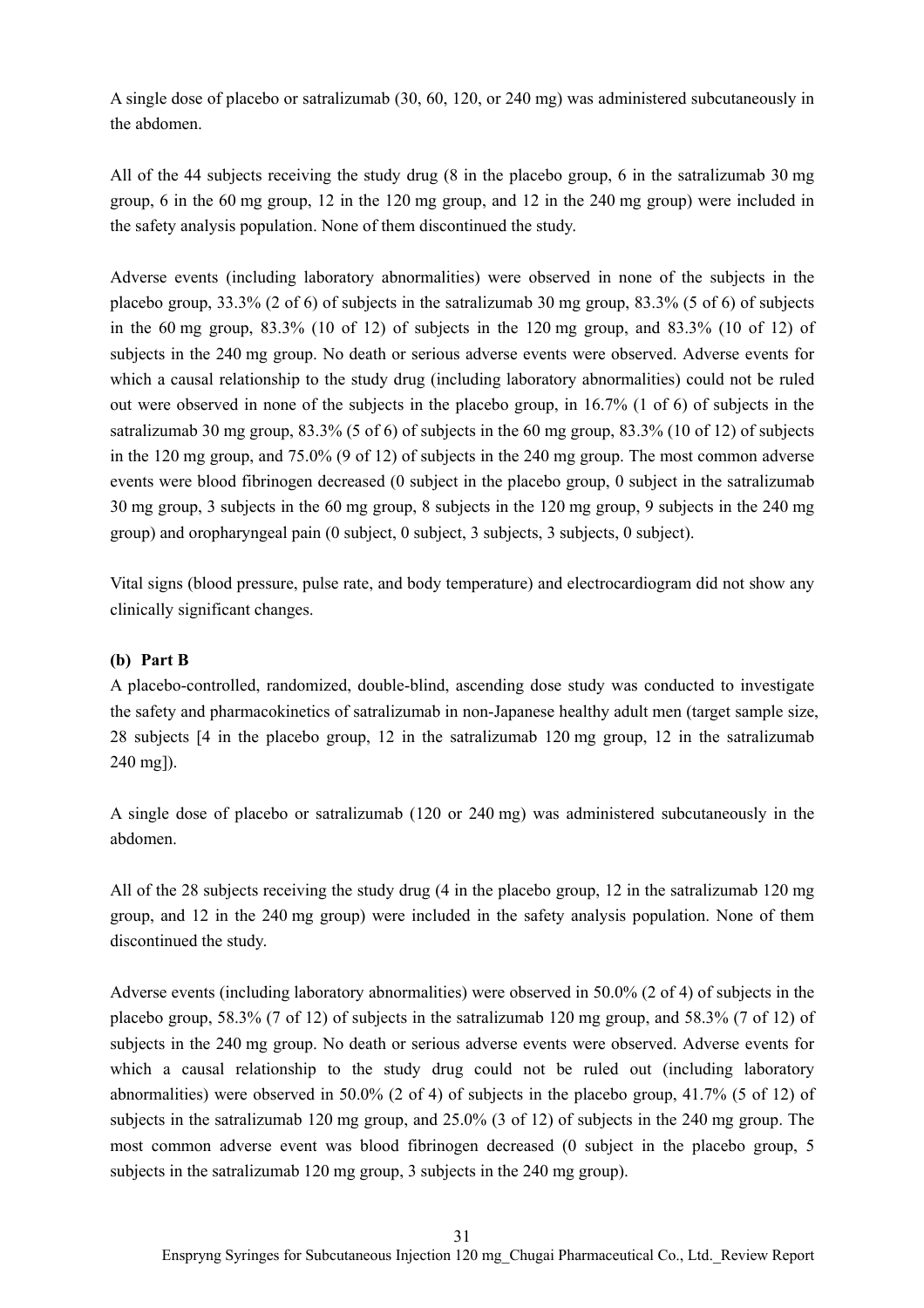A single dose of placebo or satralizumab (30, 60, 120, or 240 mg) was administered subcutaneously in the abdomen.

All of the 44 subjects receiving the study drug (8 in the placebo group, 6 in the satralizumab 30 mg group, 6 in the 60 mg group, 12 in the 120 mg group, and 12 in the 240 mg group) were included in the safety analysis population. None of them discontinued the study.

Adverse events (including laboratory abnormalities) were observed in none of the subjects in the placebo group, 33.3% (2 of 6) of subjects in the satralizumab 30 mg group, 83.3% (5 of 6) of subjects in the 60 mg group, 83.3% (10 of 12) of subjects in the 120 mg group, and 83.3% (10 of 12) of subjects in the 240 mg group. No death or serious adverse events were observed. Adverse events for which a causal relationship to the study drug (including laboratory abnormalities) could not be ruled out were observed in none of the subjects in the placebo group, in 16.7% (1 of 6) of subjects in the satralizumab 30 mg group, 83.3% (5 of 6) of subjects in the 60 mg group, 83.3% (10 of 12) of subjects in the 120 mg group, and 75.0% (9 of 12) of subjects in the 240 mg group. The most common adverse events were blood fibrinogen decreased (0 subject in the placebo group, 0 subject in the satralizumab 30 mg group, 3 subjects in the 60 mg group, 8 subjects in the 120 mg group, 9 subjects in the 240 mg group) and oropharyngeal pain (0 subject, 0 subject, 3 subjects, 3 subjects, 0 subject).

Vital signs (blood pressure, pulse rate, and body temperature) and electrocardiogram did not show any clinically significant changes.

**(b) Part B**

A placebo-controlled, randomized, double-blind, ascending dose study was conducted to investigate the safety and pharmacokinetics of satralizumab in non-Japanese healthy adult men (target sample size, 28 subjects [4 in the placebo group, 12 in the satralizumab 120 mg group, 12 in the satralizumab 240 mg]).

A single dose of placebo or satralizumab (120 or 240 mg) was administered subcutaneously in the abdomen.

All of the 28 subjects receiving the study drug (4 in the placebo group, 12 in the satralizumab 120 mg group, and 12 in the 240 mg group) were included in the safety analysis population. None of them discontinued the study.

Adverse events (including laboratory abnormalities) were observed in 50.0% (2 of 4) of subjects in the placebo group, 58.3% (7 of 12) of subjects in the satralizumab 120 mg group, and 58.3% (7 of 12) of subjects in the 240 mg group. No death or serious adverse events were observed. Adverse events for which a causal relationship to the study drug could not be ruled out (including laboratory abnormalities) were observed in 50.0% (2 of 4) of subjects in the placebo group, 41.7% (5 of 12) of subjects in the satralizumab 120 mg group, and 25.0% (3 of 12) of subjects in the 240 mg group. The most common adverse event was blood fibrinogen decreased (0 subject in the placebo group, 5 subjects in the satralizumab 120 mg group, 3 subjects in the 240 mg group).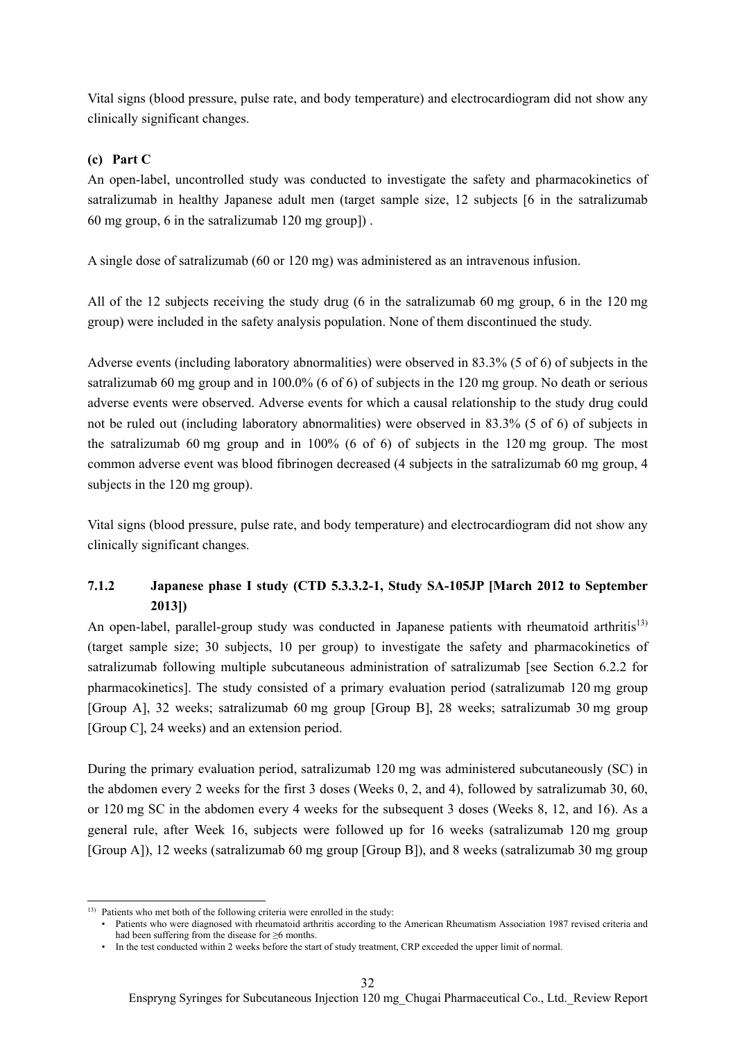Vital signs (blood pressure, pulse rate, and body temperature) and electrocardiogram did not show any clinically significant changes.

#### (c) Part C

An open-label, uncontrolled study was conducted to investigate the safety and pharmacokinetics of satralizumab in healthy Japanese adult men (target sample size, 12 subjects [6 in the satralizumab 60 mg group, 6 in the satralizumab 120 mg group]) .

A single dose of satralizumab (60 or 120 mg) was administered as an intravenous infusion.

All of the 12 subjects receiving the study drug (6 in the satralizumab 60 mg group, 6 in the 120 mg group) were included in the safety analysis population. None of them discontinued the study.

Adverse events (including laboratory abnormalities) were observed in 83.3% (5 of 6) of subjects in the satralizumab 60 mg group and in 100.0% (6 of 6) of subjects in the 120 mg group. No death or serious adverse events were observed. Adverse events for which a causal relationship to the study drug could not be ruled out (including laboratory abnormalities) were observed in 83.3% (5 of 6) of subjects in the satralizumab 60 mg group and in 100% (6 of 6) of subjects in the 120 mg group. The most common adverse event was blood fibrinogen decreased (4 subjects in the satralizumab 60 mg group, 4 subjects in the 120 mg group).

Vital signs (blood pressure, pulse rate, and body temperature) and electrocardiogram did not show any clinically significant changes.

### 7.1.2 Japanese phase I study (CTD 5.3.3.2-1, Study SA-105JP [March 2012 to September 2013])

An open-label, parallel-group study was conducted in Japanese patients with rheumatoid arthritis[13] (target sample size; 30 subjects, 10 per group) to investigate the safety and pharmacokinetics of satralizumab following multiple subcutaneous administration of satralizumab [see Section 6.2.2 for pharmacokinetics]. The study consisted of a primary evaluation period (satralizumab 120 mg group [Group A], 32 weeks; satralizumab 60 mg group [Group B], 28 weeks; satralizumab 30 mg group [Group C], 24 weeks) and an extension period.

During the primary evaluation period, satralizumab 120 mg was administered subcutaneously (SC) in the abdomen every 2 weeks for the first 3 doses (Weeks 0, 2, and 4), followed by satralizumab 30, 60, or 120 mg SC in the abdomen every 4 weeks for the subsequent 3 doses (Weeks 8, 12, and 16). As a general rule, after Week 16, subjects were followed up for 16 weeks (satralizumab 120 mg group [Group A]), 12 weeks (satralizumab 60 mg group [Group B]), and 8 weeks (satralizumab 30 mg group

---

[13] Patients who met both of the following criteria were enrolled in the study:
- Patients who were diagnosed with rheumatoid arthritis according to the American Rheumatism Association 1987 revised criteria and had been suffering from the disease for ≥6 months.
- In the test conducted within 2 weeks before the start of study treatment, CRP exceeded the upper limit of normal.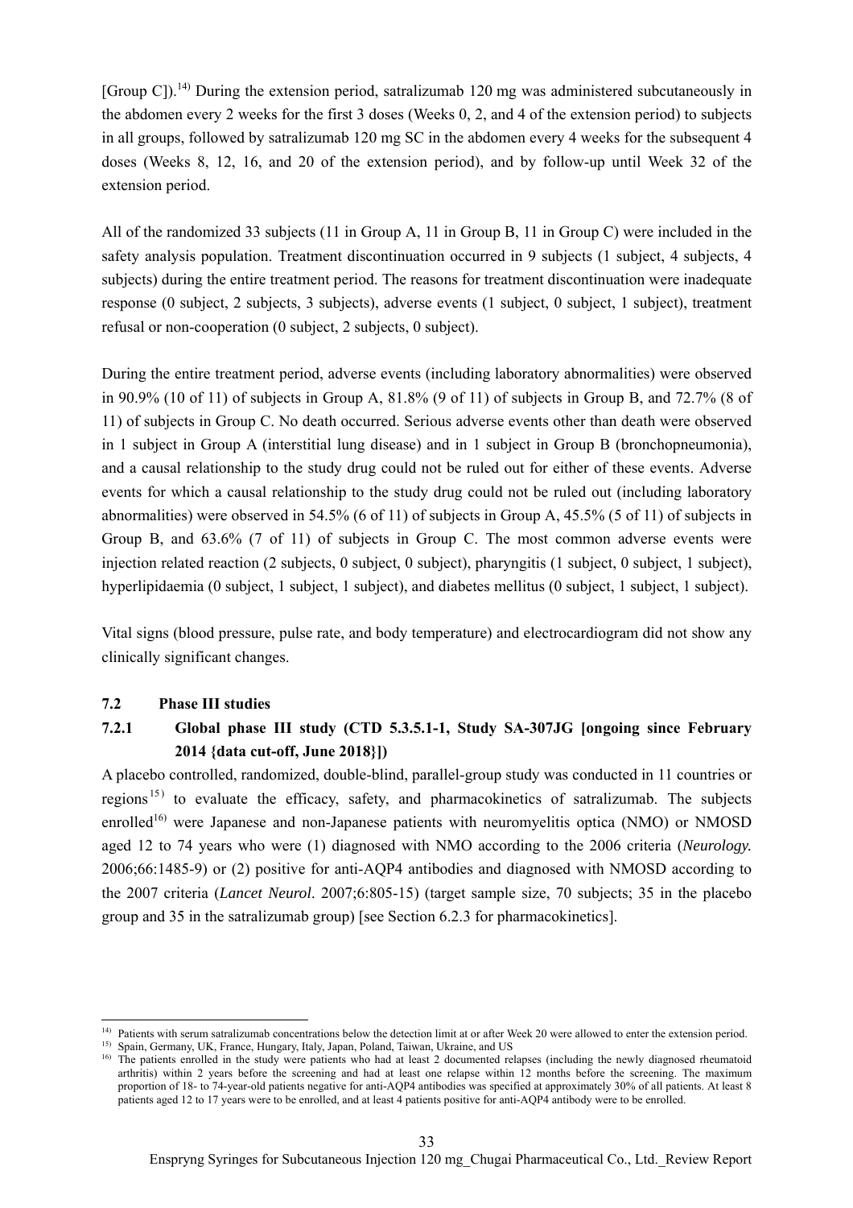[Group C]).[14] During the extension period, satralizumab 120 mg was administered subcutaneously in the abdomen every 2 weeks for the first 3 doses (Weeks 0, 2, and 4 of the extension period) to subjects in all groups, followed by satralizumab 120 mg SC in the abdomen every 4 weeks for the subsequent 4 doses (Weeks 8, 12, 16, and 20 of the extension period), and by follow-up until Week 32 of the extension period.

All of the randomized 33 subjects (11 in Group A, 11 in Group B, 11 in Group C) were included in the safety analysis population. Treatment discontinuation occurred in 9 subjects (1 subject, 4 subjects, 4 subjects) during the entire treatment period. The reasons for treatment discontinuation were inadequate response (0 subject, 2 subjects, 3 subjects), adverse events (1 subject, 0 subject, 1 subject), treatment refusal or non-cooperation (0 subject, 2 subjects, 0 subject).

During the entire treatment period, adverse events (including laboratory abnormalities) were observed in 90.9% (10 of 11) of subjects in Group A, 81.8% (9 of 11) of subjects in Group B, and 72.7% (8 of 11) of subjects in Group C. No death occurred. Serious adverse events other than death were observed in 1 subject in Group A (interstitial lung disease) and in 1 subject in Group B (bronchopneumonia), and a causal relationship to the study drug could not be ruled out for either of these events. Adverse events for which a causal relationship to the study drug could not be ruled out (including laboratory abnormalities) were observed in 54.5% (6 of 11) of subjects in Group A, 45.5% (5 of 11) of subjects in Group B, and 63.6% (7 of 11) of subjects in Group C. The most common adverse events were injection related reaction (2 subjects, 0 subject, 0 subject), pharyngitis (1 subject, 0 subject, 1 subject), hyperlipidaemia (0 subject, 1 subject, 1 subject), and diabetes mellitus (0 subject, 1 subject, 1 subject).

Vital signs (blood pressure, pulse rate, and body temperature) and electrocardiogram did not show any clinically significant changes.

### 7.2 Phase III studies

#### 7.2.1 Global phase III study (CTD 5.3.5.1-1, Study SA-307JG [ongoing since February 2014 {data cut-off, June 2018}])

A placebo controlled, randomized, double-blind, parallel-group study was conducted in 11 countries or regions[15] to evaluate the efficacy, safety, and pharmacokinetics of satralizumab. The subjects enrolled[16] were Japanese and non-Japanese patients with neuromyelitis optica (NMO) or NMOSD aged 12 to 74 years who were (1) diagnosed with NMO according to the 2006 criteria (*Neurology.* 2006;66:1485-9) or (2) positive for anti-AQP4 antibodies and diagnosed with NMOSD according to the 2007 criteria (*Lancet Neurol*. 2007;6:805-15) (target sample size, 70 subjects; 35 in the placebo group and 35 in the satralizumab group) [see Section 6.2.3 for pharmacokinetics].

---

[14] Patients with serum satralizumab concentrations below the detection limit at or after Week 20 were allowed to enter the extension period.

[15] Spain, Germany, UK, France, Hungary, Italy, Japan, Poland, Taiwan, Ukraine, and US

[16] The patients enrolled in the study were patients who had at least 2 documented relapses (including the newly diagnosed rheumatoid arthritis) within 2 years before the screening and had at least one relapse within 12 months before the screening. The maximum proportion of 18- to 74-year-old patients negative for anti-AQP4 antibodies was specified at approximately 30% of all patients. At least 8 patients aged 12 to 17 years were to be enrolled, and at least 4 patients positive for anti-AQP4 antibody were to be enrolled.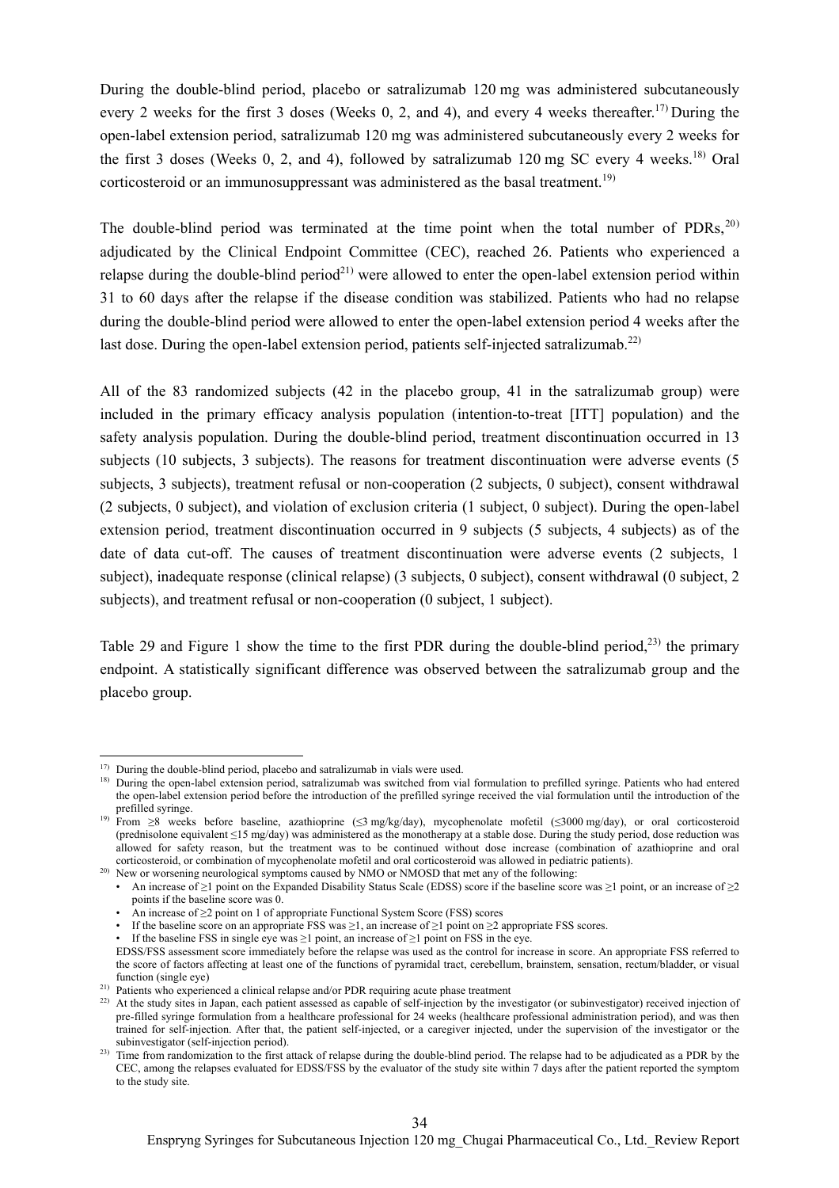During the double-blind period, placebo or satralizumab 120 mg was administered subcutaneously every 2 weeks for the first 3 doses (Weeks 0, 2, and 4), and every 4 weeks thereafter.[17] During the open-label extension period, satralizumab 120 mg was administered subcutaneously every 2 weeks for the first 3 doses (Weeks 0, 2, and 4), followed by satralizumab 120 mg SC every 4 weeks.[18] Oral corticosteroid or an immunosuppressant was administered as the basal treatment.[19]

The double-blind period was terminated at the time point when the total number of PDRs,[20] adjudicated by the Clinical Endpoint Committee (CEC), reached 26. Patients who experienced a relapse during the double-blind period[21] were allowed to enter the open-label extension period within 31 to 60 days after the relapse if the disease condition was stabilized. Patients who had no relapse during the double-blind period were allowed to enter the open-label extension period 4 weeks after the last dose. During the open-label extension period, patients self-injected satralizumab.[22]

All of the 83 randomized subjects (42 in the placebo group, 41 in the satralizumab group) were included in the primary efficacy analysis population (intention-to-treat [ITT] population) and the safety analysis population. During the double-blind period, treatment discontinuation occurred in 13 subjects (10 subjects, 3 subjects). The reasons for treatment discontinuation were adverse events (5 subjects, 3 subjects), treatment refusal or non-cooperation (2 subjects, 0 subject), consent withdrawal (2 subjects, 0 subject), and violation of exclusion criteria (1 subject, 0 subject). During the open-label extension period, treatment discontinuation occurred in 9 subjects (5 subjects, 4 subjects) as of the date of data cut-off. The causes of treatment discontinuation were adverse events (2 subjects, 1 subject), inadequate response (clinical relapse) (3 subjects, 0 subject), consent withdrawal (0 subject, 2 subjects), and treatment refusal or non-cooperation (0 subject, 1 subject).

Table 29 and Figure 1 show the time to the first PDR during the double-blind period,[23] the primary endpoint. A statistically significant difference was observed between the satralizumab group and the placebo group.

---

[17] During the double-blind period, placebo and satralizumab in vials were used.

[18] During the open-label extension period, satralizumab was switched from vial formulation to prefilled syringe. Patients who had entered the open-label extension period before the introduction of the prefilled syringe received the vial formulation until the introduction of the prefilled syringe.

[19] From ≥8 weeks before baseline, azathioprine (≤3 mg/kg/day), mycophenolate mofetil (≤3000 mg/day), or oral corticosteroid (prednisolone equivalent ≤15 mg/day) was administered as the monotherapy at a stable dose. During the study period, dose reduction was allowed for safety reason, but the treatment was to be continued without dose increase (combination of azathioprine and oral corticosteroid, or combination of mycophenolate mofetil and oral corticosteroid was allowed in pediatric patients).

[20] New or worsening neurological symptoms caused by NMO or NMOSD that met any of the following:

- An increase of ≥1 point on the Expanded Disability Status Scale (EDSS) score if the baseline score was ≥1 point, or an increase of ≥2 points if the baseline score was 0.
- An increase of ≥2 point on 1 of appropriate Functional System Score (FSS) scores
- If the baseline score on an appropriate FSS was ≥1, an increase of ≥1 point on ≥2 appropriate FSS scores.
- If the baseline FSS in single eye was ≥1 point, an increase of ≥1 point on FSS in the eye.

EDSS/FSS assessment score immediately before the relapse was used as the control for increase in score. An appropriate FSS referred to the score of factors affecting at least one of the functions of pyramidal tract, cerebellum, brainstem, sensation, rectum/bladder, or visual function (single eye)

[21] Patients who experienced a clinical relapse and/or PDR requiring acute phase treatment

[22] At the study sites in Japan, each patient assessed as capable of self-injection by the investigator (or subinvestigator) received injection of pre-filled syringe formulation from a healthcare professional for 24 weeks (healthcare professional administration period), and was then trained for self-injection. After that, the patient self-injected, or a caregiver injected, under the supervision of the investigator or the subinvestigator (self-injection period).

[23] Time from randomization to the first attack of relapse during the double-blind period. The relapse had to be adjudicated as a PDR by the CEC, among the relapses evaluated for EDSS/FSS by the evaluator of the study site within 7 days after the patient reported the symptom to the study site.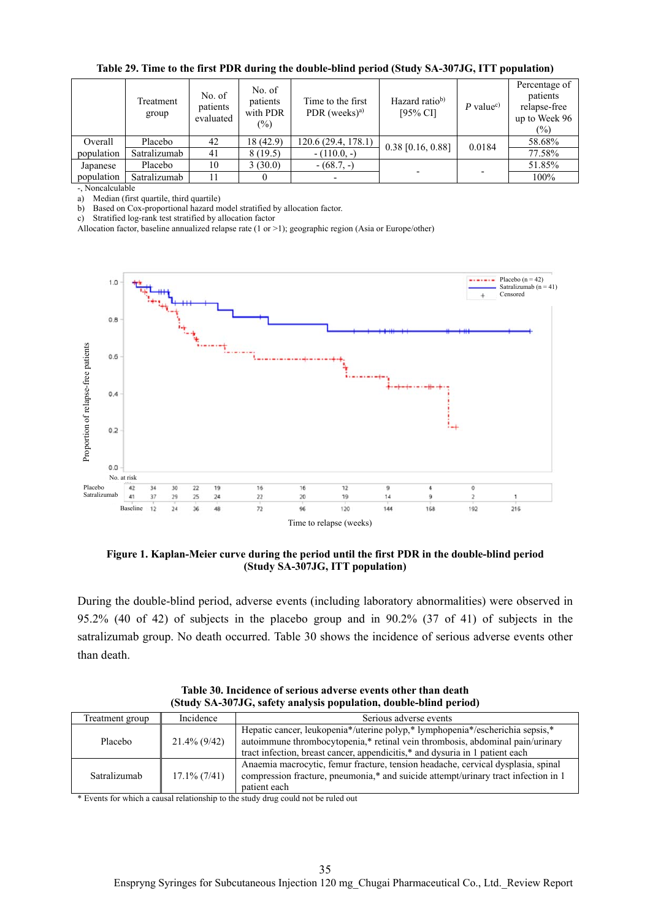**Table 29. Time to the first PDR during the double-blind period (Study SA-307JG, ITT population)**

| | Treatment group | No. of patients evaluated | No. of patients with PDR (%) | Time to the first PDR (weeks)[a] | Hazard ratio[b] [95% CI] | *P* value[c] | Percentage of patients relapse-free up to Week 96 (%) |
|---|---|---|---|---|---|---|---|
| Overall population | Placebo | 42 | 18 (42.9) | 120.6 (29.4, 178.1) | 0.38 [0.16, 0.88] | 0.0184 | 58.68% |
| | Satralizumab | 41 | 8 (19.5) | - (110.0, -) | | | 77.58% |
| Japanese population | Placebo | 10 | 3 (30.0) | - (68.7, -) | - | - | 51.85% |
| | Satralizumab | 11 | 0 | - | | | 100% |

-, Noncalculable
a) Median (first quartile, third quartile)
b) Based on Cox-proportional hazard model stratified by allocation factor.
c) Stratified log-rank test stratified by allocation factor
Allocation factor, baseline annualized relapse rate (1 or >1); geographic region (Asia or Europe/other)

**Figure 1. Kaplan-Meier curve during the period until the first PDR in the double-blind period (Study SA-307JG, ITT population)**

During the double-blind period, adverse events (including laboratory abnormalities) were observed in 95.2% (40 of 42) of subjects in the placebo group and in 90.2% (37 of 41) of subjects in the satralizumab group. No death occurred. Table 30 shows the incidence of serious adverse events other than death.

**Table 30. Incidence of serious adverse events other than death (Study SA-307JG, safety analysis population, double-blind period)**

| Treatment group | Incidence | Serious adverse events |
|---|---|---|
| Placebo | 21.4% (9/42) | Hepatic cancer, leukopenia*/uterine polyp,* lymphopenia*/escherichia sepsis,* autoimmune thrombocytopenia,* retinal vein thrombosis, abdominal pain/urinary tract infection, breast cancer, appendicitis,* and dysuria in 1 patient each |
| Satralizumab | 17.1% (7/41) | Anaemia macrocytic, femur fracture, tension headache, cervical dysplasia, spinal compression fracture, pneumonia,* and suicide attempt/urinary tract infection in 1 patient each |

\* Events for which a causal relationship to the study drug could not be ruled out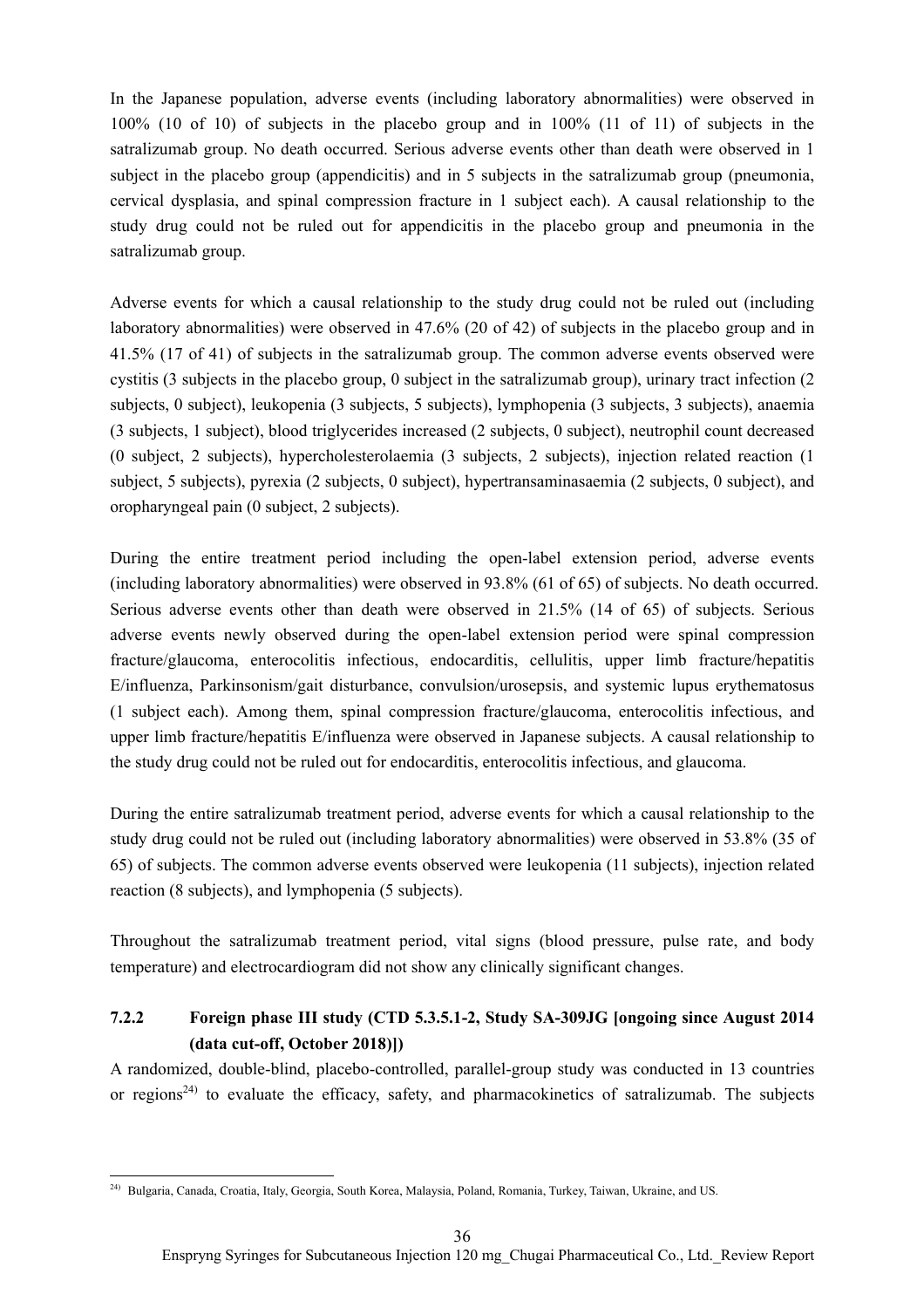In the Japanese population, adverse events (including laboratory abnormalities) were observed in 100% (10 of 10) of subjects in the placebo group and in 100% (11 of 11) of subjects in the satralizumab group. No death occurred. Serious adverse events other than death were observed in 1 subject in the placebo group (appendicitis) and in 5 subjects in the satralizumab group (pneumonia, cervical dysplasia, and spinal compression fracture in 1 subject each). A causal relationship to the study drug could not be ruled out for appendicitis in the placebo group and pneumonia in the satralizumab group.

Adverse events for which a causal relationship to the study drug could not be ruled out (including laboratory abnormalities) were observed in 47.6% (20 of 42) of subjects in the placebo group and in 41.5% (17 of 41) of subjects in the satralizumab group. The common adverse events observed were cystitis (3 subjects in the placebo group, 0 subject in the satralizumab group), urinary tract infection (2 subjects, 0 subject), leukopenia (3 subjects, 5 subjects), lymphopenia (3 subjects, 3 subjects), anaemia (3 subjects, 1 subject), blood triglycerides increased (2 subjects, 0 subject), neutrophil count decreased (0 subject, 2 subjects), hypercholesterolaemia (3 subjects, 2 subjects), injection related reaction (1 subject, 5 subjects), pyrexia (2 subjects, 0 subject), hypertransaminasaemia (2 subjects, 0 subject), and oropharyngeal pain (0 subject, 2 subjects).

During the entire treatment period including the open-label extension period, adverse events (including laboratory abnormalities) were observed in 93.8% (61 of 65) of subjects. No death occurred. Serious adverse events other than death were observed in 21.5% (14 of 65) of subjects. Serious adverse events newly observed during the open-label extension period were spinal compression fracture/glaucoma, enterocolitis infectious, endocarditis, cellulitis, upper limb fracture/hepatitis E/influenza, Parkinsonism/gait disturbance, convulsion/urosepsis, and systemic lupus erythematosus (1 subject each). Among them, spinal compression fracture/glaucoma, enterocolitis infectious, and upper limb fracture/hepatitis E/influenza were observed in Japanese subjects. A causal relationship to the study drug could not be ruled out for endocarditis, enterocolitis infectious, and glaucoma.

During the entire satralizumab treatment period, adverse events for which a causal relationship to the study drug could not be ruled out (including laboratory abnormalities) were observed in 53.8% (35 of 65) of subjects. The common adverse events observed were leukopenia (11 subjects), injection related reaction (8 subjects), and lymphopenia (5 subjects).

Throughout the satralizumab treatment period, vital signs (blood pressure, pulse rate, and body temperature) and electrocardiogram did not show any clinically significant changes.

### 7.2.2 Foreign phase III study (CTD 5.3.5.1-2, Study SA-309JG [ongoing since August 2014 (data cut-off, October 2018)])

A randomized, double-blind, placebo-controlled, parallel-group study was conducted in 13 countries or regions[24] to evaluate the efficacy, safety, and pharmacokinetics of satralizumab. The subjects

[24] Bulgaria, Canada, Croatia, Italy, Georgia, South Korea, Malaysia, Poland, Romania, Turkey, Taiwan, Ukraine, and US.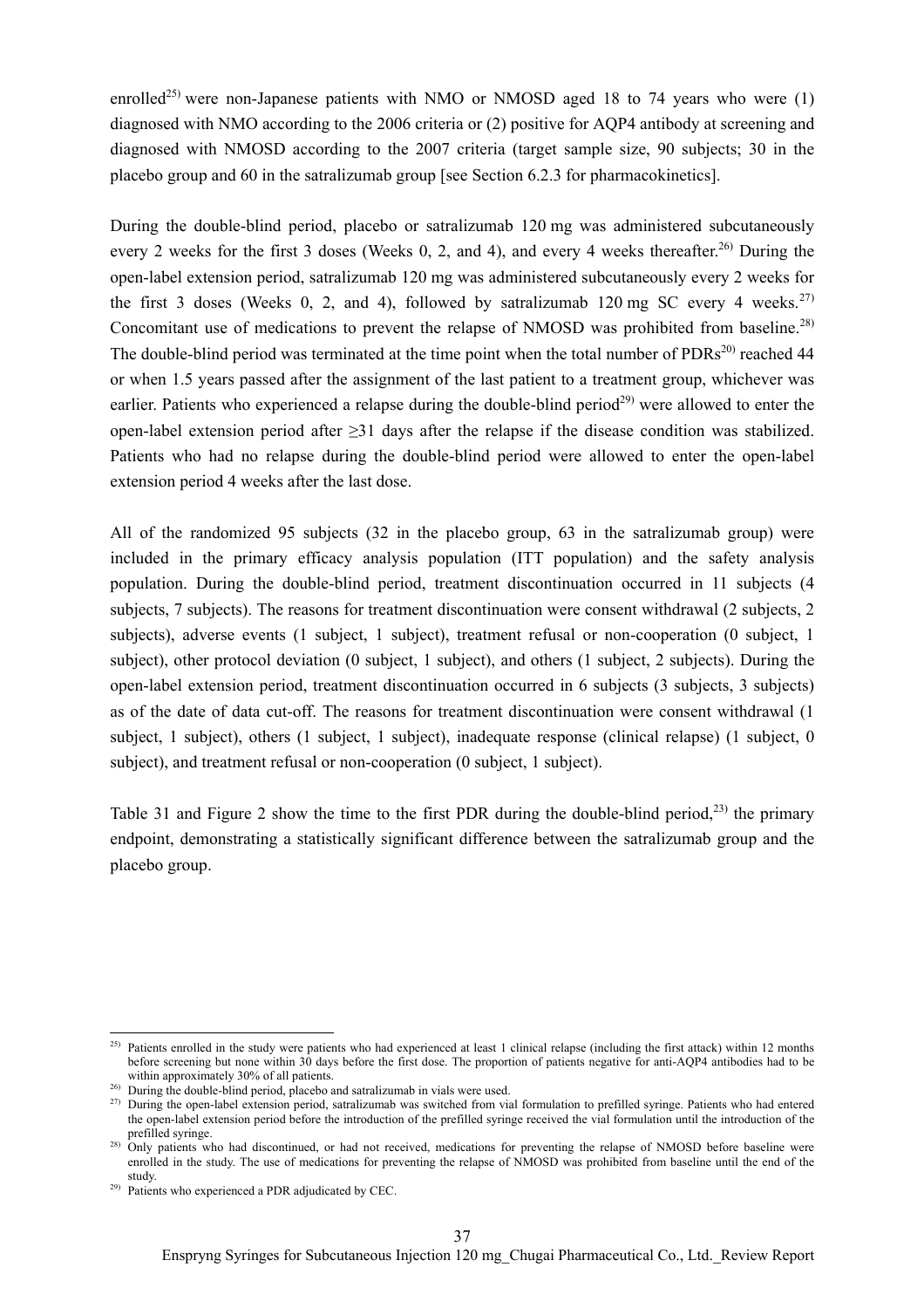enrolled[25] were non-Japanese patients with NMO or NMOSD aged 18 to 74 years who were (1) diagnosed with NMO according to the 2006 criteria or (2) positive for AQP4 antibody at screening and diagnosed with NMOSD according to the 2007 criteria (target sample size, 90 subjects; 30 in the placebo group and 60 in the satralizumab group [see Section 6.2.3 for pharmacokinetics].

During the double-blind period, placebo or satralizumab 120 mg was administered subcutaneously every 2 weeks for the first 3 doses (Weeks 0, 2, and 4), and every 4 weeks thereafter.[26] During the open-label extension period, satralizumab 120 mg was administered subcutaneously every 2 weeks for the first 3 doses (Weeks 0, 2, and 4), followed by satralizumab 120 mg SC every 4 weeks.[27] Concomitant use of medications to prevent the relapse of NMOSD was prohibited from baseline.[28] The double-blind period was terminated at the time point when the total number of PDRs[20] reached 44 or when 1.5 years passed after the assignment of the last patient to a treatment group, whichever was earlier. Patients who experienced a relapse during the double-blind period[29] were allowed to enter the open-label extension period after ≥31 days after the relapse if the disease condition was stabilized. Patients who had no relapse during the double-blind period were allowed to enter the open-label extension period 4 weeks after the last dose.

All of the randomized 95 subjects (32 in the placebo group, 63 in the satralizumab group) were included in the primary efficacy analysis population (ITT population) and the safety analysis population. During the double-blind period, treatment discontinuation occurred in 11 subjects (4 subjects, 7 subjects). The reasons for treatment discontinuation were consent withdrawal (2 subjects, 2 subjects), adverse events (1 subject, 1 subject), treatment refusal or non-cooperation (0 subject, 1 subject), other protocol deviation (0 subject, 1 subject), and others (1 subject, 2 subjects). During the open-label extension period, treatment discontinuation occurred in 6 subjects (3 subjects, 3 subjects) as of the date of data cut-off. The reasons for treatment discontinuation were consent withdrawal (1 subject, 1 subject), others (1 subject, 1 subject), inadequate response (clinical relapse) (1 subject, 0 subject), and treatment refusal or non-cooperation (0 subject, 1 subject).

Table 31 and Figure 2 show the time to the first PDR during the double-blind period,[23] the primary endpoint, demonstrating a statistically significant difference between the satralizumab group and the placebo group.

---

[25] Patients enrolled in the study were patients who had experienced at least 1 clinical relapse (including the first attack) within 12 months before screening but none within 30 days before the first dose. The proportion of patients negative for anti-AQP4 antibodies had to be within approximately 30% of all patients.

[26] During the double-blind period, placebo and satralizumab in vials were used.

[27] During the open-label extension period, satralizumab was switched from vial formulation to prefilled syringe. Patients who had entered the open-label extension period before the introduction of the prefilled syringe received the vial formulation until the introduction of the prefilled syringe.

[28] Only patients who had discontinued, or had not received, medications for preventing the relapse of NMOSD before baseline were enrolled in the study. The use of medications for preventing the relapse of NMOSD was prohibited from baseline until the end of the study.

[29] Patients who experienced a PDR adjudicated by CEC.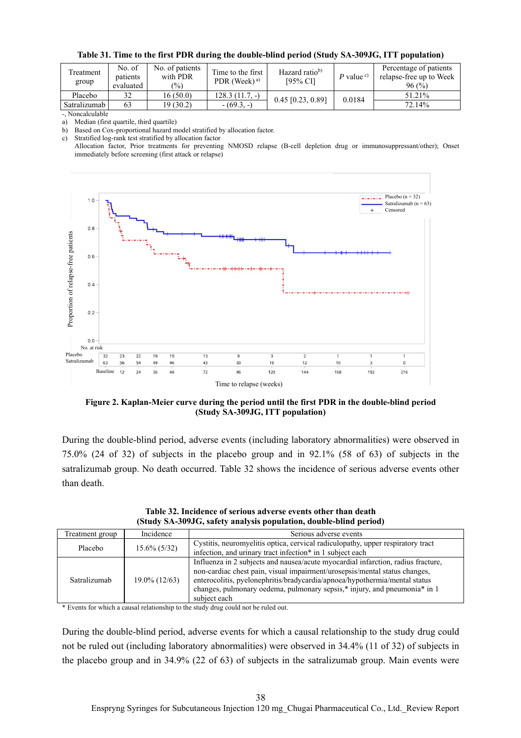**Table 31. Time to the first PDR during the double-blind period (Study SA-309JG, ITT population)**

| Treatment group | No. of patients evaluated | No. of patients with PDR (%) | Time to the first PDR (Week)[a)] | Hazard ratio[b)] [95% CI] | *P* value[c)] | Percentage of patients relapse-free up to Week 96 (%) |
|---|---|---|---|---|---|---|
| Placebo | 32 | 16 (50.0) | 128.3 (11.7, -) | 0.45 [0.23, 0.89] | 0.0184 | 51.21% |
| Satralizumab | 63 | 19 (30.2) | - (69.3, -) | | | 72.14% |

-, Noncalculable
a) Median (first quartile, third quartile)
b) Based on Cox-proportional hazard model stratified by allocation factor.
c) Stratified log-rank test stratified by allocation factor
Allocation factor, Prior treatments for preventing NMOSD relapse (B-cell depletion drug or immunosuppressant/other); Onset immediately before screening (first attack or relapse)

**Figure 2. Kaplan-Meier curve during the period until the first PDR in the double-blind period (Study SA-309JG, ITT population)**

During the double-blind period, adverse events (including laboratory abnormalities) were observed in 75.0% (24 of 32) of subjects in the placebo group and in 92.1% (58 of 63) of subjects in the satralizumab group. No death occurred. Table 32 shows the incidence of serious adverse events other than death.

**Table 32. Incidence of serious adverse events other than death (Study SA-309JG, safety analysis population, double-blind period)**

| Treatment group | Incidence | Serious adverse events |
|---|---|---|
| Placebo | 15.6% (5/32) | Cystitis, neuromyelitis optica, cervical radiculopathy, upper respiratory tract infection, and urinary tract infection* in 1 subject each |
| Satralizumab | 19.0% (12/63) | Influenza in 2 subjects and nausea/acute myocardial infarction, radius fracture, non-cardiac chest pain, visual impairment/urosepsis/mental status changes, enterocolitis, pyelonephritis/bradycardia/apnoea/hypothermia/mental status changes, pulmonary oedema, pulmonary sepsis,* injury, and pneumonia* in 1 subject each |

\* Events for which a causal relationship to the study drug could not be ruled out.

During the double-blind period, adverse events for which a causal relationship to the study drug could not be ruled out (including laboratory abnormalities) were observed in 34.4% (11 of 32) of subjects in the placebo group and in 34.9% (22 of 63) of subjects in the satralizumab group. Main events were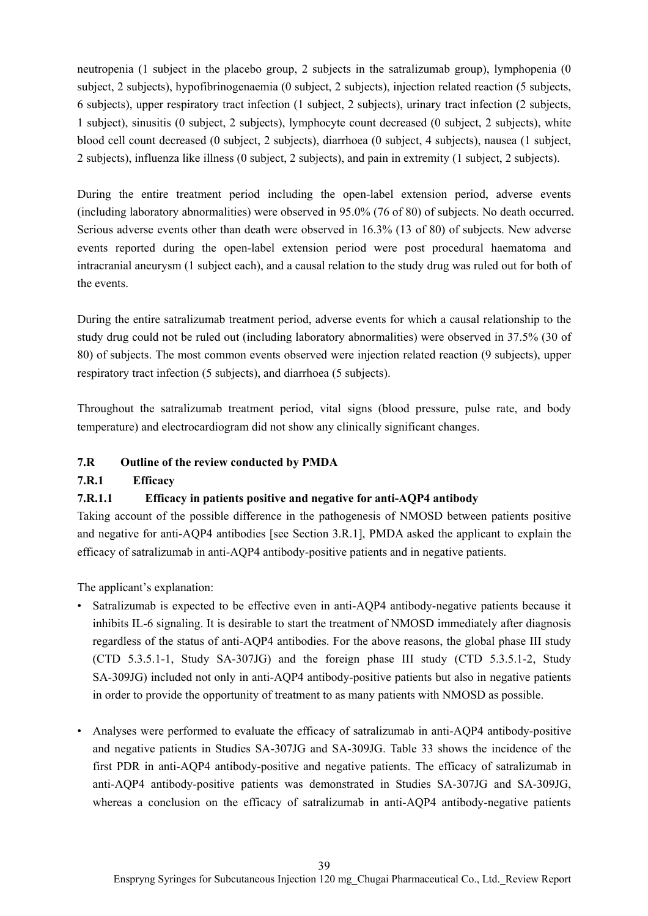neutropenia (1 subject in the placebo group, 2 subjects in the satralizumab group), lymphopenia (0 subject, 2 subjects), hypofibrinogenaemia (0 subject, 2 subjects), injection related reaction (5 subjects, 6 subjects), upper respiratory tract infection (1 subject, 2 subjects), urinary tract infection (2 subjects, 1 subject), sinusitis (0 subject, 2 subjects), lymphocyte count decreased (0 subject, 2 subjects), white blood cell count decreased (0 subject, 2 subjects), diarrhoea (0 subject, 4 subjects), nausea (1 subject, 2 subjects), influenza like illness (0 subject, 2 subjects), and pain in extremity (1 subject, 2 subjects).

During the entire treatment period including the open-label extension period, adverse events (including laboratory abnormalities) were observed in 95.0% (76 of 80) of subjects. No death occurred. Serious adverse events other than death were observed in 16.3% (13 of 80) of subjects. New adverse events reported during the open-label extension period were post procedural haematoma and intracranial aneurysm (1 subject each), and a causal relation to the study drug was ruled out for both of the events.

During the entire satralizumab treatment period, adverse events for which a causal relationship to the study drug could not be ruled out (including laboratory abnormalities) were observed in 37.5% (30 of 80) of subjects. The most common events observed were injection related reaction (9 subjects), upper respiratory tract infection (5 subjects), and diarrhoea (5 subjects).

Throughout the satralizumab treatment period, vital signs (blood pressure, pulse rate, and body temperature) and electrocardiogram did not show any clinically significant changes.

### 7.R Outline of the review conducted by PMDA

#### 7.R.1 Efficacy

##### 7.R.1.1 Efficacy in patients positive and negative for anti-AQP4 antibody

Taking account of the possible difference in the pathogenesis of NMOSD between patients positive and negative for anti-AQP4 antibodies [see Section 3.R.1], PMDA asked the applicant to explain the efficacy of satralizumab in anti-AQP4 antibody-positive patients and in negative patients.

The applicant's explanation:

- Satralizumab is expected to be effective even in anti-AQP4 antibody-negative patients because it inhibits IL-6 signaling. It is desirable to start the treatment of NMOSD immediately after diagnosis regardless of the status of anti-AQP4 antibodies. For the above reasons, the global phase III study (CTD 5.3.5.1-1, Study SA-307JG) and the foreign phase III study (CTD 5.3.5.1-2, Study SA-309JG) included not only in anti-AQP4 antibody-positive patients but also in negative patients in order to provide the opportunity of treatment to as many patients with NMOSD as possible.

- Analyses were performed to evaluate the efficacy of satralizumab in anti-AQP4 antibody-positive and negative patients in Studies SA-307JG and SA-309JG. Table 33 shows the incidence of the first PDR in anti-AQP4 antibody-positive and negative patients. The efficacy of satralizumab in anti-AQP4 antibody-positive patients was demonstrated in Studies SA-307JG and SA-309JG, whereas a conclusion on the efficacy of satralizumab in anti-AQP4 antibody-negative patients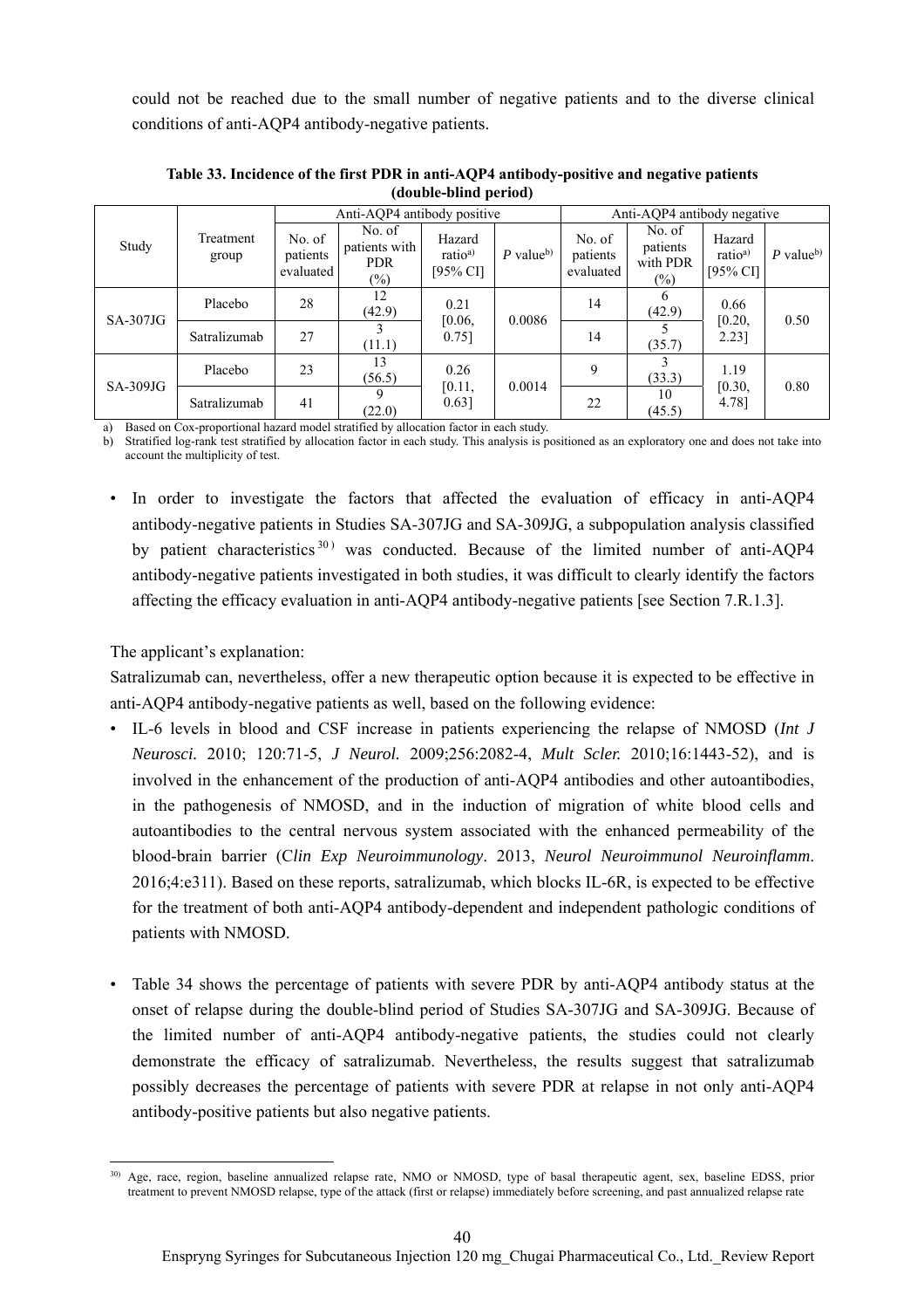could not be reached due to the small number of negative patients and to the diverse clinical conditions of anti-AQP4 antibody-negative patients.

**Table 33. Incidence of the first PDR in anti-AQP4 antibody-positive and negative patients (double-blind period)**

| Study | Treatment group | Anti-AQP4 antibody positive | | | | Anti-AQP4 antibody negative | | | |
|---|---|---|---|---|---|---|---|---|---|
| | | No. of patients evaluated | No. of patients with PDR (%) | Hazard ratio[a) ] [95% CI] | *P* value[b)] | No. of patients evaluated | No. of patients with PDR (%) | Hazard ratio[a)] [95% CI] | *P* value[b)] |
| SA-307JG | Placebo | 28 | 12 (42.9) | 0.21 [0.06, 0.75] | 0.0086 | 14 | 6 (42.9) | 0.66 [0.20, 2.23] | 0.50 |
| | Satralizumab | 27 | 3 (11.1) | | | 14 | 5 (35.7) | | |
| SA-309JG | Placebo | 23 | 13 (56.5) | 0.26 [0.11, 0.63] | 0.0014 | 9 | 3 (33.3) | 1.19 [0.30, 4.78] | 0.80 |
| | Satralizumab | 41 | 9 (22.0) | | | 22 | 10 (45.5) | | |

a) Based on Cox-proportional hazard model stratified by allocation factor in each study.
b) Stratified log-rank test stratified by allocation factor in each study. This analysis is positioned as an exploratory one and does not take into account the multiplicity of test.

- In order to investigate the factors that affected the evaluation of efficacy in anti-AQP4 antibody-negative patients in Studies SA-307JG and SA-309JG, a subpopulation analysis classified by patient characteristics[30)] was conducted. Because of the limited number of anti-AQP4 antibody-negative patients investigated in both studies, it was difficult to clearly identify the factors affecting the efficacy evaluation in anti-AQP4 antibody-negative patients [see Section 7.R.1.3].

The applicant's explanation:
Satralizumab can, nevertheless, offer a new therapeutic option because it is expected to be effective in anti-AQP4 antibody-negative patients as well, based on the following evidence:

- IL-6 levels in blood and CSF increase in patients experiencing the relapse of NMOSD (*Int J Neurosci.* 2010; 120:71-5, *J Neurol.* 2009;256:2082-4, *Mult Scler.* 2010;16:1443-52), and is involved in the enhancement of the production of anti-AQP4 antibodies and other autoantibodies, in the pathogenesis of NMOSD, and in the induction of migration of white blood cells and autoantibodies to the central nervous system associated with the enhanced permeability of the blood-brain barrier (*Clin Exp Neuroimmunology*. 2013, *Neurol Neuroimmunol Neuroinflamm.* 2016;4:e311). Based on these reports, satralizumab, which blocks IL-6R, is expected to be effective for the treatment of both anti-AQP4 antibody-dependent and independent pathologic conditions of patients with NMOSD.

- Table 34 shows the percentage of patients with severe PDR by anti-AQP4 antibody status at the onset of relapse during the double-blind period of Studies SA-307JG and SA-309JG. Because of the limited number of anti-AQP4 antibody-negative patients, the studies could not clearly demonstrate the efficacy of satralizumab. Nevertheless, the results suggest that satralizumab possibly decreases the percentage of patients with severe PDR at relapse in not only anti-AQP4 antibody-positive patients but also negative patients.

---

30) Age, race, region, baseline annualized relapse rate, NMO or NMOSD, type of basal therapeutic agent, sex, baseline EDSS, prior treatment to prevent NMOSD relapse, type of the attack (first or relapse) immediately before screening, and past annualized relapse rate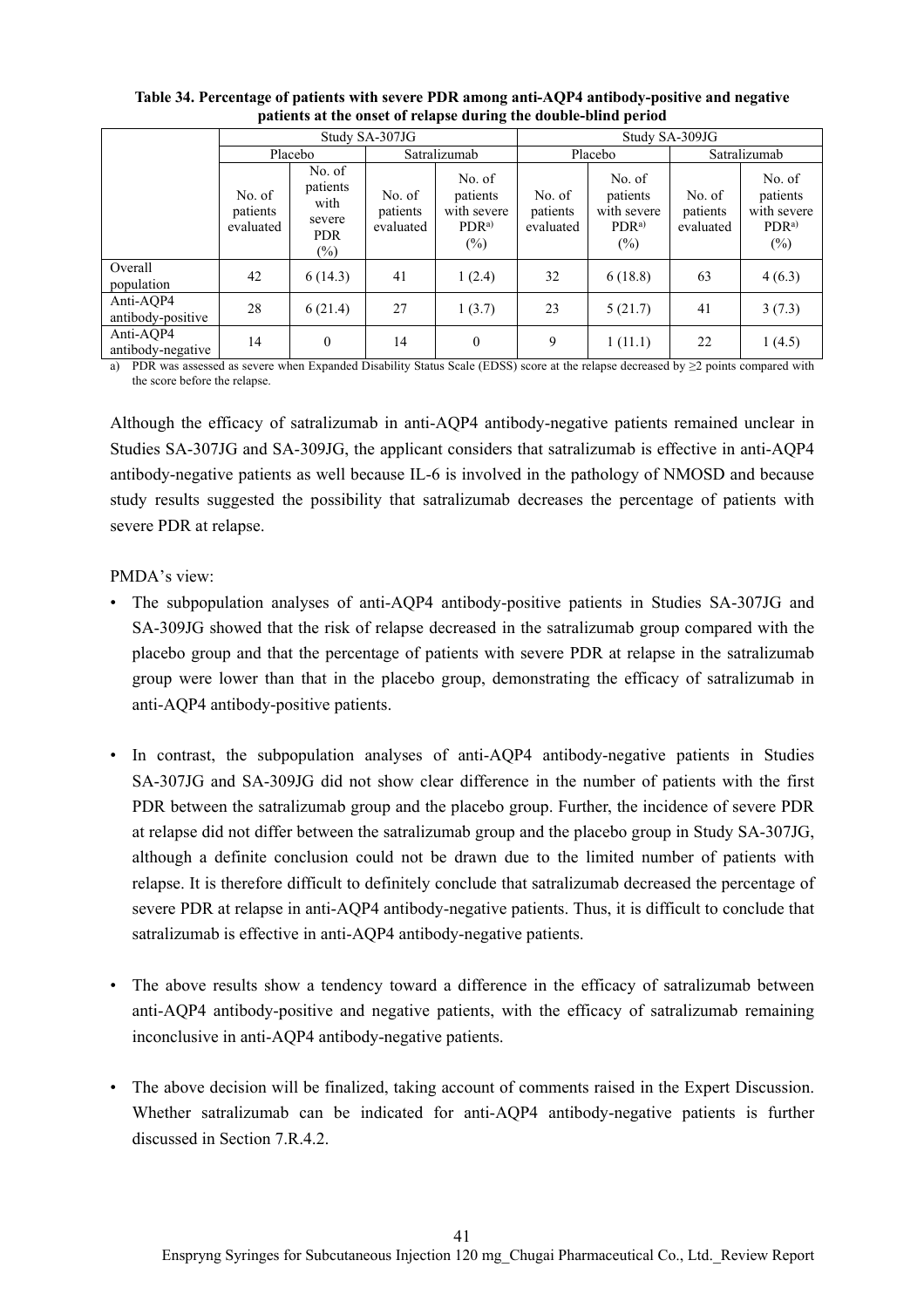**Table 34. Percentage of patients with severe PDR among anti-AQP4 antibody-positive and negative patients at the onset of relapse during the double-blind period**

| | Study SA-307JG | | | | Study SA-309JG | | | |
|---|---|---|---|---|---|---|---|---|
| | Placebo | | Satralizumab | | Placebo | | Satralizumab | |
| | No. of patients evaluated | No. of patients with severe PDR (%) | No. of patients evaluated | No. of patients with severe PDR[a)] (%) | No. of patients evaluated | No. of patients with severe PDR[a)] (%) | No. of patients evaluated | No. of patients with severe PDR[a)] (%) |
| Overall population | 42 | 6 (14.3) | 41 | 1 (2.4) | 32 | 6 (18.8) | 63 | 4 (6.3) |
| Anti-AQP4 antibody-positive | 28 | 6 (21.4) | 27 | 1 (3.7) | 23 | 5 (21.7) | 41 | 3 (7.3) |
| Anti-AQP4 antibody-negative | 14 | 0 | 14 | 0 | 9 | 1 (11.1) | 22 | 1 (4.5) |

a) PDR was assessed as severe when Expanded Disability Status Scale (EDSS) score at the relapse decreased by ≥2 points compared with the score before the relapse.

Although the efficacy of satralizumab in anti-AQP4 antibody-negative patients remained unclear in Studies SA-307JG and SA-309JG, the applicant considers that satralizumab is effective in anti-AQP4 antibody-negative patients as well because IL-6 is involved in the pathology of NMOSD and because study results suggested the possibility that satralizumab decreases the percentage of patients with severe PDR at relapse.

PMDA's view:

- The subpopulation analyses of anti-AQP4 antibody-positive patients in Studies SA-307JG and SA-309JG showed that the risk of relapse decreased in the satralizumab group compared with the placebo group and that the percentage of patients with severe PDR at relapse in the satralizumab group were lower than that in the placebo group, demonstrating the efficacy of satralizumab in anti-AQP4 antibody-positive patients.

- In contrast, the subpopulation analyses of anti-AQP4 antibody-negative patients in Studies SA-307JG and SA-309JG did not show clear difference in the number of patients with the first PDR between the satralizumab group and the placebo group. Further, the incidence of severe PDR at relapse did not differ between the satralizumab group and the placebo group in Study SA-307JG, although a definite conclusion could not be drawn due to the limited number of patients with relapse. It is therefore difficult to definitely conclude that satralizumab decreased the percentage of severe PDR at relapse in anti-AQP4 antibody-negative patients. Thus, it is difficult to conclude that satralizumab is effective in anti-AQP4 antibody-negative patients.

- The above results show a tendency toward a difference in the efficacy of satralizumab between anti-AQP4 antibody-positive and negative patients, with the efficacy of satralizumab remaining inconclusive in anti-AQP4 antibody-negative patients.

- The above decision will be finalized, taking account of comments raised in the Expert Discussion. Whether satralizumab can be indicated for anti-AQP4 antibody-negative patients is further discussed in Section 7.R.4.2.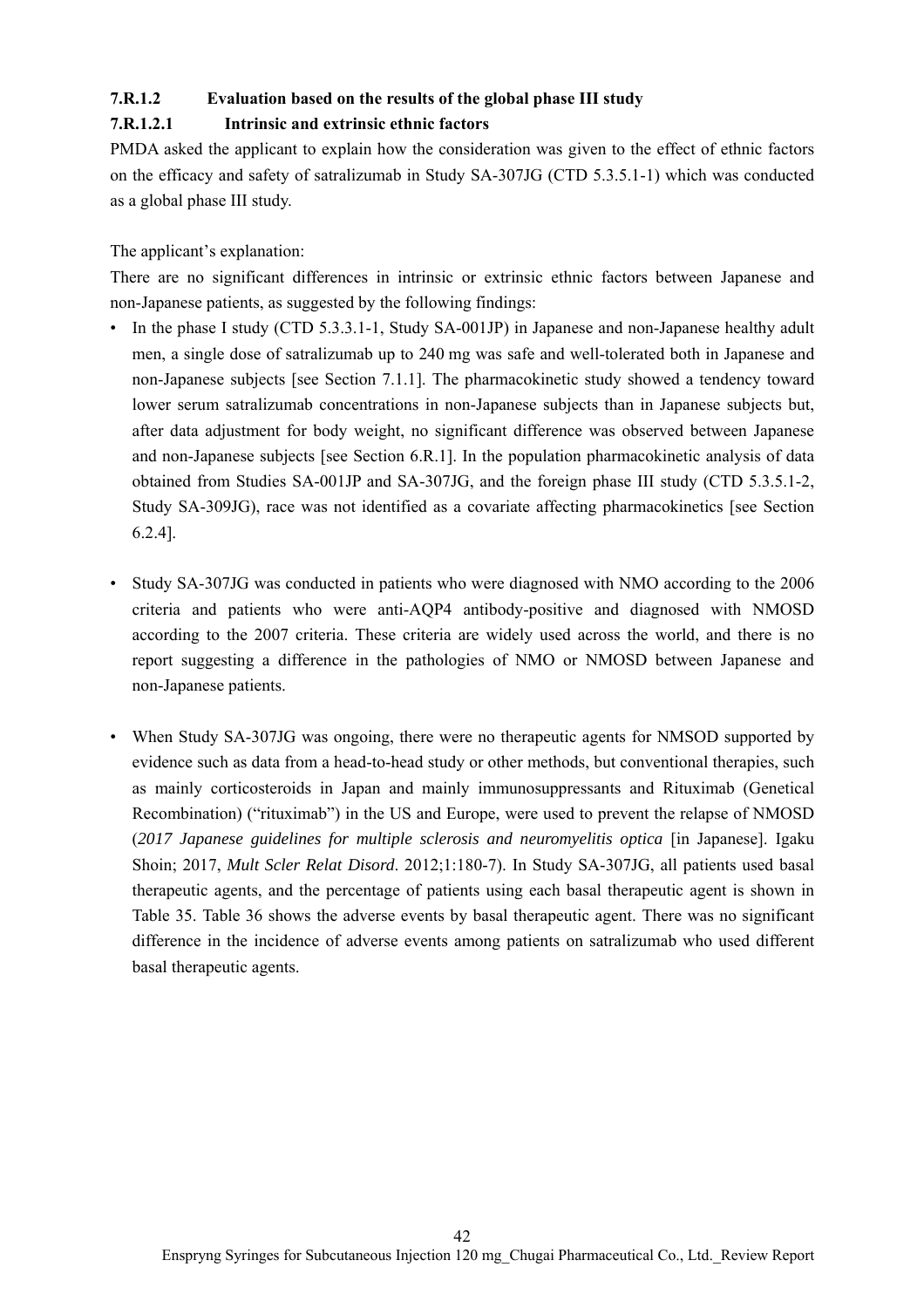### 7.R.1.2 Evaluation based on the results of the global phase III study

#### 7.R.1.2.1 Intrinsic and extrinsic ethnic factors

PMDA asked the applicant to explain how the consideration was given to the effect of ethnic factors on the efficacy and safety of satralizumab in Study SA-307JG (CTD 5.3.5.1-1) which was conducted as a global phase III study.

The applicant's explanation:

There are no significant differences in intrinsic or extrinsic ethnic factors between Japanese and non-Japanese patients, as suggested by the following findings:

- In the phase I study (CTD 5.3.3.1-1, Study SA-001JP) in Japanese and non-Japanese healthy adult men, a single dose of satralizumab up to 240 mg was safe and well-tolerated both in Japanese and non-Japanese subjects [see Section 7.1.1]. The pharmacokinetic study showed a tendency toward lower serum satralizumab concentrations in non-Japanese subjects than in Japanese subjects but, after data adjustment for body weight, no significant difference was observed between Japanese and non-Japanese subjects [see Section 6.R.1]. In the population pharmacokinetic analysis of data obtained from Studies SA-001JP and SA-307JG, and the foreign phase III study (CTD 5.3.5.1-2, Study SA-309JG), race was not identified as a covariate affecting pharmacokinetics [see Section 6.2.4].

- Study SA-307JG was conducted in patients who were diagnosed with NMO according to the 2006 criteria and patients who were anti-AQP4 antibody-positive and diagnosed with NMOSD according to the 2007 criteria. These criteria are widely used across the world, and there is no report suggesting a difference in the pathologies of NMO or NMOSD between Japanese and non-Japanese patients.

- When Study SA-307JG was ongoing, there were no therapeutic agents for NMSOD supported by evidence such as data from a head-to-head study or other methods, but conventional therapies, such as mainly corticosteroids in Japan and mainly immunosuppressants and Rituximab (Genetical Recombination) ("rituximab") in the US and Europe, were used to prevent the relapse of NMOSD (*2017 Japanese guidelines for multiple sclerosis and neuromyelitis optica* [in Japanese]. Igaku Shoin; 2017, *Mult Scler Relat Disord*. 2012;1:180-7). In Study SA-307JG, all patients used basal therapeutic agents, and the percentage of patients using each basal therapeutic agent is shown in Table 35. Table 36 shows the adverse events by basal therapeutic agent. There was no significant difference in the incidence of adverse events among patients on satralizumab who used different basal therapeutic agents.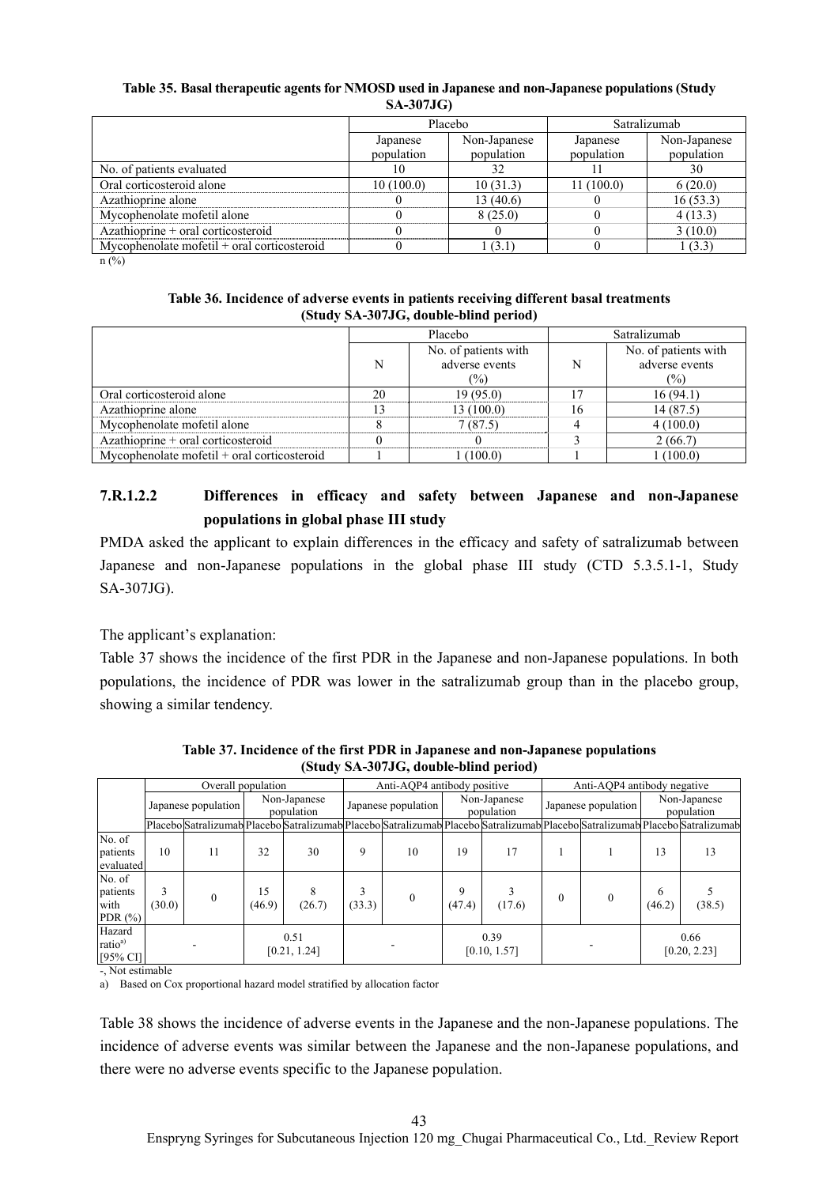**Table 35. Basal therapeutic agents for NMOSD used in Japanese and non-Japanese populations (Study SA-307JG)**

| | Placebo | | Satralizumab | |
|---|---|---|---|---|
| | Japanese population | Non-Japanese population | Japanese population | Non-Japanese population |
| No. of patients evaluated | 10 | 32 | 11 | 30 |
| Oral corticosteroid alone | 10 (100.0) | 10 (31.3) | 11 (100.0) | 6 (20.0) |
| Azathioprine alone | 0 | 13 (40.6) | 0 | 16 (53.3) |
| Mycophenolate mofetil alone | 0 | 8 (25.0) | 0 | 4 (13.3) |
| Azathioprine + oral corticosteroid | 0 | 0 | 0 | 3 (10.0) |
| Mycophenolate mofetil + oral corticosteroid | 0 | 1 (3.1) | 0 | 1 (3.3) |

n (%)

**Table 36. Incidence of adverse events in patients receiving different basal treatments (Study SA-307JG, double-blind period)**

| | Placebo | | Satralizumab | |
|---|---|---|---|---|
| | N | No. of patients with adverse events (%) | N | No. of patients with adverse events (%) |
| Oral corticosteroid alone | 20 | 19 (95.0) | 17 | 16 (94.1) |
| Azathioprine alone | 13 | 13 (100.0) | 16 | 14 (87.5) |
| Mycophenolate mofetil alone | 8 | 7 (87.5) | 4 | 4 (100.0) |
| Azathioprine + oral corticosteroid | 0 | 0 | 3 | 2 (66.7) |
| Mycophenolate mofetil + oral corticosteroid | 1 | 1 (100.0) | 1 | 1 (100.0) |

### 7.R.1.2.2 Differences in efficacy and safety between Japanese and non-Japanese populations in global phase III study

PMDA asked the applicant to explain differences in the efficacy and safety of satralizumab between Japanese and non-Japanese populations in the global phase III study (CTD 5.3.5.1-1, Study SA-307JG).

The applicant's explanation:

Table 37 shows the incidence of the first PDR in the Japanese and non-Japanese populations. In both populations, the incidence of PDR was lower in the satralizumab group than in the placebo group, showing a similar tendency.

**Table 37. Incidence of the first PDR in Japanese and non-Japanese populations (Study SA-307JG, double-blind period)**

| | Overall population | | | | Anti-AQP4 antibody positive | | | | Anti-AQP4 antibody negative | | | |
|---|---|---|---|---|---|---|---|---|---|---|---|---|
| | Japanese population | | Non-Japanese population | | Japanese population | | Non-Japanese population | | Japanese population | | Non-Japanese population | |
| | Placebo | Satralizumab | Placebo | Satralizumab | Placebo | Satralizumab | Placebo | Satralizumab | Placebo | Satralizumab | Placebo | Satralizumab |
| No. of patients evaluated | 10 | 11 | 32 | 30 | 9 | 10 | 19 | 17 | 1 | 1 | 13 | 13 |
| No. of patients with PDR (%) | 3 (30.0) | 0 | 15 (46.9) | 8 (26.7) | 3 (33.3) | 0 | 9 (47.4) | 3 (17.6) | 0 | 0 | 6 (46.2) | 5 (38.5) |
| Hazard ratio[a) ] [95% CI] | - | | 0.51 [0.21, 1.24] | | - | | 0.39 [0.10, 1.57] | | - | | 0.66 [0.20, 2.23] | |

-, Not estimable

a) Based on Cox proportional hazard model stratified by allocation factor

Table 38 shows the incidence of adverse events in the Japanese and the non-Japanese populations. The incidence of adverse events was similar between the Japanese and the non-Japanese populations, and there were no adverse events specific to the Japanese population.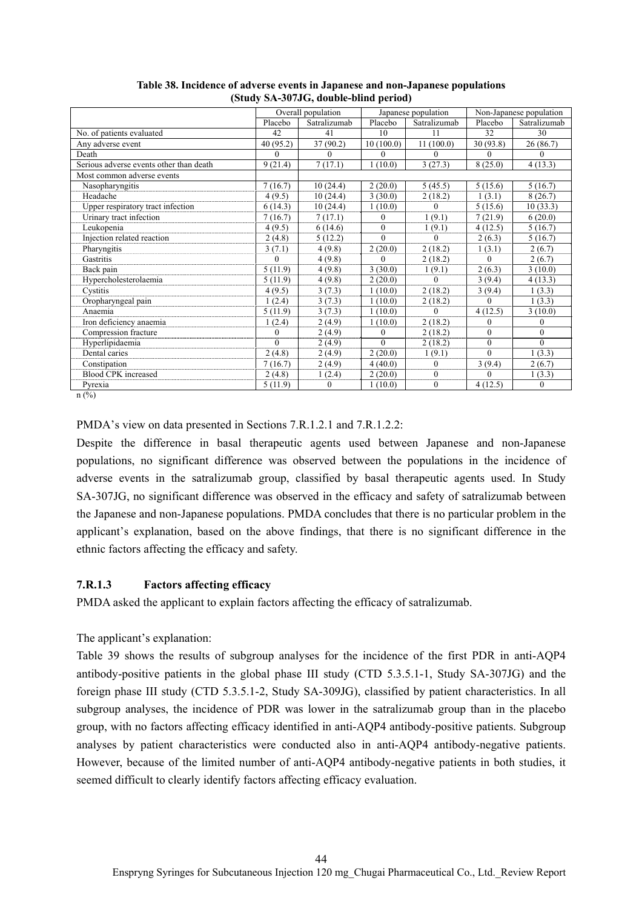**Table 38. Incidence of adverse events in Japanese and non-Japanese populations (Study SA-307JG, double-blind period)**

| | Overall population | | Japanese population | | Non-Japanese population | |
|---|---|---|---|---|---|---|
| | Placebo | Satralizumab | Placebo | Satralizumab | Placebo | Satralizumab |
| No. of patients evaluated | 42 | 41 | 10 | 11 | 32 | 30 |
| Any adverse event | 40 (95.2) | 37 (90.2) | 10 (100.0) | 11 (100.0) | 30 (93.8) | 26 (86.7) |
| Death | 0 | 0 | 0 | 0 | 0 | 0 |
| Serious adverse events other than death | 9 (21.4) | 7 (17.1) | 1 (10.0) | 3 (27.3) | 8 (25.0) | 4 (13.3) |
| Most common adverse events | | | | | | |
| Nasopharyngitis | 7 (16.7) | 10 (24.4) | 2 (20.0) | 5 (45.5) | 5 (15.6) | 5 (16.7) |
| Headache | 4 (9.5) | 10 (24.4) | 3 (30.0) | 2 (18.2) | 1 (3.1) | 8 (26.7) |
| Upper respiratory tract infection | 6 (14.3) | 10 (24.4) | 1 (10.0) | 0 | 5 (15.6) | 10 (33.3) |
| Urinary tract infection | 7 (16.7) | 7 (17.1) | 0 | 1 (9.1) | 7 (21.9) | 6 (20.0) |
| Leukopenia | 4 (9.5) | 6 (14.6) | 0 | 1 (9.1) | 4 (12.5) | 5 (16.7) |
| Injection related reaction | 2 (4.8) | 5 (12.2) | 0 | 0 | 2 (6.3) | 5 (16.7) |
| Pharyngitis | 3 (7.1) | 4 (9.8) | 2 (20.0) | 2 (18.2) | 1 (3.1) | 2 (6.7) |
| Gastritis | 0 | 4 (9.8) | 0 | 2 (18.2) | 0 | 2 (6.7) |
| Back pain | 5 (11.9) | 4 (9.8) | 3 (30.0) | 1 (9.1) | 2 (6.3) | 3 (10.0) |
| Hypercholesterolaemia | 5 (11.9) | 4 (9.8) | 2 (20.0) | 0 | 3 (9.4) | 4 (13.3) |
| Cystitis | 4 (9.5) | 3 (7.3) | 1 (10.0) | 2 (18.2) | 3 (9.4) | 1 (3.3) |
| Oropharyngeal pain | 1 (2.4) | 3 (7.3) | 1 (10.0) | 2 (18.2) | 0 | 1 (3.3) |
| Anaemia | 5 (11.9) | 3 (7.3) | 1 (10.0) | 0 | 4 (12.5) | 3 (10.0) |
| Iron deficiency anaemia | 1 (2.4) | 2 (4.9) | 1 (10.0) | 2 (18.2) | 0 | 0 |
| Compression fracture | 0 | 2 (4.9) | 0 | 2 (18.2) | 0 | 0 |
| Hyperlipidaemia | 0 | 2 (4.9) | 0 | 2 (18.2) | 0 | 0 |
| Dental caries | 2 (4.8) | 2 (4.9) | 2 (20.0) | 1 (9.1) | 0 | 1 (3.3) |
| Constipation | 7 (16.7) | 2 (4.9) | 4 (40.0) | 0 | 3 (9.4) | 2 (6.7) |
| Blood CPK increased | 2 (4.8) | 1 (2.4) | 2 (20.0) | 0 | 0 | 1 (3.3) |
| Pyrexia | 5 (11.9) | 0 | 1 (10.0) | 0 | 4 (12.5) | 0 |

n (%)

PMDA's view on data presented in Sections 7.R.1.2.1 and 7.R.1.2.2:

Despite the difference in basal therapeutic agents used between Japanese and non-Japanese populations, no significant difference was observed between the populations in the incidence of adverse events in the satralizumab group, classified by basal therapeutic agents used. In Study SA-307JG, no significant difference was observed in the efficacy and safety of satralizumab between the Japanese and non-Japanese populations. PMDA concludes that there is no particular problem in the applicant's explanation, based on the above findings, that there is no significant difference in the ethnic factors affecting the efficacy and safety.

### 7.R.1.3 Factors affecting efficacy

PMDA asked the applicant to explain factors affecting the efficacy of satralizumab.

The applicant's explanation:

Table 39 shows the results of subgroup analyses for the incidence of the first PDR in anti-AQP4 antibody-positive patients in the global phase III study (CTD 5.3.5.1-1, Study SA-307JG) and the foreign phase III study (CTD 5.3.5.1-2, Study SA-309JG), classified by patient characteristics. In all subgroup analyses, the incidence of PDR was lower in the satralizumab group than in the placebo group, with no factors affecting efficacy identified in anti-AQP4 antibody-positive patients. Subgroup analyses by patient characteristics were conducted also in anti-AQP4 antibody-negative patients. However, because of the limited number of anti-AQP4 antibody-negative patients in both studies, it seemed difficult to clearly identify factors affecting efficacy evaluation.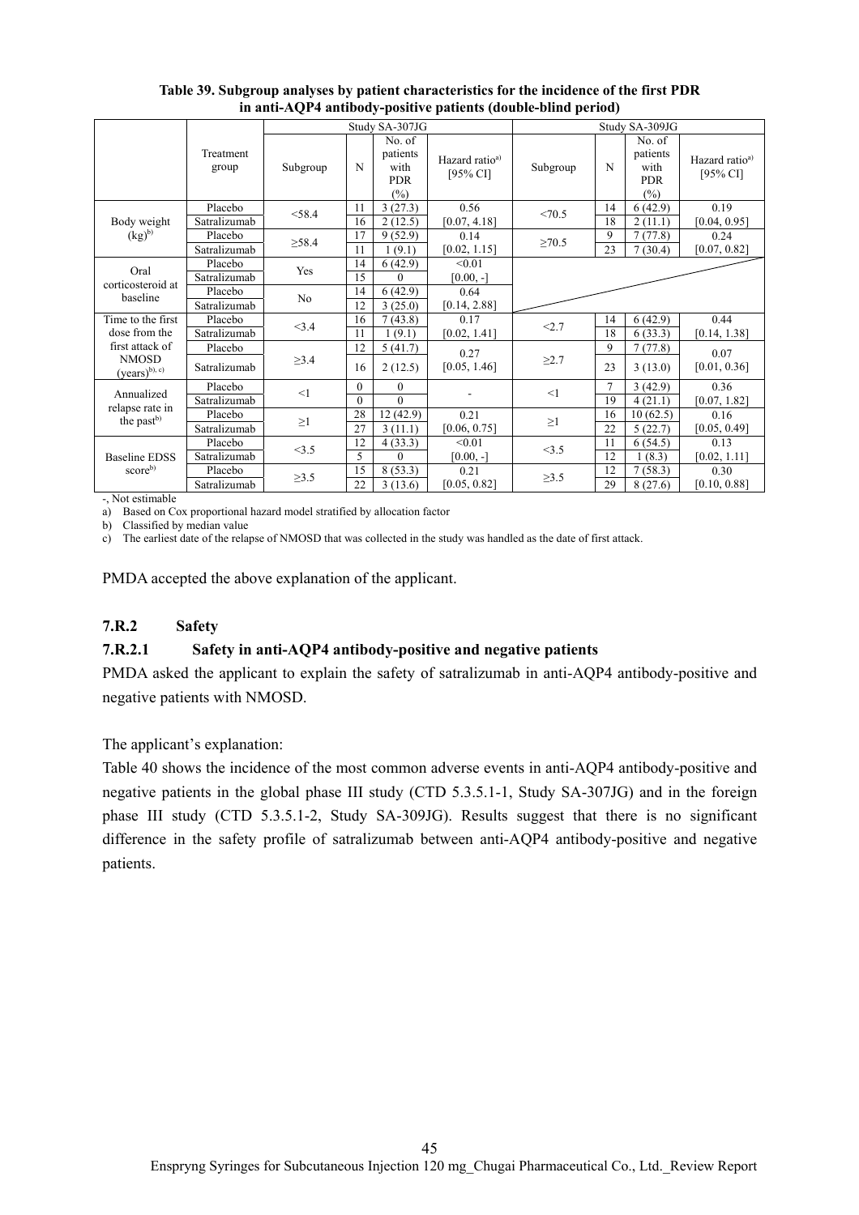**Table 39. Subgroup analyses by patient characteristics for the incidence of the first PDR in anti-AQP4 antibody-positive patients (double-blind period)**

| | Treatment group | Study SA-307JG | | | | Study SA-309JG | | | |
|---|---|---|---|---|---|---|---|---|---|
| | | Subgroup | N | No. of patients with PDR (%) | Hazard ratio[a) ] [95% CI] | Subgroup | N | No. of patients with PDR (%) | Hazard ratio[a) ] [95% CI] |
| Body weight (kg)[b)] | Placebo | <58.4 | 11 | 3 (27.3) | 0.56 [0.07, 4.18] | <70.5 | 14 | 6 (42.9) | 0.19 [0.04, 0.95] |
| | Satralizumab | | 16 | 2 (12.5) | | | 18 | 2 (11.1) | |
| | Placebo | ≥58.4 | 17 | 9 (52.9) | 0.14 [0.02, 1.15] | ≥70.5 | 9 | 7 (77.8) | 0.24 [0.07, 0.82] |
| | Satralizumab | | 11 | 1 (9.1) | | | 23 | 7 (30.4) | |
| Oral corticosteroid at baseline | Placebo | Yes | 14 | 6 (42.9) | <0.01 [0.00, -] | | | | |
| | Satralizumab | | 15 | 0 | | | | | |
| | Placebo | No | 14 | 6 (42.9) | 0.64 [0.14, 2.88] | | | | |
| | Satralizumab | | 12 | 3 (25.0) | | | | | |
| Time to the first dose from the first attack of NMOSD (years)[b), c)] | Placebo | <3.4 | 16 | 7 (43.8) | 0.17 [0.02, 1.41] | <2.7 | 14 | 6 (42.9) | 0.44 [0.14, 1.38] |
| | Satralizumab | | 11 | 1 (9.1) | | | 18 | 6 (33.3) | |
| | Placebo | ≥3.4 | 12 | 5 (41.7) | 0.27 [0.05, 1.46] | ≥2.7 | 9 | 7 (77.8) | 0.07 [0.01, 0.36] |
| | Satralizumab | | 16 | 2 (12.5) | | | 23 | 3 (13.0) | |
| Annualized relapse rate in the past[b)] | Placebo | <1 | 0 | 0 | - | <1 | 7 | 3 (42.9) | 0.36 [0.07, 1.82] |
| | Satralizumab | | 0 | 0 | | | 19 | 4 (21.1) | |
| | Placebo | ≥1 | 28 | 12 (42.9) | 0.21 [0.06, 0.75] | ≥1 | 16 | 10 (62.5) | 0.16 [0.05, 0.49] |
| | Satralizumab | | 27 | 3 (11.1) | | | 22 | 5 (22.7) | |
| Baseline EDSS score[b)] | Placebo | <3.5 | 12 | 4 (33.3) | <0.01 [0.00, -] | <3.5 | 11 | 6 (54.5) | 0.13 [0.02, 1.11] |
| | Satralizumab | | 5 | 0 | | | 12 | 1 (8.3) | |
| | Placebo | ≥3.5 | 15 | 8 (53.3) | 0.21 [0.05, 0.82] | ≥3.5 | 12 | 7 (58.3) | 0.30 [0.10, 0.88] |
| | Satralizumab | | 22 | 3 (13.6) | | | 29 | 8 (27.6) | |

-, Not estimable
a) Based on Cox proportional hazard model stratified by allocation factor
b) Classified by median value
c) The earliest date of the relapse of NMOSD that was collected in the study was handled as the date of first attack.

PMDA accepted the above explanation of the applicant.

### 7.R.2 Safety

#### 7.R.2.1 Safety in anti-AQP4 antibody-positive and negative patients

PMDA asked the applicant to explain the safety of satralizumab in anti-AQP4 antibody-positive and negative patients with NMOSD.

The applicant's explanation:

Table 40 shows the incidence of the most common adverse events in anti-AQP4 antibody-positive and negative patients in the global phase III study (CTD 5.3.5.1-1, Study SA-307JG) and in the foreign phase III study (CTD 5.3.5.1-2, Study SA-309JG). Results suggest that there is no significant difference in the safety profile of satralizumab between anti-AQP4 antibody-positive and negative patients.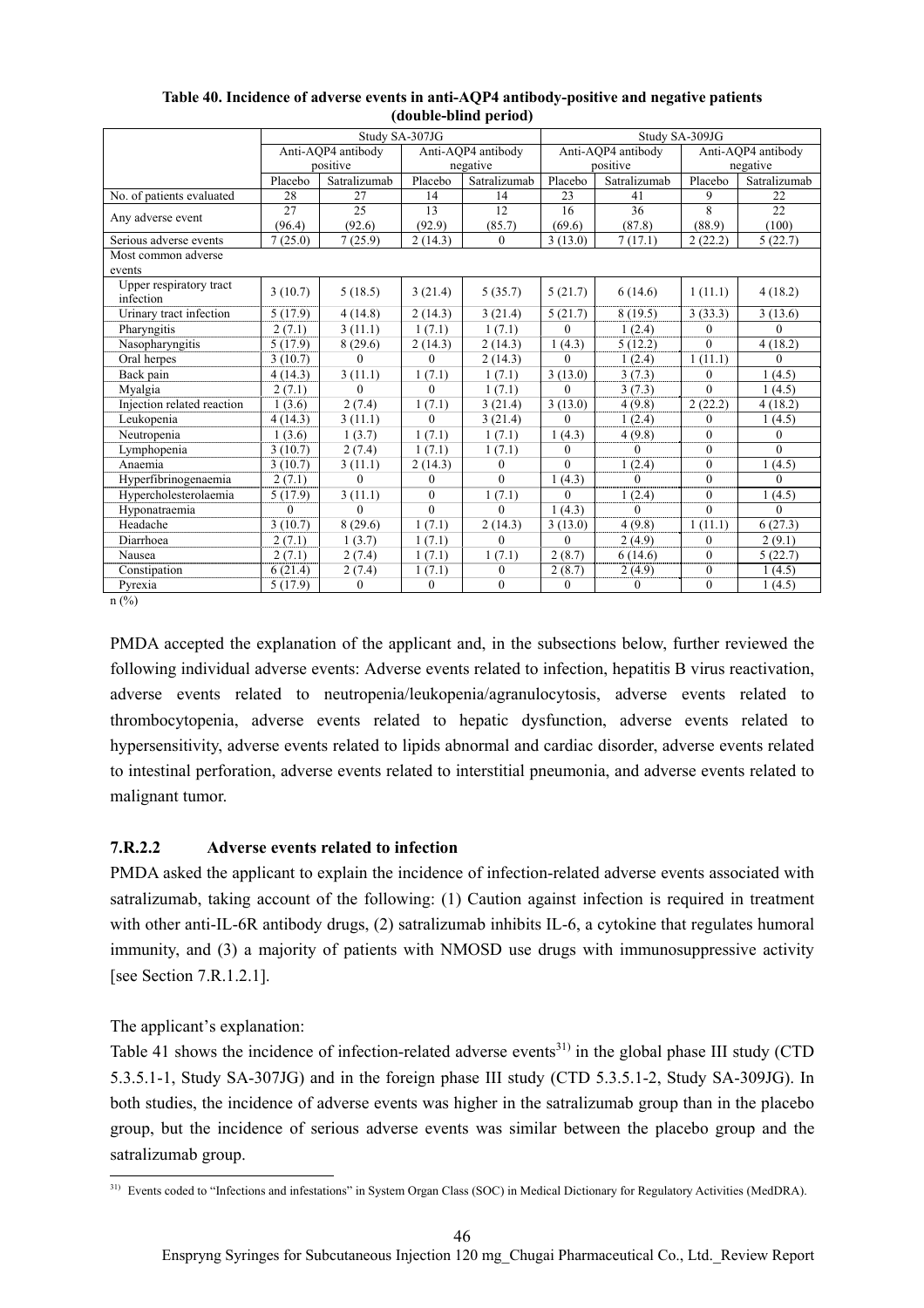**Table 40. Incidence of adverse events in anti-AQP4 antibody-positive and negative patients (double-blind period)**

| | Study SA-307JG | | | | Study SA-309JG | | | |
|---|---|---|---|---|---|---|---|---|
| | Anti-AQP4 antibody positive | | Anti-AQP4 antibody negative | | Anti-AQP4 antibody positive | | Anti-AQP4 antibody negative | |
| | Placebo | Satralizumab | Placebo | Satralizumab | Placebo | Satralizumab | Placebo | Satralizumab |
| No. of patients evaluated | 28 | 27 | 14 | 14 | 23 | 41 | 9 | 22 |
| Any adverse event | 27 (96.4) | 25 (92.6) | 13 (92.9) | 12 (85.7) | 16 (69.6) | 36 (87.8) | 8 (88.9) | 22 (100) |
| Serious adverse events | 7 (25.0) | 7 (25.9) | 2 (14.3) | 0 | 3 (13.0) | 7 (17.1) | 2 (22.2) | 5 (22.7) |
| Most common adverse events | | | | | | | | |
| Upper respiratory tract infection | 3 (10.7) | 5 (18.5) | 3 (21.4) | 5 (35.7) | 5 (21.7) | 6 (14.6) | 1 (11.1) | 4 (18.2) |
| Urinary tract infection | 5 (17.9) | 4 (14.8) | 2 (14.3) | 3 (21.4) | 5 (21.7) | 8 (19.5) | 3 (33.3) | 3 (13.6) |
| Pharyngitis | 2 (7.1) | 3 (11.1) | 1 (7.1) | 1 (7.1) | 0 | 1 (2.4) | 0 | 0 |
| Nasopharyngitis | 5 (17.9) | 8 (29.6) | 2 (14.3) | 2 (14.3) | 1 (4.3) | 5 (12.2) | 0 | 4 (18.2) |
| Oral herpes | 3 (10.7) | 0 | 0 | 2 (14.3) | 0 | 1 (2.4) | 1 (11.1) | 0 |
| Back pain | 4 (14.3) | 3 (11.1) | 1 (7.1) | 1 (7.1) | 3 (13.0) | 3 (7.3) | 0 | 1 (4.5) |
| Myalgia | 2 (7.1) | 0 | 0 | 1 (7.1) | 0 | 3 (7.3) | 0 | 1 (4.5) |
| Injection related reaction | 1 (3.6) | 2 (7.4) | 1 (7.1) | 3 (21.4) | 3 (13.0) | 4 (9.8) | 2 (22.2) | 4 (18.2) |
| Leukopenia | 4 (14.3) | 3 (11.1) | 0 | 3 (21.4) | 0 | 1 (2.4) | 0 | 1 (4.5) |
| Neutropenia | 1 (3.6) | 1 (3.7) | 1 (7.1) | 1 (7.1) | 1 (4.3) | 4 (9.8) | 0 | 0 |
| Lymphopenia | 3 (10.7) | 2 (7.4) | 1 (7.1) | 1 (7.1) | 0 | 0 | 0 | 0 |
| Anaemia | 3 (10.7) | 3 (11.1) | 2 (14.3) | 0 | 0 | 1 (2.4) | 0 | 1 (4.5) |
| Hyperfibrinogenaemia | 2 (7.1) | 0 | 0 | 0 | 1 (4.3) | 0 | 0 | 0 |
| Hypercholesterolaemia | 5 (17.9) | 3 (11.1) | 0 | 1 (7.1) | 0 | 1 (2.4) | 0 | 1 (4.5) |
| Hyponatraemia | 0 | 0 | 0 | 0 | 1 (4.3) | 0 | 0 | 0 |
| Headache | 3 (10.7) | 8 (29.6) | 1 (7.1) | 2 (14.3) | 3 (13.0) | 4 (9.8) | 1 (11.1) | 6 (27.3) |
| Diarrhoea | 2 (7.1) | 1 (3.7) | 1 (7.1) | 0 | 0 | 2 (4.9) | 0 | 2 (9.1) |
| Nausea | 2 (7.1) | 2 (7.4) | 1 (7.1) | 1 (7.1) | 2 (8.7) | 6 (14.6) | 0 | 5 (22.7) |
| Constipation | 6 (21.4) | 2 (7.4) | 1 (7.1) | 0 | 2 (8.7) | 2 (4.9) | 0 | 1 (4.5) |
| Pyrexia | 5 (17.9) | 0 | 0 | 0 | 0 | 0 | 0 | 1 (4.5) |

n (%)

PMDA accepted the explanation of the applicant and, in the subsections below, further reviewed the following individual adverse events: Adverse events related to infection, hepatitis B virus reactivation, adverse events related to neutropenia/leukopenia/agranulocytosis, adverse events related to thrombocytopenia, adverse events related to hepatic dysfunction, adverse events related to hypersensitivity, adverse events related to lipids abnormal and cardiac disorder, adverse events related to intestinal perforation, adverse events related to interstitial pneumonia, and adverse events related to malignant tumor.

### 7.R.2.2 Adverse events related to infection

PMDA asked the applicant to explain the incidence of infection-related adverse events associated with satralizumab, taking account of the following: (1) Caution against infection is required in treatment with other anti-IL-6R antibody drugs, (2) satralizumab inhibits IL-6, a cytokine that regulates humoral immunity, and (3) a majority of patients with NMOSD use drugs with immunosuppressive activity [see Section 7.R.1.2.1].

The applicant's explanation:

Table 41 shows the incidence of infection-related adverse events[31] in the global phase III study (CTD 5.3.5.1-1, Study SA-307JG) and in the foreign phase III study (CTD 5.3.5.1-2, Study SA-309JG). In both studies, the incidence of adverse events was higher in the satralizumab group than in the placebo group, but the incidence of serious adverse events was similar between the placebo group and the satralizumab group.

[31] Events coded to "Infections and infestations" in System Organ Class (SOC) in Medical Dictionary for Regulatory Activities (MedDRA).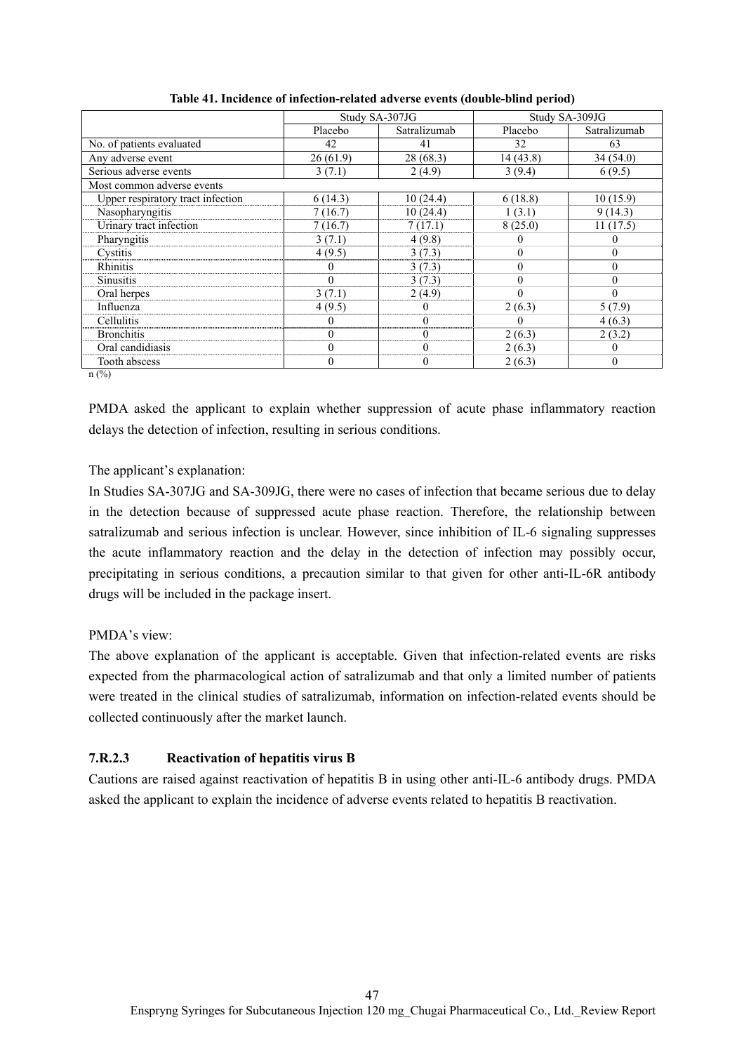**Table 41. Incidence of infection-related adverse events (double-blind period)**

| | Study SA-307JG | | Study SA-309JG | |
|---|---|---|---|---|
| | Placebo | Satralizumab | Placebo | Satralizumab |
| No. of patients evaluated | 42 | 41 | 32 | 63 |
| Any adverse event | 26 (61.9) | 28 (68.3) | 14 (43.8) | 34 (54.0) |
| Serious adverse events | 3 (7.1) | 2 (4.9) | 3 (9.4) | 6 (9.5) |
| Most common adverse events | | | | |
| Upper respiratory tract infection | 6 (14.3) | 10 (24.4) | 6 (18.8) | 10 (15.9) |
| Nasopharyngitis | 7 (16.7) | 10 (24.4) | 1 (3.1) | 9 (14.3) |
| Urinary tract infection | 7 (16.7) | 7 (17.1) | 8 (25.0) | 11 (17.5) |
| Pharyngitis | 3 (7.1) | 4 (9.8) | 0 | 0 |
| Cystitis | 4 (9.5) | 3 (7.3) | 0 | 0 |
| Rhinitis | 0 | 3 (7.3) | 0 | 0 |
| Sinusitis | 0 | 3 (7.3) | 0 | 0 |
| Oral herpes | 3 (7.1) | 2 (4.9) | 0 | 0 |
| Influenza | 4 (9.5) | 0 | 2 (6.3) | 5 (7.9) |
| Cellulitis | 0 | 0 | 0 | 4 (6.3) |
| Bronchitis | 0 | 0 | 2 (6.3) | 2 (3.2) |
| Oral candidiasis | 0 | 0 | 2 (6.3) | 0 |
| Tooth abscess | 0 | 0 | 2 (6.3) | 0 |

n (%)

PMDA asked the applicant to explain whether suppression of acute phase inflammatory reaction delays the detection of infection, resulting in serious conditions.

The applicant's explanation:
In Studies SA-307JG and SA-309JG, there were no cases of infection that became serious due to delay in the detection because of suppressed acute phase reaction. Therefore, the relationship between satralizumab and serious infection is unclear. However, since inhibition of IL-6 signaling suppresses the acute inflammatory reaction and the delay in the detection of infection may possibly occur, precipitating in serious conditions, a precaution similar to that given for other anti-IL-6R antibody drugs will be included in the package insert.

PMDA's view:
The above explanation of the applicant is acceptable. Given that infection-related events are risks expected from the pharmacological action of satralizumab and that only a limited number of patients were treated in the clinical studies of satralizumab, information on infection-related events should be collected continuously after the market launch.

### 7.R.2.3 Reactivation of hepatitis virus B

Cautions are raised against reactivation of hepatitis B in using other anti-IL-6 antibody drugs. PMDA asked the applicant to explain the incidence of adverse events related to hepatitis B reactivation.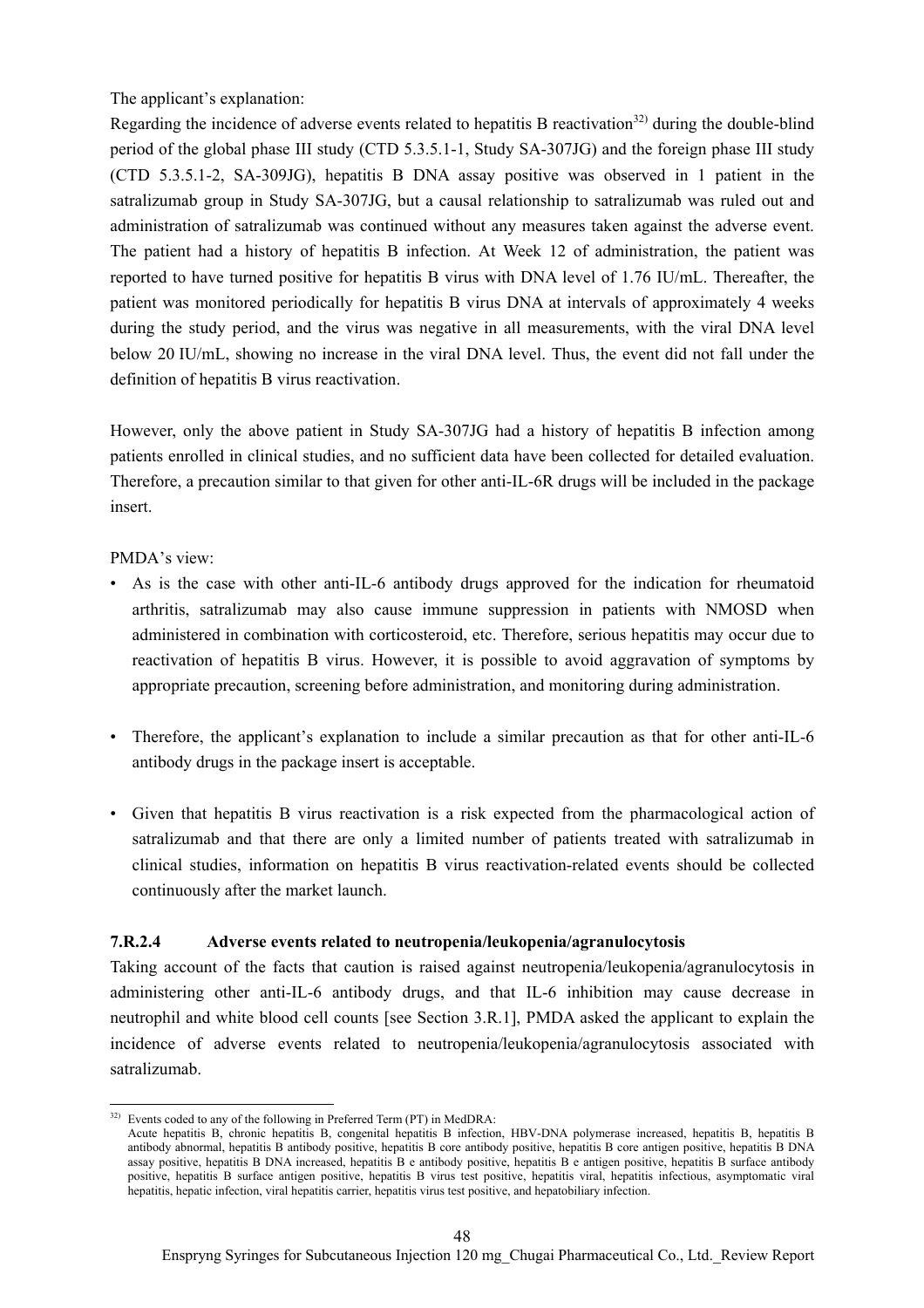The applicant's explanation:

Regarding the incidence of adverse events related to hepatitis B reactivation[32] during the double-blind period of the global phase III study (CTD 5.3.5.1-1, Study SA-307JG) and the foreign phase III study (CTD 5.3.5.1-2, SA-309JG), hepatitis B DNA assay positive was observed in 1 patient in the satralizumab group in Study SA-307JG, but a causal relationship to satralizumab was ruled out and administration of satralizumab was continued without any measures taken against the adverse event. The patient had a history of hepatitis B infection. At Week 12 of administration, the patient was reported to have turned positive for hepatitis B virus with DNA level of 1.76 IU/mL. Thereafter, the patient was monitored periodically for hepatitis B virus DNA at intervals of approximately 4 weeks during the study period, and the virus was negative in all measurements, with the viral DNA level below 20 IU/mL, showing no increase in the viral DNA level. Thus, the event did not fall under the definition of hepatitis B virus reactivation.

However, only the above patient in Study SA-307JG had a history of hepatitis B infection among patients enrolled in clinical studies, and no sufficient data have been collected for detailed evaluation. Therefore, a precaution similar to that given for other anti-IL-6R drugs will be included in the package insert.

PMDA's view:

- As is the case with other anti-IL-6 antibody drugs approved for the indication for rheumatoid arthritis, satralizumab may also cause immune suppression in patients with NMOSD when administered in combination with corticosteroid, etc. Therefore, serious hepatitis may occur due to reactivation of hepatitis B virus. However, it is possible to avoid aggravation of symptoms by appropriate precaution, screening before administration, and monitoring during administration.

- Therefore, the applicant's explanation to include a similar precaution as that for other anti-IL-6 antibody drugs in the package insert is acceptable.

- Given that hepatitis B virus reactivation is a risk expected from the pharmacological action of satralizumab and that there are only a limited number of patients treated with satralizumab in clinical studies, information on hepatitis B virus reactivation-related events should be collected continuously after the market launch.

#### 7.R.2.4 Adverse events related to neutropenia/leukopenia/agranulocytosis

Taking account of the facts that caution is raised against neutropenia/leukopenia/agranulocytosis in administering other anti-IL-6 antibody drugs, and that IL-6 inhibition may cause decrease in neutrophil and white blood cell counts [see Section 3.R.1], PMDA asked the applicant to explain the incidence of adverse events related to neutropenia/leukopenia/agranulocytosis associated with satralizumab.

---

[32] Events coded to any of the following in Preferred Term (PT) in MedDRA:
Acute hepatitis B, chronic hepatitis B, congenital hepatitis B infection, HBV-DNA polymerase increased, hepatitis B, hepatitis B antibody abnormal, hepatitis B antibody positive, hepatitis B core antibody positive, hepatitis B core antigen positive, hepatitis B DNA assay positive, hepatitis B DNA increased, hepatitis B e antibody positive, hepatitis B e antigen positive, hepatitis B surface antibody positive, hepatitis B surface antigen positive, hepatitis B virus test positive, hepatitis viral, hepatitis infectious, asymptomatic viral hepatitis, hepatic infection, viral hepatitis carrier, hepatitis virus test positive, and hepatobiliary infection.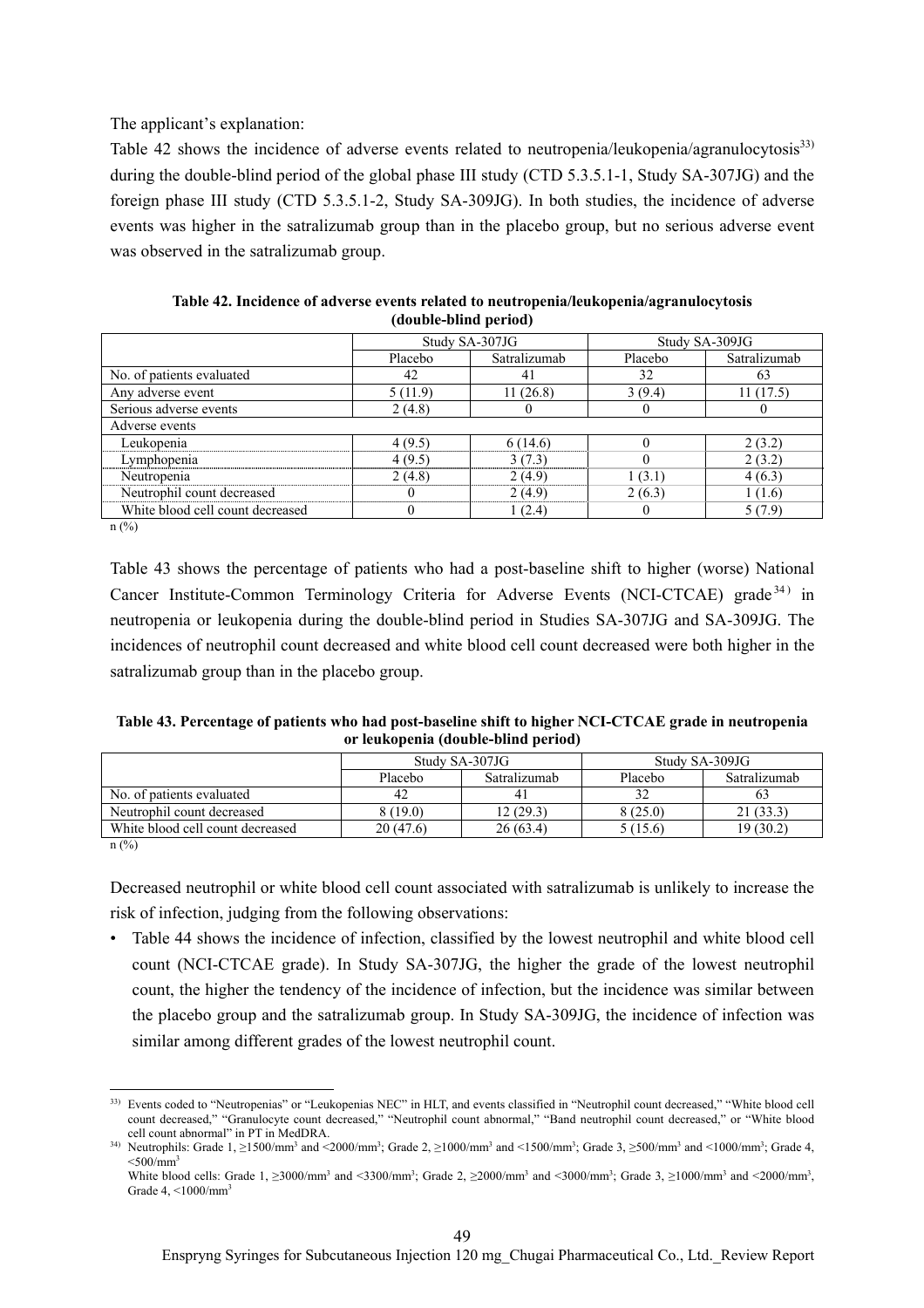The applicant's explanation:

Table 42 shows the incidence of adverse events related to neutropenia/leukopenia/agranulocytosis[33] during the double-blind period of the global phase III study (CTD 5.3.5.1-1, Study SA-307JG) and the foreign phase III study (CTD 5.3.5.1-2, Study SA-309JG). In both studies, the incidence of adverse events was higher in the satralizumab group than in the placebo group, but no serious adverse event was observed in the satralizumab group.

**Table 42. Incidence of adverse events related to neutropenia/leukopenia/agranulocytosis (double-blind period)**

| | Study SA-307JG | | Study SA-309JG | |
|---|---|---|---|---|
| | Placebo | Satralizumab | Placebo | Satralizumab |
| No. of patients evaluated | 42 | 41 | 32 | 63 |
| Any adverse event | 5 (11.9) | 11 (26.8) | 3 (9.4) | 11 (17.5) |
| Serious adverse events | 2 (4.8) | 0 | 0 | 0 |
| Adverse events | | | | |
| Leukopenia | 4 (9.5) | 6 (14.6) | 0 | 2 (3.2) |
| Lymphopenia | 4 (9.5) | 3 (7.3) | 0 | 2 (3.2) |
| Neutropenia | 2 (4.8) | 2 (4.9) | 1 (3.1) | 4 (6.3) |
| Neutrophil count decreased | 0 | 2 (4.9) | 2 (6.3) | 1 (1.6) |
| White blood cell count decreased | 0 | 1 (2.4) | 0 | 5 (7.9) |

n (%)

Table 43 shows the percentage of patients who had a post-baseline shift to higher (worse) National Cancer Institute-Common Terminology Criteria for Adverse Events (NCI-CTCAE) grade[34] in neutropenia or leukopenia during the double-blind period in Studies SA-307JG and SA-309JG. The incidences of neutrophil count decreased and white blood cell count decreased were both higher in the satralizumab group than in the placebo group.

**Table 43. Percentage of patients who had post-baseline shift to higher NCI-CTCAE grade in neutropenia or leukopenia (double-blind period)**

| | Study SA-307JG | | Study SA-309JG | |
|---|---|---|---|---|
| | Placebo | Satralizumab | Placebo | Satralizumab |
| No. of patients evaluated | 42 | 41 | 32 | 63 |
| Neutrophil count decreased | 8 (19.0) | 12 (29.3) | 8 (25.0) | 21 (33.3) |
| White blood cell count decreased | 20 (47.6) | 26 (63.4) | 5 (15.6) | 19 (30.2) |

n (%)

Decreased neutrophil or white blood cell count associated with satralizumab is unlikely to increase the risk of infection, judging from the following observations:

- Table 44 shows the incidence of infection, classified by the lowest neutrophil and white blood cell count (NCI-CTCAE grade). In Study SA-307JG, the higher the grade of the lowest neutrophil count, the higher the tendency of the incidence of infection, but the incidence was similar between the placebo group and the satralizumab group. In Study SA-309JG, the incidence of infection was similar among different grades of the lowest neutrophil count.

---

[33] Events coded to "Neutropenias" or "Leukopenias NEC" in HLT, and events classified in "Neutrophil count decreased," "White blood cell count decreased," "Granulocyte count decreased," "Neutrophil count abnormal," "Band neutrophil count decreased," or "White blood cell count abnormal" in PT in MedDRA.

[34] Neutrophils: Grade 1, $\geq$1500/mm$^3$ and <2000/mm$^3$; Grade 2, $\geq$1000/mm$^3$ and <1500/mm$^3$; Grade 3, $\geq$500/mm$^3$ and <1000/mm$^3$; Grade 4, <500/mm$^3$

White blood cells: Grade 1, $\geq$3000/mm$^3$ and <3300/mm$^3$; Grade 2, $\geq$2000/mm$^3$ and <3000/mm$^3$; Grade 3, $\geq$1000/mm$^3$ and <2000/mm$^3$, Grade 4, <1000/mm$^3$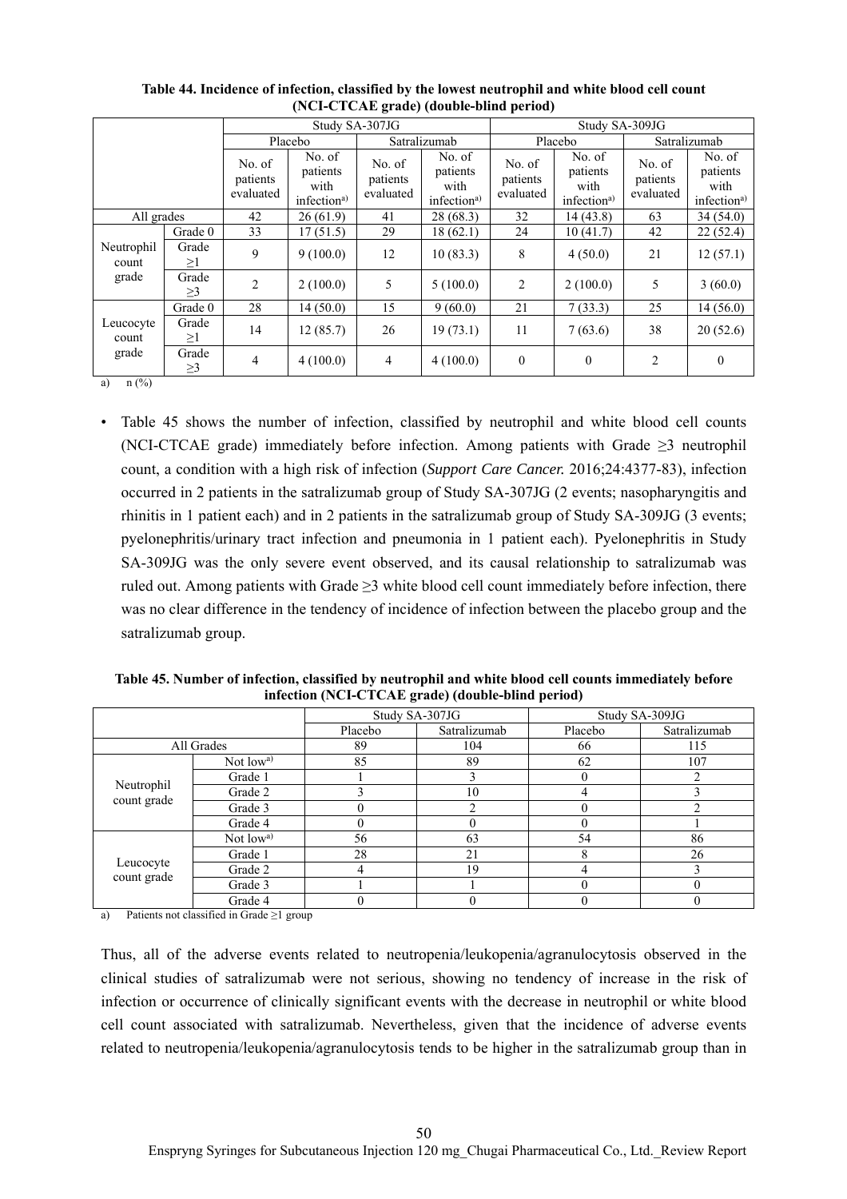**Table 44. Incidence of infection, classified by the lowest neutrophil and white blood cell count (NCI-CTCAE grade) (double-blind period)**

| | | Study SA-307JG | | | | Study SA-309JG | | | |
|---|---|---|---|---|---|---|---|---|---|
| | | Placebo | | Satralizumab | | Placebo | | Satralizumab | |
| | | No. of patients evaluated | No. of patients with infection[a] | No. of patients evaluated | No. of patients with infection[a] | No. of patients evaluated | No. of patients with infection[a] | No. of patients evaluated | No. of patients with infection[a] |
| All grades | | 42 | 26 (61.9) | 41 | 28 (68.3) | 32 | 14 (43.8) | 63 | 34 (54.0) |
| Neutrophil count grade | Grade 0 | 33 | 17 (51.5) | 29 | 18 (62.1) | 24 | 10 (41.7) | 42 | 22 (52.4) |
| | Grade ≥1 | 9 | 9 (100.0) | 12 | 10 (83.3) | 8 | 4 (50.0) | 21 | 12 (57.1) |
| | Grade ≥3 | 2 | 2 (100.0) | 5 | 5 (100.0) | 2 | 2 (100.0) | 5 | 3 (60.0) |
| Leucocyte count grade | Grade 0 | 28 | 14 (50.0) | 15 | 9 (60.0) | 21 | 7 (33.3) | 25 | 14 (56.0) |
| | Grade ≥1 | 14 | 12 (85.7) | 26 | 19 (73.1) | 11 | 7 (63.6) | 38 | 20 (52.6) |
| | Grade ≥3 | 4 | 4 (100.0) | 4 | 4 (100.0) | 0 | 0 | 2 | 0 |

a) n (%)

- Table 45 shows the number of infection, classified by neutrophil and white blood cell counts (NCI-CTCAE grade) immediately before infection. Among patients with Grade ≥3 neutrophil count, a condition with a high risk of infection (*Support Care Cancer.* 2016;24:4377-83), infection occurred in 2 patients in the satralizumab group of Study SA-307JG (2 events; nasopharyngitis and rhinitis in 1 patient each) and in 2 patients in the satralizumab group of Study SA-309JG (3 events; pyelonephritis/urinary tract infection and pneumonia in 1 patient each). Pyelonephritis in Study SA-309JG was the only severe event observed, and its causal relationship to satralizumab was ruled out. Among patients with Grade ≥3 white blood cell count immediately before infection, there was no clear difference in the tendency of incidence of infection between the placebo group and the satralizumab group.

**Table 45. Number of infection, classified by neutrophil and white blood cell counts immediately before infection (NCI-CTCAE grade) (double-blind period)**

| | | Study SA-307JG | | Study SA-309JG | |
|---|---|---|---|---|---|
| | | Placebo | Satralizumab | Placebo | Satralizumab |
| All Grades | | 89 | 104 | 66 | 115 |
| Neutrophil count grade | Not low[a] | 85 | 89 | 62 | 107 |
| | Grade 1 | 1 | 3 | 0 | 2 |
| | Grade 2 | 3 | 10 | 4 | 3 |
| | Grade 3 | 0 | 2 | 0 | 2 |
| | Grade 4 | 0 | 0 | 0 | 1 |
| Leucocyte count grade | Not low[a] | 56 | 63 | 54 | 86 |
| | Grade 1 | 28 | 21 | 8 | 26 |
| | Grade 2 | 4 | 19 | 4 | 3 |
| | Grade 3 | 1 | 1 | 0 | 0 |
| | Grade 4 | 0 | 0 | 0 | 0 |

a) Patients not classified in Grade ≥1 group

Thus, all of the adverse events related to neutropenia/leukopenia/agranulocytosis observed in the clinical studies of satralizumab were not serious, showing no tendency of increase in the risk of infection or occurrence of clinically significant events with the decrease in neutrophil or white blood cell count associated with satralizumab. Nevertheless, given that the incidence of adverse events related to neutropenia/leukopenia/agranulocytosis tends to be higher in the satralizumab group than in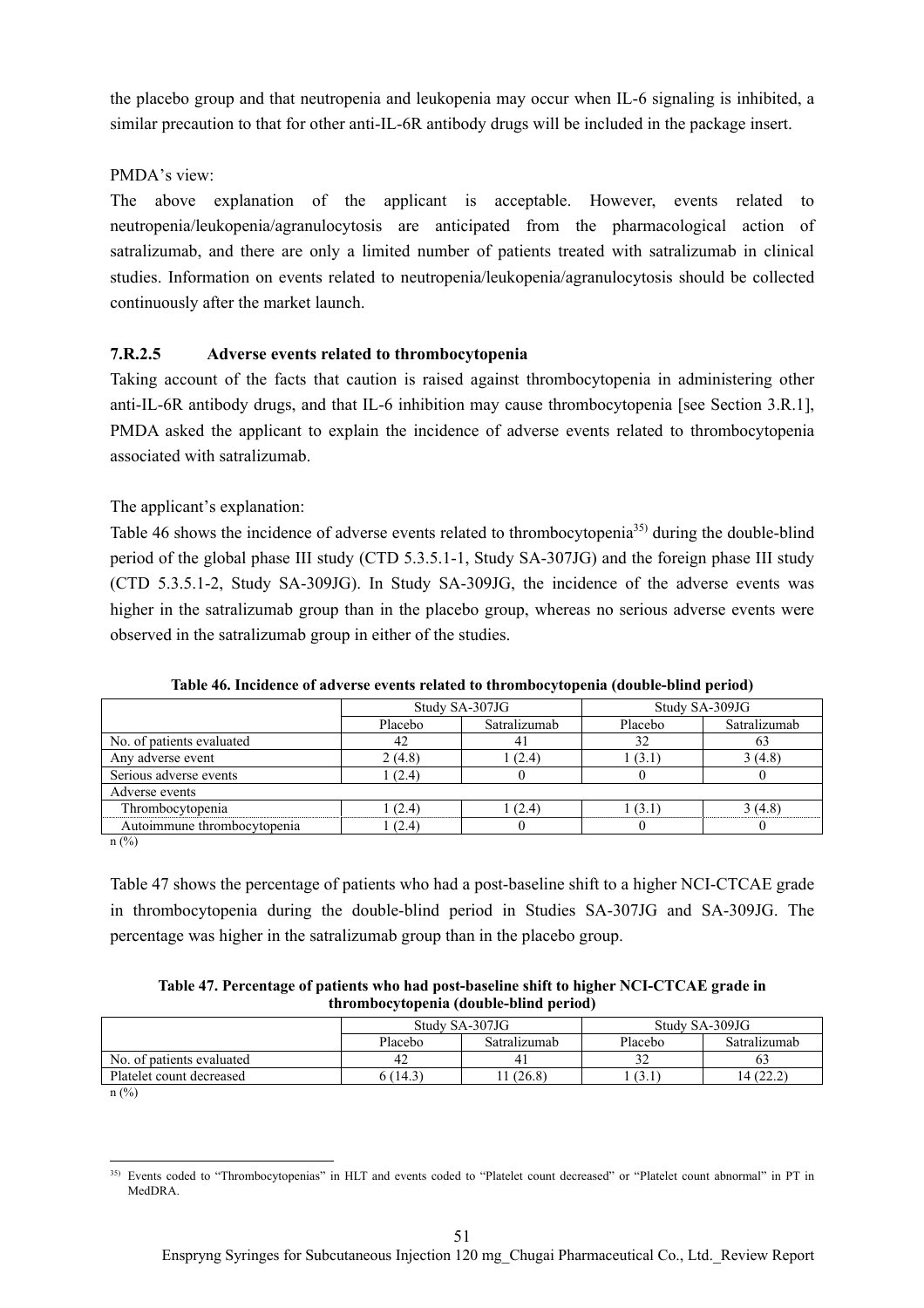the placebo group and that neutropenia and leukopenia may occur when IL-6 signaling is inhibited, a similar precaution to that for other anti-IL-6R antibody drugs will be included in the package insert.

PMDA's view:

The above explanation of the applicant is acceptable. However, events related to neutropenia/leukopenia/agranulocytosis are anticipated from the pharmacological action of satralizumab, and there are only a limited number of patients treated with satralizumab in clinical studies. Information on events related to neutropenia/leukopenia/agranulocytosis should be collected continuously after the market launch.

### 7.R.2.5 Adverse events related to thrombocytopenia

Taking account of the facts that caution is raised against thrombocytopenia in administering other anti-IL-6R antibody drugs, and that IL-6 inhibition may cause thrombocytopenia [see Section 3.R.1], PMDA asked the applicant to explain the incidence of adverse events related to thrombocytopenia associated with satralizumab.

The applicant's explanation:

Table 46 shows the incidence of adverse events related to thrombocytopenia[35] during the double-blind period of the global phase III study (CTD 5.3.5.1-1, Study SA-307JG) and the foreign phase III study (CTD 5.3.5.1-2, Study SA-309JG). In Study SA-309JG, the incidence of the adverse events was higher in the satralizumab group than in the placebo group, whereas no serious adverse events were observed in the satralizumab group in either of the studies.

**Table 46. Incidence of adverse events related to thrombocytopenia (double-blind period)**

| | Study SA-307JG | | Study SA-309JG | |
|---|---|---|---|---|
| | Placebo | Satralizumab | Placebo | Satralizumab |
| No. of patients evaluated | 42 | 41 | 32 | 63 |
| Any adverse event | 2 (4.8) | 1 (2.4) | 1 (3.1) | 3 (4.8) |
| Serious adverse events | 1 (2.4) | 0 | 0 | 0 |
| Adverse events | | | | |
| Thrombocytopenia | 1 (2.4) | 1 (2.4) | 1 (3.1) | 3 (4.8) |
| Autoimmune thrombocytopenia | 1 (2.4) | 0 | 0 | 0 |

n (%)

Table 47 shows the percentage of patients who had a post-baseline shift to a higher NCI-CTCAE grade in thrombocytopenia during the double-blind period in Studies SA-307JG and SA-309JG. The percentage was higher in the satralizumab group than in the placebo group.

**Table 47. Percentage of patients who had post-baseline shift to higher NCI-CTCAE grade in thrombocytopenia (double-blind period)**

| | Study SA-307JG | | Study SA-309JG | |
|---|---|---|---|---|
| | Placebo | Satralizumab | Placebo | Satralizumab |
| No. of patients evaluated | 42 | 41 | 32 | 63 |
| Platelet count decreased | 6 (14.3) | 11 (26.8) | 1 (3.1) | 14 (22.2) |

n (%)

[35] Events coded to "Thrombocytopenias" in HLT and events coded to "Platelet count decreased" or "Platelet count abnormal" in PT in MedDRA.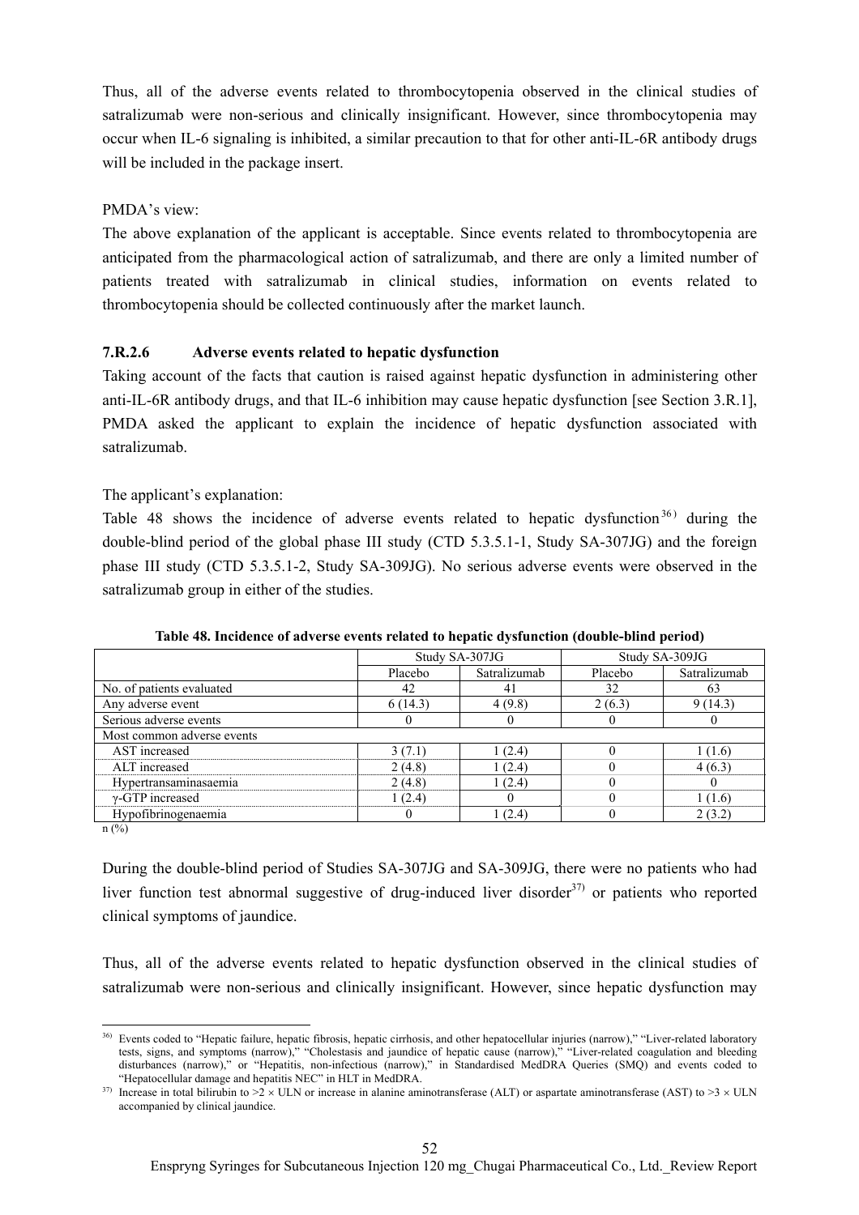Thus, all of the adverse events related to thrombocytopenia observed in the clinical studies of satralizumab were non-serious and clinically insignificant. However, since thrombocytopenia may occur when IL-6 signaling is inhibited, a similar precaution to that for other anti-IL-6R antibody drugs will be included in the package insert.

PMDA's view:

The above explanation of the applicant is acceptable. Since events related to thrombocytopenia are anticipated from the pharmacological action of satralizumab, and there are only a limited number of patients treated with satralizumab in clinical studies, information on events related to thrombocytopenia should be collected continuously after the market launch.

#### 7.R.2.6 Adverse events related to hepatic dysfunction

Taking account of the facts that caution is raised against hepatic dysfunction in administering other anti-IL-6R antibody drugs, and that IL-6 inhibition may cause hepatic dysfunction [see Section 3.R.1], PMDA asked the applicant to explain the incidence of hepatic dysfunction associated with satralizumab.

The applicant's explanation:

Table 48 shows the incidence of adverse events related to hepatic dysfunction[36] during the double-blind period of the global phase III study (CTD 5.3.5.1-1, Study SA-307JG) and the foreign phase III study (CTD 5.3.5.1-2, Study SA-309JG). No serious adverse events were observed in the satralizumab group in either of the studies.

**Table 48. Incidence of adverse events related to hepatic dysfunction (double-blind period)**

| | Study SA-307JG | | Study SA-309JG | |
|---|---|---|---|---|
| | Placebo | Satralizumab | Placebo | Satralizumab |
| No. of patients evaluated | 42 | 41 | 32 | 63 |
| Any adverse event | 6 (14.3) | 4 (9.8) | 2 (6.3) | 9 (14.3) |
| Serious adverse events | 0 | 0 | 0 | 0 |
| Most common adverse events | | | | |
| AST increased | 3 (7.1) | 1 (2.4) | 0 | 1 (1.6) |
| ALT increased | 2 (4.8) | 1 (2.4) | 0 | 4 (6.3) |
| Hypertransaminasaemia | 2 (4.8) | 1 (2.4) | 0 | 0 |
| γ-GTP increased | 1 (2.4) | 0 | 0 | 1 (1.6) |
| Hypofibrinogenaemia | 0 | 1 (2.4) | 0 | 2 (3.2) |

n (%)

During the double-blind period of Studies SA-307JG and SA-309JG, there were no patients who had liver function test abnormal suggestive of drug-induced liver disorder[37] or patients who reported clinical symptoms of jaundice.

Thus, all of the adverse events related to hepatic dysfunction observed in the clinical studies of satralizumab were non-serious and clinically insignificant. However, since hepatic dysfunction may

---

[36] Events coded to "Hepatic failure, hepatic fibrosis, hepatic cirrhosis, and other hepatocellular injuries (narrow)," "Liver-related laboratory tests, signs, and symptoms (narrow)," "Cholestasis and jaundice of hepatic cause (narrow)," "Liver-related coagulation and bleeding disturbances (narrow)," or "Hepatitis, non-infectious (narrow)," in Standardised MedDRA Queries (SMQ) and events coded to "Hepatocellular damage and hepatitis NEC" in HLT in MedDRA.

[37] Increase in total bilirubin to $>2 \times$ ULN or increase in alanine aminotransferase (ALT) or aspartate aminotransferase (AST) to $>3 \times$ ULN accompanied by clinical jaundice.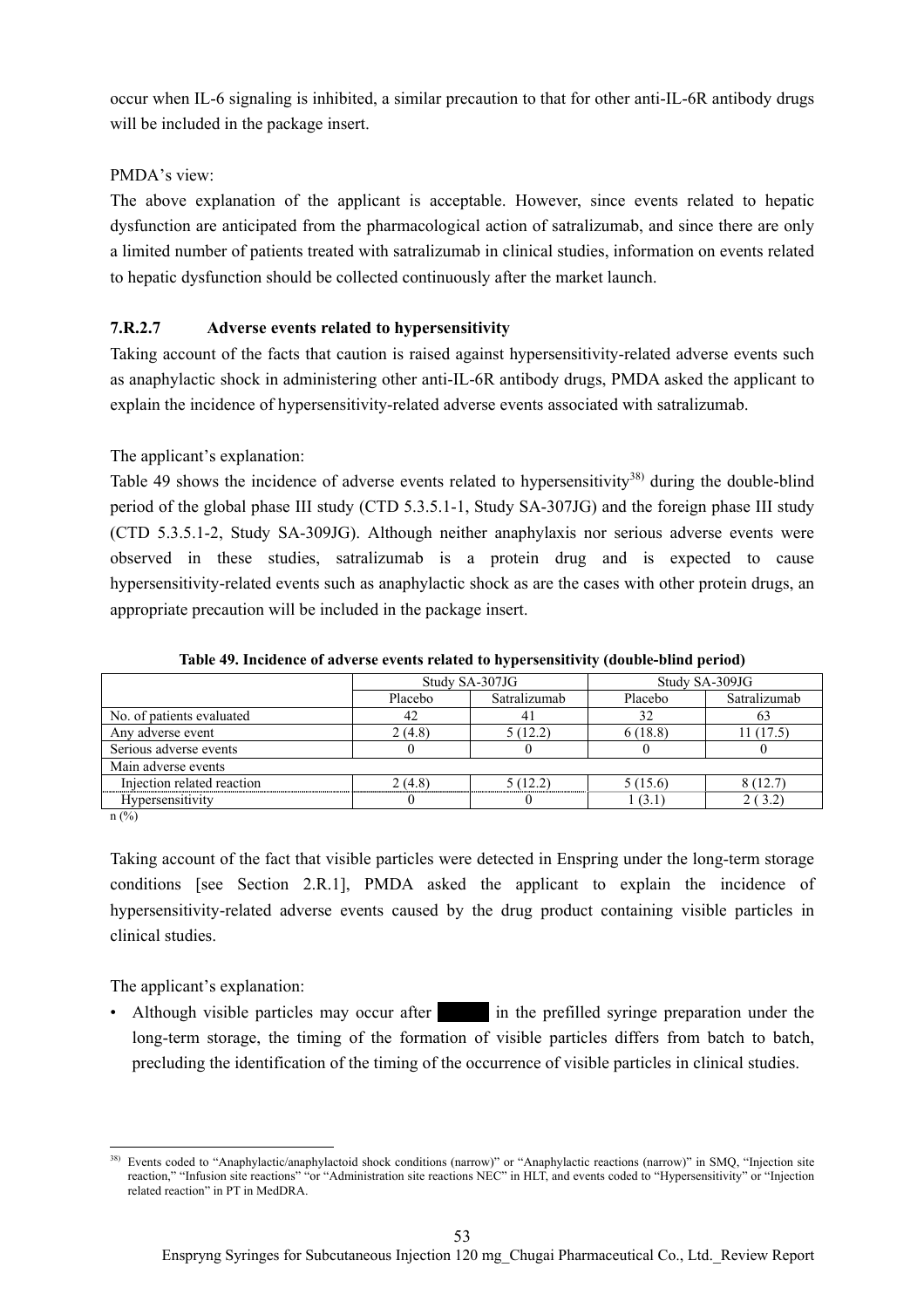occur when IL-6 signaling is inhibited, a similar precaution to that for other anti-IL-6R antibody drugs will be included in the package insert.

PMDA's view:

The above explanation of the applicant is acceptable. However, since events related to hepatic dysfunction are anticipated from the pharmacological action of satralizumab, and since there are only a limited number of patients treated with satralizumab in clinical studies, information on events related to hepatic dysfunction should be collected continuously after the market launch.

### 7.R.2.7 Adverse events related to hypersensitivity

Taking account of the facts that caution is raised against hypersensitivity-related adverse events such as anaphylactic shock in administering other anti-IL-6R antibody drugs, PMDA asked the applicant to explain the incidence of hypersensitivity-related adverse events associated with satralizumab.

The applicant's explanation:

Table 49 shows the incidence of adverse events related to hypersensitivity[38] during the double-blind period of the global phase III study (CTD 5.3.5.1-1, Study SA-307JG) and the foreign phase III study (CTD 5.3.5.1-2, Study SA-309JG). Although neither anaphylaxis nor serious adverse events were observed in these studies, satralizumab is a protein drug and is expected to cause hypersensitivity-related events such as anaphylactic shock as are the cases with other protein drugs, an appropriate precaution will be included in the package insert.

**Table 49. Incidence of adverse events related to hypersensitivity (double-blind period)**

| | Study SA-307JG | | Study SA-309JG | |
|---|---|---|---|---|
| | Placebo | Satralizumab | Placebo | Satralizumab |
| No. of patients evaluated | 42 | 41 | 32 | 63 |
| Any adverse event | 2 (4.8) | 5 (12.2) | 6 (18.8) | 11 (17.5) |
| Serious adverse events | 0 | 0 | 0 | 0 |
| Main adverse events | | | | |
| Injection related reaction | 2 (4.8) | 5 (12.2) | 5 (15.6) | 8 (12.7) |
| Hypersensitivity | 0 | 0 | 1 (3.1) | 2 ( 3.2) |

n (%)

Taking account of the fact that visible particles were detected in Enspring under the long-term storage conditions [see Section 2.R.1], PMDA asked the applicant to explain the incidence of hypersensitivity-related adverse events caused by the drug product containing visible particles in clinical studies.

The applicant's explanation:

- Although visible particles may occur after ████ in the prefilled syringe preparation under the long-term storage, the timing of the formation of visible particles differs from batch to batch, precluding the identification of the timing of the occurrence of visible particles in clinical studies.

---

[38] Events coded to "Anaphylactic/anaphylactoid shock conditions (narrow)" or "Anaphylactic reactions (narrow)" in SMQ, "Injection site reaction," "Infusion site reactions" "or "Administration site reactions NEC" in HLT, and events coded to "Hypersensitivity" or "Injection related reaction" in PT in MedDRA.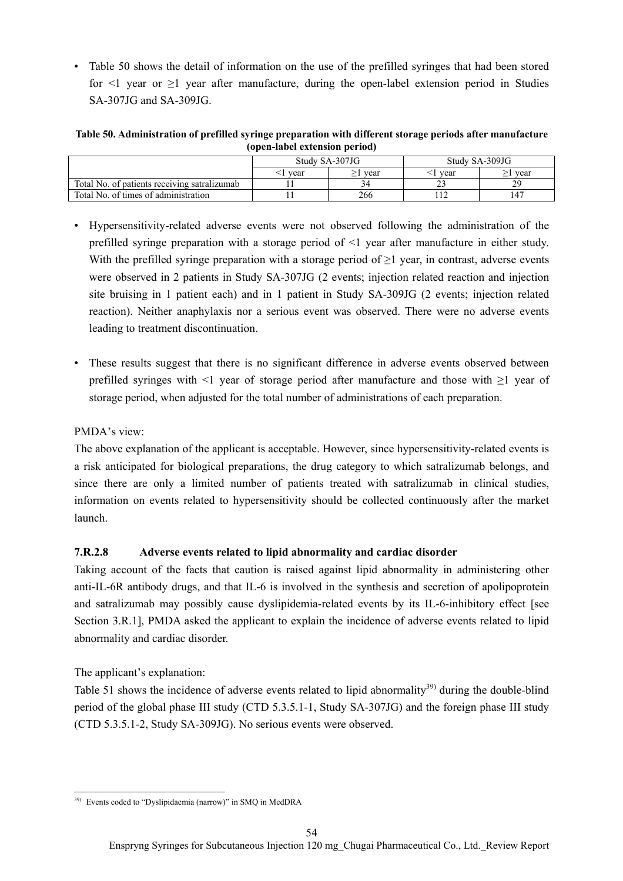- Table 50 shows the detail of information on the use of the prefilled syringes that had been stored for <1 year or ≥1 year after manufacture, during the open-label extension period in Studies SA-307JG and SA-309JG.

**Table 50. Administration of prefilled syringe preparation with different storage periods after manufacture (open-label extension period)**

| | Study SA-307JG | | Study SA-309JG | |
|---|---|---|---|---|
| | <1 year | ≥1 year | <1 year | ≥1 year |
| Total No. of patients receiving satralizumab | 11 | 34 | 23 | 29 |
| Total No. of times of administration | 11 | 266 | 112 | 147 |

- Hypersensitivity-related adverse events were not observed following the administration of the prefilled syringe preparation with a storage period of <1 year after manufacture in either study. With the prefilled syringe preparation with a storage period of ≥1 year, in contrast, adverse events were observed in 2 patients in Study SA-307JG (2 events; injection related reaction and injection site bruising in 1 patient each) and in 1 patient in Study SA-309JG (2 events; injection related reaction). Neither anaphylaxis nor a serious event was observed. There were no adverse events leading to treatment discontinuation.

- These results suggest that there is no significant difference in adverse events observed between prefilled syringes with <1 year of storage period after manufacture and those with ≥1 year of storage period, when adjusted for the total number of administrations of each preparation.

PMDA's view:

The above explanation of the applicant is acceptable. However, since hypersensitivity-related events is a risk anticipated for biological preparations, the drug category to which satralizumab belongs, and since there are only a limited number of patients treated with satralizumab in clinical studies, information on events related to hypersensitivity should be collected continuously after the market launch.

#### 7.R.2.8 Adverse events related to lipid abnormality and cardiac disorder

Taking account of the facts that caution is raised against lipid abnormality in administering other anti-IL-6R antibody drugs, and that IL-6 is involved in the synthesis and secretion of apolipoprotein and satralizumab may possibly cause dyslipidemia-related events by its IL-6-inhibitory effect [see Section 3.R.1], PMDA asked the applicant to explain the incidence of adverse events related to lipid abnormality and cardiac disorder.

The applicant's explanation:

Table 51 shows the incidence of adverse events related to lipid abnormality[39] during the double-blind period of the global phase III study (CTD 5.3.5.1-1, Study SA-307JG) and the foreign phase III study (CTD 5.3.5.1-2, Study SA-309JG). No serious events were observed.

[39] Events coded to "Dyslipidaemia (narrow)" in SMQ in MedDRA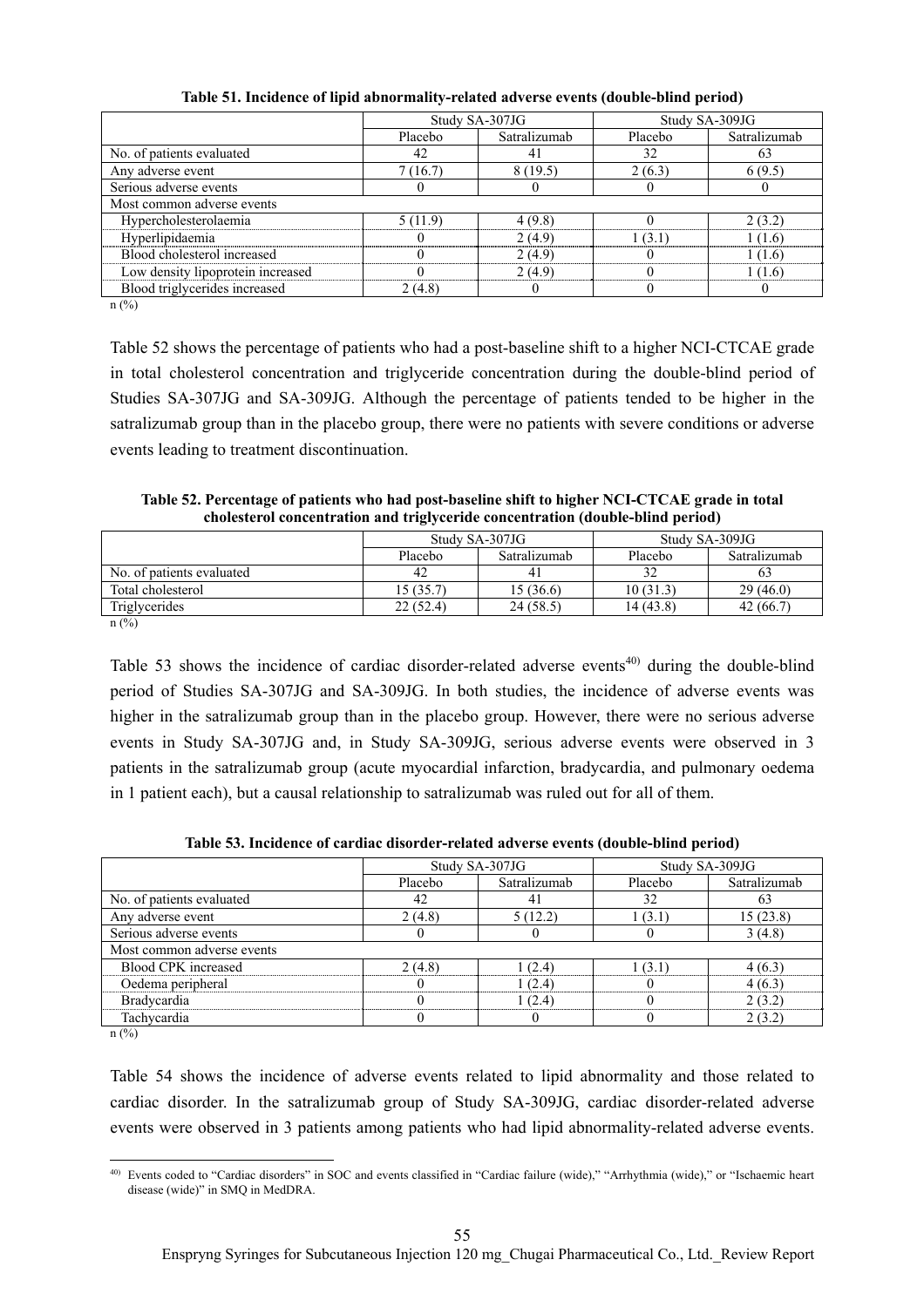**Table 51. Incidence of lipid abnormality-related adverse events (double-blind period)**

| | Study SA-307JG | | Study SA-309JG | |
|---|---|---|---|---|
| | Placebo | Satralizumab | Placebo | Satralizumab |
| No. of patients evaluated | 42 | 41 | 32 | 63 |
| Any adverse event | 7 (16.7) | 8 (19.5) | 2 (6.3) | 6 (9.5) |
| Serious adverse events | 0 | 0 | 0 | 0 |
| Most common adverse events | | | | |
| Hypercholesterolaemia | 5 (11.9) | 4 (9.8) | 0 | 2 (3.2) |
| Hyperlipidaemia | 0 | 2 (4.9) | 1 (3.1) | 1 (1.6) |
| Blood cholesterol increased | 0 | 2 (4.9) | 0 | 1 (1.6) |
| Low density lipoprotein increased | 0 | 2 (4.9) | 0 | 1 (1.6) |
| Blood triglycerides increased | 2 (4.8) | 0 | 0 | 0 |

n (%)

Table 52 shows the percentage of patients who had a post-baseline shift to a higher NCI-CTCAE grade in total cholesterol concentration and triglyceride concentration during the double-blind period of Studies SA-307JG and SA-309JG. Although the percentage of patients tended to be higher in the satralizumab group than in the placebo group, there were no patients with severe conditions or adverse events leading to treatment discontinuation.

**Table 52. Percentage of patients who had post-baseline shift to higher NCI-CTCAE grade in total cholesterol concentration and triglyceride concentration (double-blind period)**

| | Study SA-307JG | | Study SA-309JG | |
|---|---|---|---|---|
| | Placebo | Satralizumab | Placebo | Satralizumab |
| No. of patients evaluated | 42 | 41 | 32 | 63 |
| Total cholesterol | 15 (35.7) | 15 (36.6) | 10 (31.3) | 29 (46.0) |
| Triglycerides | 22 (52.4) | 24 (58.5) | 14 (43.8) | 42 (66.7) |

n (%)

Table 53 shows the incidence of cardiac disorder-related adverse events[40] during the double-blind period of Studies SA-307JG and SA-309JG. In both studies, the incidence of adverse events was higher in the satralizumab group than in the placebo group. However, there were no serious adverse events in Study SA-307JG and, in Study SA-309JG, serious adverse events were observed in 3 patients in the satralizumab group (acute myocardial infarction, bradycardia, and pulmonary oedema in 1 patient each), but a causal relationship to satralizumab was ruled out for all of them.

**Table 53. Incidence of cardiac disorder-related adverse events (double-blind period)**

| | Study SA-307JG | | Study SA-309JG | |
|---|---|---|---|---|
| | Placebo | Satralizumab | Placebo | Satralizumab |
| No. of patients evaluated | 42 | 41 | 32 | 63 |
| Any adverse event | 2 (4.8) | 5 (12.2) | 1 (3.1) | 15 (23.8) |
| Serious adverse events | 0 | 0 | 0 | 3 (4.8) |
| Most common adverse events | | | | |
| Blood CPK increased | 2 (4.8) | 1 (2.4) | 1 (3.1) | 4 (6.3) |
| Oedema peripheral | 0 | 1 (2.4) | 0 | 4 (6.3) |
| Bradycardia | 0 | 1 (2.4) | 0 | 2 (3.2) |
| Tachycardia | 0 | 0 | 0 | 2 (3.2) |

n (%)

Table 54 shows the incidence of adverse events related to lipid abnormality and those related to cardiac disorder. In the satralizumab group of Study SA-309JG, cardiac disorder-related adverse events were observed in 3 patients among patients who had lipid abnormality-related adverse events.

[40] Events coded to "Cardiac disorders" in SOC and events classified in "Cardiac failure (wide)," "Arrhythmia (wide)," or "Ischaemic heart disease (wide)" in SMQ in MedDRA.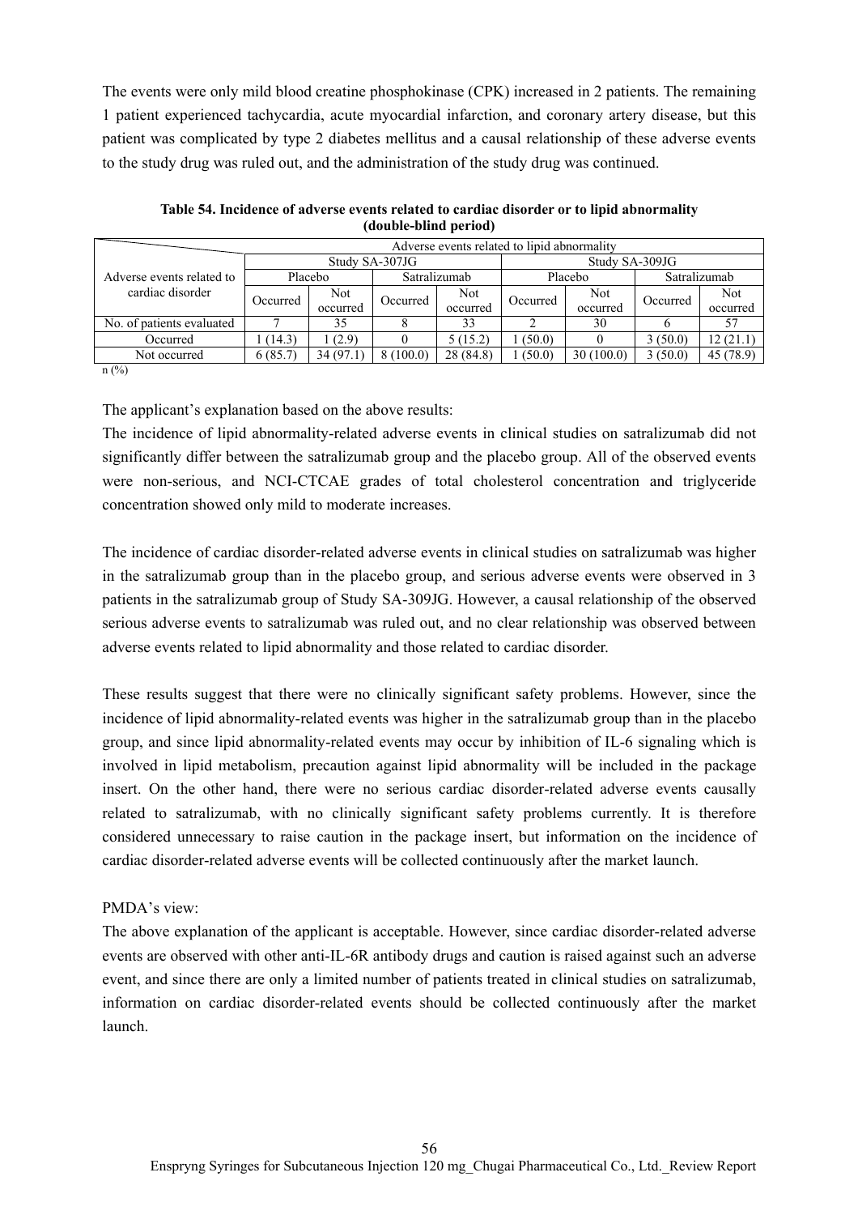The events were only mild blood creatine phosphokinase (CPK) increased in 2 patients. The remaining 1 patient experienced tachycardia, acute myocardial infarction, and coronary artery disease, but this patient was complicated by type 2 diabetes mellitus and a causal relationship of these adverse events to the study drug was ruled out, and the administration of the study drug was continued.

**Table 54. Incidence of adverse events related to cardiac disorder or to lipid abnormality (double-blind period)**

| Adverse events related to cardiac disorder | Adverse events related to lipid abnormality | | | | | | | |
|---|---|---|---|---|---|---|---|---|
| | Study SA-307JG | | | | Study SA-309JG | | | |
| | Placebo | | Satralizumab | | Placebo | | Satralizumab | |
| | Occurred | Not occurred | Occurred | Not occurred | Occurred | Not occurred | Occurred | Not occurred |
| No. of patients evaluated | 7 | 35 | 8 | 33 | 2 | 30 | 6 | 57 |
| Occurred | 1 (14.3) | 1 (2.9) | 0 | 5 (15.2) | 1 (50.0) | 0 | 3 (50.0) | 12 (21.1) |
| Not occurred | 6 (85.7) | 34 (97.1) | 8 (100.0) | 28 (84.8) | 1 (50.0) | 30 (100.0) | 3 (50.0) | 45 (78.9) |

n (%)

The applicant's explanation based on the above results:
The incidence of lipid abnormality-related adverse events in clinical studies on satralizumab did not significantly differ between the satralizumab group and the placebo group. All of the observed events were non-serious, and NCI-CTCAE grades of total cholesterol concentration and triglyceride concentration showed only mild to moderate increases.

The incidence of cardiac disorder-related adverse events in clinical studies on satralizumab was higher in the satralizumab group than in the placebo group, and serious adverse events were observed in 3 patients in the satralizumab group of Study SA-309JG. However, a causal relationship of the observed serious adverse events to satralizumab was ruled out, and no clear relationship was observed between adverse events related to lipid abnormality and those related to cardiac disorder.

These results suggest that there were no clinically significant safety problems. However, since the incidence of lipid abnormality-related events was higher in the satralizumab group than in the placebo group, and since lipid abnormality-related events may occur by inhibition of IL-6 signaling which is involved in lipid metabolism, precaution against lipid abnormality will be included in the package insert. On the other hand, there were no serious cardiac disorder-related adverse events causally related to satralizumab, with no clinically significant safety problems currently. It is therefore considered unnecessary to raise caution in the package insert, but information on the incidence of cardiac disorder-related adverse events will be collected continuously after the market launch.

PMDA's view:
The above explanation of the applicant is acceptable. However, since cardiac disorder-related adverse events are observed with other anti-IL-6R antibody drugs and caution is raised against such an adverse event, and since there are only a limited number of patients treated in clinical studies on satralizumab, information on cardiac disorder-related events should be collected continuously after the market launch.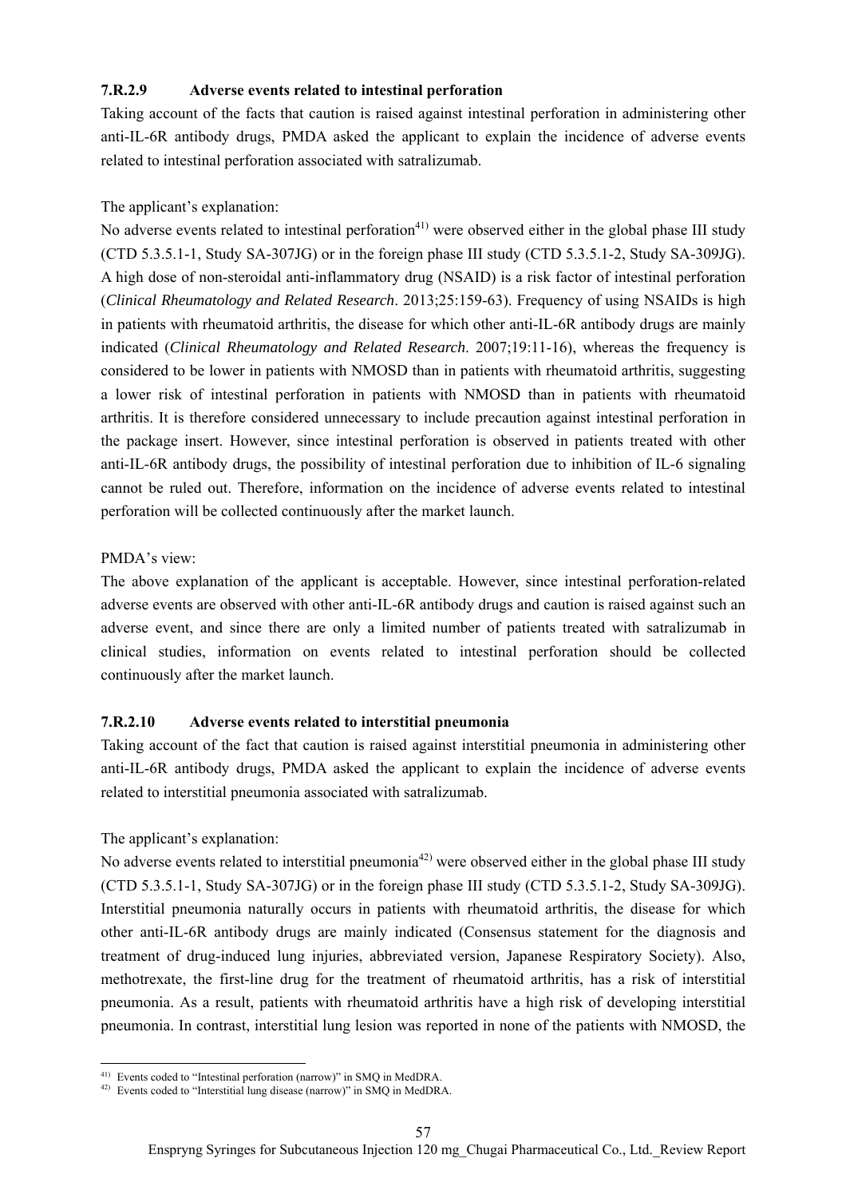#### 7.R.2.9 Adverse events related to intestinal perforation

Taking account of the facts that caution is raised against intestinal perforation in administering other anti-IL-6R antibody drugs, PMDA asked the applicant to explain the incidence of adverse events related to intestinal perforation associated with satralizumab.

The applicant's explanation:

No adverse events related to intestinal perforation[41] were observed either in the global phase III study (CTD 5.3.5.1-1, Study SA-307JG) or in the foreign phase III study (CTD 5.3.5.1-2, Study SA-309JG). A high dose of non-steroidal anti-inflammatory drug (NSAID) is a risk factor of intestinal perforation (*Clinical Rheumatology and Related Research*. 2013;25:159-63). Frequency of using NSAIDs is high in patients with rheumatoid arthritis, the disease for which other anti-IL-6R antibody drugs are mainly indicated (*Clinical Rheumatology and Related Research*. 2007;19:11-16), whereas the frequency is considered to be lower in patients with NMOSD than in patients with rheumatoid arthritis, suggesting a lower risk of intestinal perforation in patients with NMOSD than in patients with rheumatoid arthritis. It is therefore considered unnecessary to include precaution against intestinal perforation in the package insert. However, since intestinal perforation is observed in patients treated with other anti-IL-6R antibody drugs, the possibility of intestinal perforation due to inhibition of IL-6 signaling cannot be ruled out. Therefore, information on the incidence of adverse events related to intestinal perforation will be collected continuously after the market launch.

PMDA's view:

The above explanation of the applicant is acceptable. However, since intestinal perforation-related adverse events are observed with other anti-IL-6R antibody drugs and caution is raised against such an adverse event, and since there are only a limited number of patients treated with satralizumab in clinical studies, information on events related to intestinal perforation should be collected continuously after the market launch.

#### 7.R.2.10 Adverse events related to interstitial pneumonia

Taking account of the fact that caution is raised against interstitial pneumonia in administering other anti-IL-6R antibody drugs, PMDA asked the applicant to explain the incidence of adverse events related to interstitial pneumonia associated with satralizumab.

The applicant's explanation:

No adverse events related to interstitial pneumonia[42] were observed either in the global phase III study (CTD 5.3.5.1-1, Study SA-307JG) or in the foreign phase III study (CTD 5.3.5.1-2, Study SA-309JG). Interstitial pneumonia naturally occurs in patients with rheumatoid arthritis, the disease for which other anti-IL-6R antibody drugs are mainly indicated (Consensus statement for the diagnosis and treatment of drug-induced lung injuries, abbreviated version, Japanese Respiratory Society). Also, methotrexate, the first-line drug for the treatment of rheumatoid arthritis, has a risk of interstitial pneumonia. As a result, patients with rheumatoid arthritis have a high risk of developing interstitial pneumonia. In contrast, interstitial lung lesion was reported in none of the patients with NMOSD, the

---

[41] Events coded to "Intestinal perforation (narrow)" in SMQ in MedDRA.

[42] Events coded to "Interstitial lung disease (narrow)" in SMQ in MedDRA.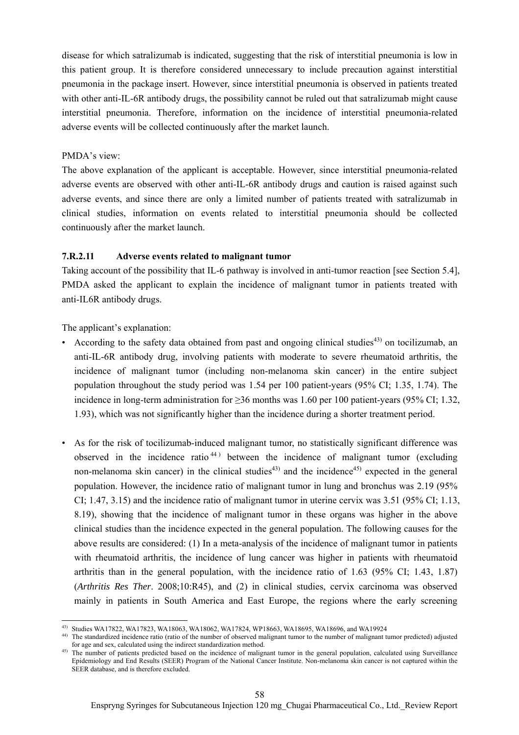disease for which satralizumab is indicated, suggesting that the risk of interstitial pneumonia is low in this patient group. It is therefore considered unnecessary to include precaution against interstitial pneumonia in the package insert. However, since interstitial pneumonia is observed in patients treated with other anti-IL-6R antibody drugs, the possibility cannot be ruled out that satralizumab might cause interstitial pneumonia. Therefore, information on the incidence of interstitial pneumonia-related adverse events will be collected continuously after the market launch.

PMDA's view:

The above explanation of the applicant is acceptable. However, since interstitial pneumonia-related adverse events are observed with other anti-IL-6R antibody drugs and caution is raised against such adverse events, and since there are only a limited number of patients treated with satralizumab in clinical studies, information on events related to interstitial pneumonia should be collected continuously after the market launch.

#### 7.R.2.11 Adverse events related to malignant tumor

Taking account of the possibility that IL-6 pathway is involved in anti-tumor reaction [see Section 5.4], PMDA asked the applicant to explain the incidence of malignant tumor in patients treated with anti-IL6R antibody drugs.

The applicant's explanation:

- According to the safety data obtained from past and ongoing clinical studies[43] on tocilizumab, an anti-IL-6R antibody drug, involving patients with moderate to severe rheumatoid arthritis, the incidence of malignant tumor (including non-melanoma skin cancer) in the entire subject population throughout the study period was 1.54 per 100 patient-years (95% CI; 1.35, 1.74). The incidence in long-term administration for ≥36 months was 1.60 per 100 patient-years (95% CI; 1.32, 1.93), which was not significantly higher than the incidence during a shorter treatment period.

- As for the risk of tocilizumab-induced malignant tumor, no statistically significant difference was observed in the incidence ratio[44] between the incidence of malignant tumor (excluding non-melanoma skin cancer) in the clinical studies[43] and the incidence[45] expected in the general population. However, the incidence ratio of malignant tumor in lung and bronchus was 2.19 (95% CI; 1.47, 3.15) and the incidence ratio of malignant tumor in uterine cervix was 3.51 (95% CI; 1.13, 8.19), showing that the incidence of malignant tumor in these organs was higher in the above clinical studies than the incidence expected in the general population. The following causes for the above results are considered: (1) In a meta-analysis of the incidence of malignant tumor in patients with rheumatoid arthritis, the incidence of lung cancer was higher in patients with rheumatoid arthritis than in the general population, with the incidence ratio of 1.63 (95% CI; 1.43, 1.87) (*Arthritis Res Ther*. 2008;10:R45), and (2) in clinical studies, cervix carcinoma was observed mainly in patients in South America and East Europe, the regions where the early screening

---

[43] Studies WA17822, WA17823, WA18063, WA18062, WA17824, WP18663, WA18695, WA18696, and WA19924

[44] The standardized incidence ratio (ratio of the number of observed malignant tumor to the number of malignant tumor predicted) adjusted for age and sex, calculated using the indirect standardization method.

[45] The number of patients predicted based on the incidence of malignant tumor in the general population, calculated using Surveillance Epidemiology and End Results (SEER) Program of the National Cancer Institute. Non-melanoma skin cancer is not captured within the SEER database, and is therefore excluded.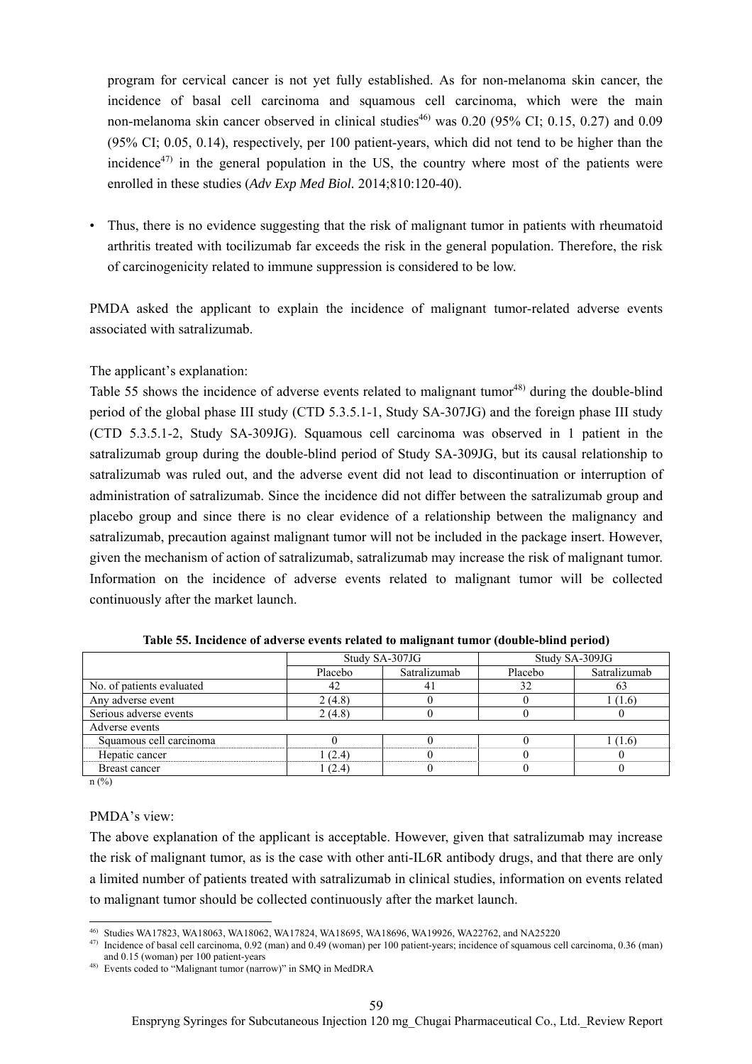program for cervical cancer is not yet fully established. As for non-melanoma skin cancer, the incidence of basal cell carcinoma and squamous cell carcinoma, which were the main non-melanoma skin cancer observed in clinical studies[46] was 0.20 (95% CI; 0.15, 0.27) and 0.09 (95% CI; 0.05, 0.14), respectively, per 100 patient-years, which did not tend to be higher than the incidence[47] in the general population in the US, the country where most of the patients were enrolled in these studies (*Adv Exp Med Biol.* 2014;810:120-40).

- Thus, there is no evidence suggesting that the risk of malignant tumor in patients with rheumatoid arthritis treated with tocilizumab far exceeds the risk in the general population. Therefore, the risk of carcinogenicity related to immune suppression is considered to be low.

PMDA asked the applicant to explain the incidence of malignant tumor-related adverse events associated with satralizumab.

The applicant's explanation:

Table 55 shows the incidence of adverse events related to malignant tumor[48] during the double-blind period of the global phase III study (CTD 5.3.5.1-1, Study SA-307JG) and the foreign phase III study (CTD 5.3.5.1-2, Study SA-309JG). Squamous cell carcinoma was observed in 1 patient in the satralizumab group during the double-blind period of Study SA-309JG, but its causal relationship to satralizumab was ruled out, and the adverse event did not lead to discontinuation or interruption of administration of satralizumab. Since the incidence did not differ between the satralizumab group and placebo group and since there is no clear evidence of a relationship between the malignancy and satralizumab, precaution against malignant tumor will not be included in the package insert. However, given the mechanism of action of satralizumab, satralizumab may increase the risk of malignant tumor. Information on the incidence of adverse events related to malignant tumor will be collected continuously after the market launch.

**Table 55. Incidence of adverse events related to malignant tumor (double-blind period)**

| | Study SA-307JG | | Study SA-309JG | |
|---|---|---|---|---|
| | Placebo | Satralizumab | Placebo | Satralizumab |
| No. of patients evaluated | 42 | 41 | 32 | 63 |
| Any adverse event | 2 (4.8) | 0 | 0 | 1 (1.6) |
| Serious adverse events | 2 (4.8) | 0 | 0 | 0 |
| Adverse events | | | | |
| Squamous cell carcinoma | 0 | 0 | 0 | 1 (1.6) |
| Hepatic cancer | 1 (2.4) | 0 | 0 | 0 |
| Breast cancer | 1 (2.4) | 0 | 0 | 0 |

n (%)

PMDA's view:

The above explanation of the applicant is acceptable. However, given that satralizumab may increase the risk of malignant tumor, as is the case with other anti-IL6R antibody drugs, and that there are only a limited number of patients treated with satralizumab in clinical studies, information on events related to malignant tumor should be collected continuously after the market launch.

---

[46] Studies WA17823, WA18063, WA18062, WA17824, WA18695, WA18696, WA19926, WA22762, and NA25220

[47] Incidence of basal cell carcinoma, 0.92 (man) and 0.49 (woman) per 100 patient-years; incidence of squamous cell carcinoma, 0.36 (man) and 0.15 (woman) per 100 patient-years

[48] Events coded to "Malignant tumor (narrow)" in SMQ in MedDRA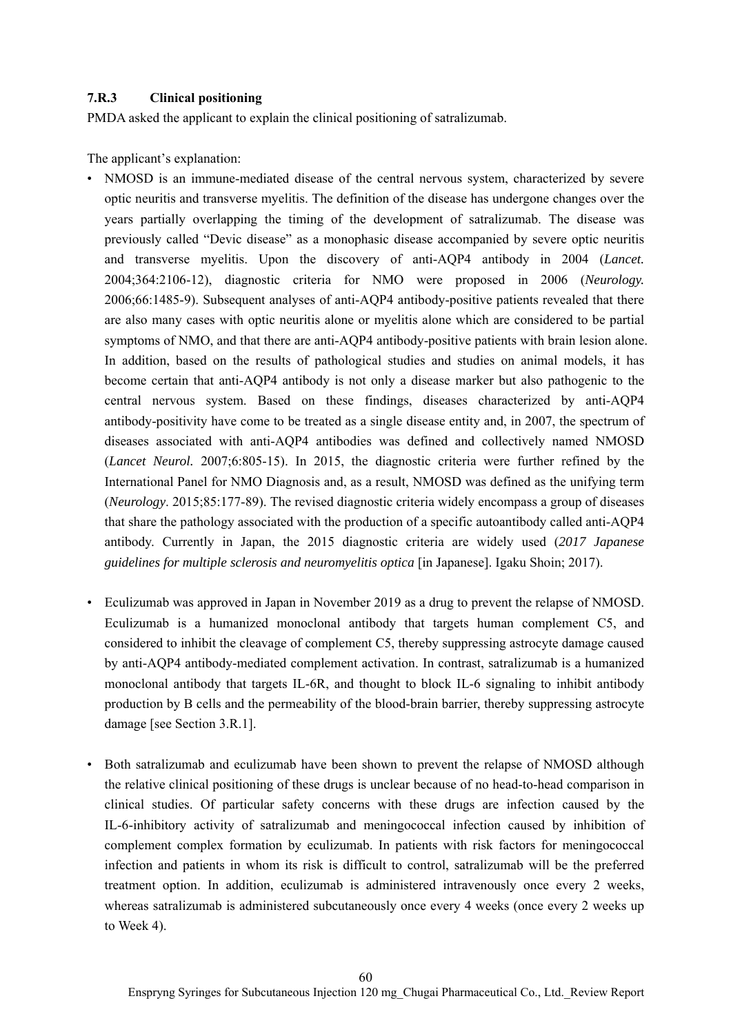### 7.R.3 Clinical positioning

PMDA asked the applicant to explain the clinical positioning of satralizumab.

The applicant's explanation:

- NMOSD is an immune-mediated disease of the central nervous system, characterized by severe optic neuritis and transverse myelitis. The definition of the disease has undergone changes over the years partially overlapping the timing of the development of satralizumab. The disease was previously called "Devic disease" as a monophasic disease accompanied by severe optic neuritis and transverse myelitis. Upon the discovery of anti-AQP4 antibody in 2004 (*Lancet.* 2004;364:2106-12), diagnostic criteria for NMO were proposed in 2006 (*Neurology.* 2006;66:1485-9). Subsequent analyses of anti-AQP4 antibody-positive patients revealed that there are also many cases with optic neuritis alone or myelitis alone which are considered to be partial symptoms of NMO, and that there are anti-AQP4 antibody-positive patients with brain lesion alone. In addition, based on the results of pathological studies and studies on animal models, it has become certain that anti-AQP4 antibody is not only a disease marker but also pathogenic to the central nervous system. Based on these findings, diseases characterized by anti-AQP4 antibody-positivity have come to be treated as a single disease entity and, in 2007, the spectrum of diseases associated with anti-AQP4 antibodies was defined and collectively named NMOSD (*Lancet Neurol.* 2007;6:805-15). In 2015, the diagnostic criteria were further refined by the International Panel for NMO Diagnosis and, as a result, NMOSD was defined as the unifying term (*Neurology*. 2015;85:177-89). The revised diagnostic criteria widely encompass a group of diseases that share the pathology associated with the production of a specific autoantibody called anti-AQP4 antibody. Currently in Japan, the 2015 diagnostic criteria are widely used (*2017 Japanese guidelines for multiple sclerosis and neuromyelitis optica* [in Japanese]. Igaku Shoin; 2017).

- Eculizumab was approved in Japan in November 2019 as a drug to prevent the relapse of NMOSD. Eculizumab is a humanized monoclonal antibody that targets human complement C5, and considered to inhibit the cleavage of complement C5, thereby suppressing astrocyte damage caused by anti-AQP4 antibody-mediated complement activation. In contrast, satralizumab is a humanized monoclonal antibody that targets IL-6R, and thought to block IL-6 signaling to inhibit antibody production by B cells and the permeability of the blood-brain barrier, thereby suppressing astrocyte damage [see Section 3.R.1].

- Both satralizumab and eculizumab have been shown to prevent the relapse of NMOSD although the relative clinical positioning of these drugs is unclear because of no head-to-head comparison in clinical studies. Of particular safety concerns with these drugs are infection caused by the IL-6-inhibitory activity of satralizumab and meningococcal infection caused by inhibition of complement complex formation by eculizumab. In patients with risk factors for meningococcal infection and patients in whom its risk is difficult to control, satralizumab will be the preferred treatment option. In addition, eculizumab is administered intravenously once every 2 weeks, whereas satralizumab is administered subcutaneously once every 4 weeks (once every 2 weeks up to Week 4).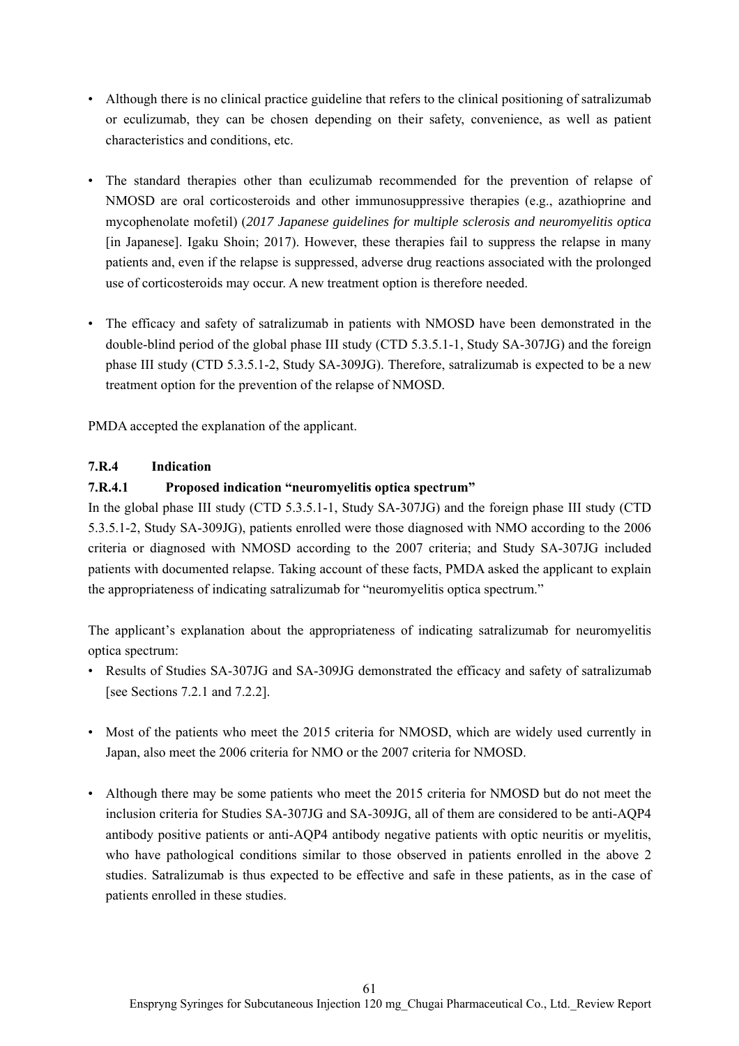- Although there is no clinical practice guideline that refers to the clinical positioning of satralizumab or eculizumab, they can be chosen depending on their safety, convenience, as well as patient characteristics and conditions, etc.

- The standard therapies other than eculizumab recommended for the prevention of relapse of NMOSD are oral corticosteroids and other immunosuppressive therapies (e.g., azathioprine and mycophenolate mofetil) (*2017 Japanese guidelines for multiple sclerosis and neuromyelitis optica* [in Japanese]. Igaku Shoin; 2017). However, these therapies fail to suppress the relapse in many patients and, even if the relapse is suppressed, adverse drug reactions associated with the prolonged use of corticosteroids may occur. A new treatment option is therefore needed.

- The efficacy and safety of satralizumab in patients with NMOSD have been demonstrated in the double-blind period of the global phase III study (CTD 5.3.5.1-1, Study SA-307JG) and the foreign phase III study (CTD 5.3.5.1-2, Study SA-309JG). Therefore, satralizumab is expected to be a new treatment option for the prevention of the relapse of NMOSD.

PMDA accepted the explanation of the applicant.

### 7.R.4 Indication

#### 7.R.4.1 Proposed indication "neuromyelitis optica spectrum"

In the global phase III study (CTD 5.3.5.1-1, Study SA-307JG) and the foreign phase III study (CTD 5.3.5.1-2, Study SA-309JG), patients enrolled were those diagnosed with NMO according to the 2006 criteria or diagnosed with NMOSD according to the 2007 criteria; and Study SA-307JG included patients with documented relapse. Taking account of these facts, PMDA asked the applicant to explain the appropriateness of indicating satralizumab for "neuromyelitis optica spectrum."

The applicant's explanation about the appropriateness of indicating satralizumab for neuromyelitis optica spectrum:

- Results of Studies SA-307JG and SA-309JG demonstrated the efficacy and safety of satralizumab [see Sections 7.2.1 and 7.2.2].

- Most of the patients who meet the 2015 criteria for NMOSD, which are widely used currently in Japan, also meet the 2006 criteria for NMO or the 2007 criteria for NMOSD.

- Although there may be some patients who meet the 2015 criteria for NMOSD but do not meet the inclusion criteria for Studies SA-307JG and SA-309JG, all of them are considered to be anti-AQP4 antibody positive patients or anti-AQP4 antibody negative patients with optic neuritis or myelitis, who have pathological conditions similar to those observed in patients enrolled in the above 2 studies. Satralizumab is thus expected to be effective and safe in these patients, as in the case of patients enrolled in these studies.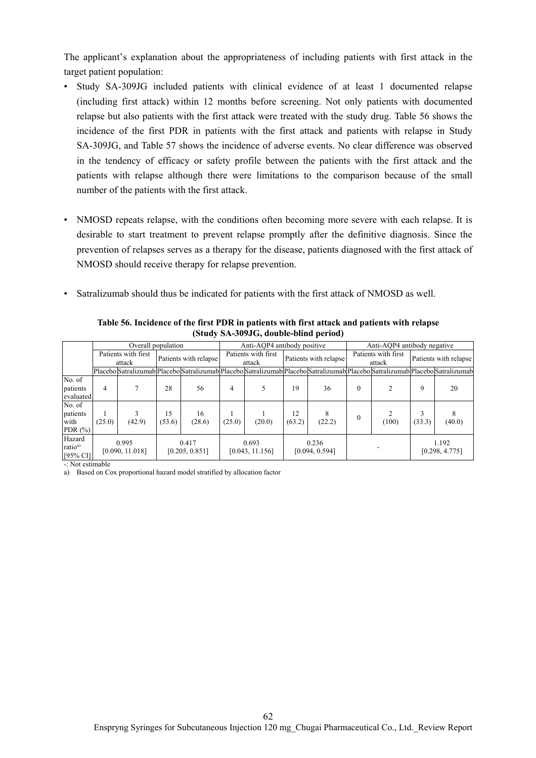The applicant's explanation about the appropriateness of including patients with first attack in the target patient population:

- Study SA-309JG included patients with clinical evidence of at least 1 documented relapse (including first attack) within 12 months before screening. Not only patients with documented relapse but also patients with the first attack were treated with the study drug. Table 56 shows the incidence of the first PDR in patients with the first attack and patients with relapse in Study SA-309JG, and Table 57 shows the incidence of adverse events. No clear difference was observed in the tendency of efficacy or safety profile between the patients with the first attack and the patients with relapse although there were limitations to the comparison because of the small number of the patients with the first attack.

- NMOSD repeats relapse, with the conditions often becoming more severe with each relapse. It is desirable to start treatment to prevent relapse promptly after the definitive diagnosis. Since the prevention of relapses serves as a therapy for the disease, patients diagnosed with the first attack of NMOSD should receive therapy for relapse prevention.

- Satralizumab should thus be indicated for patients with the first attack of NMOSD as well.

**Table 56. Incidence of the first PDR in patients with first attack and patients with relapse (Study SA-309JG, double-blind period)**

| | Overall population | | | | Anti-AQP4 antibody positive | | | | Anti-AQP4 antibody negative | | | |
|---|---|---|---|---|---|---|---|---|---|---|---|---|
| | Patients with first attack | | Patients with relapse | | Patients with first attack | | Patients with relapse | | Patients with first attack | | Patients with relapse | |
| | Placebo | Satralizumab | Placebo | Satralizumab | Placebo | Satralizumab | Placebo | Satralizumab | Placebo | Satralizumab | Placebo | Satralizumab |
| No. of patients evaluated | 4 | 7 | 28 | 56 | 4 | 5 | 19 | 36 | 0 | 2 | 9 | 20 |
| No. of patients with PDR (%) | 1 (25.0) | 3 (42.9) | 15 (53.6) | 16 (28.6) | 1 (25.0) | 1 (20.0) | 12 (63.2) | 8 (22.2) | 0 | 2 (100) | 3 (33.3) | 8 (40.0) |
| Hazard ratio[a] [95% CI] | 0.995 [0.090, 11.018] | | 0.417 [0.205, 0.851] | | 0.693 [0.043, 11.156] | | 0.236 [0.094, 0.594] | | - | | 1.192 [0.298, 4.775] | |

-: Not estimable

a) Based on Cox proportional hazard model stratified by allocation factor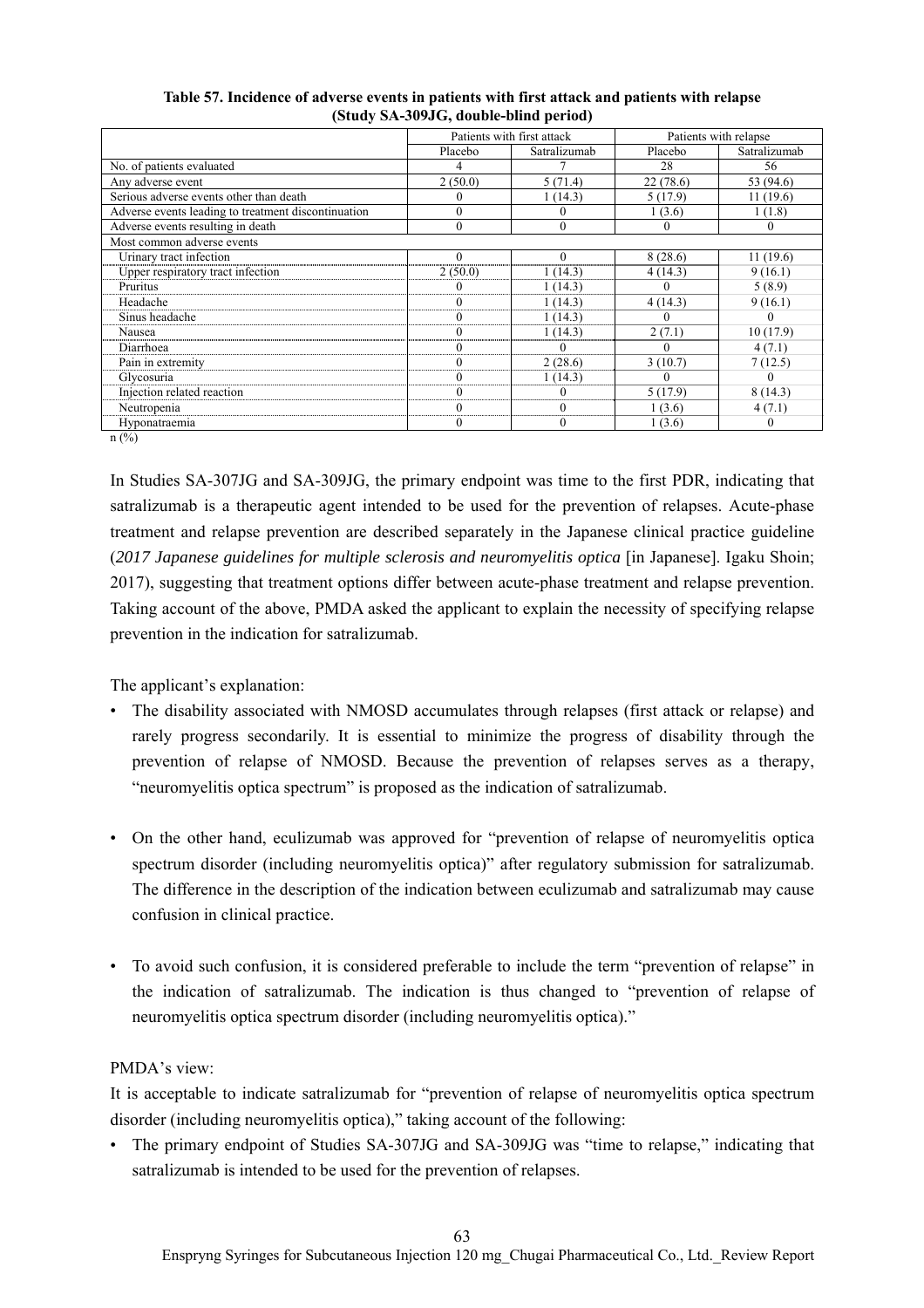**Table 57. Incidence of adverse events in patients with first attack and patients with relapse (Study SA-309JG, double-blind period)**

| | Patients with first attack | | Patients with relapse | |
|---|---|---|---|---|
| | Placebo | Satralizumab | Placebo | Satralizumab |
| No. of patients evaluated | 4 | 7 | 28 | 56 |
| Any adverse event | 2 (50.0) | 5 (71.4) | 22 (78.6) | 53 (94.6) |
| Serious adverse events other than death | 0 | 1 (14.3) | 5 (17.9) | 11 (19.6) |
| Adverse events leading to treatment discontinuation | 0 | 0 | 1 (3.6) | 1 (1.8) |
| Adverse events resulting in death | 0 | 0 | 0 | 0 |
| Most common adverse events | | | | |
| Urinary tract infection | 0 | 0 | 8 (28.6) | 11 (19.6) |
| Upper respiratory tract infection | 2 (50.0) | 1 (14.3) | 4 (14.3) | 9 (16.1) |
| Pruritus | 0 | 1 (14.3) | 0 | 5 (8.9) |
| Headache | 0 | 1 (14.3) | 4 (14.3) | 9 (16.1) |
| Sinus headache | 0 | 1 (14.3) | 0 | 0 |
| Nausea | 0 | 1 (14.3) | 2 (7.1) | 10 (17.9) |
| Diarrhoea | 0 | 0 | 0 | 4 (7.1) |
| Pain in extremity | 0 | 2 (28.6) | 3 (10.7) | 7 (12.5) |
| Glycosuria | 0 | 1 (14.3) | 0 | 0 |
| Injection related reaction | 0 | 0 | 5 (17.9) | 8 (14.3) |
| Neutropenia | 0 | 0 | 1 (3.6) | 4 (7.1) |
| Hyponatraemia | 0 | 0 | 1 (3.6) | 0 |

n (%)

In Studies SA-307JG and SA-309JG, the primary endpoint was time to the first PDR, indicating that satralizumab is a therapeutic agent intended to be used for the prevention of relapses. Acute-phase treatment and relapse prevention are described separately in the Japanese clinical practice guideline (*2017 Japanese guidelines for multiple sclerosis and neuromyelitis optica* [in Japanese]. Igaku Shoin; 2017), suggesting that treatment options differ between acute-phase treatment and relapse prevention. Taking account of the above, PMDA asked the applicant to explain the necessity of specifying relapse prevention in the indication for satralizumab.

The applicant's explanation:

- The disability associated with NMOSD accumulates through relapses (first attack or relapse) and rarely progress secondarily. It is essential to minimize the progress of disability through the prevention of relapse of NMOSD. Because the prevention of relapses serves as a therapy, "neuromyelitis optica spectrum" is proposed as the indication of satralizumab.
- On the other hand, eculizumab was approved for "prevention of relapse of neuromyelitis optica spectrum disorder (including neuromyelitis optica)" after regulatory submission for satralizumab. The difference in the description of the indication between eculizumab and satralizumab may cause confusion in clinical practice.
- To avoid such confusion, it is considered preferable to include the term "prevention of relapse" in the indication of satralizumab. The indication is thus changed to "prevention of relapse of neuromyelitis optica spectrum disorder (including neuromyelitis optica)."

PMDA's view:

It is acceptable to indicate satralizumab for "prevention of relapse of neuromyelitis optica spectrum disorder (including neuromyelitis optica)," taking account of the following:

- The primary endpoint of Studies SA-307JG and SA-309JG was "time to relapse," indicating that satralizumab is intended to be used for the prevention of relapses.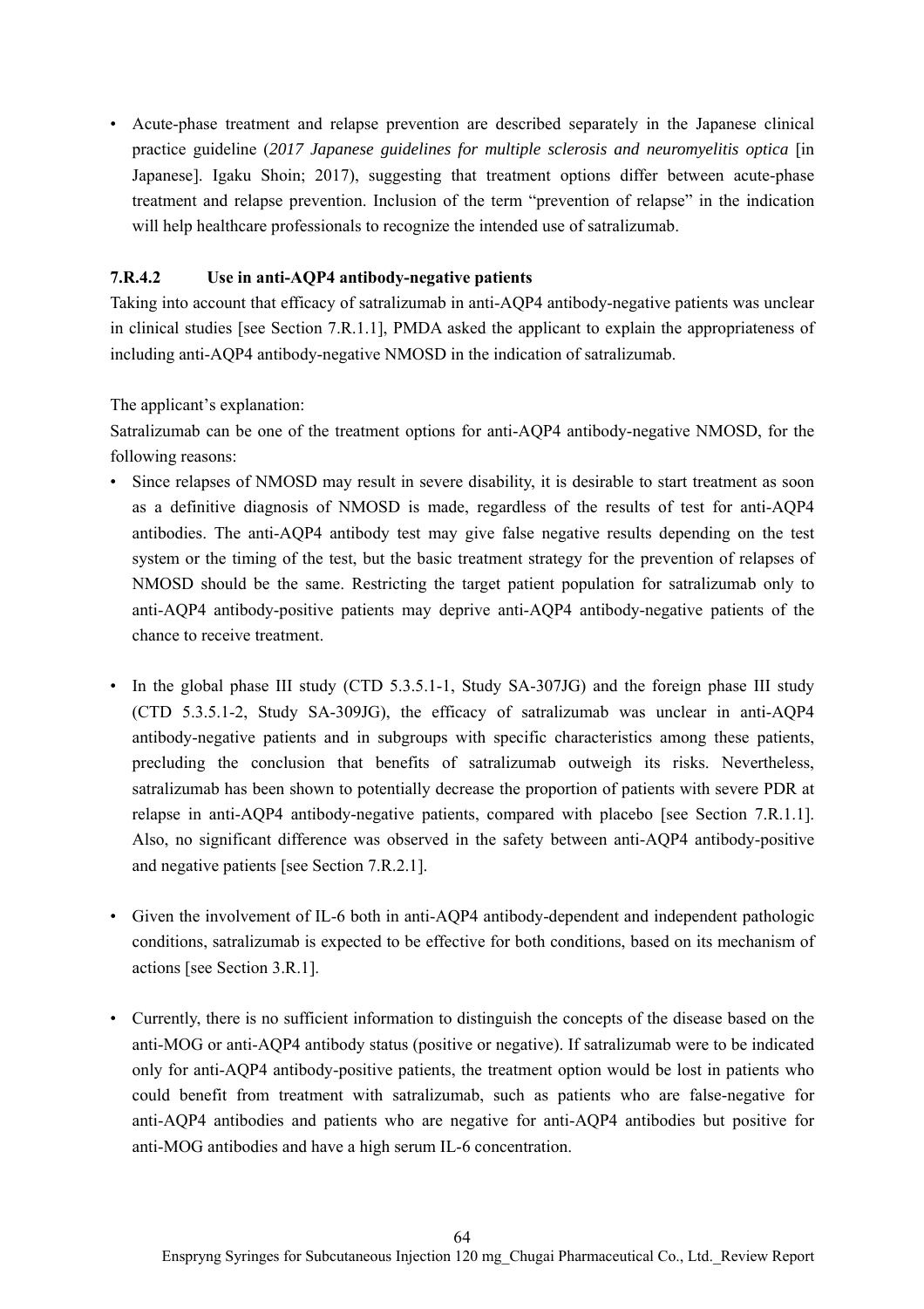- Acute-phase treatment and relapse prevention are described separately in the Japanese clinical practice guideline (*2017 Japanese guidelines for multiple sclerosis and neuromyelitis optica* [in Japanese]. Igaku Shoin; 2017), suggesting that treatment options differ between acute-phase treatment and relapse prevention. Inclusion of the term "prevention of relapse" in the indication will help healthcare professionals to recognize the intended use of satralizumab.

#### 7.R.4.2 Use in anti-AQP4 antibody-negative patients

Taking into account that efficacy of satralizumab in anti-AQP4 antibody-negative patients was unclear in clinical studies [see Section 7.R.1.1], PMDA asked the applicant to explain the appropriateness of including anti-AQP4 antibody-negative NMOSD in the indication of satralizumab.

The applicant's explanation:

Satralizumab can be one of the treatment options for anti-AQP4 antibody-negative NMOSD, for the following reasons:

- Since relapses of NMOSD may result in severe disability, it is desirable to start treatment as soon as a definitive diagnosis of NMOSD is made, regardless of the results of test for anti-AQP4 antibodies. The anti-AQP4 antibody test may give false negative results depending on the test system or the timing of the test, but the basic treatment strategy for the prevention of relapses of NMOSD should be the same. Restricting the target patient population for satralizumab only to anti-AQP4 antibody-positive patients may deprive anti-AQP4 antibody-negative patients of the chance to receive treatment.

- In the global phase III study (CTD 5.3.5.1-1, Study SA-307JG) and the foreign phase III study (CTD 5.3.5.1-2, Study SA-309JG), the efficacy of satralizumab was unclear in anti-AQP4 antibody-negative patients and in subgroups with specific characteristics among these patients, precluding the conclusion that benefits of satralizumab outweigh its risks. Nevertheless, satralizumab has been shown to potentially decrease the proportion of patients with severe PDR at relapse in anti-AQP4 antibody-negative patients, compared with placebo [see Section 7.R.1.1]. Also, no significant difference was observed in the safety between anti-AQP4 antibody-positive and negative patients [see Section 7.R.2.1].

- Given the involvement of IL-6 both in anti-AQP4 antibody-dependent and independent pathologic conditions, satralizumab is expected to be effective for both conditions, based on its mechanism of actions [see Section 3.R.1].

- Currently, there is no sufficient information to distinguish the concepts of the disease based on the anti-MOG or anti-AQP4 antibody status (positive or negative). If satralizumab were to be indicated only for anti-AQP4 antibody-positive patients, the treatment option would be lost in patients who could benefit from treatment with satralizumab, such as patients who are false-negative for anti-AQP4 antibodies and patients who are negative for anti-AQP4 antibodies but positive for anti-MOG antibodies and have a high serum IL-6 concentration.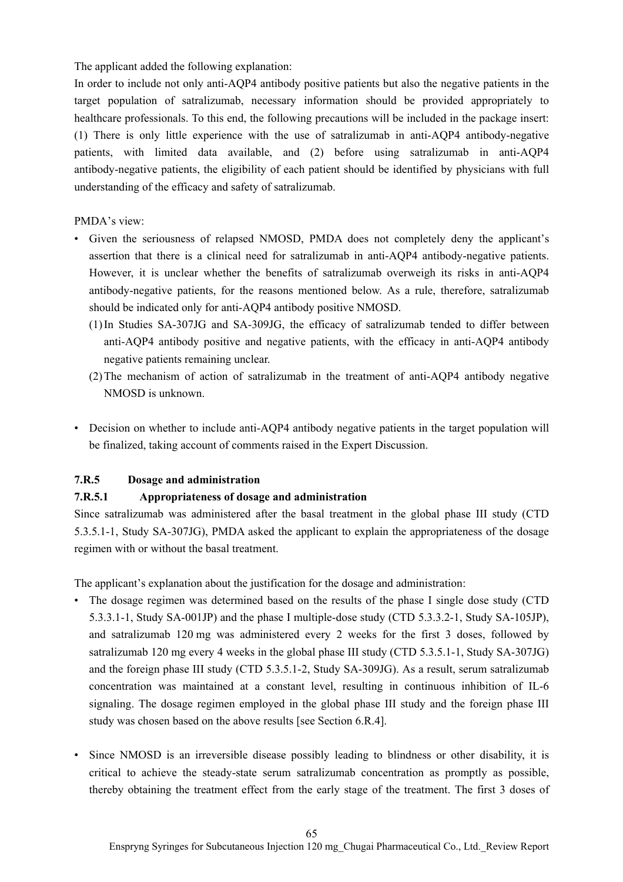The applicant added the following explanation:

In order to include not only anti-AQP4 antibody positive patients but also the negative patients in the target population of satralizumab, necessary information should be provided appropriately to healthcare professionals. To this end, the following precautions will be included in the package insert: (1) There is only little experience with the use of satralizumab in anti-AQP4 antibody-negative patients, with limited data available, and (2) before using satralizumab in anti-AQP4 antibody-negative patients, the eligibility of each patient should be identified by physicians with full understanding of the efficacy and safety of satralizumab.

PMDA's view:

- Given the seriousness of relapsed NMOSD, PMDA does not completely deny the applicant's assertion that there is a clinical need for satralizumab in anti-AQP4 antibody-negative patients. However, it is unclear whether the benefits of satralizumab overweigh its risks in anti-AQP4 antibody-negative patients, for the reasons mentioned below. As a rule, therefore, satralizumab should be indicated only for anti-AQP4 antibody positive NMOSD.
  1. In Studies SA-307JG and SA-309JG, the efficacy of satralizumab tended to differ between anti-AQP4 antibody positive and negative patients, with the efficacy in anti-AQP4 antibody negative patients remaining unclear.
  2. The mechanism of action of satralizumab in the treatment of anti-AQP4 antibody negative NMOSD is unknown.

- Decision on whether to include anti-AQP4 antibody negative patients in the target population will be finalized, taking account of comments raised in the Expert Discussion.

#### 7.R.5 Dosage and administration

#### 7.R.5.1 Appropriateness of dosage and administration

Since satralizumab was administered after the basal treatment in the global phase III study (CTD 5.3.5.1-1, Study SA-307JG), PMDA asked the applicant to explain the appropriateness of the dosage regimen with or without the basal treatment.

The applicant's explanation about the justification for the dosage and administration:

- The dosage regimen was determined based on the results of the phase I single dose study (CTD 5.3.3.1-1, Study SA-001JP) and the phase I multiple-dose study (CTD 5.3.3.2-1, Study SA-105JP), and satralizumab 120 mg was administered every 2 weeks for the first 3 doses, followed by satralizumab 120 mg every 4 weeks in the global phase III study (CTD 5.3.5.1-1, Study SA-307JG) and the foreign phase III study (CTD 5.3.5.1-2, Study SA-309JG). As a result, serum satralizumab concentration was maintained at a constant level, resulting in continuous inhibition of IL-6 signaling. The dosage regimen employed in the global phase III study and the foreign phase III study was chosen based on the above results [see Section 6.R.4].

- Since NMOSD is an irreversible disease possibly leading to blindness or other disability, it is critical to achieve the steady-state serum satralizumab concentration as promptly as possible, thereby obtaining the treatment effect from the early stage of the treatment. The first 3 doses of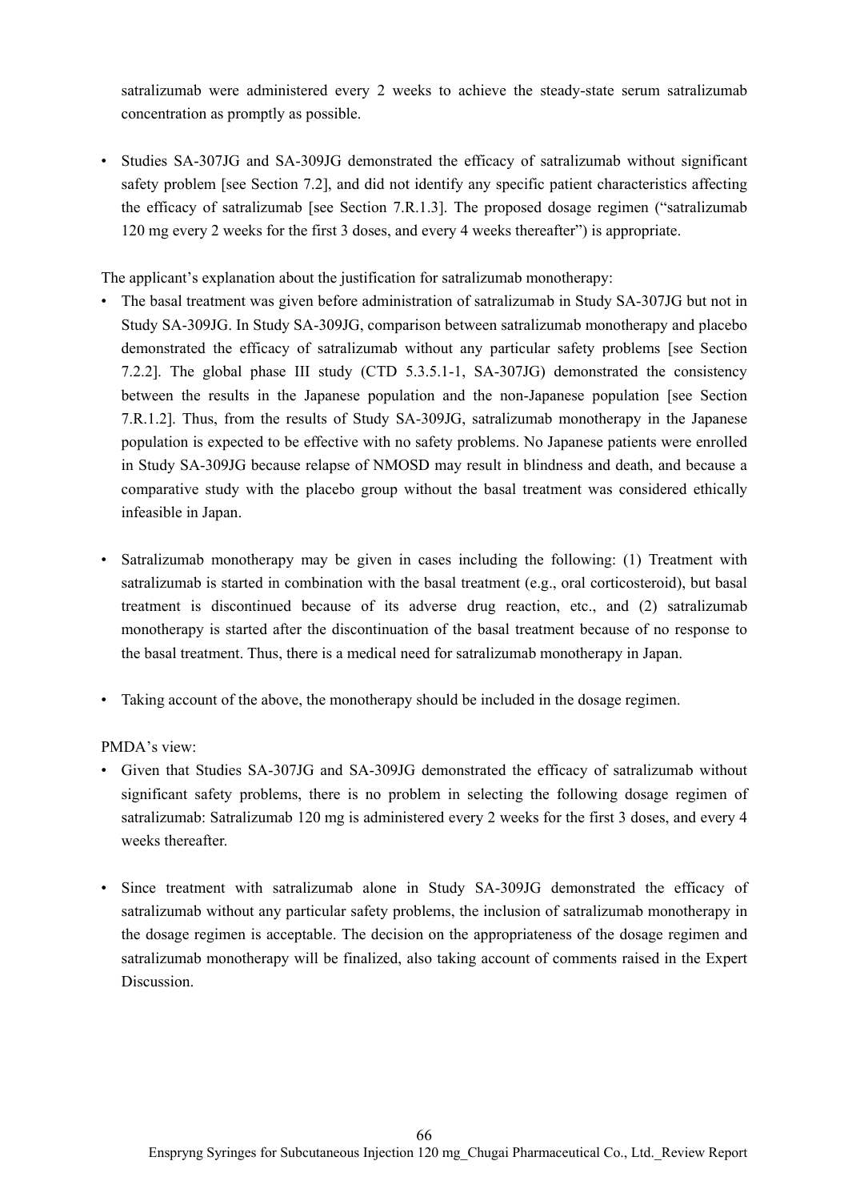satralizumab were administered every 2 weeks to achieve the steady-state serum satralizumab concentration as promptly as possible.

- Studies SA-307JG and SA-309JG demonstrated the efficacy of satralizumab without significant safety problem [see Section 7.2], and did not identify any specific patient characteristics affecting the efficacy of satralizumab [see Section 7.R.1.3]. The proposed dosage regimen ("satralizumab 120 mg every 2 weeks for the first 3 doses, and every 4 weeks thereafter") is appropriate.

The applicant's explanation about the justification for satralizumab monotherapy:

- The basal treatment was given before administration of satralizumab in Study SA-307JG but not in Study SA-309JG. In Study SA-309JG, comparison between satralizumab monotherapy and placebo demonstrated the efficacy of satralizumab without any particular safety problems [see Section 7.2.2]. The global phase III study (CTD 5.3.5.1-1, SA-307JG) demonstrated the consistency between the results in the Japanese population and the non-Japanese population [see Section 7.R.1.2]. Thus, from the results of Study SA-309JG, satralizumab monotherapy in the Japanese population is expected to be effective with no safety problems. No Japanese patients were enrolled in Study SA-309JG because relapse of NMOSD may result in blindness and death, and because a comparative study with the placebo group without the basal treatment was considered ethically infeasible in Japan.

- Satralizumab monotherapy may be given in cases including the following: (1) Treatment with satralizumab is started in combination with the basal treatment (e.g., oral corticosteroid), but basal treatment is discontinued because of its adverse drug reaction, etc., and (2) satralizumab monotherapy is started after the discontinuation of the basal treatment because of no response to the basal treatment. Thus, there is a medical need for satralizumab monotherapy in Japan.

- Taking account of the above, the monotherapy should be included in the dosage regimen.

PMDA's view:

- Given that Studies SA-307JG and SA-309JG demonstrated the efficacy of satralizumab without significant safety problems, there is no problem in selecting the following dosage regimen of satralizumab: Satralizumab 120 mg is administered every 2 weeks for the first 3 doses, and every 4 weeks thereafter.

- Since treatment with satralizumab alone in Study SA-309JG demonstrated the efficacy of satralizumab without any particular safety problems, the inclusion of satralizumab monotherapy in the dosage regimen is acceptable. The decision on the appropriateness of the dosage regimen and satralizumab monotherapy will be finalized, also taking account of comments raised in the Expert Discussion.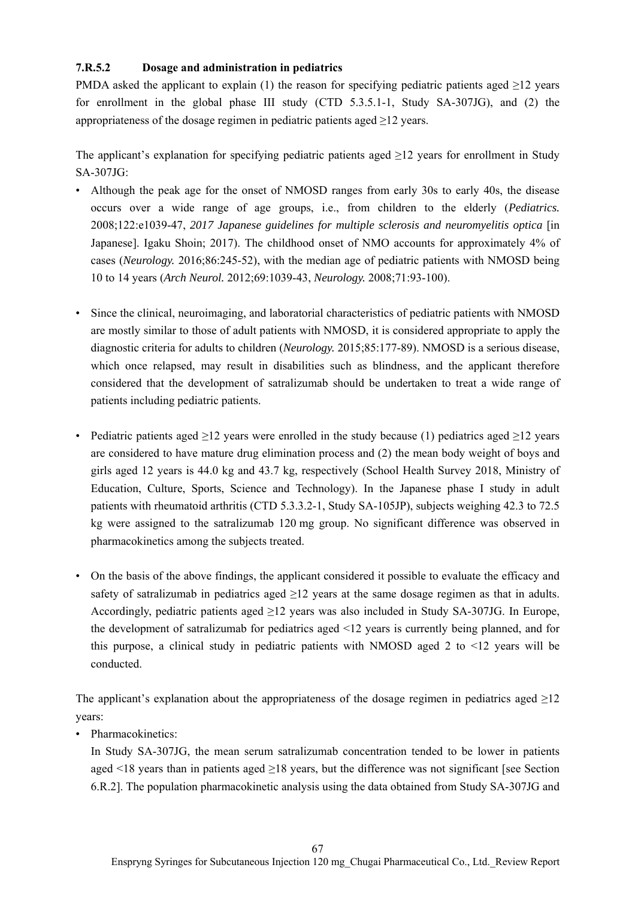#### 7.R.5.2 Dosage and administration in pediatrics

PMDA asked the applicant to explain (1) the reason for specifying pediatric patients aged ≥12 years for enrollment in the global phase III study (CTD 5.3.5.1-1, Study SA-307JG), and (2) the appropriateness of the dosage regimen in pediatric patients aged ≥12 years.

The applicant's explanation for specifying pediatric patients aged ≥12 years for enrollment in Study SA-307JG:

- Although the peak age for the onset of NMOSD ranges from early 30s to early 40s, the disease occurs over a wide range of age groups, i.e., from children to the elderly (*Pediatrics.* 2008;122:e1039-47, *2017 Japanese guidelines for multiple sclerosis and neuromyelitis optica* [in Japanese]. Igaku Shoin; 2017). The childhood onset of NMO accounts for approximately 4% of cases (*Neurology.* 2016;86:245-52), with the median age of pediatric patients with NMOSD being 10 to 14 years (*Arch Neurol.* 2012;69:1039-43, *Neurology.* 2008;71:93-100).

- Since the clinical, neuroimaging, and laboratorial characteristics of pediatric patients with NMOSD are mostly similar to those of adult patients with NMOSD, it is considered appropriate to apply the diagnostic criteria for adults to children (*Neurology.* 2015;85:177-89). NMOSD is a serious disease, which once relapsed, may result in disabilities such as blindness, and the applicant therefore considered that the development of satralizumab should be undertaken to treat a wide range of patients including pediatric patients.

- Pediatric patients aged ≥12 years were enrolled in the study because (1) pediatrics aged ≥12 years are considered to have mature drug elimination process and (2) the mean body weight of boys and girls aged 12 years is 44.0 kg and 43.7 kg, respectively (School Health Survey 2018, Ministry of Education, Culture, Sports, Science and Technology). In the Japanese phase I study in adult patients with rheumatoid arthritis (CTD 5.3.3.2-1, Study SA-105JP), subjects weighing 42.3 to 72.5 kg were assigned to the satralizumab 120 mg group. No significant difference was observed in pharmacokinetics among the subjects treated.

- On the basis of the above findings, the applicant considered it possible to evaluate the efficacy and safety of satralizumab in pediatrics aged ≥12 years at the same dosage regimen as that in adults. Accordingly, pediatric patients aged ≥12 years was also included in Study SA-307JG. In Europe, the development of satralizumab for pediatrics aged <12 years is currently being planned, and for this purpose, a clinical study in pediatric patients with NMOSD aged 2 to <12 years will be conducted.

The applicant's explanation about the appropriateness of the dosage regimen in pediatrics aged ≥12 years:

- Pharmacokinetics:
  In Study SA-307JG, the mean serum satralizumab concentration tended to be lower in patients aged <18 years than in patients aged ≥18 years, but the difference was not significant [see Section 6.R.2]. The population pharmacokinetic analysis using the data obtained from Study SA-307JG and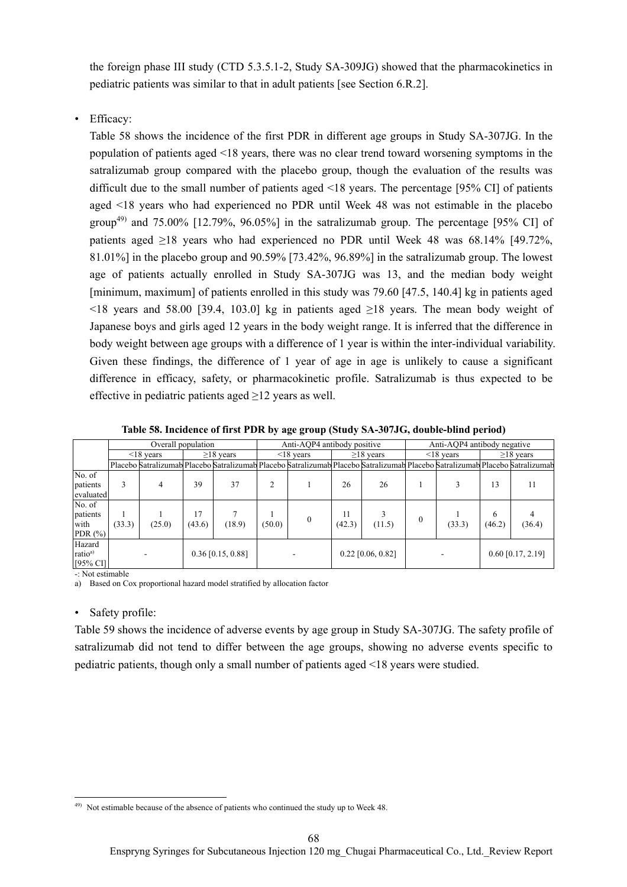the foreign phase III study (CTD 5.3.5.1-2, Study SA-309JG) showed that the pharmacokinetics in pediatric patients was similar to that in adult patients [see Section 6.R.2].

- Efficacy:

  Table 58 shows the incidence of the first PDR in different age groups in Study SA-307JG. In the population of patients aged <18 years, there was no clear trend toward worsening symptoms in the satralizumab group compared with the placebo group, though the evaluation of the results was difficult due to the small number of patients aged <18 years. The percentage [95% CI] of patients aged <18 years who had experienced no PDR until Week 48 was not estimable in the placebo group[49] and 75.00% [12.79%, 96.05%] in the satralizumab group. The percentage [95% CI] of patients aged ≥18 years who had experienced no PDR until Week 48 was 68.14% [49.72%, 81.01%] in the placebo group and 90.59% [73.42%, 96.89%] in the satralizumab group. The lowest age of patients actually enrolled in Study SA-307JG was 13, and the median body weight [minimum, maximum] of patients enrolled in this study was 79.60 [47.5, 140.4] kg in patients aged <18 years and 58.00 [39.4, 103.0] kg in patients aged ≥18 years. The mean body weight of Japanese boys and girls aged 12 years in the body weight range. It is inferred that the difference in body weight between age groups with a difference of 1 year is within the inter-individual variability. Given these findings, the difference of 1 year of age in age is unlikely to cause a significant difference in efficacy, safety, or pharmacokinetic profile. Satralizumab is thus expected to be effective in pediatric patients aged ≥12 years as well.

**Table 58. Incidence of first PDR by age group (Study SA-307JG, double-blind period)**

| | Overall population | | | | Anti-AQP4 antibody positive | | | | Anti-AQP4 antibody negative | | | |
|---|---|---|---|---|---|---|---|---|---|---|---|---|
| | <18 years | | ≥18 years | | <18 years | | ≥18 years | | <18 years | | ≥18 years | |
| | Placebo | Satralizumab | Placebo | Satralizumab | Placebo | Satralizumab | Placebo | Satralizumab | Placebo | Satralizumab | Placebo | Satralizumab |
| No. of patients evaluated | 3 | 4 | 39 | 37 | 2 | 1 | 26 | 26 | 1 | 3 | 13 | 11 |
| No. of patients with PDR (%) | 1 (33.3) | 1 (25.0) | 17 (43.6) | 7 (18.9) | 1 (50.0) | 0 | 11 (42.3) | 3 (11.5) | 0 | 1 (33.3) | 6 (46.2) | 4 (36.4) |
| Hazard ratio[a] [95% CI] | - | | 0.36 [0.15, 0.88] | | - | | 0.22 [0.06, 0.82] | | - | | 0.60 [0.17, 2.19] | |

-: Not estimable

a) Based on Cox proportional hazard model stratified by allocation factor

- Safety profile:

Table 59 shows the incidence of adverse events by age group in Study SA-307JG. The safety profile of satralizumab did not tend to differ between the age groups, showing no adverse events specific to pediatric patients, though only a small number of patients aged <18 years were studied.

[49] Not estimable because of the absence of patients who continued the study up to Week 48.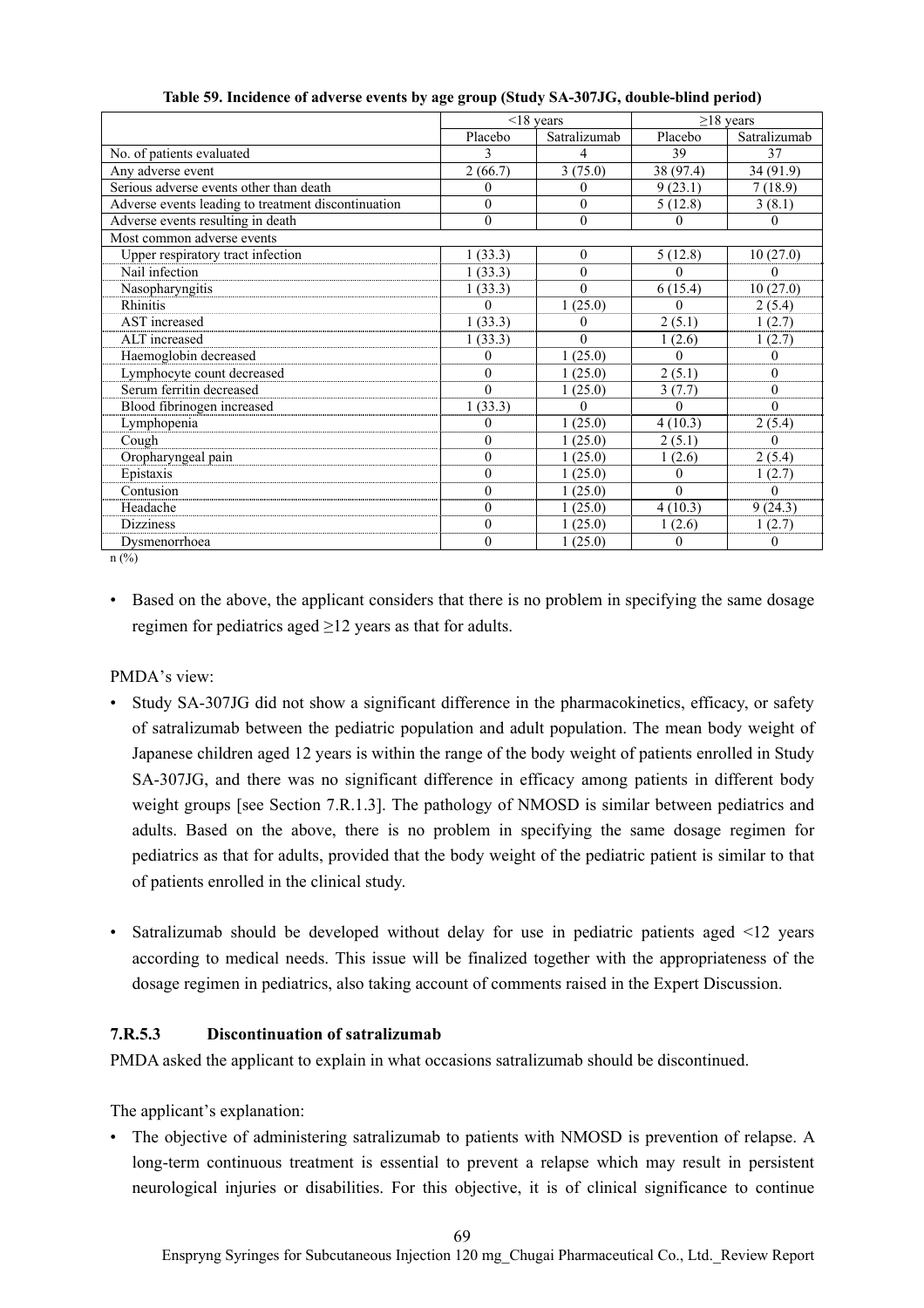**Table 59. Incidence of adverse events by age group (Study SA-307JG, double-blind period)**

| | <18 years | | ≥18 years | |
|---|---|---|---|---|
| | Placebo | Satralizumab | Placebo | Satralizumab |
| No. of patients evaluated | 3 | 4 | 39 | 37 |
| Any adverse event | 2 (66.7) | 3 (75.0) | 38 (97.4) | 34 (91.9) |
| Serious adverse events other than death | 0 | 0 | 9 (23.1) | 7 (18.9) |
| Adverse events leading to treatment discontinuation | 0 | 0 | 5 (12.8) | 3 (8.1) |
| Adverse events resulting in death | 0 | 0 | 0 | 0 |
| Most common adverse events | | | | |
| Upper respiratory tract infection | 1 (33.3) | 0 | 5 (12.8) | 10 (27.0) |
| Nail infection | 1 (33.3) | 0 | 0 | 0 |
| Nasopharyngitis | 1 (33.3) | 0 | 6 (15.4) | 10 (27.0) |
| Rhinitis | 0 | 1 (25.0) | 0 | 2 (5.4) |
| AST increased | 1 (33.3) | 0 | 2 (5.1) | 1 (2.7) |
| ALT increased | 1 (33.3) | 0 | 1 (2.6) | 1 (2.7) |
| Haemoglobin decreased | 0 | 1 (25.0) | 0 | 0 |
| Lymphocyte count decreased | 0 | 1 (25.0) | 2 (5.1) | 0 |
| Serum ferritin decreased | 0 | 1 (25.0) | 3 (7.7) | 0 |
| Blood fibrinogen increased | 1 (33.3) | 0 | 0 | 0 |
| Lymphopenia | 0 | 1 (25.0) | 4 (10.3) | 2 (5.4) |
| Cough | 0 | 1 (25.0) | 2 (5.1) | 0 |
| Oropharyngeal pain | 0 | 1 (25.0) | 1 (2.6) | 2 (5.4) |
| Epistaxis | 0 | 1 (25.0) | 0 | 1 (2.7) |
| Contusion | 0 | 1 (25.0) | 0 | 0 |
| Headache | 0 | 1 (25.0) | 4 (10.3) | 9 (24.3) |
| Dizziness | 0 | 1 (25.0) | 1 (2.6) | 1 (2.7) |
| Dysmenorrhoea | 0 | 1 (25.0) | 0 | 0 |

n (%)

- Based on the above, the applicant considers that there is no problem in specifying the same dosage regimen for pediatrics aged ≥12 years as that for adults.

PMDA's view:

- Study SA-307JG did not show a significant difference in the pharmacokinetics, efficacy, or safety of satralizumab between the pediatric population and adult population. The mean body weight of Japanese children aged 12 years is within the range of the body weight of patients enrolled in Study SA-307JG, and there was no significant difference in efficacy among patients in different body weight groups [see Section 7.R.1.3]. The pathology of NMOSD is similar between pediatrics and adults. Based on the above, there is no problem in specifying the same dosage regimen for pediatrics as that for adults, provided that the body weight of the pediatric patient is similar to that of patients enrolled in the clinical study.

- Satralizumab should be developed without delay for use in pediatric patients aged <12 years according to medical needs. This issue will be finalized together with the appropriateness of the dosage regimen in pediatrics, also taking account of comments raised in the Expert Discussion.

### 7.R.5.3 Discontinuation of satralizumab

PMDA asked the applicant to explain in what occasions satralizumab should be discontinued.

The applicant's explanation:

- The objective of administering satralizumab to patients with NMOSD is prevention of relapse. A long-term continuous treatment is essential to prevent a relapse which may result in persistent neurological injuries or disabilities. For this objective, it is of clinical significance to continue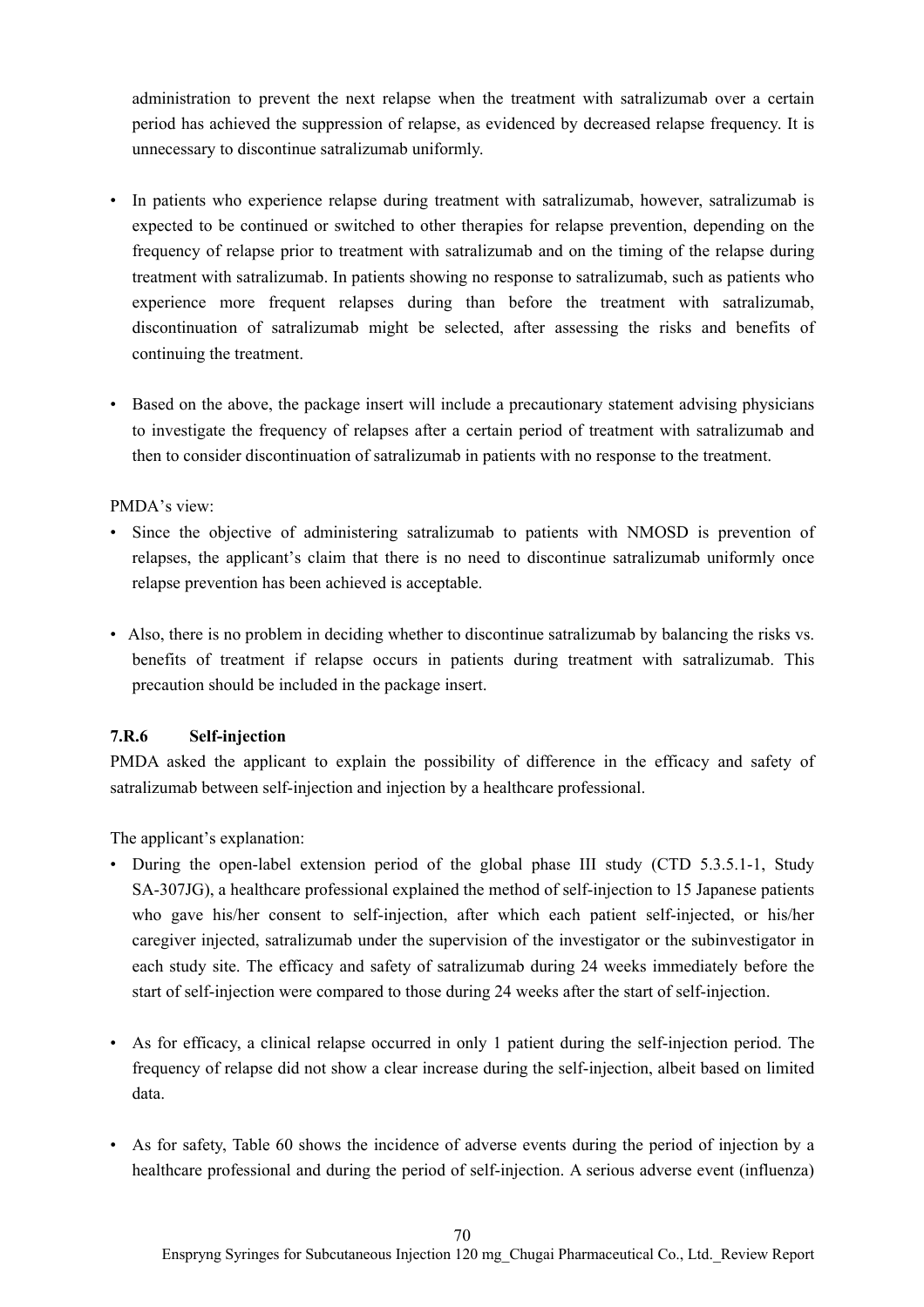administration to prevent the next relapse when the treatment with satralizumab over a certain period has achieved the suppression of relapse, as evidenced by decreased relapse frequency. It is unnecessary to discontinue satralizumab uniformly.

- In patients who experience relapse during treatment with satralizumab, however, satralizumab is expected to be continued or switched to other therapies for relapse prevention, depending on the frequency of relapse prior to treatment with satralizumab and on the timing of the relapse during treatment with satralizumab. In patients showing no response to satralizumab, such as patients who experience more frequent relapses during than before the treatment with satralizumab, discontinuation of satralizumab might be selected, after assessing the risks and benefits of continuing the treatment.

- Based on the above, the package insert will include a precautionary statement advising physicians to investigate the frequency of relapses after a certain period of treatment with satralizumab and then to consider discontinuation of satralizumab in patients with no response to the treatment.

PMDA's view:

- Since the objective of administering satralizumab to patients with NMOSD is prevention of relapses, the applicant's claim that there is no need to discontinue satralizumab uniformly once relapse prevention has been achieved is acceptable.

- Also, there is no problem in deciding whether to discontinue satralizumab by balancing the risks vs. benefits of treatment if relapse occurs in patients during treatment with satralizumab. This precaution should be included in the package insert.

### 7.R.6 Self-injection

PMDA asked the applicant to explain the possibility of difference in the efficacy and safety of satralizumab between self-injection and injection by a healthcare professional.

The applicant's explanation:

- During the open-label extension period of the global phase III study (CTD 5.3.5.1-1, Study SA-307JG), a healthcare professional explained the method of self-injection to 15 Japanese patients who gave his/her consent to self-injection, after which each patient self-injected, or his/her caregiver injected, satralizumab under the supervision of the investigator or the subinvestigator in each study site. The efficacy and safety of satralizumab during 24 weeks immediately before the start of self-injection were compared to those during 24 weeks after the start of self-injection.

- As for efficacy, a clinical relapse occurred in only 1 patient during the self-injection period. The frequency of relapse did not show a clear increase during the self-injection, albeit based on limited data.

- As for safety, Table 60 shows the incidence of adverse events during the period of injection by a healthcare professional and during the period of self-injection. A serious adverse event (influenza)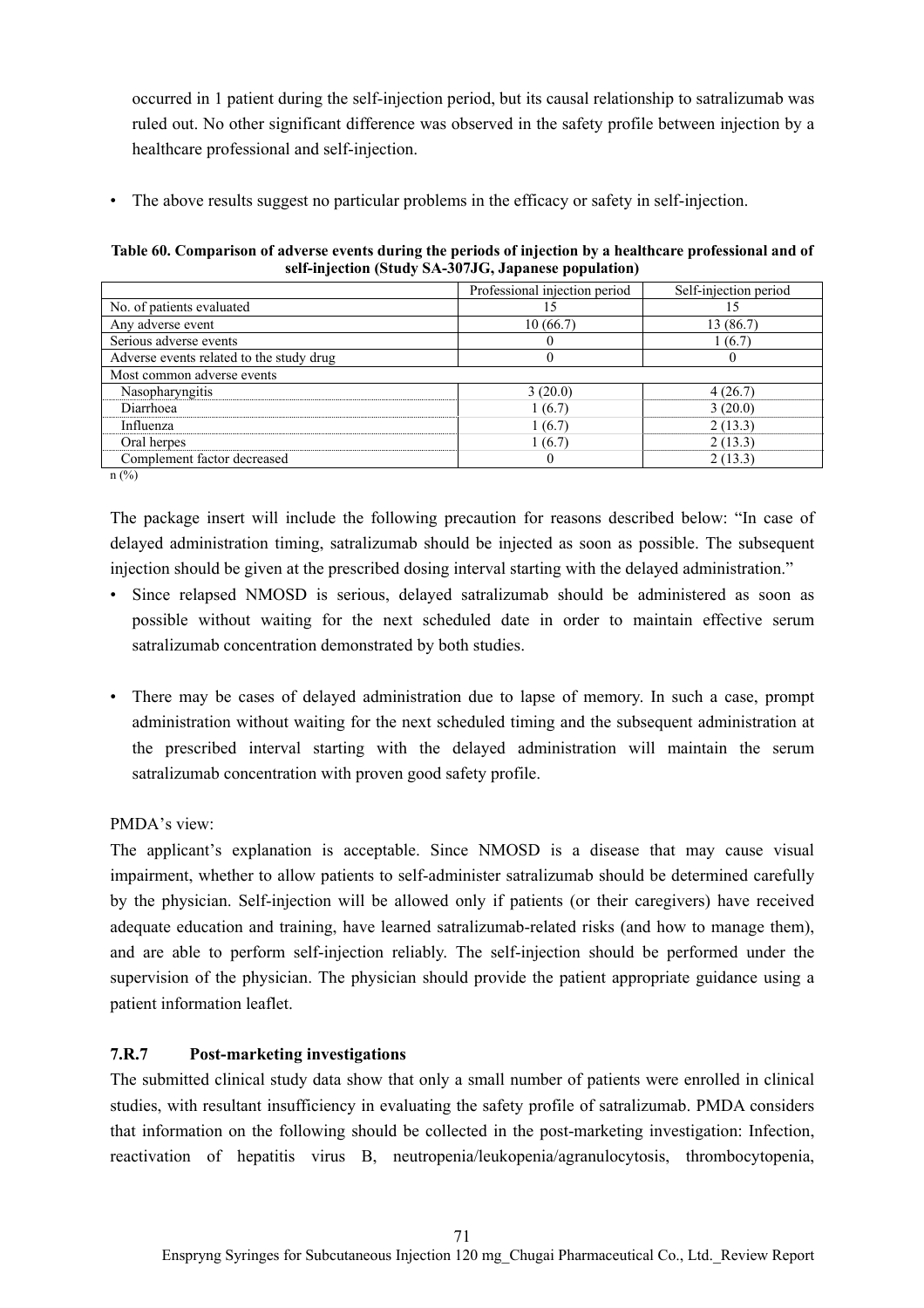occurred in 1 patient during the self-injection period, but its causal relationship to satralizumab was ruled out. No other significant difference was observed in the safety profile between injection by a healthcare professional and self-injection.

- The above results suggest no particular problems in the efficacy or safety in self-injection.

**Table 60. Comparison of adverse events during the periods of injection by a healthcare professional and of self-injection (Study SA-307JG, Japanese population)**

| | Professional injection period | Self-injection period |
|---|---|---|
| No. of patients evaluated | 15 | 15 |
| Any adverse event | 10 (66.7) | 13 (86.7) |
| Serious adverse events | 0 | 1 (6.7) |
| Adverse events related to the study drug | 0 | 0 |
| Most common adverse events | | |
| Nasopharyngitis | 3 (20.0) | 4 (26.7) |
| Diarrhoea | 1 (6.7) | 3 (20.0) |
| Influenza | 1 (6.7) | 2 (13.3) |
| Oral herpes | 1 (6.7) | 2 (13.3) |
| Complement factor decreased | 0 | 2 (13.3) |

n (%)

The package insert will include the following precaution for reasons described below: "In case of delayed administration timing, satralizumab should be injected as soon as possible. The subsequent injection should be given at the prescribed dosing interval starting with the delayed administration."

- Since relapsed NMOSD is serious, delayed satralizumab should be administered as soon as possible without waiting for the next scheduled date in order to maintain effective serum satralizumab concentration demonstrated by both studies.
- There may be cases of delayed administration due to lapse of memory. In such a case, prompt administration without waiting for the next scheduled timing and the subsequent administration at the prescribed interval starting with the delayed administration will maintain the serum satralizumab concentration with proven good safety profile.

PMDA's view:

The applicant's explanation is acceptable. Since NMOSD is a disease that may cause visual impairment, whether to allow patients to self-administer satralizumab should be determined carefully by the physician. Self-injection will be allowed only if patients (or their caregivers) have received adequate education and training, have learned satralizumab-related risks (and how to manage them), and are able to perform self-injection reliably. The self-injection should be performed under the supervision of the physician. The physician should provide the patient appropriate guidance using a patient information leaflet.

### 7.R.7 Post-marketing investigations

The submitted clinical study data show that only a small number of patients were enrolled in clinical studies, with resultant insufficiency in evaluating the safety profile of satralizumab. PMDA considers that information on the following should be collected in the post-marketing investigation: Infection, reactivation of hepatitis virus B, neutropenia/leukopenia/agranulocytosis, thrombocytopenia,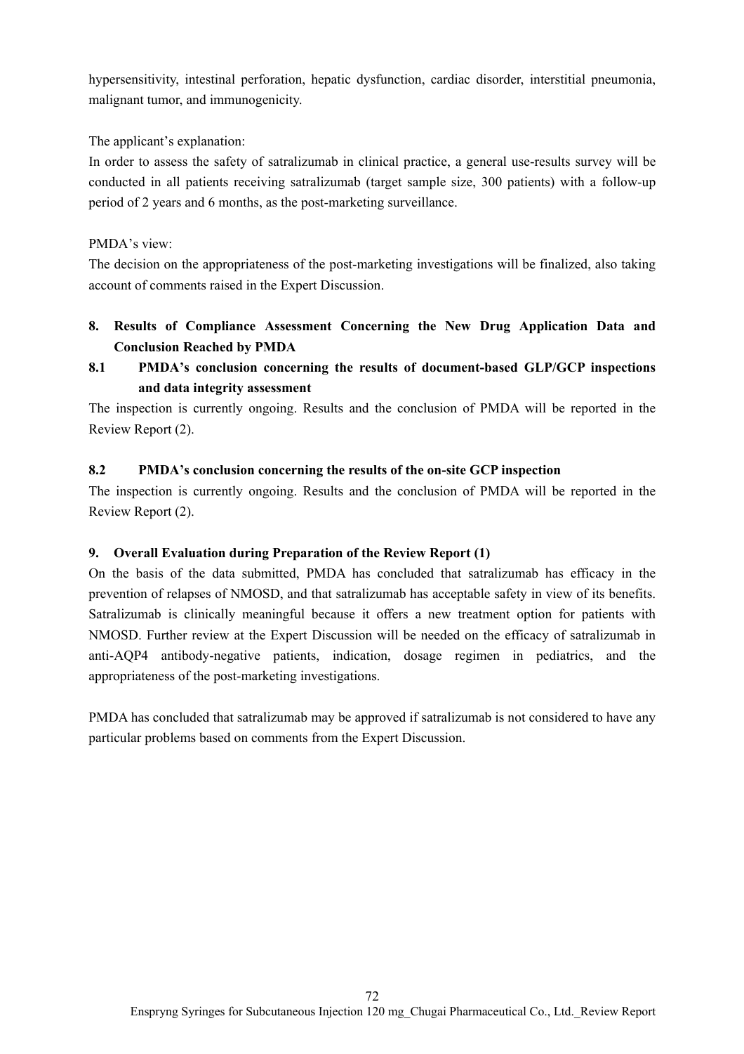hypersensitivity, intestinal perforation, hepatic dysfunction, cardiac disorder, interstitial pneumonia, malignant tumor, and immunogenicity.

The applicant's explanation:

In order to assess the safety of satralizumab in clinical practice, a general use-results survey will be conducted in all patients receiving satralizumab (target sample size, 300 patients) with a follow-up period of 2 years and 6 months, as the post-marketing surveillance.

PMDA's view:

The decision on the appropriateness of the post-marketing investigations will be finalized, also taking account of comments raised in the Expert Discussion.

## 8. Results of Compliance Assessment Concerning the New Drug Application Data and Conclusion Reached by PMDA

### 8.1 PMDA's conclusion concerning the results of document-based GLP/GCP inspections and data integrity assessment

The inspection is currently ongoing. Results and the conclusion of PMDA will be reported in the Review Report (2).

### 8.2 PMDA's conclusion concerning the results of the on-site GCP inspection

The inspection is currently ongoing. Results and the conclusion of PMDA will be reported in the Review Report (2).

## 9. Overall Evaluation during Preparation of the Review Report (1)

On the basis of the data submitted, PMDA has concluded that satralizumab has efficacy in the prevention of relapses of NMOSD, and that satralizumab has acceptable safety in view of its benefits. Satralizumab is clinically meaningful because it offers a new treatment option for patients with NMOSD. Further review at the Expert Discussion will be needed on the efficacy of satralizumab in anti-AQP4 antibody-negative patients, indication, dosage regimen in pediatrics, and the appropriateness of the post-marketing investigations.

PMDA has concluded that satralizumab may be approved if satralizumab is not considered to have any particular problems based on comments from the Expert Discussion.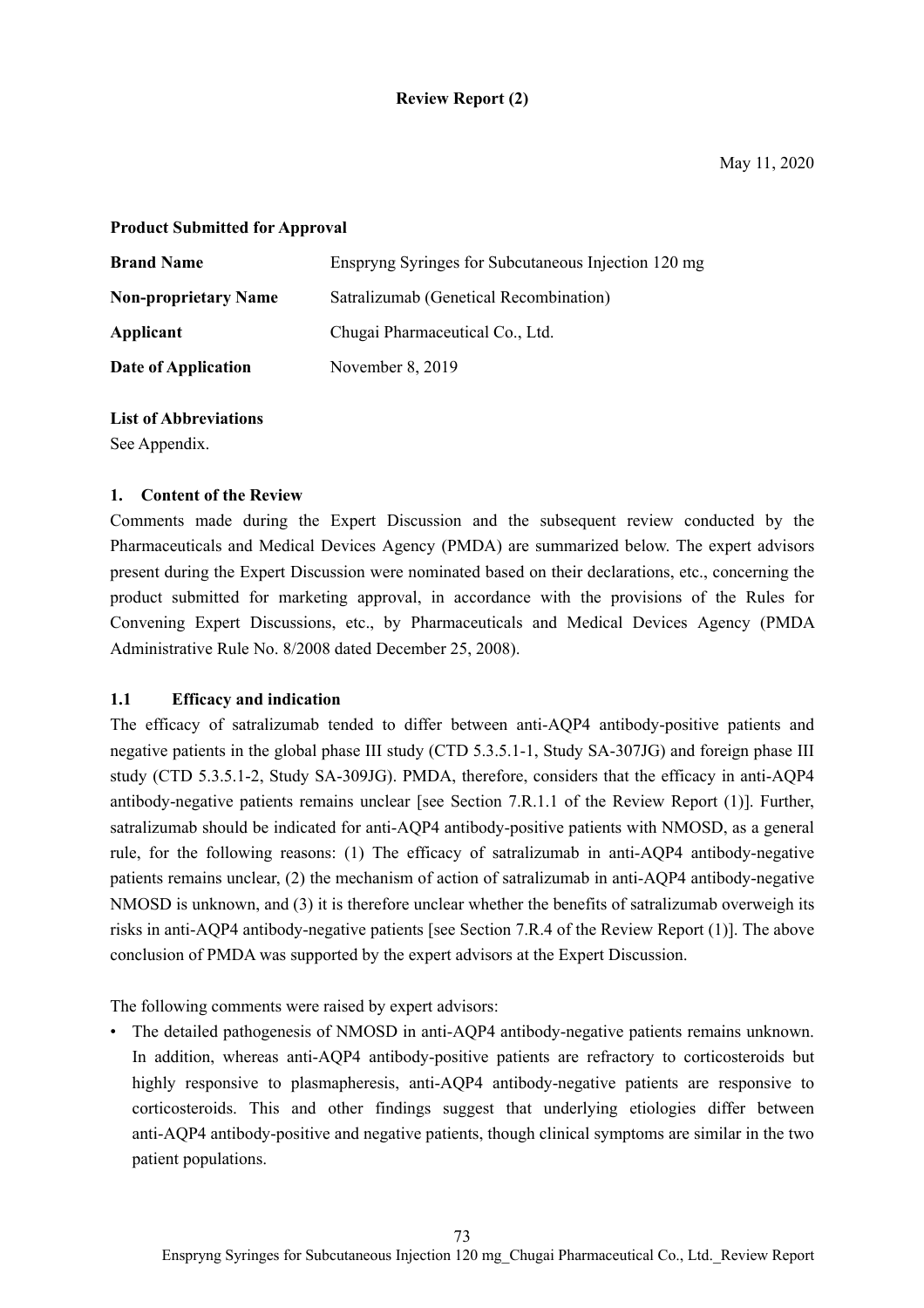**Review Report (2)**

May 11, 2020

**Product Submitted for Approval**

| | |
|---|---|
| **Brand Name** | Enspryng Syringes for Subcutaneous Injection 120 mg |
| **Non-proprietary Name** | Satralizumab (Genetical Recombination) |
| **Applicant** | Chugai Pharmaceutical Co., Ltd. |
| **Date of Application** | November 8, 2019 |

**List of Abbreviations**

See Appendix.

## 1. Content of the Review

Comments made during the Expert Discussion and the subsequent review conducted by the Pharmaceuticals and Medical Devices Agency (PMDA) are summarized below. The expert advisors present during the Expert Discussion were nominated based on their declarations, etc., concerning the product submitted for marketing approval, in accordance with the provisions of the Rules for Convening Expert Discussions, etc., by Pharmaceuticals and Medical Devices Agency (PMDA Administrative Rule No. 8/2008 dated December 25, 2008).

### 1.1 Efficacy and indication

The efficacy of satralizumab tended to differ between anti-AQP4 antibody-positive patients and negative patients in the global phase III study (CTD 5.3.5.1-1, Study SA-307JG) and foreign phase III study (CTD 5.3.5.1-2, Study SA-309JG). PMDA, therefore, considers that the efficacy in anti-AQP4 antibody-negative patients remains unclear [see Section 7.R.1.1 of the Review Report (1)]. Further, satralizumab should be indicated for anti-AQP4 antibody-positive patients with NMOSD, as a general rule, for the following reasons: (1) The efficacy of satralizumab in anti-AQP4 antibody-negative patients remains unclear, (2) the mechanism of action of satralizumab in anti-AQP4 antibody-negative NMOSD is unknown, and (3) it is therefore unclear whether the benefits of satralizumab overweigh its risks in anti-AQP4 antibody-negative patients [see Section 7.R.4 of the Review Report (1)]. The above conclusion of PMDA was supported by the expert advisors at the Expert Discussion.

The following comments were raised by expert advisors:

- The detailed pathogenesis of NMOSD in anti-AQP4 antibody-negative patients remains unknown. In addition, whereas anti-AQP4 antibody-positive patients are refractory to corticosteroids but highly responsive to plasmapheresis, anti-AQP4 antibody-negative patients are responsive to corticosteroids. This and other findings suggest that underlying etiologies differ between anti-AQP4 antibody-positive and negative patients, though clinical symptoms are similar in the two patient populations.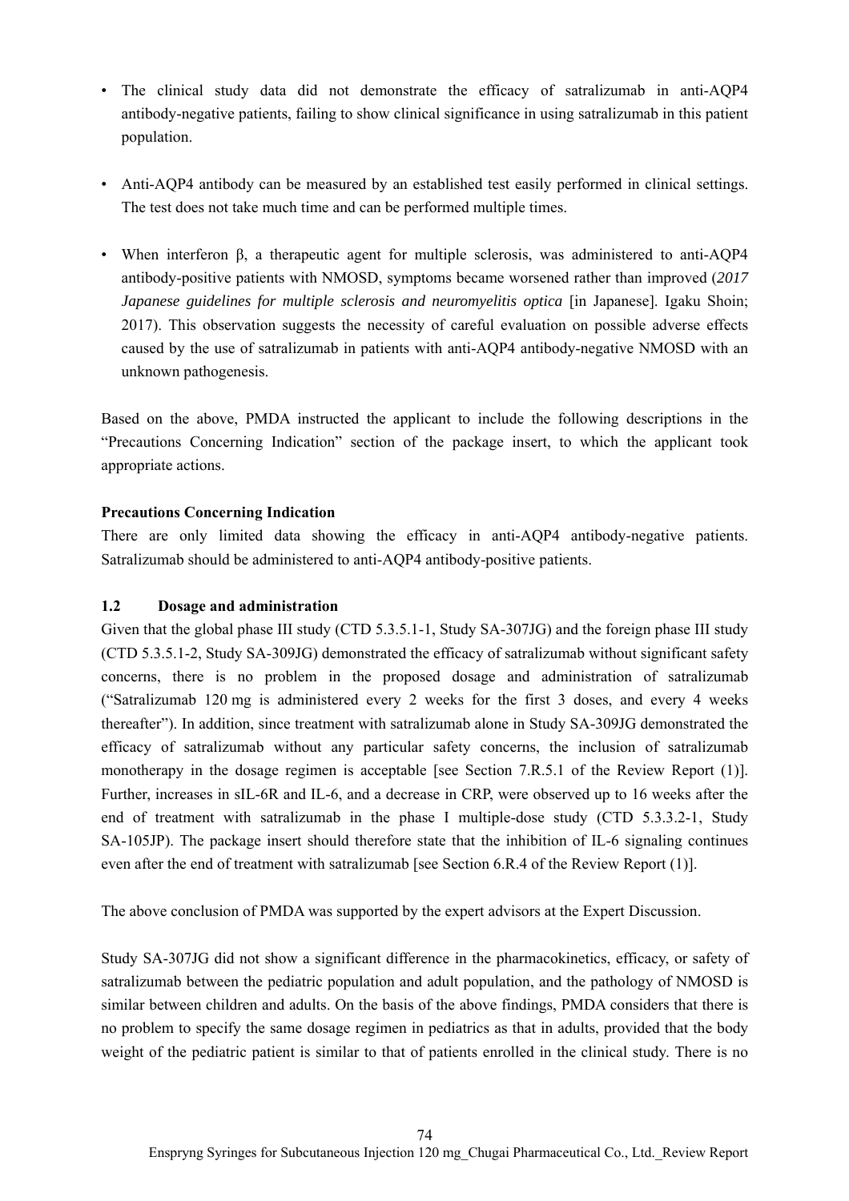- The clinical study data did not demonstrate the efficacy of satralizumab in anti-AQP4 antibody-negative patients, failing to show clinical significance in using satralizumab in this patient population.

- Anti-AQP4 antibody can be measured by an established test easily performed in clinical settings. The test does not take much time and can be performed multiple times.

- When interferon β, a therapeutic agent for multiple sclerosis, was administered to anti-AQP4 antibody-positive patients with NMOSD, symptoms became worsened rather than improved (*2017 Japanese guidelines for multiple sclerosis and neuromyelitis optica* [in Japanese]. Igaku Shoin; 2017). This observation suggests the necessity of careful evaluation on possible adverse effects caused by the use of satralizumab in patients with anti-AQP4 antibody-negative NMOSD with an unknown pathogenesis.

Based on the above, PMDA instructed the applicant to include the following descriptions in the "Precautions Concerning Indication" section of the package insert, to which the applicant took appropriate actions.

**Precautions Concerning Indication**
There are only limited data showing the efficacy in anti-AQP4 antibody-negative patients. Satralizumab should be administered to anti-AQP4 antibody-positive patients.

### 1.2 Dosage and administration

Given that the global phase III study (CTD 5.3.5.1-1, Study SA-307JG) and the foreign phase III study (CTD 5.3.5.1-2, Study SA-309JG) demonstrated the efficacy of satralizumab without significant safety concerns, there is no problem in the proposed dosage and administration of satralizumab ("Satralizumab 120 mg is administered every 2 weeks for the first 3 doses, and every 4 weeks thereafter"). In addition, since treatment with satralizumab alone in Study SA-309JG demonstrated the efficacy of satralizumab without any particular safety concerns, the inclusion of satralizumab monotherapy in the dosage regimen is acceptable [see Section 7.R.5.1 of the Review Report (1)]. Further, increases in sIL-6R and IL-6, and a decrease in CRP, were observed up to 16 weeks after the end of treatment with satralizumab in the phase I multiple-dose study (CTD 5.3.3.2-1, Study SA-105JP). The package insert should therefore state that the inhibition of IL-6 signaling continues even after the end of treatment with satralizumab [see Section 6.R.4 of the Review Report (1)].

The above conclusion of PMDA was supported by the expert advisors at the Expert Discussion.

Study SA-307JG did not show a significant difference in the pharmacokinetics, efficacy, or safety of satralizumab between the pediatric population and adult population, and the pathology of NMOSD is similar between children and adults. On the basis of the above findings, PMDA considers that there is no problem to specify the same dosage regimen in pediatrics as that in adults, provided that the body weight of the pediatric patient is similar to that of patients enrolled in the clinical study. There is no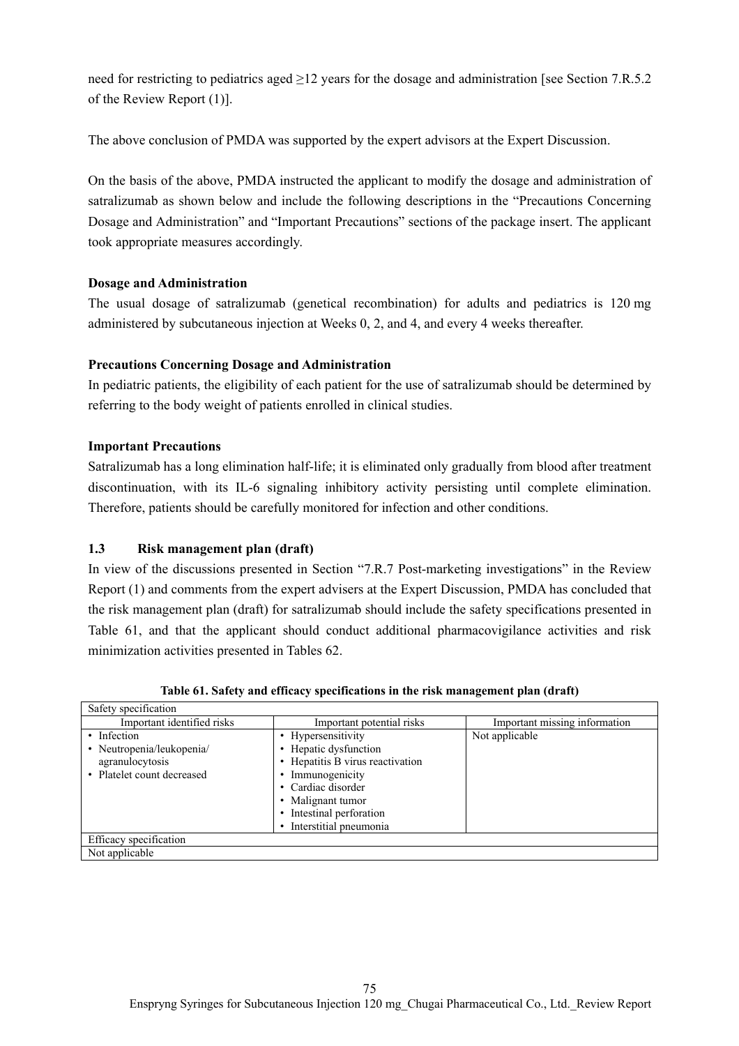need for restricting to pediatrics aged ≥12 years for the dosage and administration [see Section 7.R.5.2 of the Review Report (1)].

The above conclusion of PMDA was supported by the expert advisors at the Expert Discussion.

On the basis of the above, PMDA instructed the applicant to modify the dosage and administration of satralizumab as shown below and include the following descriptions in the "Precautions Concerning Dosage and Administration" and "Important Precautions" sections of the package insert. The applicant took appropriate measures accordingly.

**Dosage and Administration**

The usual dosage of satralizumab (genetical recombination) for adults and pediatrics is 120 mg administered by subcutaneous injection at Weeks 0, 2, and 4, and every 4 weeks thereafter.

**Precautions Concerning Dosage and Administration**

In pediatric patients, the eligibility of each patient for the use of satralizumab should be determined by referring to the body weight of patients enrolled in clinical studies.

**Important Precautions**

Satralizumab has a long elimination half-life; it is eliminated only gradually from blood after treatment discontinuation, with its IL-6 signaling inhibitory activity persisting until complete elimination. Therefore, patients should be carefully monitored for infection and other conditions.

### 1.3 Risk management plan (draft)

In view of the discussions presented in Section "7.R.7 Post-marketing investigations" in the Review Report (1) and comments from the expert advisers at the Expert Discussion, PMDA has concluded that the risk management plan (draft) for satralizumab should include the safety specifications presented in Table 61, and that the applicant should conduct additional pharmacovigilance activities and risk minimization activities presented in Tables 62.

**Table 61. Safety and efficacy specifications in the risk management plan (draft)**

| Safety specification | | |
|---|---|---|
| Important identified risks | Important potential risks | Important missing information |
| • Infection<br>• Neutropenia/leukopenia/ agranulocytosis<br>• Platelet count decreased | • Hypersensitivity<br>• Hepatic dysfunction<br>• Hepatitis B virus reactivation<br>• Immunogenicity<br>• Cardiac disorder<br>• Malignant tumor<br>• Intestinal perforation<br>• Interstitial pneumonia | Not applicable |
| Efficacy specification | | |
| Not applicable | | |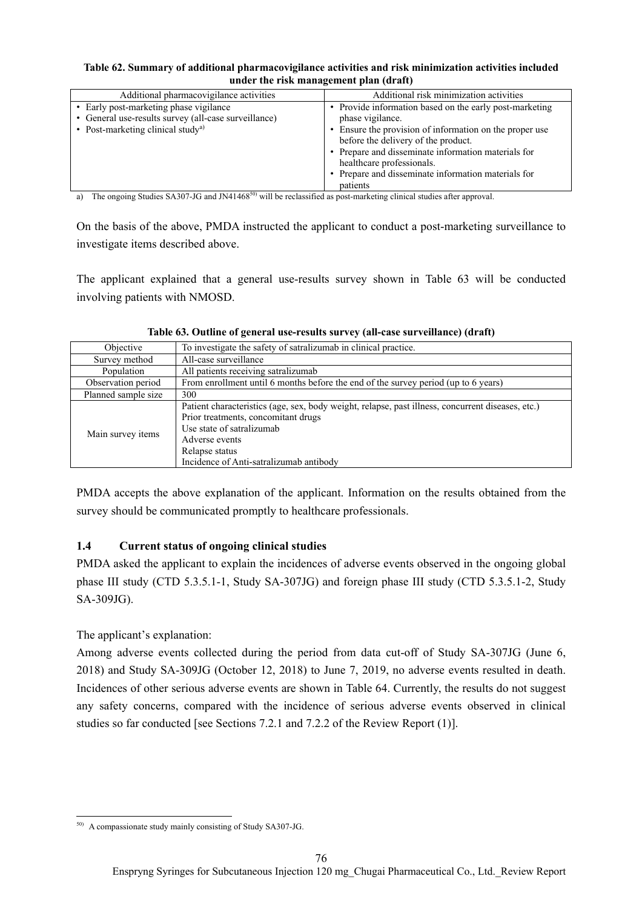**Table 62. Summary of additional pharmacovigilance activities and risk minimization activities included under the risk management plan (draft)**

| Additional pharmacovigilance activities | Additional risk minimization activities |
|---|---|
| • Early post-marketing phase vigilance<br>• General use-results survey (all-case surveillance)<br>• Post-marketing clinical study[a] | • Provide information based on the early post-marketing phase vigilance.<br>• Ensure the provision of information on the proper use before the delivery of the product.<br>• Prepare and disseminate information materials for healthcare professionals.<br>• Prepare and disseminate information materials for patients |

a) The ongoing Studies SA307-JG and JN41468[50] will be reclassified as post-marketing clinical studies after approval.

On the basis of the above, PMDA instructed the applicant to conduct a post-marketing surveillance to investigate items described above.

The applicant explained that a general use-results survey shown in Table 63 will be conducted involving patients with NMOSD.

**Table 63. Outline of general use-results survey (all-case surveillance) (draft)**

| Objective | To investigate the safety of satralizumab in clinical practice. |
|---|---|
| Survey method | All-case surveillance |
| Population | All patients receiving satralizumab |
| Observation period | From enrollment until 6 months before the end of the survey period (up to 6 years) |
| Planned sample size | 300 |
| Main survey items | Patient characteristics (age, sex, body weight, relapse, past illness, concurrent diseases, etc.)<br>Prior treatments, concomitant drugs<br>Use state of satralizumab<br>Adverse events<br>Relapse status<br>Incidence of Anti-satralizumab antibody |

PMDA accepts the above explanation of the applicant. Information on the results obtained from the survey should be communicated promptly to healthcare professionals.

### 1.4 Current status of ongoing clinical studies

PMDA asked the applicant to explain the incidences of adverse events observed in the ongoing global phase III study (CTD 5.3.5.1-1, Study SA-307JG) and foreign phase III study (CTD 5.3.5.1-2, Study SA-309JG).

The applicant's explanation:

Among adverse events collected during the period from data cut-off of Study SA-307JG (June 6, 2018) and Study SA-309JG (October 12, 2018) to June 7, 2019, no adverse events resulted in death. Incidences of other serious adverse events are shown in Table 64. Currently, the results do not suggest any safety concerns, compared with the incidence of serious adverse events observed in clinical studies so far conducted [see Sections 7.2.1 and 7.2.2 of the Review Report (1)].

[50] A compassionate study mainly consisting of Study SA307-JG.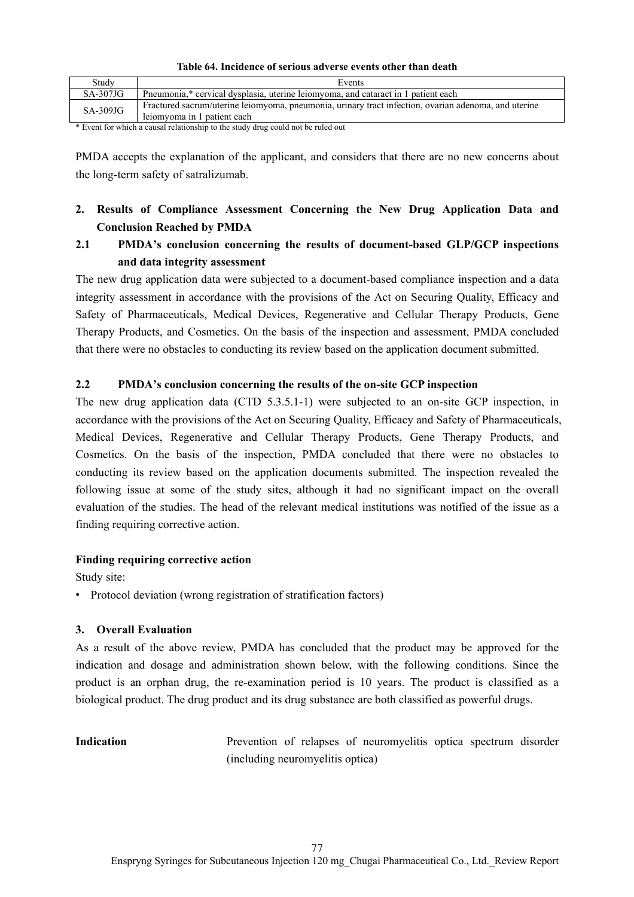**Table 64. Incidence of serious adverse events other than death**

| Study | Events |
|---|---|
| SA-307JG | Pneumonia,* cervical dysplasia, uterine leiomyoma, and cataract in 1 patient each |
| SA-309JG | Fractured sacrum/uterine leiomyoma, pneumonia, urinary tract infection, ovarian adenoma, and uterine leiomyoma in 1 patient each |

\* Event for which a causal relationship to the study drug could not be ruled out

PMDA accepts the explanation of the applicant, and considers that there are no new concerns about the long-term safety of satralizumab.

## 2. Results of Compliance Assessment Concerning the New Drug Application Data and Conclusion Reached by PMDA

### 2.1 PMDA's conclusion concerning the results of document-based GLP/GCP inspections and data integrity assessment

The new drug application data were subjected to a document-based compliance inspection and a data integrity assessment in accordance with the provisions of the Act on Securing Quality, Efficacy and Safety of Pharmaceuticals, Medical Devices, Regenerative and Cellular Therapy Products, Gene Therapy Products, and Cosmetics. On the basis of the inspection and assessment, PMDA concluded that there were no obstacles to conducting its review based on the application document submitted.

### 2.2 PMDA's conclusion concerning the results of the on-site GCP inspection

The new drug application data (CTD 5.3.5.1-1) were subjected to an on-site GCP inspection, in accordance with the provisions of the Act on Securing Quality, Efficacy and Safety of Pharmaceuticals, Medical Devices, Regenerative and Cellular Therapy Products, Gene Therapy Products, and Cosmetics. On the basis of the inspection, PMDA concluded that there were no obstacles to conducting its review based on the application documents submitted. The inspection revealed the following issue at some of the study sites, although it had no significant impact on the overall evaluation of the studies. The head of the relevant medical institutions was notified of the issue as a finding requiring corrective action.

**Finding requiring corrective action**

Study site:

- Protocol deviation (wrong registration of stratification factors)

## 3. Overall Evaluation

As a result of the above review, PMDA has concluded that the product may be approved for the indication and dosage and administration shown below, with the following conditions. Since the product is an orphan drug, the re-examination period is 10 years. The product is classified as a biological product. The drug product and its drug substance are both classified as powerful drugs.

**Indication** Prevention of relapses of neuromyelitis optica spectrum disorder (including neuromyelitis optica)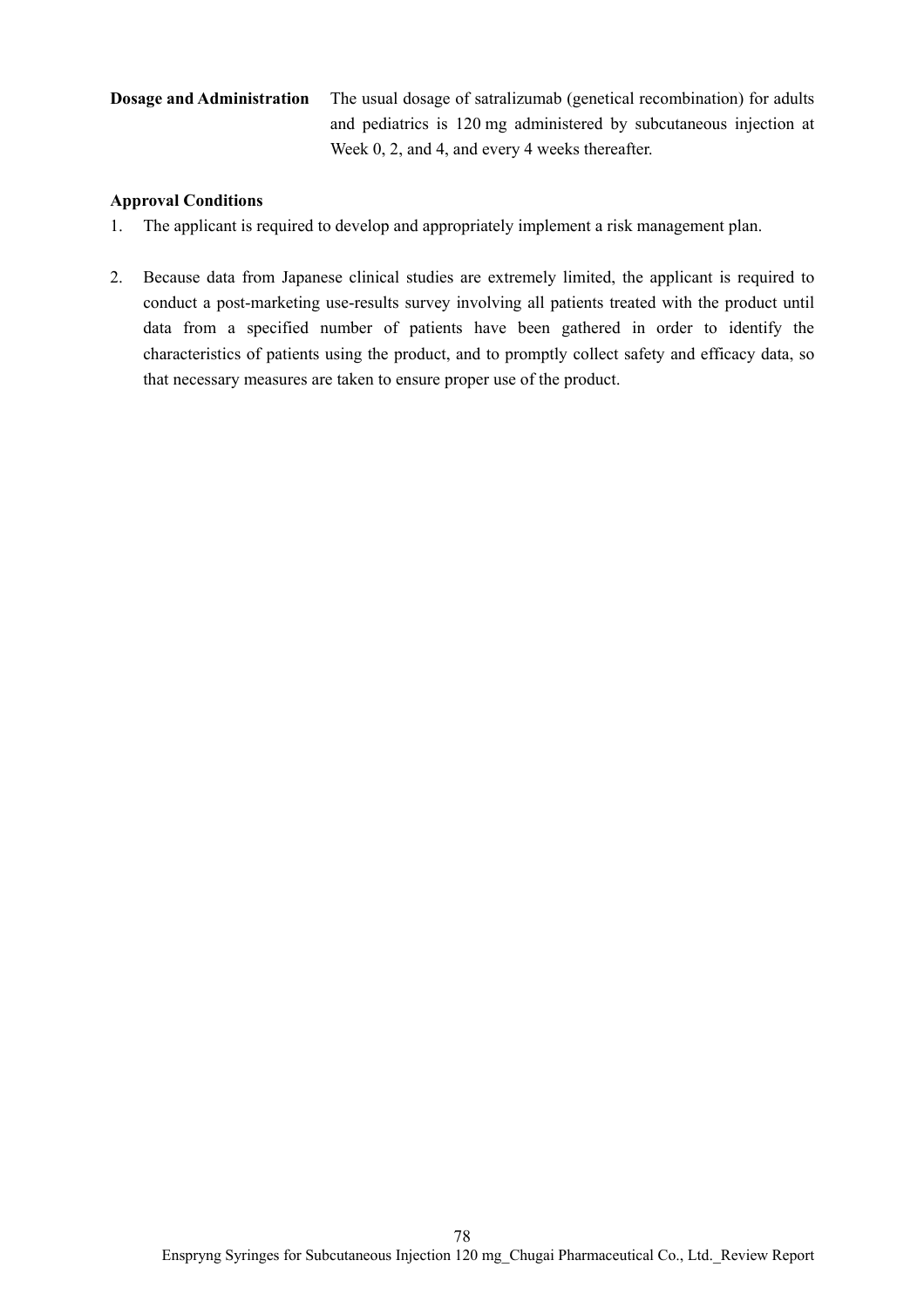**Dosage and Administration** The usual dosage of satralizumab (genetical recombination) for adults and pediatrics is 120 mg administered by subcutaneous injection at Week 0, 2, and 4, and every 4 weeks thereafter.

**Approval Conditions**

1. The applicant is required to develop and appropriately implement a risk management plan.

2. Because data from Japanese clinical studies are extremely limited, the applicant is required to conduct a post-marketing use-results survey involving all patients treated with the product until data from a specified number of patients have been gathered in order to identify the characteristics of patients using the product, and to promptly collect safety and efficacy data, so that necessary measures are taken to ensure proper use of the product.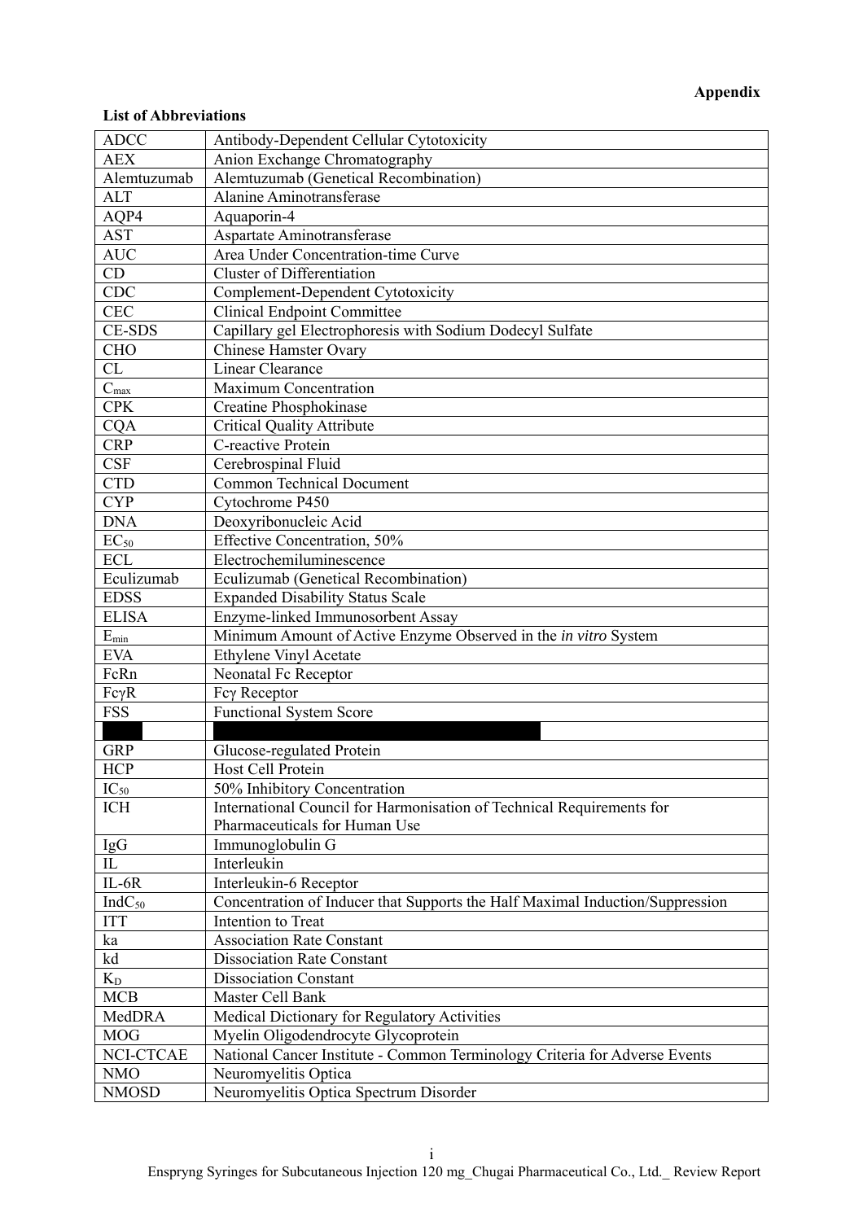**Appendix**

**List of Abbreviations**

| | |
|---|---|
| ADCC | Antibody-Dependent Cellular Cytotoxicity |
| AEX | Anion Exchange Chromatography |
| Alemtuzumab | Alemtuzumab (Genetical Recombination) |
| ALT | Alanine Aminotransferase |
| AQP4 | Aquaporin-4 |
| AST | Aspartate Aminotransferase |
| AUC | Area Under Concentration-time Curve |
| CD | Cluster of Differentiation |
| CDC | Complement-Dependent Cytotoxicity |
| CEC | Clinical Endpoint Committee |
| CE-SDS | Capillary gel Electrophoresis with Sodium Dodecyl Sulfate |
| CHO | Chinese Hamster Ovary |
| CL | Linear Clearance |
| $C_{max}$ | Maximum Concentration |
| CPK | Creatine Phosphokinase |
| CQA | Critical Quality Attribute |
| CRP | C-reactive Protein |
| CSF | Cerebrospinal Fluid |
| CTD | Common Technical Document |
| CYP | Cytochrome P450 |
| DNA | Deoxyribonucleic Acid |
| $EC_{50}$ | Effective Concentration, 50% |
| ECL | Electrochemiluminescence |
| Eculizumab | Eculizumab (Genetical Recombination) |
| EDSS | Expanded Disability Status Scale |
| ELISA | Enzyme-linked Immunosorbent Assay |
| $E_{min}$ | Minimum Amount of Active Enzyme Observed in the *in vitro* System |
| EVA | Ethylene Vinyl Acetate |
| FcRn | Neonatal Fc Receptor |
| FcγR | Fcγ Receptor |
| FSS | Functional System Score |
| | |
| GRP | Glucose-regulated Protein |
| HCP | Host Cell Protein |
| $IC_{50}$ | 50% Inhibitory Concentration |
| ICH | International Council for Harmonisation of Technical Requirements for Pharmaceuticals for Human Use |
| IgG | Immunoglobulin G |
| IL | Interleukin |
| IL-6R | Interleukin-6 Receptor |
| $IndC_{50}$ | Concentration of Inducer that Supports the Half Maximal Induction/Suppression |
| ITT | Intention to Treat |
| ka | Association Rate Constant |
| kd | Dissociation Rate Constant |
| $K_D$ | Dissociation Constant |
| MCB | Master Cell Bank |
| MedDRA | Medical Dictionary for Regulatory Activities |
| MOG | Myelin Oligodendrocyte Glycoprotein |
| NCI-CTCAE | National Cancer Institute - Common Terminology Criteria for Adverse Events |
| NMO | Neuromyelitis Optica |
| NMOSD | Neuromyelitis Optica Spectrum Disorder |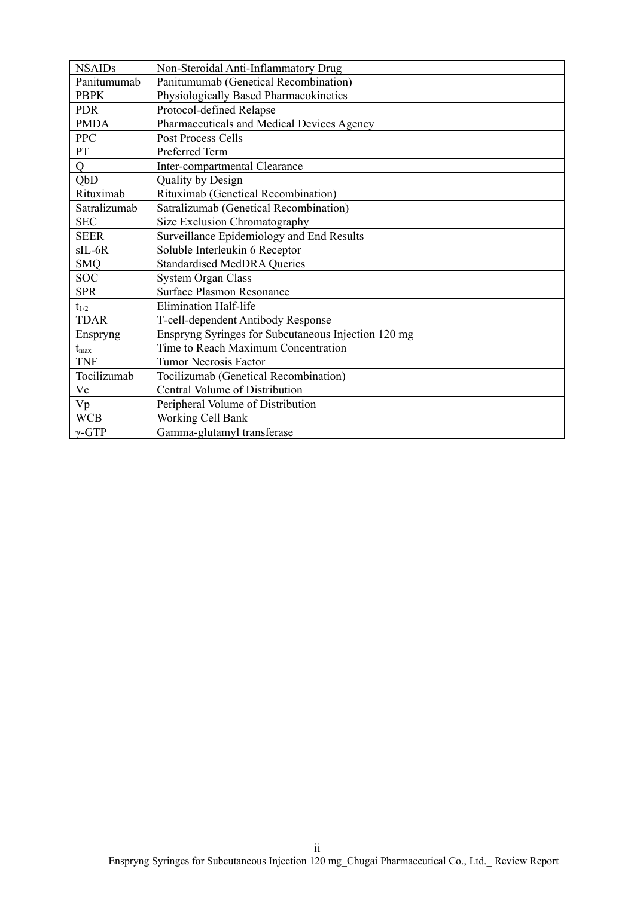| | |
|---|---|
| NSAIDs | Non-Steroidal Anti-Inflammatory Drug |
| Panitumumab | Panitumumab (Genetical Recombination) |
| PBPK | Physiologically Based Pharmacokinetics |
| PDR | Protocol-defined Relapse |
| PMDA | Pharmaceuticals and Medical Devices Agency |
| PPC | Post Process Cells |
| PT | Preferred Term |
| Q | Inter-compartmental Clearance |
| QbD | Quality by Design |
| Rituximab | Rituximab (Genetical Recombination) |
| Satralizumab | Satralizumab (Genetical Recombination) |
| SEC | Size Exclusion Chromatography |
| SEER | Surveillance Epidemiology and End Results |
| sIL-6R | Soluble Interleukin 6 Receptor |
| SMQ | Standardised MedDRA Queries |
| SOC | System Organ Class |
| SPR | Surface Plasmon Resonance |
| $t_{1/2}$ | Elimination Half-life |
| TDAR | T-cell-dependent Antibody Response |
| Enspryng | Enspryng Syringes for Subcutaneous Injection 120 mg |
| $t_{max}$ | Time to Reach Maximum Concentration |
| TNF | Tumor Necrosis Factor |
| Tocilizumab | Tocilizumab (Genetical Recombination) |
| Vc | Central Volume of Distribution |
| Vp | Peripheral Volume of Distribution |
| WCB | Working Cell Bank |
| γ-GTP | Gamma-glutamyl transferase |